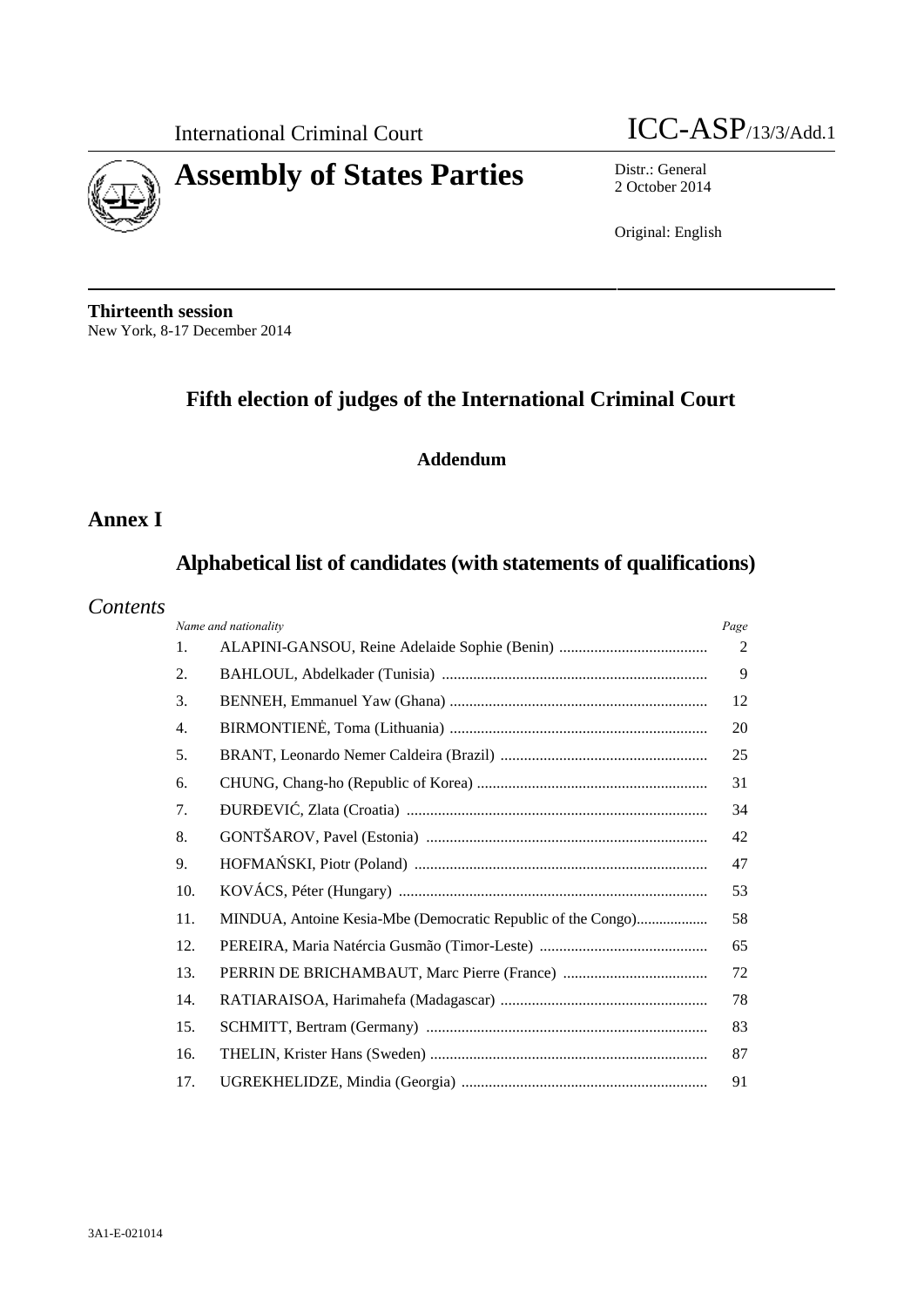International Criminal Court

ICC-ASP/13/3/Add.1

# Assembly of States Parties

Distr.: General
2 October 2014

Original: English

**Thirteenth session**
New York, 8-17 December 2014

## Fifth election of judges of the International Criminal Court

### Addendum

## Annex I

## Alphabetical list of candidates (with statements of qualifications)

### *Contents*

| | *Name and nationality* | *Page* |
|---|---|---|
| 1. | ALAPINI-GANSOU, Reine Adelaide Sophie (Benin) | 2 |
| 2. | BAHLOUL, Abdelkader (Tunisia) | 9 |
| 3. | BENNEH, Emmanuel Yaw (Ghana) | 12 |
| 4. | BIRMONTIENĖ, Toma (Lithuania) | 20 |
| 5. | BRANT, Leonardo Nemer Caldeira (Brazil) | 25 |
| 6. | CHUNG, Chang-ho (Republic of Korea) | 31 |
| 7. | ĐURĐEVIĆ, Zlata (Croatia) | 34 |
| 8. | GONTŠAROV, Pavel (Estonia) | 42 |
| 9. | HOFMAŃSKI, Piotr (Poland) | 47 |
| 10. | KOVÁCS, Péter (Hungary) | 53 |
| 11. | MINDUA, Antoine Kesia-Mbe (Democratic Republic of the Congo) | 58 |
| 12. | PEREIRA, Maria Natércia Gusmão (Timor-Leste) | 65 |
| 13. | PERRIN DE BRICHAMBAUT, Marc Pierre (France) | 72 |
| 14. | RATIARAISOA, Harimahefa (Madagascar) | 78 |
| 15. | SCHMITT, Bertram (Germany) | 83 |
| 16. | THELIN, Krister Hans (Sweden) | 87 |
| 17. | UGREKHELIDZE, Mindia (Georgia) | 91 |

3A1-E-021014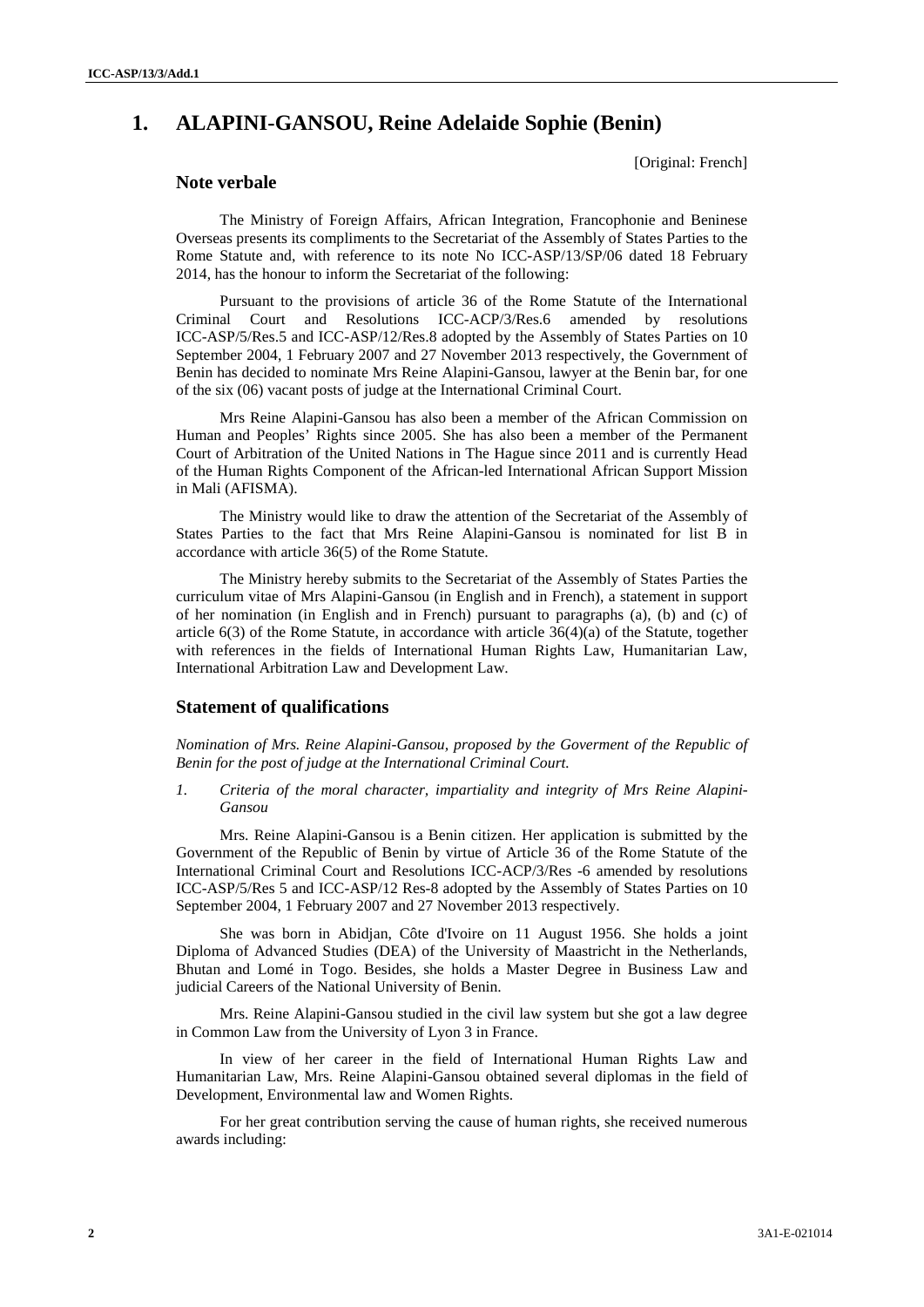# 1. ALAPINI-GANSOU, Reine Adelaide Sophie (Benin)

[Original: French]

## Note verbale

The Ministry of Foreign Affairs, African Integration, Francophonie and Beninese Overseas presents its compliments to the Secretariat of the Assembly of States Parties to the Rome Statute and, with reference to its note No ICC-ASP/13/SP/06 dated 18 February 2014, has the honour to inform the Secretariat of the following:

Pursuant to the provisions of article 36 of the Rome Statute of the International Criminal Court and Resolutions ICC-ACP/3/Res.6 amended by resolutions ICC-ASP/5/Res.5 and ICC-ASP/12/Res.8 adopted by the Assembly of States Parties on 10 September 2004, 1 February 2007 and 27 November 2013 respectively, the Government of Benin has decided to nominate Mrs Reine Alapini-Gansou, lawyer at the Benin bar, for one of the six (06) vacant posts of judge at the International Criminal Court.

Mrs Reine Alapini-Gansou has also been a member of the African Commission on Human and Peoples' Rights since 2005. She has also been a member of the Permanent Court of Arbitration of the United Nations in The Hague since 2011 and is currently Head of the Human Rights Component of the African-led International African Support Mission in Mali (AFISMA).

The Ministry would like to draw the attention of the Secretariat of the Assembly of States Parties to the fact that Mrs Reine Alapini-Gansou is nominated for list B in accordance with article 36(5) of the Rome Statute.

The Ministry hereby submits to the Secretariat of the Assembly of States Parties the curriculum vitae of Mrs Alapini-Gansou (in English and in French), a statement in support of her nomination (in English and in French) pursuant to paragraphs (a), (b) and (c) of article 6(3) of the Rome Statute, in accordance with article 36(4)(a) of the Statute, together with references in the fields of International Human Rights Law, Humanitarian Law, International Arbitration Law and Development Law.

## Statement of qualifications

*Nomination of Mrs. Reine Alapini-Gansou, proposed by the Goverment of the Republic of Benin for the post of judge at the International Criminal Court.*

*1. Criteria of the moral character, impartiality and integrity of Mrs Reine Alapini-Gansou*

Mrs. Reine Alapini-Gansou is a Benin citizen. Her application is submitted by the Government of the Republic of Benin by virtue of Article 36 of the Rome Statute of the International Criminal Court and Resolutions ICC-ACP/3/Res -6 amended by resolutions ICC-ASP/5/Res 5 and ICC-ASP/12 Res-8 adopted by the Assembly of States Parties on 10 September 2004, 1 February 2007 and 27 November 2013 respectively.

She was born in Abidjan, Côte d'Ivoire on 11 August 1956. She holds a joint Diploma of Advanced Studies (DEA) of the University of Maastricht in the Netherlands, Bhutan and Lomé in Togo. Besides, she holds a Master Degree in Business Law and judicial Careers of the National University of Benin.

Mrs. Reine Alapini-Gansou studied in the civil law system but she got a law degree in Common Law from the University of Lyon 3 in France.

In view of her career in the field of International Human Rights Law and Humanitarian Law, Mrs. Reine Alapini-Gansou obtained several diplomas in the field of Development, Environmental law and Women Rights.

For her great contribution serving the cause of human rights, she received numerous awards including: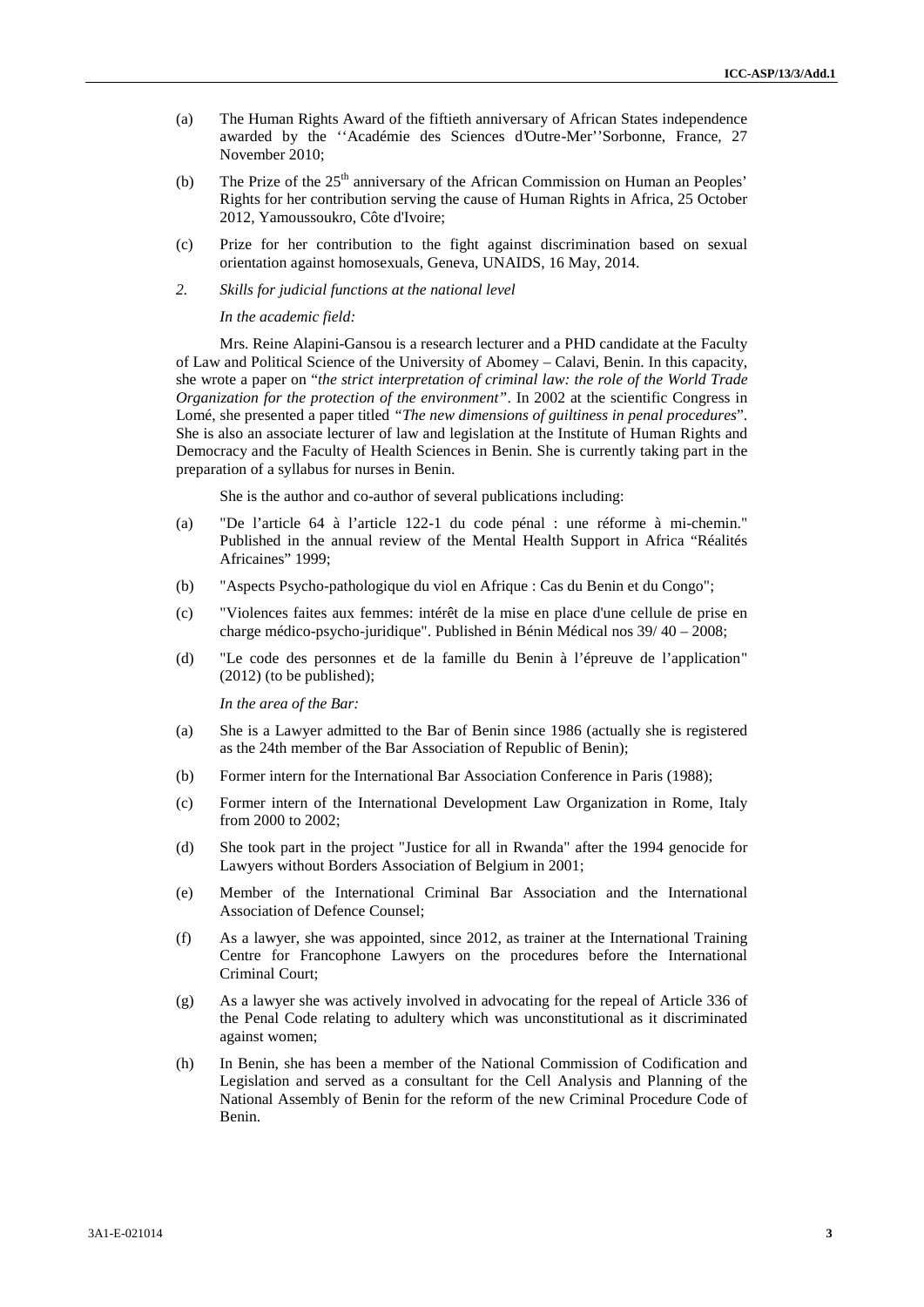(a) The Human Rights Award of the fiftieth anniversary of African States independence awarded by the ''Académie des Sciences d'Outre-Mer''Sorbonne, France, 27 November 2010;

(b) The Prize of the 25th anniversary of the African Commission on Human an Peoples' Rights for her contribution serving the cause of Human Rights in Africa, 25 October 2012, Yamoussoukro, Côte d'Ivoire;

(c) Prize for her contribution to the fight against discrimination based on sexual orientation against homosexuals, Geneva, UNAIDS, 16 May, 2014.

*2. Skills for judicial functions at the national level*

*In the academic field:*

Mrs. Reine Alapini-Gansou is a research lecturer and a PHD candidate at the Faculty of Law and Political Science of the University of Abomey – Calavi, Benin. In this capacity, she wrote a paper on "*the strict interpretation of criminal law: the role of the World Trade Organization for the protection of the environment"*. In 2002 at the scientific Congress in Lomé, she presented a paper titled *"The new dimensions of guiltiness in penal procedures*". She is also an associate lecturer of law and legislation at the Institute of Human Rights and Democracy and the Faculty of Health Sciences in Benin. She is currently taking part in the preparation of a syllabus for nurses in Benin.

She is the author and co-author of several publications including:

(a) "De l'article 64 à l'article 122-1 du code pénal : une réforme à mi-chemin." Published in the annual review of the Mental Health Support in Africa "Réalités Africaines" 1999;

(b) "Aspects Psycho-pathologique du viol en Afrique : Cas du Benin et du Congo";

(c) "Violences faites aux femmes: intérêt de la mise en place d'une cellule de prise en charge médico-psycho-juridique". Published in Bénin Médical nos 39/ 40 – 2008;

(d) "Le code des personnes et de la famille du Benin à l'épreuve de l'application" (2012) (to be published);

*In the area of the Bar:*

(a) She is a Lawyer admitted to the Bar of Benin since 1986 (actually she is registered as the 24th member of the Bar Association of Republic of Benin);

(b) Former intern for the International Bar Association Conference in Paris (1988);

(c) Former intern of the International Development Law Organization in Rome, Italy from 2000 to 2002;

(d) She took part in the project "Justice for all in Rwanda" after the 1994 genocide for Lawyers without Borders Association of Belgium in 2001;

(e) Member of the International Criminal Bar Association and the International Association of Defence Counsel;

(f) As a lawyer, she was appointed, since 2012, as trainer at the International Training Centre for Francophone Lawyers on the procedures before the International Criminal Court;

(g) As a lawyer she was actively involved in advocating for the repeal of Article 336 of the Penal Code relating to adultery which was unconstitutional as it discriminated against women;

(h) In Benin, she has been a member of the National Commission of Codification and Legislation and served as a consultant for the Cell Analysis and Planning of the National Assembly of Benin for the reform of the new Criminal Procedure Code of Benin.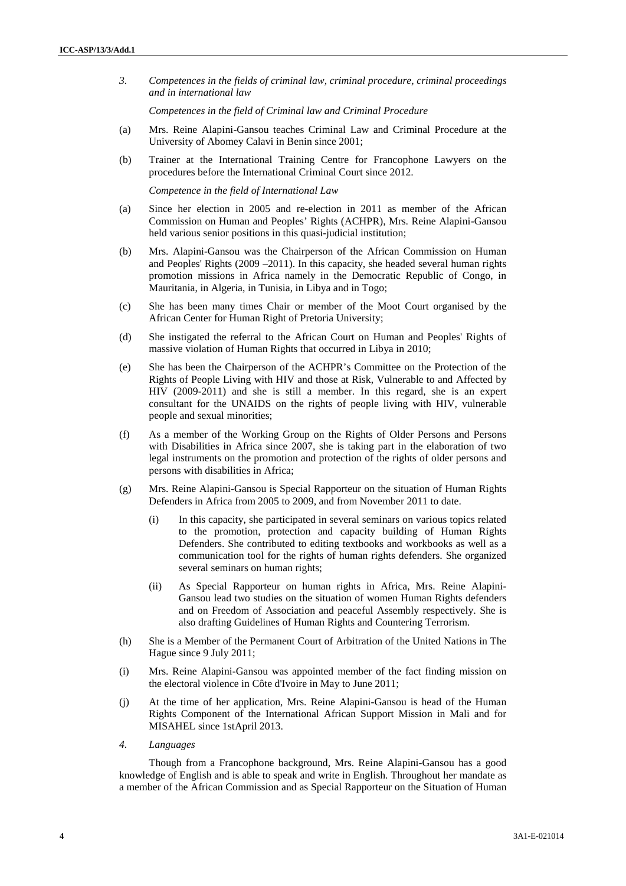*3. Competences in the fields of criminal law, criminal procedure, criminal proceedings and in international law*

*Competences in the field of Criminal law and Criminal Procedure*

(a) Mrs. Reine Alapini-Gansou teaches Criminal Law and Criminal Procedure at the University of Abomey Calavi in Benin since 2001;

(b) Trainer at the International Training Centre for Francophone Lawyers on the procedures before the International Criminal Court since 2012.

*Competence in the field of International Law*

(a) Since her election in 2005 and re-election in 2011 as member of the African Commission on Human and Peoples' Rights (ACHPR), Mrs. Reine Alapini-Gansou held various senior positions in this quasi-judicial institution;

(b) Mrs. Alapini-Gansou was the Chairperson of the African Commission on Human and Peoples' Rights (2009 –2011). In this capacity, she headed several human rights promotion missions in Africa namely in the Democratic Republic of Congo, in Mauritania, in Algeria, in Tunisia, in Libya and in Togo;

(c) She has been many times Chair or member of the Moot Court organised by the African Center for Human Right of Pretoria University;

(d) She instigated the referral to the African Court on Human and Peoples' Rights of massive violation of Human Rights that occurred in Libya in 2010;

(e) She has been the Chairperson of the ACHPR's Committee on the Protection of the Rights of People Living with HIV and those at Risk, Vulnerable to and Affected by HIV (2009-2011) and she is still a member. In this regard, she is an expert consultant for the UNAIDS on the rights of people living with HIV, vulnerable people and sexual minorities;

(f) As a member of the Working Group on the Rights of Older Persons and Persons with Disabilities in Africa since 2007, she is taking part in the elaboration of two legal instruments on the promotion and protection of the rights of older persons and persons with disabilities in Africa;

(g) Mrs. Reine Alapini-Gansou is Special Rapporteur on the situation of Human Rights Defenders in Africa from 2005 to 2009, and from November 2011 to date.

   (i) In this capacity, she participated in several seminars on various topics related to the promotion, protection and capacity building of Human Rights Defenders. She contributed to editing textbooks and workbooks as well as a communication tool for the rights of human rights defenders. She organized several seminars on human rights;

   (ii) As Special Rapporteur on human rights in Africa, Mrs. Reine Alapini-Gansou lead two studies on the situation of women Human Rights defenders and on Freedom of Association and peaceful Assembly respectively. She is also drafting Guidelines of Human Rights and Countering Terrorism.

(h) She is a Member of the Permanent Court of Arbitration of the United Nations in The Hague since 9 July 2011;

(i) Mrs. Reine Alapini-Gansou was appointed member of the fact finding mission on the electoral violence in Côte d'Ivoire in May to June 2011;

(j) At the time of her application, Mrs. Reine Alapini-Gansou is head of the Human Rights Component of the International African Support Mission in Mali and for MISAHEL since 1stApril 2013.

*4. Languages*

Though from a Francophone background, Mrs. Reine Alapini-Gansou has a good knowledge of English and is able to speak and write in English. Throughout her mandate as a member of the African Commission and as Special Rapporteur on the Situation of Human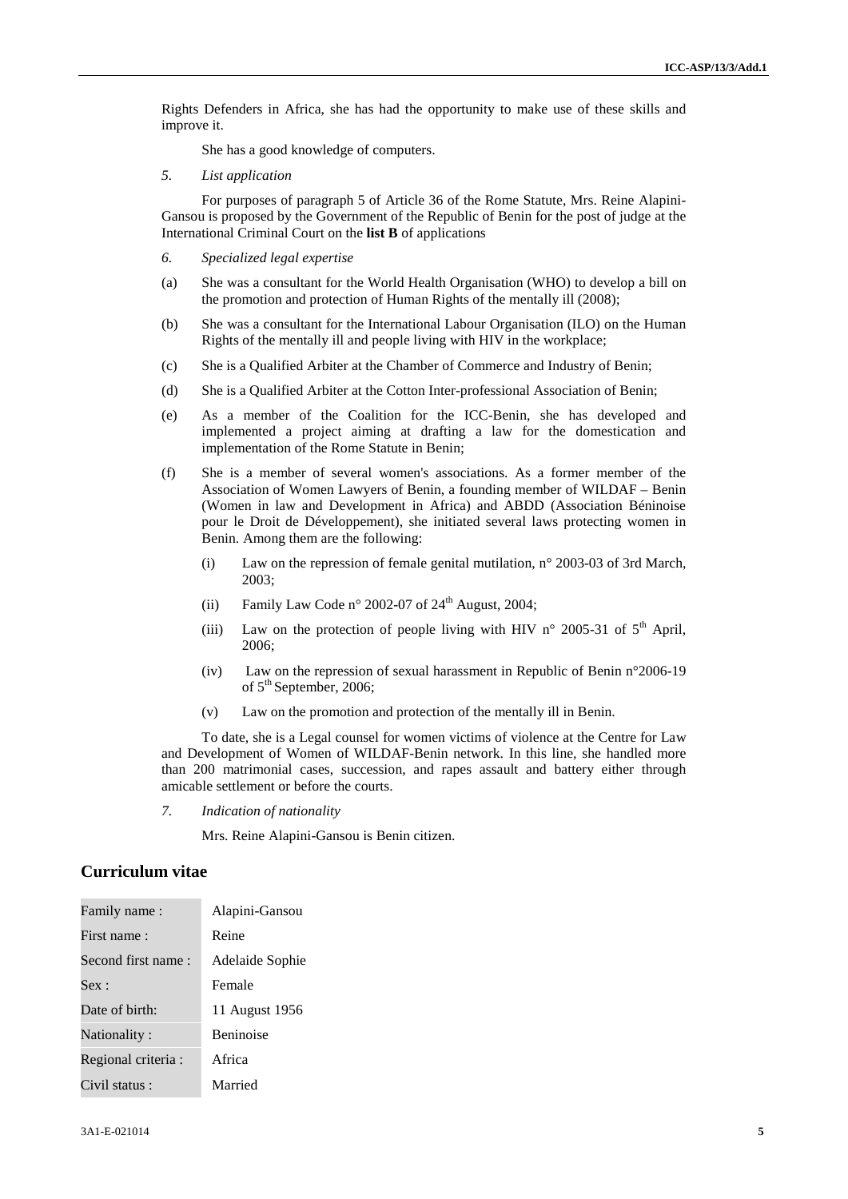Rights Defenders in Africa, she has had the opportunity to make use of these skills and improve it.

She has a good knowledge of computers.

*5. List application*

For purposes of paragraph 5 of Article 36 of the Rome Statute, Mrs. Reine Alapini-Gansou is proposed by the Government of the Republic of Benin for the post of judge at the International Criminal Court on the **list B** of applications

*6. Specialized legal expertise*

(a) She was a consultant for the World Health Organisation (WHO) to develop a bill on the promotion and protection of Human Rights of the mentally ill (2008);

(b) She was a consultant for the International Labour Organisation (ILO) on the Human Rights of the mentally ill and people living with HIV in the workplace;

(c) She is a Qualified Arbiter at the Chamber of Commerce and Industry of Benin;

(d) She is a Qualified Arbiter at the Cotton Inter-professional Association of Benin;

(e) As a member of the Coalition for the ICC-Benin, she has developed and implemented a project aiming at drafting a law for the domestication and implementation of the Rome Statute in Benin;

(f) She is a member of several women's associations. As a former member of the Association of Women Lawyers of Benin, a founding member of WILDAF – Benin (Women in law and Development in Africa) and ABDD (Association Béninoise pour le Droit de Développement), she initiated several laws protecting women in Benin. Among them are the following:

(i) Law on the repression of female genital mutilation, n° 2003-03 of 3rd March, 2003;

(ii) Family Law Code n° 2002-07 of 24th August, 2004;

(iii) Law on the protection of people living with HIV n° 2005-31 of 5th April, 2006;

(iv) Law on the repression of sexual harassment in Republic of Benin n°2006-19 of 5th September, 2006;

(v) Law on the promotion and protection of the mentally ill in Benin.

To date, she is a Legal counsel for women victims of violence at the Centre for Law and Development of Women of WILDAF-Benin network. In this line, she handled more than 200 matrimonial cases, succession, and rapes assault and battery either through amicable settlement or before the courts.

*7. Indication of nationality*

Mrs. Reine Alapini-Gansou is Benin citizen.

## Curriculum vitae

| | |
|---|---|
| Family name : | Alapini-Gansou |
| First name : | Reine |
| Second first name : | Adelaide Sophie |
| Sex : | Female |
| Date of birth: | 11 August 1956 |
| Nationality : | Beninoise |
| Regional criteria : | Africa |
| Civil status : | Married |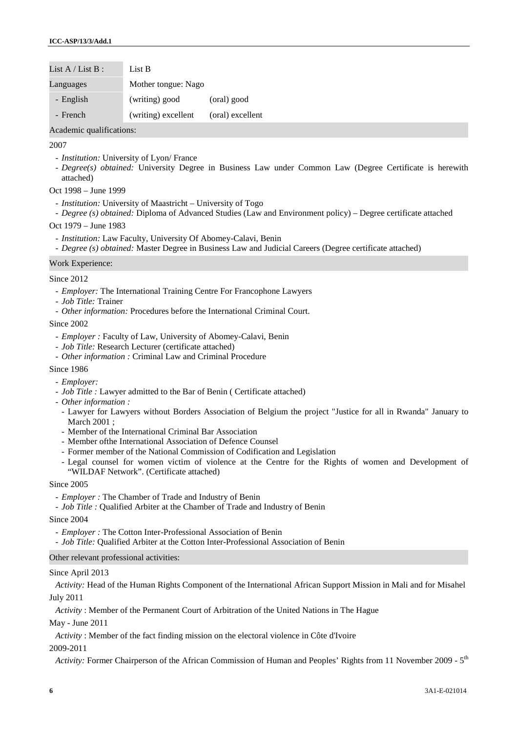| List A / List B : | List B | |
|---|---|---|
| Languages | Mother tongue: Nago | |
| - English | (writing) good | (oral) good |
| - French | (writing) excellent | (oral) excellent |

Academic qualifications:

2007

- *Institution:* University of Lyon/ France
- *Degree(s) obtained:* University Degree in Business Law under Common Law (Degree Certificate is herewith attached)

Oct 1998 – June 1999

- *Institution:* University of Maastricht – University of Togo
- *Degree (s) obtained:* Diploma of Advanced Studies (Law and Environment policy) – Degree certificate attached

Oct 1979 – June 1983

- *Institution:* Law Faculty, University Of Abomey-Calavi, Benin
- *Degree (s) obtained:* Master Degree in Business Law and Judicial Careers (Degree certificate attached)

Work Experience:

Since 2012

- *Employer:* The International Training Centre For Francophone Lawyers
- *Job Title:* Trainer
- *Other information:* Procedures before the International Criminal Court.

Since 2002

- *Employer :* Faculty of Law, University of Abomey-Calavi, Benin
- *Job Title:* Research Lecturer (certificate attached)
- *Other information :* Criminal Law and Criminal Procedure

Since 1986

- *Employer:*
- *Job Title :* Lawyer admitted to the Bar of Benin ( Certificate attached)
- *Other information :*
  - Lawyer for Lawyers without Borders Association of Belgium the project "Justice for all in Rwanda" January to March 2001 ;
  - Member of the International Criminal Bar Association
  - Member ofthe International Association of Defence Counsel
  - Former member of the National Commission of Codification and Legislation
  - Legal counsel for women victim of violence at the Centre for the Rights of women and Development of "WILDAF Network". (Certificate attached)

Since 2005

- *Employer :* The Chamber of Trade and Industry of Benin
- *Job Title :* Qualified Arbiter at the Chamber of Trade and Industry of Benin

Since 2004

- *Employer :* The Cotton Inter-Professional Association of Benin
- *Job Title:* Qualified Arbiter at the Cotton Inter-Professional Association of Benin

Other relevant professional activities:

Since April 2013

*Activity:* Head of the Human Rights Component of the International African Support Mission in Mali and for Misahel

July 2011

*Activity* : Member of the Permanent Court of Arbitration of the United Nations in The Hague

May - June 2011

*Activity* : Member of the fact finding mission on the electoral violence in Côte d'Ivoire

2009-2011

*Activity:* Former Chairperson of the African Commission of Human and Peoples' Rights from 11 November 2009 - 5th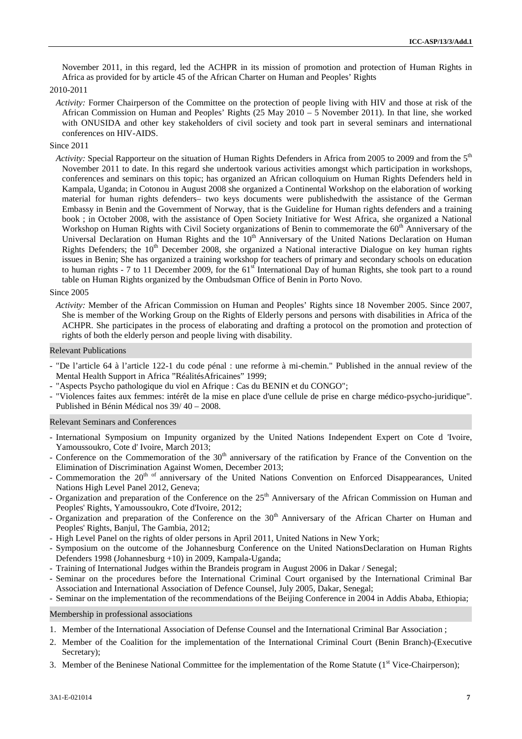November 2011, in this regard, led the ACHPR in its mission of promotion and protection of Human Rights in Africa as provided for by article 45 of the African Charter on Human and Peoples' Rights

2010-2011

*Activity:* Former Chairperson of the Committee on the protection of people living with HIV and those at risk of the African Commission on Human and Peoples' Rights (25 May 2010 – 5 November 2011). In that line, she worked with ONUSIDA and other key stakeholders of civil society and took part in several seminars and international conferences on HIV-AIDS.

Since 2011

*Activity:* Special Rapporteur on the situation of Human Rights Defenders in Africa from 2005 to 2009 and from the 5th November 2011 to date. In this regard she undertook various activities amongst which participation in workshops, conferences and seminars on this topic; has organized an African colloquium on Human Rights Defenders held in Kampala, Uganda; in Cotonou in August 2008 she organized a Continental Workshop on the elaboration of working material for human rights defenders– two keys documents were publishedwith the assistance of the German Embassy in Benin and the Government of Norway, that is the Guideline for Human rights defenders and a training book ; in October 2008, with the assistance of Open Society Initiative for West Africa, she organized a National Workshop on Human Rights with Civil Society organizations of Benin to commemorate the 60th Anniversary of the Universal Declaration on Human Rights and the 10th Anniversary of the United Nations Declaration on Human Rights Defenders; the 10th December 2008, she organized a National interactive Dialogue on key human rights issues in Benin; She has organized a training workshop for teachers of primary and secondary schools on education to human rights - 7 to 11 December 2009, for the 61st International Day of human Rights, she took part to a round table on Human Rights organized by the Ombudsman Office of Benin in Porto Novo.

Since 2005

*Activity:* Member of the African Commission on Human and Peoples' Rights since 18 November 2005. Since 2007, She is member of the Working Group on the Rights of Elderly persons and persons with disabilities in Africa of the ACHPR. She participates in the process of elaborating and drafting a protocol on the promotion and protection of rights of both the elderly person and people living with disability.

### Relevant Publications

- "De l'article 64 à l'article 122-1 du code pénal : une reforme à mi-chemin." Published in the annual review of the Mental Health Support in Africa "RéalitésAfricaines" 1999;
- "Aspects Psycho pathologique du viol en Afrique : Cas du BENIN et du CONGO";
- "Violences faites aux femmes: intérêt de la mise en place d'une cellule de prise en charge médico-psycho-juridique". Published in Bénin Médical nos 39/ 40 – 2008.

### Relevant Seminars and Conferences

- International Symposium on Impunity organized by the United Nations Independent Expert on Cote d 'Ivoire, Yamoussoukro, Cote d' Ivoire, March 2013;
- Conference on the Commemoration of the 30th anniversary of the ratification by France of the Convention on the Elimination of Discrimination Against Women, December 2013;
- Commemoration the 20th of anniversary of the United Nations Convention on Enforced Disappearances, United Nations High Level Panel 2012, Geneva;
- Organization and preparation of the Conference on the 25th Anniversary of the African Commission on Human and Peoples' Rights, Yamoussoukro, Cote d'Ivoire, 2012;
- Organization and preparation of the Conference on the 30th Anniversary of the African Charter on Human and Peoples' Rights, Banjul, The Gambia, 2012;
- High Level Panel on the rights of older persons in April 2011, United Nations in New York;
- Symposium on the outcome of the Johannesburg Conference on the United NationsDeclaration on Human Rights Defenders 1998 (Johannesburg +10) in 2009, Kampala-Uganda;
- Training of International Judges within the Brandeis program in August 2006 in Dakar / Senegal;
- Seminar on the procedures before the International Criminal Court organised by the International Criminal Bar Association and International Association of Defence Counsel, July 2005, Dakar, Senegal;
- Seminar on the implementation of the recommendations of the Beijing Conference in 2004 in Addis Ababa, Ethiopia;

### Membership in professional associations

1. Member of the International Association of Defense Counsel and the International Criminal Bar Association ;
2. Member of the Coalition for the implementation of the International Criminal Court (Benin Branch)-(Executive Secretary);
3. Member of the Beninese National Committee for the implementation of the Rome Statute (1st Vice-Chairperson);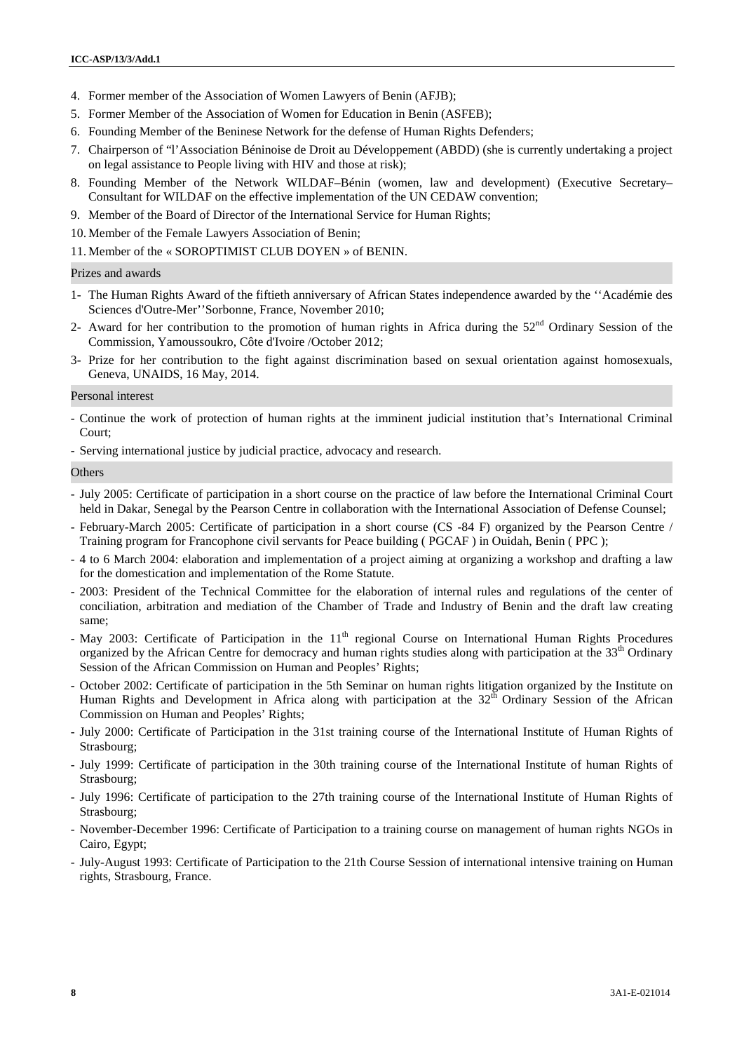4. Former member of the Association of Women Lawyers of Benin (AFJB);
5. Former Member of the Association of Women for Education in Benin (ASFEB);
6. Founding Member of the Beninese Network for the defense of Human Rights Defenders;
7. Chairperson of "l'Association Béninoise de Droit au Développement (ABDD) (she is currently undertaking a project on legal assistance to People living with HIV and those at risk);
8. Founding Member of the Network WILDAF–Bénin (women, law and development) (Executive Secretary–Consultant for WILDAF on the effective implementation of the UN CEDAW convention;
9. Member of the Board of Director of the International Service for Human Rights;
10. Member of the Female Lawyers Association of Benin;
11. Member of the « SOROPTIMIST CLUB DOYEN » of BENIN.

### Prizes and awards

1- The Human Rights Award of the fiftieth anniversary of African States independence awarded by the ''Académie des Sciences d'Outre-Mer''Sorbonne, France, November 2010;

2- Award for her contribution to the promotion of human rights in Africa during the 52nd Ordinary Session of the Commission, Yamoussoukro, Côte d'Ivoire /October 2012;

3- Prize for her contribution to the fight against discrimination based on sexual orientation against homosexuals, Geneva, UNAIDS, 16 May, 2014.

### Personal interest

- Continue the work of protection of human rights at the imminent judicial institution that's International Criminal Court;
- Serving international justice by judicial practice, advocacy and research.

### Others

- July 2005: Certificate of participation in a short course on the practice of law before the International Criminal Court held in Dakar, Senegal by the Pearson Centre in collaboration with the International Association of Defense Counsel;
- February-March 2005: Certificate of participation in a short course (CS -84 F) organized by the Pearson Centre / Training program for Francophone civil servants for Peace building ( PGCAF ) in Ouidah, Benin ( PPC );
- 4 to 6 March 2004: elaboration and implementation of a project aiming at organizing a workshop and drafting a law for the domestication and implementation of the Rome Statute.
- 2003: President of the Technical Committee for the elaboration of internal rules and regulations of the center of conciliation, arbitration and mediation of the Chamber of Trade and Industry of Benin and the draft law creating same;
- May 2003: Certificate of Participation in the 11th regional Course on International Human Rights Procedures organized by the African Centre for democracy and human rights studies along with participation at the 33th Ordinary Session of the African Commission on Human and Peoples' Rights;
- October 2002: Certificate of participation in the 5th Seminar on human rights litigation organized by the Institute on Human Rights and Development in Africa along with participation at the 32th Ordinary Session of the African Commission on Human and Peoples' Rights;
- July 2000: Certificate of Participation in the 31st training course of the International Institute of Human Rights of Strasbourg;
- July 1999: Certificate of participation in the 30th training course of the International Institute of human Rights of Strasbourg;
- July 1996: Certificate of participation to the 27th training course of the International Institute of Human Rights of Strasbourg;
- November-December 1996: Certificate of Participation to a training course on management of human rights NGOs in Cairo, Egypt;
- July-August 1993: Certificate of Participation to the 21th Course Session of international intensive training on Human rights, Strasbourg, France.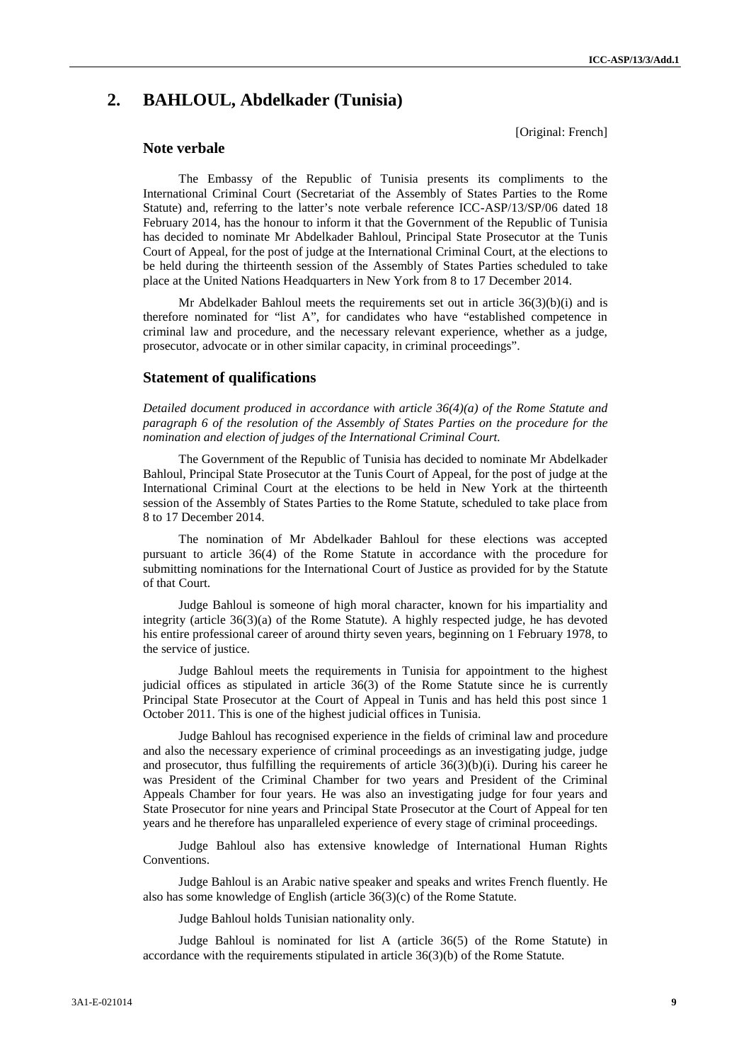## 2. BAHLOUL, Abdelkader (Tunisia)

[Original: French]

### Note verbale

The Embassy of the Republic of Tunisia presents its compliments to the International Criminal Court (Secretariat of the Assembly of States Parties to the Rome Statute) and, referring to the latter's note verbale reference ICC-ASP/13/SP/06 dated 18 February 2014, has the honour to inform it that the Government of the Republic of Tunisia has decided to nominate Mr Abdelkader Bahloul, Principal State Prosecutor at the Tunis Court of Appeal, for the post of judge at the International Criminal Court, at the elections to be held during the thirteenth session of the Assembly of States Parties scheduled to take place at the United Nations Headquarters in New York from 8 to 17 December 2014.

Mr Abdelkader Bahloul meets the requirements set out in article 36(3)(b)(i) and is therefore nominated for "list A", for candidates who have "established competence in criminal law and procedure, and the necessary relevant experience, whether as a judge, prosecutor, advocate or in other similar capacity, in criminal proceedings".

### Statement of qualifications

*Detailed document produced in accordance with article 36(4)(a) of the Rome Statute and paragraph 6 of the resolution of the Assembly of States Parties on the procedure for the nomination and election of judges of the International Criminal Court.*

The Government of the Republic of Tunisia has decided to nominate Mr Abdelkader Bahloul, Principal State Prosecutor at the Tunis Court of Appeal, for the post of judge at the International Criminal Court at the elections to be held in New York at the thirteenth session of the Assembly of States Parties to the Rome Statute, scheduled to take place from 8 to 17 December 2014.

The nomination of Mr Abdelkader Bahloul for these elections was accepted pursuant to article 36(4) of the Rome Statute in accordance with the procedure for submitting nominations for the International Court of Justice as provided for by the Statute of that Court.

Judge Bahloul is someone of high moral character, known for his impartiality and integrity (article 36(3)(a) of the Rome Statute). A highly respected judge, he has devoted his entire professional career of around thirty seven years, beginning on 1 February 1978, to the service of justice.

Judge Bahloul meets the requirements in Tunisia for appointment to the highest judicial offices as stipulated in article 36(3) of the Rome Statute since he is currently Principal State Prosecutor at the Court of Appeal in Tunis and has held this post since 1 October 2011. This is one of the highest judicial offices in Tunisia.

Judge Bahloul has recognised experience in the fields of criminal law and procedure and also the necessary experience of criminal proceedings as an investigating judge, judge and prosecutor, thus fulfilling the requirements of article 36(3)(b)(i). During his career he was President of the Criminal Chamber for two years and President of the Criminal Appeals Chamber for four years. He was also an investigating judge for four years and State Prosecutor for nine years and Principal State Prosecutor at the Court of Appeal for ten years and he therefore has unparalleled experience of every stage of criminal proceedings.

Judge Bahloul also has extensive knowledge of International Human Rights Conventions.

Judge Bahloul is an Arabic native speaker and speaks and writes French fluently. He also has some knowledge of English (article 36(3)(c) of the Rome Statute.

Judge Bahloul holds Tunisian nationality only.

Judge Bahloul is nominated for list A (article 36(5) of the Rome Statute) in accordance with the requirements stipulated in article 36(3)(b) of the Rome Statute.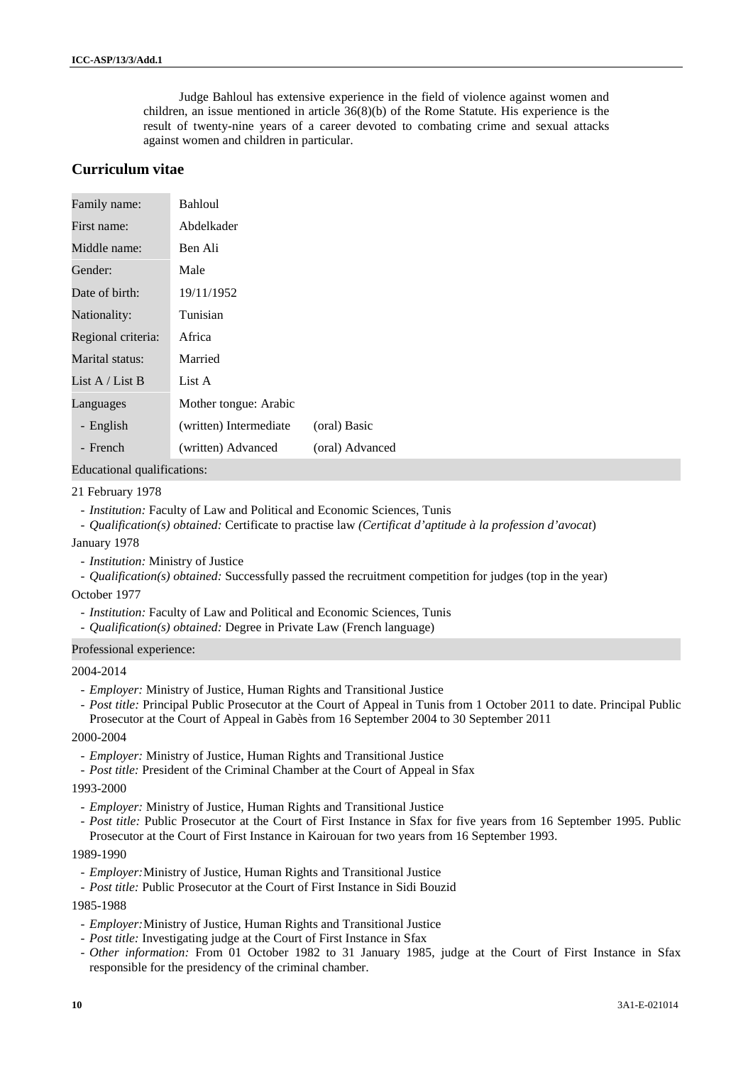Judge Bahloul has extensive experience in the field of violence against women and children, an issue mentioned in article 36(8)(b) of the Rome Statute. His experience is the result of twenty-nine years of a career devoted to combating crime and sexual attacks against women and children in particular.

## Curriculum vitae

| | | |
|---|---|---|
| Family name: | Bahloul | |
| First name: | Abdelkader | |
| Middle name: | Ben Ali | |
| Gender: | Male | |
| Date of birth: | 19/11/1952 | |
| Nationality: | Tunisian | |
| Regional criteria: | Africa | |
| Marital status: | Married | |
| List A / List B | List A | |
| Languages | Mother tongue: Arabic | |
| - English | (written) Intermediate | (oral) Basic |
| - French | (written) Advanced | (oral) Advanced |

**Educational qualifications:**

21 February 1978

- *Institution:* Faculty of Law and Political and Economic Sciences, Tunis
- *Qualification(s) obtained:* Certificate to practise law *(Certificat d'aptitude à la profession d'avocat*)

January 1978

- *Institution:* Ministry of Justice
- *Qualification(s) obtained:* Successfully passed the recruitment competition for judges (top in the year)

October 1977

- *Institution:* Faculty of Law and Political and Economic Sciences, Tunis
- *Qualification(s) obtained:* Degree in Private Law (French language)

**Professional experience:**

2004-2014

- *Employer:* Ministry of Justice, Human Rights and Transitional Justice
- *Post title:* Principal Public Prosecutor at the Court of Appeal in Tunis from 1 October 2011 to date. Principal Public Prosecutor at the Court of Appeal in Gabès from 16 September 2004 to 30 September 2011

2000-2004

- *Employer:* Ministry of Justice, Human Rights and Transitional Justice
- *Post title:* President of the Criminal Chamber at the Court of Appeal in Sfax

1993-2000

- *Employer:* Ministry of Justice, Human Rights and Transitional Justice
- *Post title:* Public Prosecutor at the Court of First Instance in Sfax for five years from 16 September 1995. Public Prosecutor at the Court of First Instance in Kairouan for two years from 16 September 1993.

1989-1990

- *Employer:* Ministry of Justice, Human Rights and Transitional Justice
- *Post title:* Public Prosecutor at the Court of First Instance in Sidi Bouzid

1985-1988

- *Employer:* Ministry of Justice, Human Rights and Transitional Justice
- *Post title:* Investigating judge at the Court of First Instance in Sfax
- *Other information:* From 01 October 1982 to 31 January 1985, judge at the Court of First Instance in Sfax responsible for the presidency of the criminal chamber.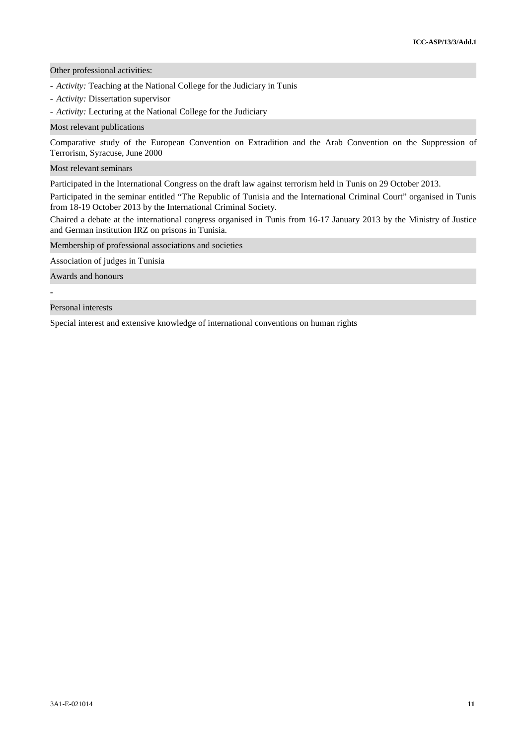### Other professional activities:

- *Activity:* Teaching at the National College for the Judiciary in Tunis
- *Activity:* Dissertation supervisor
- *Activity:* Lecturing at the National College for the Judiciary

### Most relevant publications

Comparative study of the European Convention on Extradition and the Arab Convention on the Suppression of Terrorism, Syracuse, June 2000

### Most relevant seminars

Participated in the International Congress on the draft law against terrorism held in Tunis on 29 October 2013.

Participated in the seminar entitled "The Republic of Tunisia and the International Criminal Court" organised in Tunis from 18-19 October 2013 by the International Criminal Society.

Chaired a debate at the international congress organised in Tunis from 16-17 January 2013 by the Ministry of Justice and German institution IRZ on prisons in Tunisia.

### Membership of professional associations and societies

Association of judges in Tunisia

### Awards and honours

-

### Personal interests

Special interest and extensive knowledge of international conventions on human rights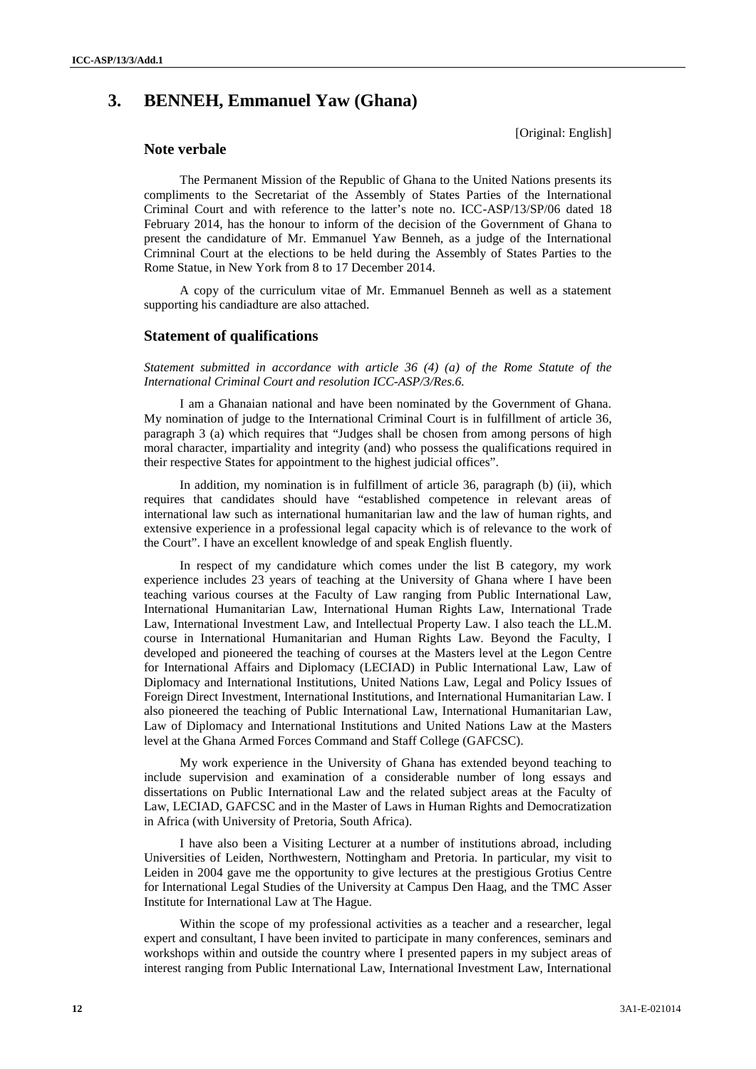# 3. BENNEH, Emmanuel Yaw (Ghana)

[Original: English]

## Note verbale

The Permanent Mission of the Republic of Ghana to the United Nations presents its compliments to the Secretariat of the Assembly of States Parties of the International Criminal Court and with reference to the latter's note no. ICC-ASP/13/SP/06 dated 18 February 2014, has the honour to inform of the decision of the Government of Ghana to present the candidature of Mr. Emmanuel Yaw Benneh, as a judge of the International Crimninal Court at the elections to be held during the Assembly of States Parties to the Rome Statue, in New York from 8 to 17 December 2014.

A copy of the curriculum vitae of Mr. Emmanuel Benneh as well as a statement supporting his candiadture are also attached.

## Statement of qualifications

*Statement submitted in accordance with article 36 (4) (a) of the Rome Statute of the International Criminal Court and resolution ICC-ASP/3/Res.6.*

I am a Ghanaian national and have been nominated by the Government of Ghana. My nomination of judge to the International Criminal Court is in fulfillment of article 36, paragraph 3 (a) which requires that "Judges shall be chosen from among persons of high moral character, impartiality and integrity (and) who possess the qualifications required in their respective States for appointment to the highest judicial offices".

In addition, my nomination is in fulfillment of article 36, paragraph (b) (ii), which requires that candidates should have "established competence in relevant areas of international law such as international humanitarian law and the law of human rights, and extensive experience in a professional legal capacity which is of relevance to the work of the Court". I have an excellent knowledge of and speak English fluently.

In respect of my candidature which comes under the list B category, my work experience includes 23 years of teaching at the University of Ghana where I have been teaching various courses at the Faculty of Law ranging from Public International Law, International Humanitarian Law, International Human Rights Law, International Trade Law, International Investment Law, and Intellectual Property Law. I also teach the LL.M. course in International Humanitarian and Human Rights Law. Beyond the Faculty, I developed and pioneered the teaching of courses at the Masters level at the Legon Centre for International Affairs and Diplomacy (LECIAD) in Public International Law, Law of Diplomacy and International Institutions, United Nations Law, Legal and Policy Issues of Foreign Direct Investment, International Institutions, and International Humanitarian Law. I also pioneered the teaching of Public International Law, International Humanitarian Law, Law of Diplomacy and International Institutions and United Nations Law at the Masters level at the Ghana Armed Forces Command and Staff College (GAFCSC).

My work experience in the University of Ghana has extended beyond teaching to include supervision and examination of a considerable number of long essays and dissertations on Public International Law and the related subject areas at the Faculty of Law, LECIAD, GAFCSC and in the Master of Laws in Human Rights and Democratization in Africa (with University of Pretoria, South Africa).

I have also been a Visiting Lecturer at a number of institutions abroad, including Universities of Leiden, Northwestern, Nottingham and Pretoria. In particular, my visit to Leiden in 2004 gave me the opportunity to give lectures at the prestigious Grotius Centre for International Legal Studies of the University at Campus Den Haag, and the TMC Asser Institute for International Law at The Hague.

Within the scope of my professional activities as a teacher and a researcher, legal expert and consultant, I have been invited to participate in many conferences, seminars and workshops within and outside the country where I presented papers in my subject areas of interest ranging from Public International Law, International Investment Law, International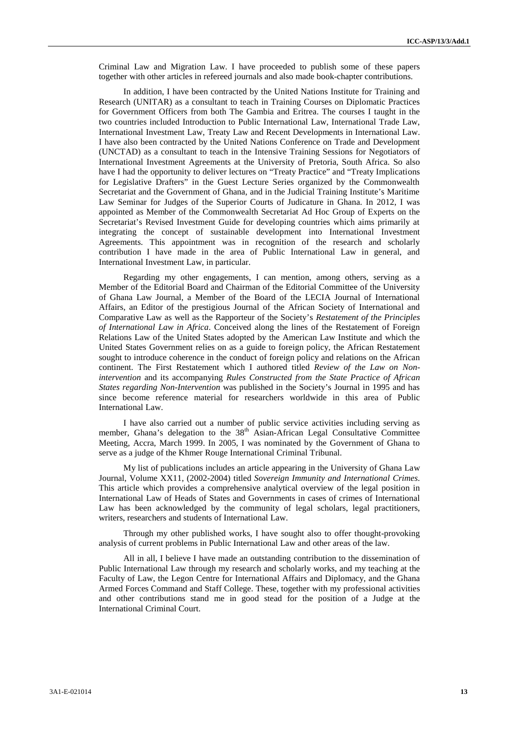Criminal Law and Migration Law. I have proceeded to publish some of these papers together with other articles in refereed journals and also made book-chapter contributions.

In addition, I have been contracted by the United Nations Institute for Training and Research (UNITAR) as a consultant to teach in Training Courses on Diplomatic Practices for Government Officers from both The Gambia and Eritrea. The courses I taught in the two countries included Introduction to Public International Law, International Trade Law, International Investment Law, Treaty Law and Recent Developments in International Law. I have also been contracted by the United Nations Conference on Trade and Development (UNCTAD) as a consultant to teach in the Intensive Training Sessions for Negotiators of International Investment Agreements at the University of Pretoria, South Africa. So also have I had the opportunity to deliver lectures on "Treaty Practice" and "Treaty Implications for Legislative Drafters" in the Guest Lecture Series organized by the Commonwealth Secretariat and the Government of Ghana, and in the Judicial Training Institute's Maritime Law Seminar for Judges of the Superior Courts of Judicature in Ghana. In 2012, I was appointed as Member of the Commonwealth Secretariat Ad Hoc Group of Experts on the Secretariat's Revised Investment Guide for developing countries which aims primarily at integrating the concept of sustainable development into International Investment Agreements. This appointment was in recognition of the research and scholarly contribution I have made in the area of Public International Law in general, and International Investment Law, in particular.

Regarding my other engagements, I can mention, among others, serving as a Member of the Editorial Board and Chairman of the Editorial Committee of the University of Ghana Law Journal, a Member of the Board of the LECIA Journal of International Affairs, an Editor of the prestigious Journal of the African Society of International and Comparative Law as well as the Rapporteur of the Society's *Restatement of the Principles of International Law in Africa*. Conceived along the lines of the Restatement of Foreign Relations Law of the United States adopted by the American Law Institute and which the United States Government relies on as a guide to foreign policy, the African Restatement sought to introduce coherence in the conduct of foreign policy and relations on the African continent. The First Restatement which I authored titled *Review of the Law on Non-intervention* and its accompanying *Rules Constructed from the State Practice of African States regarding Non-Intervention* was published in the Society's Journal in 1995 and has since become reference material for researchers worldwide in this area of Public International Law.

I have also carried out a number of public service activities including serving as member, Ghana's delegation to the 38th Asian-African Legal Consultative Committee Meeting, Accra, March 1999. In 2005, I was nominated by the Government of Ghana to serve as a judge of the Khmer Rouge International Criminal Tribunal.

My list of publications includes an article appearing in the University of Ghana Law Journal, Volume XX11, (2002-2004) titled *Sovereign Immunity and International Crimes*. This article which provides a comprehensive analytical overview of the legal position in International Law of Heads of States and Governments in cases of crimes of International Law has been acknowledged by the community of legal scholars, legal practitioners, writers, researchers and students of International Law.

Through my other published works, I have sought also to offer thought-provoking analysis of current problems in Public International Law and other areas of the law.

All in all, I believe I have made an outstanding contribution to the dissemination of Public International Law through my research and scholarly works, and my teaching at the Faculty of Law, the Legon Centre for International Affairs and Diplomacy, and the Ghana Armed Forces Command and Staff College. These, together with my professional activities and other contributions stand me in good stead for the position of a Judge at the International Criminal Court.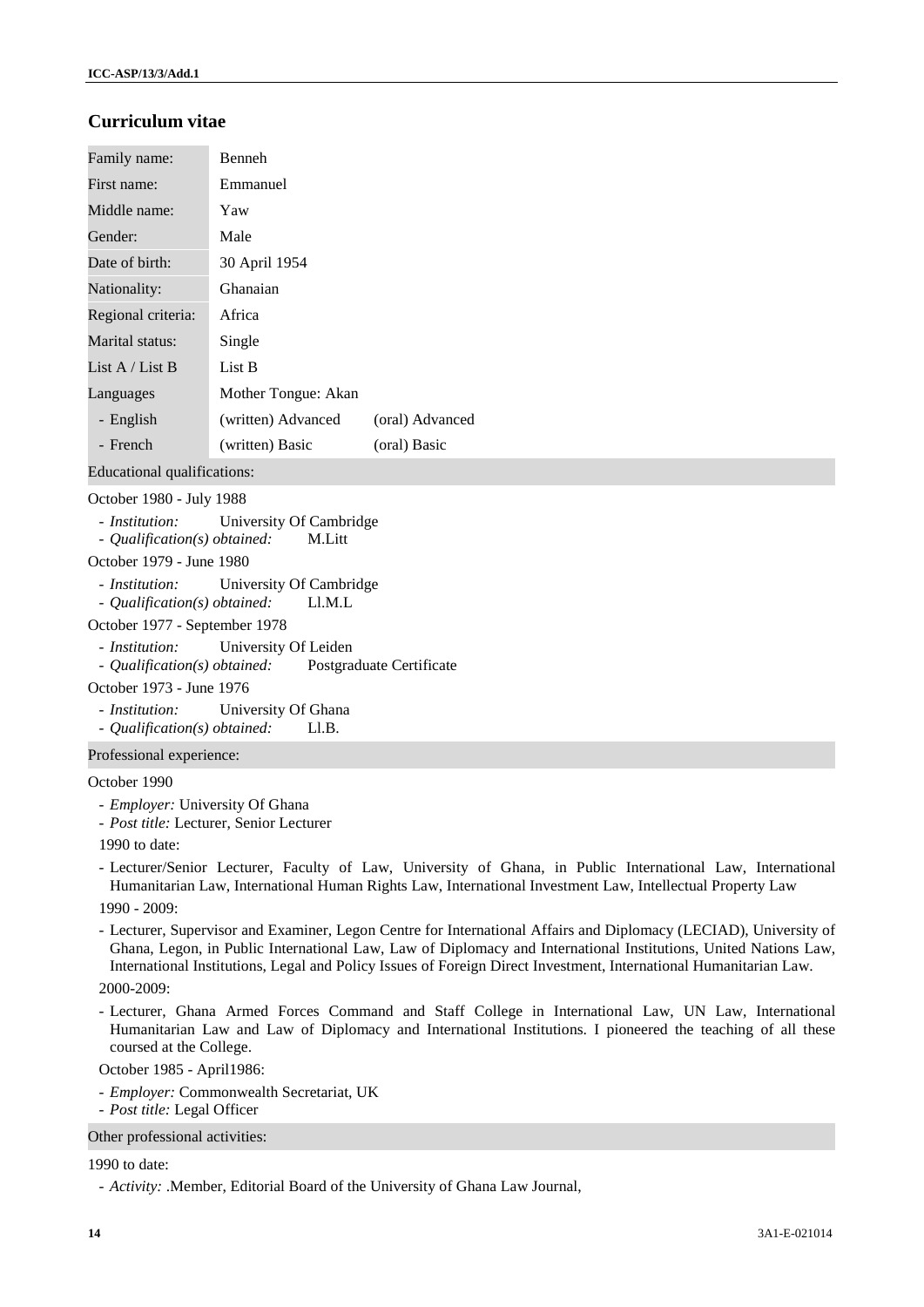## Curriculum vitae

| | | |
|---|---|---|
| Family name: | Benneh | |
| First name: | Emmanuel | |
| Middle name: | Yaw | |
| Gender: | Male | |
| Date of birth: | 30 April 1954 | |
| Nationality: | Ghanaian | |
| Regional criteria: | Africa | |
| Marital status: | Single | |
| List A / List B | List B | |
| Languages | Mother Tongue: Akan | |
| - English | (written) Advanced | (oral) Advanced |
| - French | (written) Basic | (oral) Basic |

Educational qualifications:

October 1980 - July 1988

- *Institution:* University Of Cambridge
- *Qualification(s) obtained:* M.Litt

October 1979 - June 1980

- *Institution:* University Of Cambridge
- *Qualification(s) obtained:* Ll.M.L

October 1977 - September 1978

- *Institution:* University Of Leiden
- *Qualification(s) obtained:* Postgraduate Certificate

October 1973 - June 1976

- *Institution:* University Of Ghana
- *Qualification(s) obtained:* Ll.B.

Professional experience:

October 1990

- *Employer:* University Of Ghana
- *Post title:* Lecturer, Senior Lecturer

1990 to date:

- Lecturer/Senior Lecturer, Faculty of Law, University of Ghana, in Public International Law, International Humanitarian Law, International Human Rights Law, International Investment Law, Intellectual Property Law

1990 - 2009:

- Lecturer, Supervisor and Examiner, Legon Centre for International Affairs and Diplomacy (LECIAD), University of Ghana, Legon, in Public International Law, Law of Diplomacy and International Institutions, United Nations Law, International Institutions, Legal and Policy Issues of Foreign Direct Investment, International Humanitarian Law.

2000-2009:

- Lecturer, Ghana Armed Forces Command and Staff College in International Law, UN Law, International Humanitarian Law and Law of Diplomacy and International Institutions. I pioneered the teaching of all these coursed at the College.

October 1985 - April1986:

- *Employer:* Commonwealth Secretariat, UK
- *Post title:* Legal Officer

Other professional activities:

1990 to date:

- *Activity:* .Member, Editorial Board of the University of Ghana Law Journal,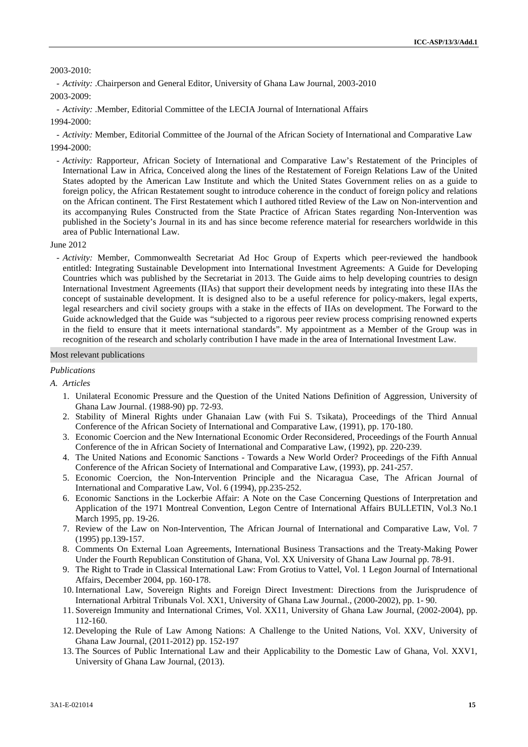2003-2010:

- *Activity:* .Chairperson and General Editor, University of Ghana Law Journal, 2003-2010

2003-2009:

- *Activity:* .Member, Editorial Committee of the LECIA Journal of International Affairs

1994-2000:

- *Activity:* Member, Editorial Committee of the Journal of the African Society of International and Comparative Law

1994-2000:

- *Activity:* Rapporteur, African Society of International and Comparative Law's Restatement of the Principles of International Law in Africa, Conceived along the lines of the Restatement of Foreign Relations Law of the United States adopted by the American Law Institute and which the United States Government relies on as a guide to foreign policy, the African Restatement sought to introduce coherence in the conduct of foreign policy and relations on the African continent. The First Restatement which I authored titled Review of the Law on Non-intervention and its accompanying Rules Constructed from the State Practice of African States regarding Non-Intervention was published in the Society's Journal in its and has since become reference material for researchers worldwide in this area of Public International Law.

June 2012

- *Activity:* Member, Commonwealth Secretariat Ad Hoc Group of Experts which peer-reviewed the handbook entitled: Integrating Sustainable Development into International Investment Agreements: A Guide for Developing Countries which was published by the Secretariat in 2013. The Guide aims to help developing countries to design International Investment Agreements (IIAs) that support their development needs by integrating into these IIAs the concept of sustainable development. It is designed also to be a useful reference for policy-makers, legal experts, legal researchers and civil society groups with a stake in the effects of IIAs on development. The Forward to the Guide acknowledged that the Guide was "subjected to a rigorous peer review process comprising renowned experts in the field to ensure that it meets international standards". My appointment as a Member of the Group was in recognition of the research and scholarly contribution I have made in the area of International Investment Law.

## Most relevant publications

*Publications*

*A. Articles*

1. Unilateral Economic Pressure and the Question of the United Nations Definition of Aggression, University of Ghana Law Journal. (1988-90) pp. 72-93.
2. Stability of Mineral Rights under Ghanaian Law (with Fui S. Tsikata), Proceedings of the Third Annual Conference of the African Society of International and Comparative Law, (1991), pp. 170-180.
3. Economic Coercion and the New International Economic Order Reconsidered, Proceedings of the Fourth Annual Conference of the in African Society of International and Comparative Law, (1992), pp. 220-239.
4. The United Nations and Economic Sanctions - Towards a New World Order? Proceedings of the Fifth Annual Conference of the African Society of International and Comparative Law, (1993), pp. 241-257.
5. Economic Coercion, the Non-Intervention Principle and the Nicaragua Case, The African Journal of International and Comparative Law, Vol. 6 (1994), pp.235-252.
6. Economic Sanctions in the Lockerbie Affair: A Note on the Case Concerning Questions of Interpretation and Application of the 1971 Montreal Convention, Legon Centre of International Affairs BULLETIN, Vol.3 No.1 March 1995, pp. 19-26.
7. Review of the Law on Non-Intervention, The African Journal of International and Comparative Law, Vol. 7 (1995) pp.139-157.
8. Comments On External Loan Agreements, International Business Transactions and the Treaty-Making Power Under the Fourth Republican Constitution of Ghana, Vol. XX University of Ghana Law Journal pp. 78-91.
9. The Right to Trade in Classical International Law: From Grotius to Vattel, Vol. 1 Legon Journal of International Affairs, December 2004, pp. 160-178.
10. International Law, Sovereign Rights and Foreign Direct Investment: Directions from the Jurisprudence of International Arbitral Tribunals Vol. XX1, University of Ghana Law Journal., (2000-2002), pp. 1- 90.
11. Sovereign Immunity and International Crimes, Vol. XX11, University of Ghana Law Journal, (2002-2004), pp. 112-160.
12. Developing the Rule of Law Among Nations: A Challenge to the United Nations, Vol. XXV, University of Ghana Law Journal, (2011-2012) pp. 152-197
13. The Sources of Public International Law and their Applicability to the Domestic Law of Ghana, Vol. XXV1, University of Ghana Law Journal, (2013).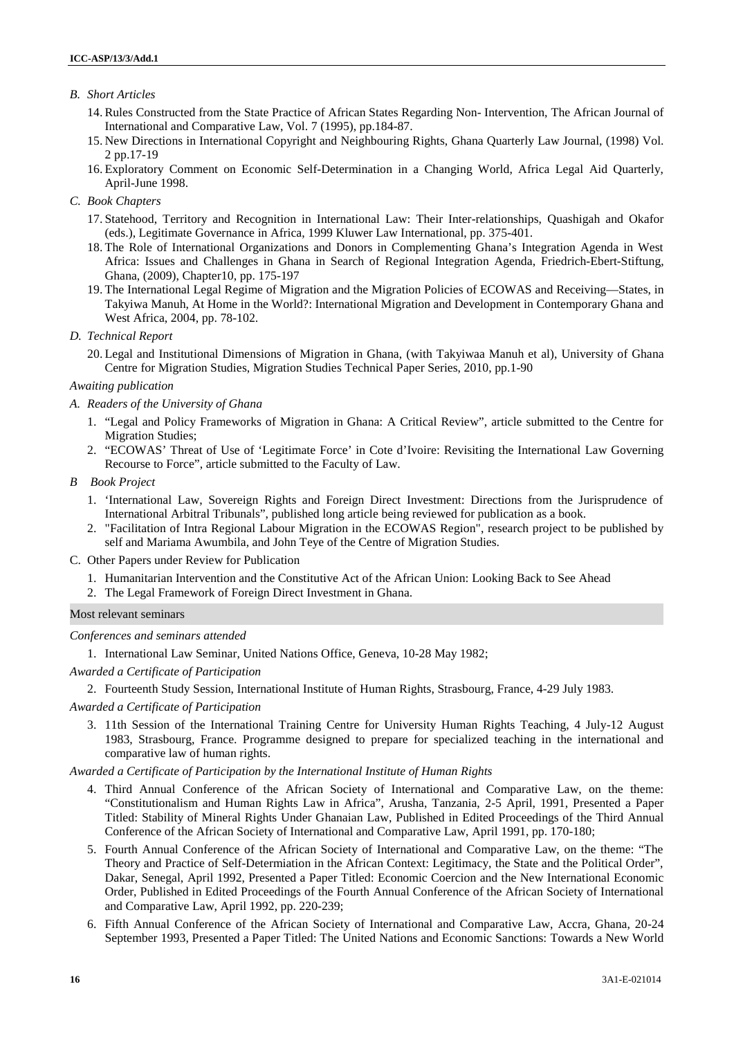*B. Short Articles*

14. Rules Constructed from the State Practice of African States Regarding Non- Intervention, The African Journal of International and Comparative Law, Vol. 7 (1995), pp.184-87.
15. New Directions in International Copyright and Neighbouring Rights, Ghana Quarterly Law Journal, (1998) Vol. 2 pp.17-19
16. Exploratory Comment on Economic Self-Determination in a Changing World, Africa Legal Aid Quarterly, April-June 1998.

*C. Book Chapters*

17. Statehood, Territory and Recognition in International Law: Their Inter-relationships, Quashigah and Okafor (eds.), Legitimate Governance in Africa, 1999 Kluwer Law International, pp. 375-401.
18. The Role of International Organizations and Donors in Complementing Ghana's Integration Agenda in West Africa: Issues and Challenges in Ghana in Search of Regional Integration Agenda, Friedrich-Ebert-Stiftung, Ghana, (2009), Chapter10, pp. 175-197
19. The International Legal Regime of Migration and the Migration Policies of ECOWAS and Receiving—States, in Takyiwa Manuh, At Home in the World?: International Migration and Development in Contemporary Ghana and West Africa, 2004, pp. 78-102.

*D. Technical Report*

20. Legal and Institutional Dimensions of Migration in Ghana, (with Takyiwaa Manuh et al), University of Ghana Centre for Migration Studies, Migration Studies Technical Paper Series, 2010, pp.1-90

*Awaiting publication*

*A. Readers of the University of Ghana*

1. "Legal and Policy Frameworks of Migration in Ghana: A Critical Review", article submitted to the Centre for Migration Studies;
2. "ECOWAS' Threat of Use of 'Legitimate Force' in Cote d'Ivoire: Revisiting the International Law Governing Recourse to Force", article submitted to the Faculty of Law.

*B Book Project*

1. 'International Law, Sovereign Rights and Foreign Direct Investment: Directions from the Jurisprudence of International Arbitral Tribunals", published long article being reviewed for publication as a book.
2. "Facilitation of Intra Regional Labour Migration in the ECOWAS Region", research project to be published by self and Mariama Awumbila, and John Teye of the Centre of Migration Studies.

C. Other Papers under Review for Publication

1. Humanitarian Intervention and the Constitutive Act of the African Union: Looking Back to See Ahead
2. The Legal Framework of Foreign Direct Investment in Ghana.

## Most relevant seminars

*Conferences and seminars attended*

1. International Law Seminar, United Nations Office, Geneva, 10-28 May 1982;

*Awarded a Certificate of Participation*

2. Fourteenth Study Session, International Institute of Human Rights, Strasbourg, France, 4-29 July 1983.

*Awarded a Certificate of Participation*

3. 11th Session of the International Training Centre for University Human Rights Teaching, 4 July-12 August 1983, Strasbourg, France. Programme designed to prepare for specialized teaching in the international and comparative law of human rights.

*Awarded a Certificate of Participation by the International Institute of Human Rights*

4. Third Annual Conference of the African Society of International and Comparative Law, on the theme: "Constitutionalism and Human Rights Law in Africa", Arusha, Tanzania, 2-5 April, 1991, Presented a Paper Titled: Stability of Mineral Rights Under Ghanaian Law, Published in Edited Proceedings of the Third Annual Conference of the African Society of International and Comparative Law, April 1991, pp. 170-180;
5. Fourth Annual Conference of the African Society of International and Comparative Law, on the theme: "The Theory and Practice of Self-Determiation in the African Context: Legitimacy, the State and the Political Order", Dakar, Senegal, April 1992, Presented a Paper Titled: Economic Coercion and the New International Economic Order, Published in Edited Proceedings of the Fourth Annual Conference of the African Society of International and Comparative Law, April 1992, pp. 220-239;
6. Fifth Annual Conference of the African Society of International and Comparative Law, Accra, Ghana, 20-24 September 1993, Presented a Paper Titled: The United Nations and Economic Sanctions: Towards a New World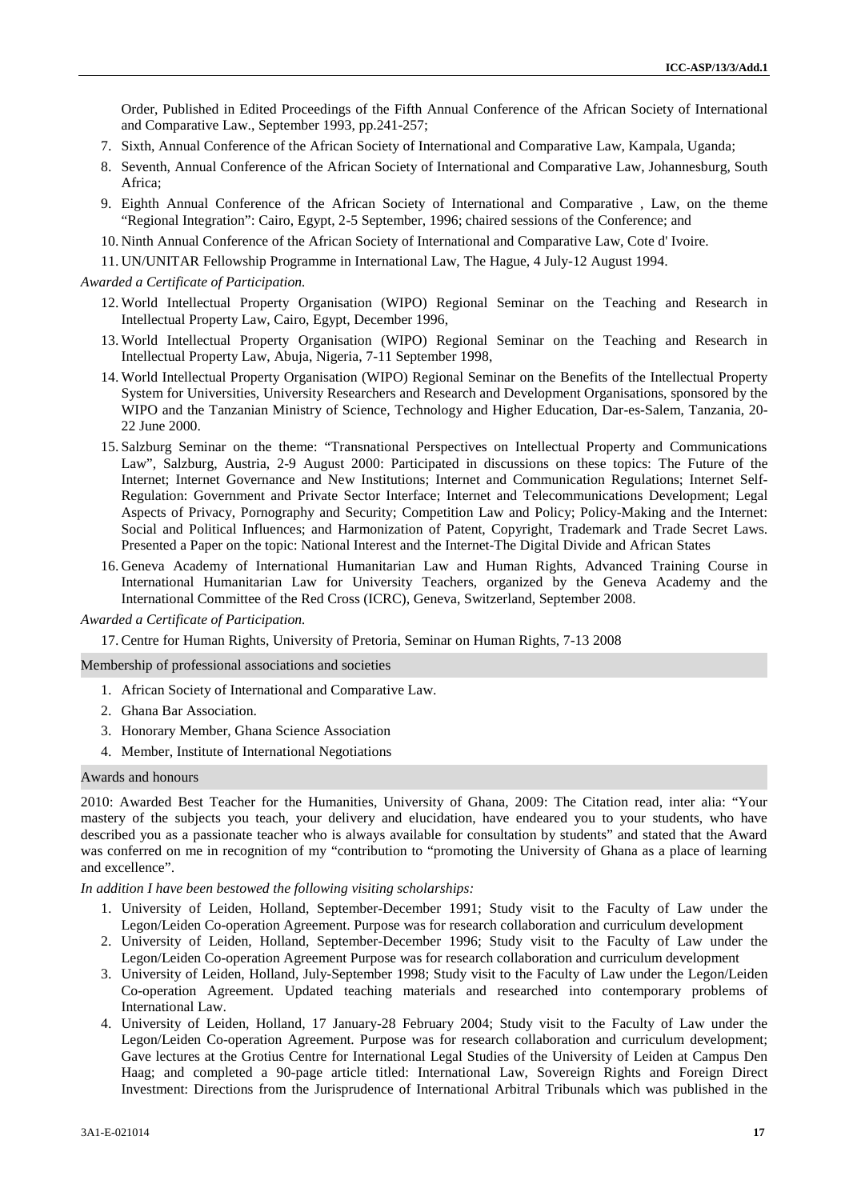Order, Published in Edited Proceedings of the Fifth Annual Conference of the African Society of International and Comparative Law., September 1993, pp.241-257;

7. Sixth, Annual Conference of the African Society of International and Comparative Law, Kampala, Uganda;
8. Seventh, Annual Conference of the African Society of International and Comparative Law, Johannesburg, South Africa;
9. Eighth Annual Conference of the African Society of International and Comparative , Law, on the theme "Regional Integration": Cairo, Egypt, 2-5 September, 1996; chaired sessions of the Conference; and
10. Ninth Annual Conference of the African Society of International and Comparative Law, Cote d' Ivoire.
11. UN/UNITAR Fellowship Programme in International Law, The Hague, 4 July-12 August 1994.

*Awarded a Certificate of Participation.*

12. World Intellectual Property Organisation (WIPO) Regional Seminar on the Teaching and Research in Intellectual Property Law, Cairo, Egypt, December 1996,
13. World Intellectual Property Organisation (WIPO) Regional Seminar on the Teaching and Research in Intellectual Property Law, Abuja, Nigeria, 7-11 September 1998,
14. World Intellectual Property Organisation (WIPO) Regional Seminar on the Benefits of the Intellectual Property System for Universities, University Researchers and Research and Development Organisations, sponsored by the WIPO and the Tanzanian Ministry of Science, Technology and Higher Education, Dar-es-Salem, Tanzania, 20-22 June 2000.
15. Salzburg Seminar on the theme: "Transnational Perspectives on Intellectual Property and Communications Law", Salzburg, Austria, 2-9 August 2000: Participated in discussions on these topics: The Future of the Internet; Internet Governance and New Institutions; Internet and Communication Regulations; Internet Self-Regulation: Government and Private Sector Interface; Internet and Telecommunications Development; Legal Aspects of Privacy, Pornography and Security; Competition Law and Policy; Policy-Making and the Internet: Social and Political Influences; and Harmonization of Patent, Copyright, Trademark and Trade Secret Laws. Presented a Paper on the topic: National Interest and the Internet-The Digital Divide and African States
16. Geneva Academy of International Humanitarian Law and Human Rights, Advanced Training Course in International Humanitarian Law for University Teachers, organized by the Geneva Academy and the International Committee of the Red Cross (ICRC), Geneva, Switzerland, September 2008.

*Awarded a Certificate of Participation.*

17. Centre for Human Rights, University of Pretoria, Seminar on Human Rights, 7-13 2008

## Membership of professional associations and societies

1. African Society of International and Comparative Law.
2. Ghana Bar Association.
3. Honorary Member, Ghana Science Association
4. Member, Institute of International Negotiations

## Awards and honours

2010: Awarded Best Teacher for the Humanities, University of Ghana, 2009: The Citation read, inter alia: "Your mastery of the subjects you teach, your delivery and elucidation, have endeared you to your students, who have described you as a passionate teacher who is always available for consultation by students" and stated that the Award was conferred on me in recognition of my "contribution to "promoting the University of Ghana as a place of learning and excellence".

*In addition I have been bestowed the following visiting scholarships:*

1. University of Leiden, Holland, September-December 1991; Study visit to the Faculty of Law under the Legon/Leiden Co-operation Agreement. Purpose was for research collaboration and curriculum development
2. University of Leiden, Holland, September-December 1996; Study visit to the Faculty of Law under the Legon/Leiden Co-operation Agreement Purpose was for research collaboration and curriculum development
3. University of Leiden, Holland, July-September 1998; Study visit to the Faculty of Law under the Legon/Leiden Co-operation Agreement. Updated teaching materials and researched into contemporary problems of International Law.
4. University of Leiden, Holland, 17 January-28 February 2004; Study visit to the Faculty of Law under the Legon/Leiden Co-operation Agreement. Purpose was for research collaboration and curriculum development; Gave lectures at the Grotius Centre for International Legal Studies of the University of Leiden at Campus Den Haag; and completed a 90-page article titled: International Law, Sovereign Rights and Foreign Direct Investment: Directions from the Jurisprudence of International Arbitral Tribunals which was published in the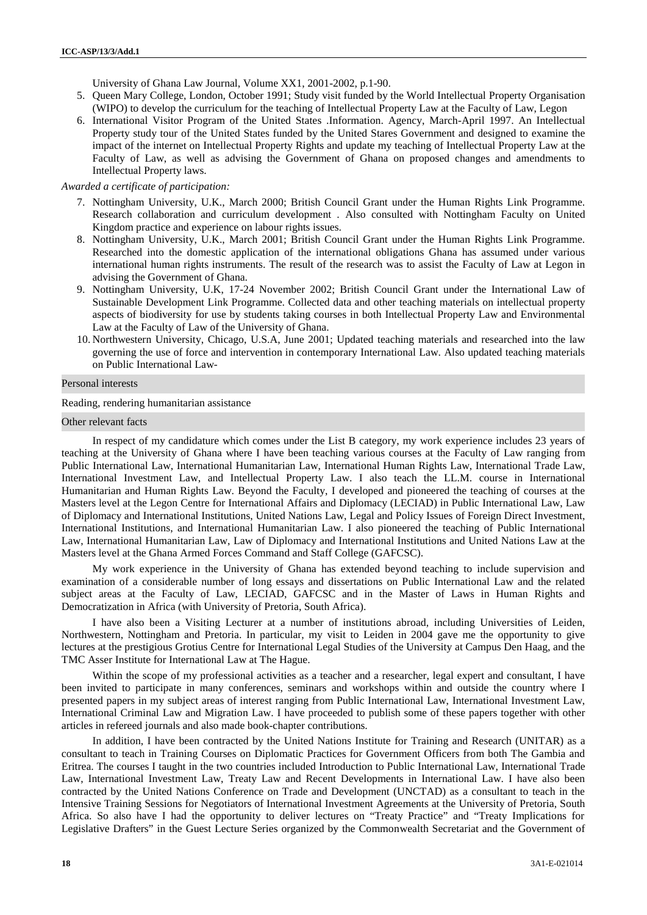University of Ghana Law Journal, Volume XX1, 2001-2002, p.1-90.

5. Queen Mary College, London, October 1991; Study visit funded by the World Intellectual Property Organisation (WIPO) to develop the curriculum for the teaching of Intellectual Property Law at the Faculty of Law, Legon
6. International Visitor Program of the United States .Information. Agency, March-April 1997. An Intellectual Property study tour of the United States funded by the United Stares Government and designed to examine the impact of the internet on Intellectual Property Rights and update my teaching of Intellectual Property Law at the Faculty of Law, as well as advising the Government of Ghana on proposed changes and amendments to Intellectual Property laws.

*Awarded a certificate of participation:*

7. Nottingham University, U.K., March 2000; British Council Grant under the Human Rights Link Programme. Research collaboration and curriculum development . Also consulted with Nottingham Faculty on United Kingdom practice and experience on labour rights issues.
8. Nottingham University, U.K., March 2001; British Council Grant under the Human Rights Link Programme. Researched into the domestic application of the international obligations Ghana has assumed under various international human rights instruments. The result of the research was to assist the Faculty of Law at Legon in advising the Government of Ghana.
9. Nottingham University, U.K, 17-24 November 2002; British Council Grant under the International Law of Sustainable Development Link Programme. Collected data and other teaching materials on intellectual property aspects of biodiversity for use by students taking courses in both Intellectual Property Law and Environmental Law at the Faculty of Law of the University of Ghana.
10. Northwestern University, Chicago, U.S.A, June 2001; Updated teaching materials and researched into the law governing the use of force and intervention in contemporary International Law. Also updated teaching materials on Public International Law-

## Personal interests

Reading, rendering humanitarian assistance

## Other relevant facts

In respect of my candidature which comes under the List B category, my work experience includes 23 years of teaching at the University of Ghana where I have been teaching various courses at the Faculty of Law ranging from Public International Law, International Humanitarian Law, International Human Rights Law, International Trade Law, International Investment Law, and Intellectual Property Law. I also teach the LL.M. course in International Humanitarian and Human Rights Law. Beyond the Faculty, I developed and pioneered the teaching of courses at the Masters level at the Legon Centre for International Affairs and Diplomacy (LECIAD) in Public International Law, Law of Diplomacy and International Institutions, United Nations Law, Legal and Policy Issues of Foreign Direct Investment, International Institutions, and International Humanitarian Law. I also pioneered the teaching of Public International Law, International Humanitarian Law, Law of Diplomacy and International Institutions and United Nations Law at the Masters level at the Ghana Armed Forces Command and Staff College (GAFCSC).

My work experience in the University of Ghana has extended beyond teaching to include supervision and examination of a considerable number of long essays and dissertations on Public International Law and the related subject areas at the Faculty of Law, LECIAD, GAFCSC and in the Master of Laws in Human Rights and Democratization in Africa (with University of Pretoria, South Africa).

I have also been a Visiting Lecturer at a number of institutions abroad, including Universities of Leiden, Northwestern, Nottingham and Pretoria. In particular, my visit to Leiden in 2004 gave me the opportunity to give lectures at the prestigious Grotius Centre for International Legal Studies of the University at Campus Den Haag, and the TMC Asser Institute for International Law at The Hague.

Within the scope of my professional activities as a teacher and a researcher, legal expert and consultant, I have been invited to participate in many conferences, seminars and workshops within and outside the country where I presented papers in my subject areas of interest ranging from Public International Law, International Investment Law, International Criminal Law and Migration Law. I have proceeded to publish some of these papers together with other articles in refereed journals and also made book-chapter contributions.

In addition, I have been contracted by the United Nations Institute for Training and Research (UNITAR) as a consultant to teach in Training Courses on Diplomatic Practices for Government Officers from both The Gambia and Eritrea. The courses I taught in the two countries included Introduction to Public International Law, International Trade Law, International Investment Law, Treaty Law and Recent Developments in International Law. I have also been contracted by the United Nations Conference on Trade and Development (UNCTAD) as a consultant to teach in the Intensive Training Sessions for Negotiators of International Investment Agreements at the University of Pretoria, South Africa. So also have I had the opportunity to deliver lectures on "Treaty Practice" and "Treaty Implications for Legislative Drafters" in the Guest Lecture Series organized by the Commonwealth Secretariat and the Government of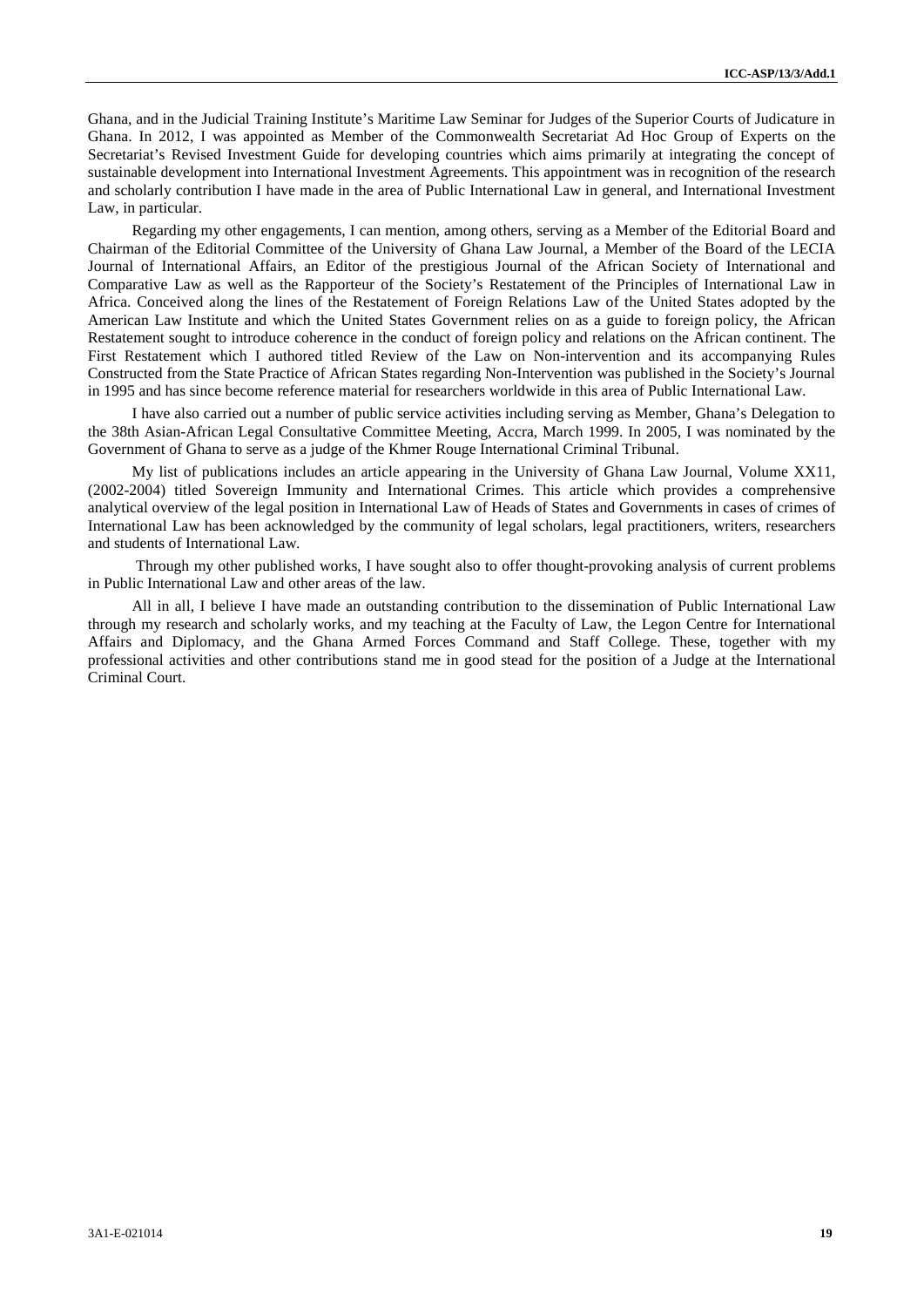Ghana, and in the Judicial Training Institute's Maritime Law Seminar for Judges of the Superior Courts of Judicature in Ghana. In 2012, I was appointed as Member of the Commonwealth Secretariat Ad Hoc Group of Experts on the Secretariat's Revised Investment Guide for developing countries which aims primarily at integrating the concept of sustainable development into International Investment Agreements. This appointment was in recognition of the research and scholarly contribution I have made in the area of Public International Law in general, and International Investment Law, in particular.

Regarding my other engagements, I can mention, among others, serving as a Member of the Editorial Board and Chairman of the Editorial Committee of the University of Ghana Law Journal, a Member of the Board of the LECIA Journal of International Affairs, an Editor of the prestigious Journal of the African Society of International and Comparative Law as well as the Rapporteur of the Society's Restatement of the Principles of International Law in Africa. Conceived along the lines of the Restatement of Foreign Relations Law of the United States adopted by the American Law Institute and which the United States Government relies on as a guide to foreign policy, the African Restatement sought to introduce coherence in the conduct of foreign policy and relations on the African continent. The First Restatement which I authored titled Review of the Law on Non-intervention and its accompanying Rules Constructed from the State Practice of African States regarding Non-Intervention was published in the Society's Journal in 1995 and has since become reference material for researchers worldwide in this area of Public International Law.

I have also carried out a number of public service activities including serving as Member, Ghana's Delegation to the 38th Asian-African Legal Consultative Committee Meeting, Accra, March 1999. In 2005, I was nominated by the Government of Ghana to serve as a judge of the Khmer Rouge International Criminal Tribunal.

My list of publications includes an article appearing in the University of Ghana Law Journal, Volume XX11, (2002-2004) titled Sovereign Immunity and International Crimes. This article which provides a comprehensive analytical overview of the legal position in International Law of Heads of States and Governments in cases of crimes of International Law has been acknowledged by the community of legal scholars, legal practitioners, writers, researchers and students of International Law.

Through my other published works, I have sought also to offer thought-provoking analysis of current problems in Public International Law and other areas of the law.

All in all, I believe I have made an outstanding contribution to the dissemination of Public International Law through my research and scholarly works, and my teaching at the Faculty of Law, the Legon Centre for International Affairs and Diplomacy, and the Ghana Armed Forces Command and Staff College. These, together with my professional activities and other contributions stand me in good stead for the position of a Judge at the International Criminal Court.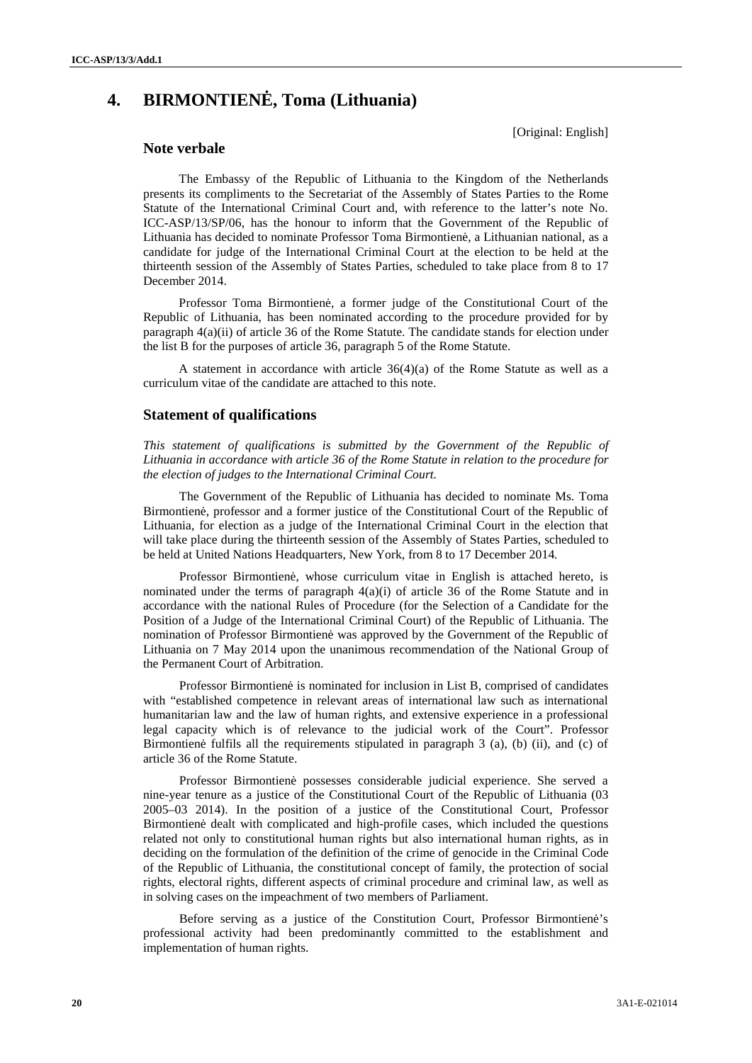# 4. BIRMONTIENĖ, Toma (Lithuania)

[Original: English]

## Note verbale

The Embassy of the Republic of Lithuania to the Kingdom of the Netherlands presents its compliments to the Secretariat of the Assembly of States Parties to the Rome Statute of the International Criminal Court and, with reference to the latter's note No. ICC-ASP/13/SP/06, has the honour to inform that the Government of the Republic of Lithuania has decided to nominate Professor Toma Birmontienė, a Lithuanian national, as a candidate for judge of the International Criminal Court at the election to be held at the thirteenth session of the Assembly of States Parties, scheduled to take place from 8 to 17 December 2014.

Professor Toma Birmontienė, a former judge of the Constitutional Court of the Republic of Lithuania, has been nominated according to the procedure provided for by paragraph 4(a)(ii) of article 36 of the Rome Statute. The candidate stands for election under the list B for the purposes of article 36, paragraph 5 of the Rome Statute.

A statement in accordance with article 36(4)(a) of the Rome Statute as well as a curriculum vitae of the candidate are attached to this note.

## Statement of qualifications

*This statement of qualifications is submitted by the Government of the Republic of Lithuania in accordance with article 36 of the Rome Statute in relation to the procedure for the election of judges to the International Criminal Court.*

The Government of the Republic of Lithuania has decided to nominate Ms. Toma Birmontienė, professor and a former justice of the Constitutional Court of the Republic of Lithuania, for election as a judge of the International Criminal Court in the election that will take place during the thirteenth session of the Assembly of States Parties, scheduled to be held at United Nations Headquarters, New York, from 8 to 17 December 2014.

Professor Birmontienė, whose curriculum vitae in English is attached hereto, is nominated under the terms of paragraph 4(a)(i) of article 36 of the Rome Statute and in accordance with the national Rules of Procedure (for the Selection of a Candidate for the Position of a Judge of the International Criminal Court) of the Republic of Lithuania. The nomination of Professor Birmontienė was approved by the Government of the Republic of Lithuania on 7 May 2014 upon the unanimous recommendation of the National Group of the Permanent Court of Arbitration.

Professor Birmontienė is nominated for inclusion in List B, comprised of candidates with "established competence in relevant areas of international law such as international humanitarian law and the law of human rights, and extensive experience in a professional legal capacity which is of relevance to the judicial work of the Court". Professor Birmontienė fulfils all the requirements stipulated in paragraph 3 (a), (b) (ii), and (c) of article 36 of the Rome Statute.

Professor Birmontienė possesses considerable judicial experience. She served a nine-year tenure as a justice of the Constitutional Court of the Republic of Lithuania (03 2005–03 2014). In the position of a justice of the Constitutional Court, Professor Birmontienė dealt with complicated and high-profile cases, which included the questions related not only to constitutional human rights but also international human rights, as in deciding on the formulation of the definition of the crime of genocide in the Criminal Code of the Republic of Lithuania, the constitutional concept of family, the protection of social rights, electoral rights, different aspects of criminal procedure and criminal law, as well as in solving cases on the impeachment of two members of Parliament.

Before serving as a justice of the Constitution Court, Professor Birmontienė's professional activity had been predominantly committed to the establishment and implementation of human rights.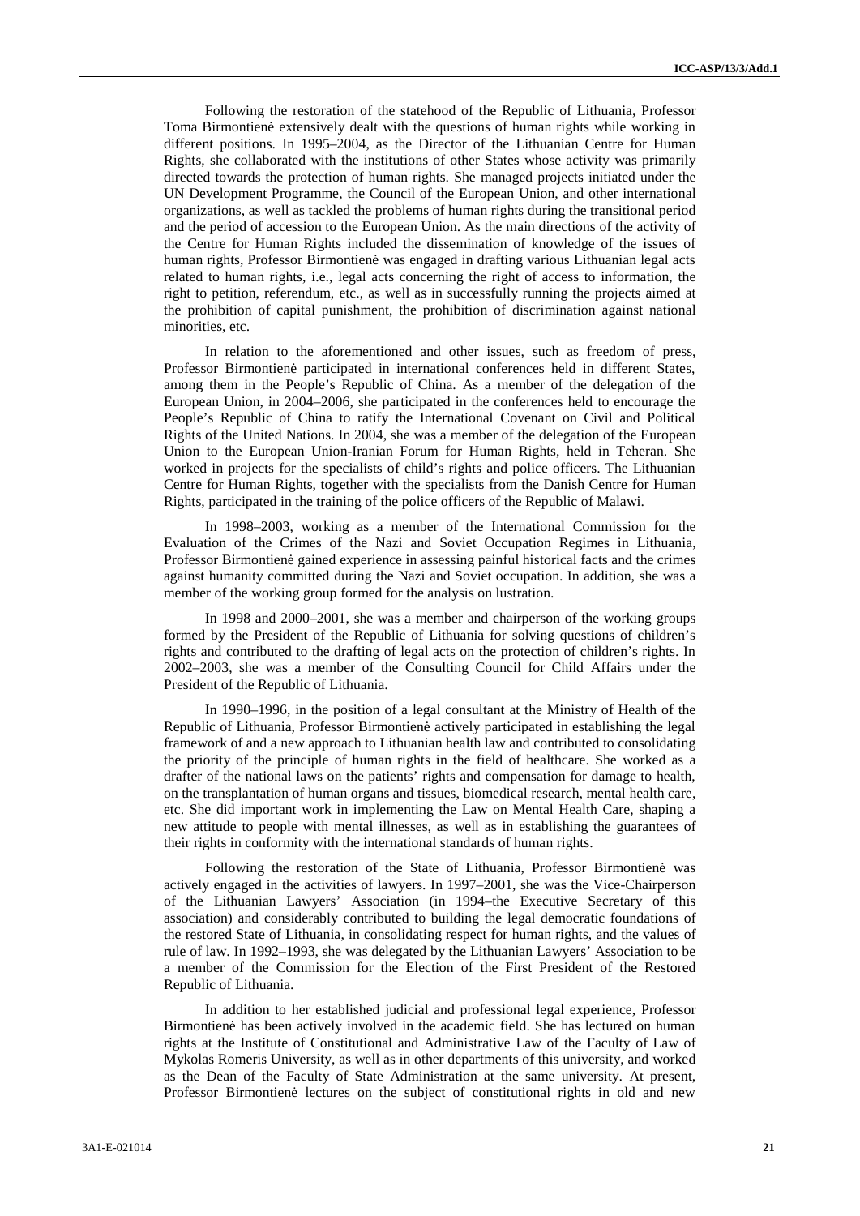Following the restoration of the statehood of the Republic of Lithuania, Professor Toma Birmontienė extensively dealt with the questions of human rights while working in different positions. In 1995–2004, as the Director of the Lithuanian Centre for Human Rights, she collaborated with the institutions of other States whose activity was primarily directed towards the protection of human rights. She managed projects initiated under the UN Development Programme, the Council of the European Union, and other international organizations, as well as tackled the problems of human rights during the transitional period and the period of accession to the European Union. As the main directions of the activity of the Centre for Human Rights included the dissemination of knowledge of the issues of human rights, Professor Birmontienė was engaged in drafting various Lithuanian legal acts related to human rights, i.e., legal acts concerning the right of access to information, the right to petition, referendum, etc., as well as in successfully running the projects aimed at the prohibition of capital punishment, the prohibition of discrimination against national minorities, etc.

In relation to the aforementioned and other issues, such as freedom of press, Professor Birmontienė participated in international conferences held in different States, among them in the People's Republic of China. As a member of the delegation of the European Union, in 2004–2006, she participated in the conferences held to encourage the People's Republic of China to ratify the International Covenant on Civil and Political Rights of the United Nations. In 2004, she was a member of the delegation of the European Union to the European Union-Iranian Forum for Human Rights, held in Teheran. She worked in projects for the specialists of child's rights and police officers. The Lithuanian Centre for Human Rights, together with the specialists from the Danish Centre for Human Rights, participated in the training of the police officers of the Republic of Malawi.

In 1998–2003, working as a member of the International Commission for the Evaluation of the Crimes of the Nazi and Soviet Occupation Regimes in Lithuania, Professor Birmontienė gained experience in assessing painful historical facts and the crimes against humanity committed during the Nazi and Soviet occupation. In addition, she was a member of the working group formed for the analysis on lustration.

In 1998 and 2000–2001, she was a member and chairperson of the working groups formed by the President of the Republic of Lithuania for solving questions of children's rights and contributed to the drafting of legal acts on the protection of children's rights. In 2002–2003, she was a member of the Consulting Council for Child Affairs under the President of the Republic of Lithuania.

In 1990–1996, in the position of a legal consultant at the Ministry of Health of the Republic of Lithuania, Professor Birmontienė actively participated in establishing the legal framework of and a new approach to Lithuanian health law and contributed to consolidating the priority of the principle of human rights in the field of healthcare. She worked as a drafter of the national laws on the patients' rights and compensation for damage to health, on the transplantation of human organs and tissues, biomedical research, mental health care, etc. She did important work in implementing the Law on Mental Health Care, shaping a new attitude to people with mental illnesses, as well as in establishing the guarantees of their rights in conformity with the international standards of human rights.

Following the restoration of the State of Lithuania, Professor Birmontienė was actively engaged in the activities of lawyers. In 1997–2001, she was the Vice-Chairperson of the Lithuanian Lawyers' Association (in 1994–the Executive Secretary of this association) and considerably contributed to building the legal democratic foundations of the restored State of Lithuania, in consolidating respect for human rights, and the values of rule of law. In 1992–1993, she was delegated by the Lithuanian Lawyers' Association to be a member of the Commission for the Election of the First President of the Restored Republic of Lithuania.

In addition to her established judicial and professional legal experience, Professor Birmontienė has been actively involved in the academic field. She has lectured on human rights at the Institute of Constitutional and Administrative Law of the Faculty of Law of Mykolas Romeris University, as well as in other departments of this university, and worked as the Dean of the Faculty of State Administration at the same university. At present, Professor Birmontienė lectures on the subject of constitutional rights in old and new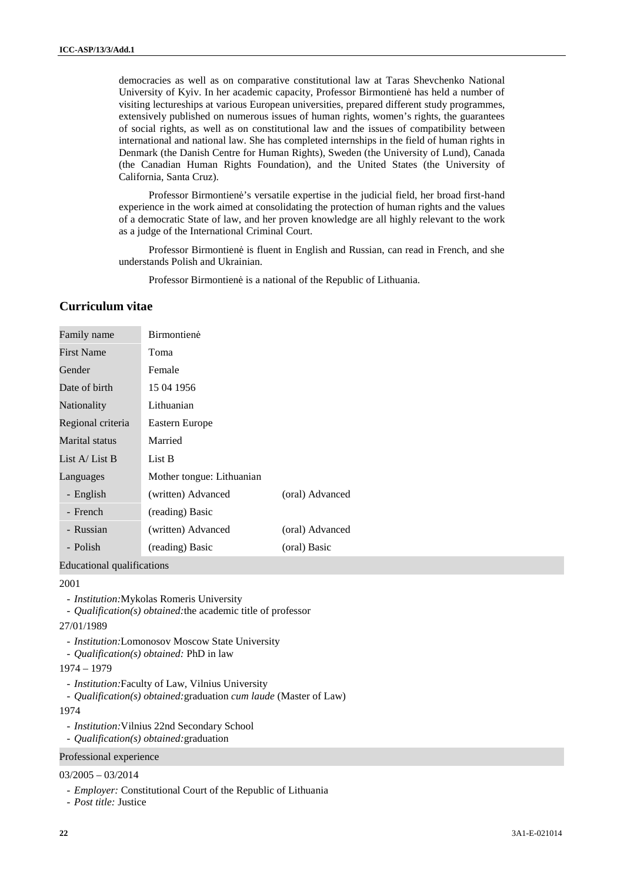democracies as well as on comparative constitutional law at Taras Shevchenko National University of Kyiv. In her academic capacity, Professor Birmontienė has held a number of visiting lectureships at various European universities, prepared different study programmes, extensively published on numerous issues of human rights, women's rights, the guarantees of social rights, as well as on constitutional law and the issues of compatibility between international and national law. She has completed internships in the field of human rights in Denmark (the Danish Centre for Human Rights), Sweden (the University of Lund), Canada (the Canadian Human Rights Foundation), and the United States (the University of California, Santa Cruz).

Professor Birmontienė's versatile expertise in the judicial field, her broad first-hand experience in the work aimed at consolidating the protection of human rights and the values of a democratic State of law, and her proven knowledge are all highly relevant to the work as a judge of the International Criminal Court.

Professor Birmontienė is fluent in English and Russian, can read in French, and she understands Polish and Ukrainian.

Professor Birmontienė is a national of the Republic of Lithuania.

## Curriculum vitae

| | | |
|---|---|---|
| Family name | Birmontienė | |
| First Name | Toma | |
| Gender | Female | |
| Date of birth | 15 04 1956 | |
| Nationality | Lithuanian | |
| Regional criteria | Eastern Europe | |
| Marital status | Married | |
| List A/ List B | List B | |
| Languages | Mother tongue: Lithuanian | |
| - English | (written) Advanced | (oral) Advanced |
| - French | (reading) Basic | |
| - Russian | (written) Advanced | (oral) Advanced |
| - Polish | (reading) Basic | (oral) Basic |

### Educational qualifications

2001

- *Institution:* Mykolas Romeris University
- *Qualification(s) obtained:* the academic title of professor

27/01/1989

- *Institution:* Lomonosov Moscow State University
- *Qualification(s) obtained:* PhD in law

1974 – 1979

- *Institution:* Faculty of Law, Vilnius University
- *Qualification(s) obtained:* graduation *cum laude* (Master of Law)

1974

- *Institution:* Vilnius 22nd Secondary School
- *Qualification(s) obtained:* graduation

### Professional experience

03/2005 – 03/2014

- *Employer:* Constitutional Court of the Republic of Lithuania
- *Post title:* Justice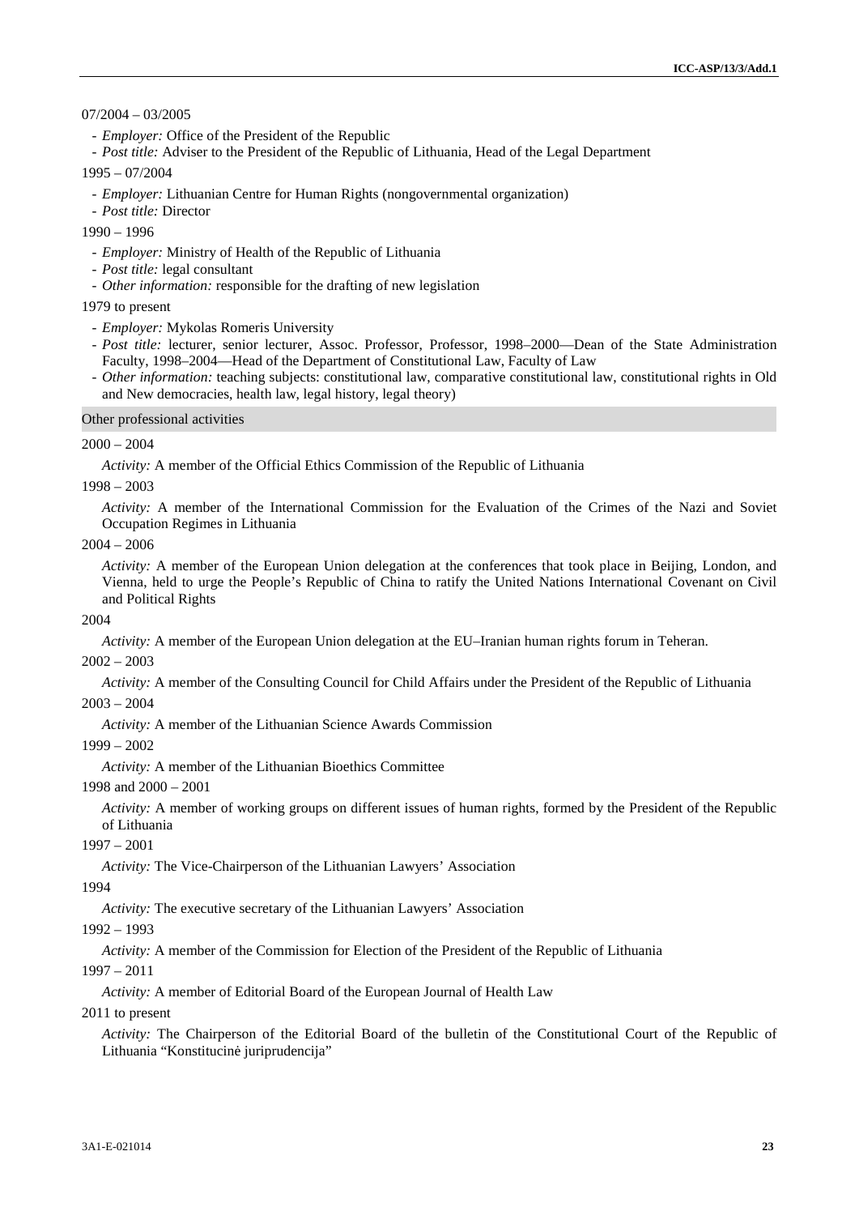07/2004 – 03/2005

- *Employer:* Office of the President of the Republic
- *Post title:* Adviser to the President of the Republic of Lithuania, Head of the Legal Department

1995 – 07/2004

- *Employer:* Lithuanian Centre for Human Rights (nongovernmental organization)
- *Post title:* Director

1990 – 1996

- *Employer:* Ministry of Health of the Republic of Lithuania
- *Post title:* legal consultant
- *Other information:* responsible for the drafting of new legislation

1979 to present

- *Employer:* Mykolas Romeris University
- *Post title:* lecturer, senior lecturer, Assoc. Professor, Professor, 1998–2000—Dean of the State Administration Faculty, 1998–2004—Head of the Department of Constitutional Law, Faculty of Law
- *Other information:* teaching subjects: constitutional law, comparative constitutional law, constitutional rights in Old and New democracies, health law, legal history, legal theory)

### Other professional activities

2000 – 2004

*Activity:* A member of the Official Ethics Commission of the Republic of Lithuania

1998 – 2003

*Activity:* A member of the International Commission for the Evaluation of the Crimes of the Nazi and Soviet Occupation Regimes in Lithuania

2004 – 2006

*Activity:* A member of the European Union delegation at the conferences that took place in Beijing, London, and Vienna, held to urge the People's Republic of China to ratify the United Nations International Covenant on Civil and Political Rights

2004

*Activity:* A member of the European Union delegation at the EU–Iranian human rights forum in Teheran.

2002 – 2003

*Activity:* A member of the Consulting Council for Child Affairs under the President of the Republic of Lithuania

2003 – 2004

*Activity:* A member of the Lithuanian Science Awards Commission

1999 – 2002

*Activity:* A member of the Lithuanian Bioethics Committee

1998 and 2000 – 2001

*Activity:* A member of working groups on different issues of human rights, formed by the President of the Republic of Lithuania

1997 – 2001

*Activity:* The Vice-Chairperson of the Lithuanian Lawyers' Association

1994

*Activity:* The executive secretary of the Lithuanian Lawyers' Association

1992 – 1993

*Activity:* A member of the Commission for Election of the President of the Republic of Lithuania

1997 – 2011

*Activity:* A member of Editorial Board of the European Journal of Health Law

2011 to present

*Activity:* The Chairperson of the Editorial Board of the bulletin of the Constitutional Court of the Republic of Lithuania "Konstitucinė jurisprudencija"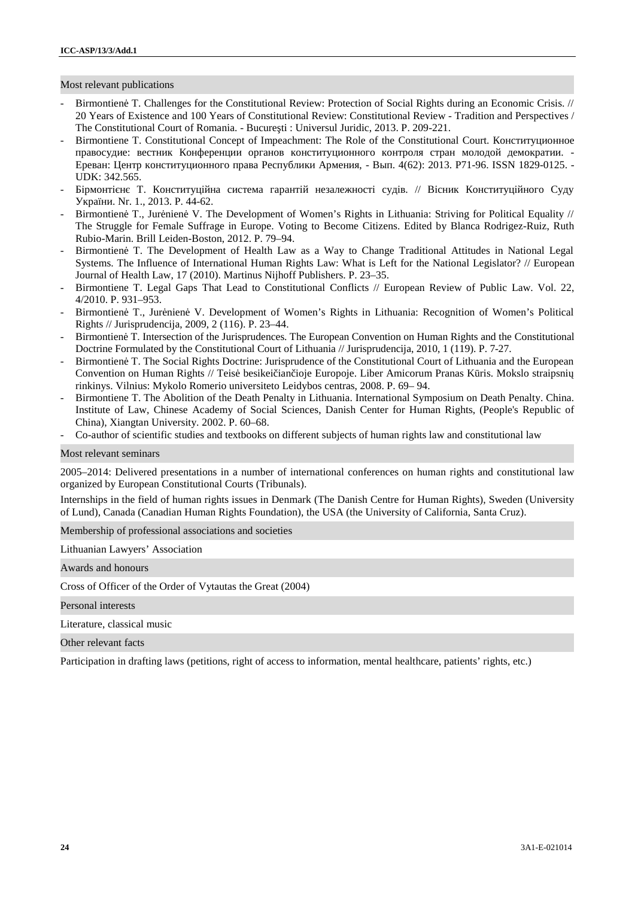## Most relevant publications

- Birmontienė T. Challenges for the Constitutional Review: Protection of Social Rights during an Economic Crisis. // 20 Years of Existence and 100 Years of Constitutional Review: Constitutional Review - Tradition and Perspectives / The Constitutional Court of Romania. - Bucureşti : Universul Juridic, 2013. P. 209-221.
- Birmontiene T. Constitutional Concept of Impeachment: The Role of the Constitutional Court. Конституционное правосудие: вестник Конференции органов конституционного контроля стран молодой демократии. - Ереван: Центр конституционного права Республики Армения, - Вып. 4(62): 2013. P71-96. ISSN 1829-0125. - UDK: 342.565.
- Бірмонтієнє Т. Конституційна система гарантій незалежності судів. // Вісник Конституційного Суду України. Nr. 1., 2013. P. 44-62.
- Birmontienė T., Jurėnienė V. The Development of Women's Rights in Lithuania: Striving for Political Equality // The Struggle for Female Suffrage in Europe. Voting to Become Citizens. Edited by Blanca Rodrigez-Ruiz, Ruth Rubio-Marin. Brill Leiden-Boston, 2012. P. 79–94.
- Birmontienė T. The Development of Health Law as a Way to Change Traditional Attitudes in National Legal Systems. The Influence of International Human Rights Law: What is Left for the National Legislator? // European Journal of Health Law, 17 (2010). Martinus Nijhoff Publishers. P. 23–35.
- Birmontiene T. Legal Gaps That Lead to Constitutional Conflicts // European Review of Public Law. Vol. 22, 4/2010. P. 931–953.
- Birmontienė T., Jurėnienė V. Development of Women's Rights in Lithuania: Recognition of Women's Political Rights // Jurisprudencija, 2009, 2 (116). P. 23–44.
- Birmontienė T. Intersection of the Jurisprudences. The European Convention on Human Rights and the Constitutional Doctrine Formulated by the Constitutional Court of Lithuania // Jurisprudencija, 2010, 1 (119). P. 7-27.
- Birmontienė T. The Social Rights Doctrine: Jurisprudence of the Constitutional Court of Lithuania and the European Convention on Human Rights // Teisė besikeičiančioje Europoje. Liber Amicorum Pranas Kūris. Mokslo straipsnių rinkinys. Vilnius: Mykolo Romerio universiteto Leidybos centras, 2008. P. 69– 94.
- Birmontiene T. The Abolition of the Death Penalty in Lithuania. International Symposium on Death Penalty. China. Institute of Law, Chinese Academy of Social Sciences, Danish Center for Human Rights, (People's Republic of China), Xiangtan University. 2002. P. 60–68.
- Co-author of scientific studies and textbooks on different subjects of human rights law and constitutional law

## Most relevant seminars

2005–2014: Delivered presentations in a number of international conferences on human rights and constitutional law organized by European Constitutional Courts (Tribunals).

Internships in the field of human rights issues in Denmark (The Danish Centre for Human Rights), Sweden (University of Lund), Canada (Canadian Human Rights Foundation), the USA (the University of California, Santa Cruz).

## Membership of professional associations and societies

Lithuanian Lawyers' Association

## Awards and honours

Cross of Officer of the Order of Vytautas the Great (2004)

## Personal interests

Literature, classical music

## Other relevant facts

Participation in drafting laws (petitions, right of access to information, mental healthcare, patients' rights, etc.)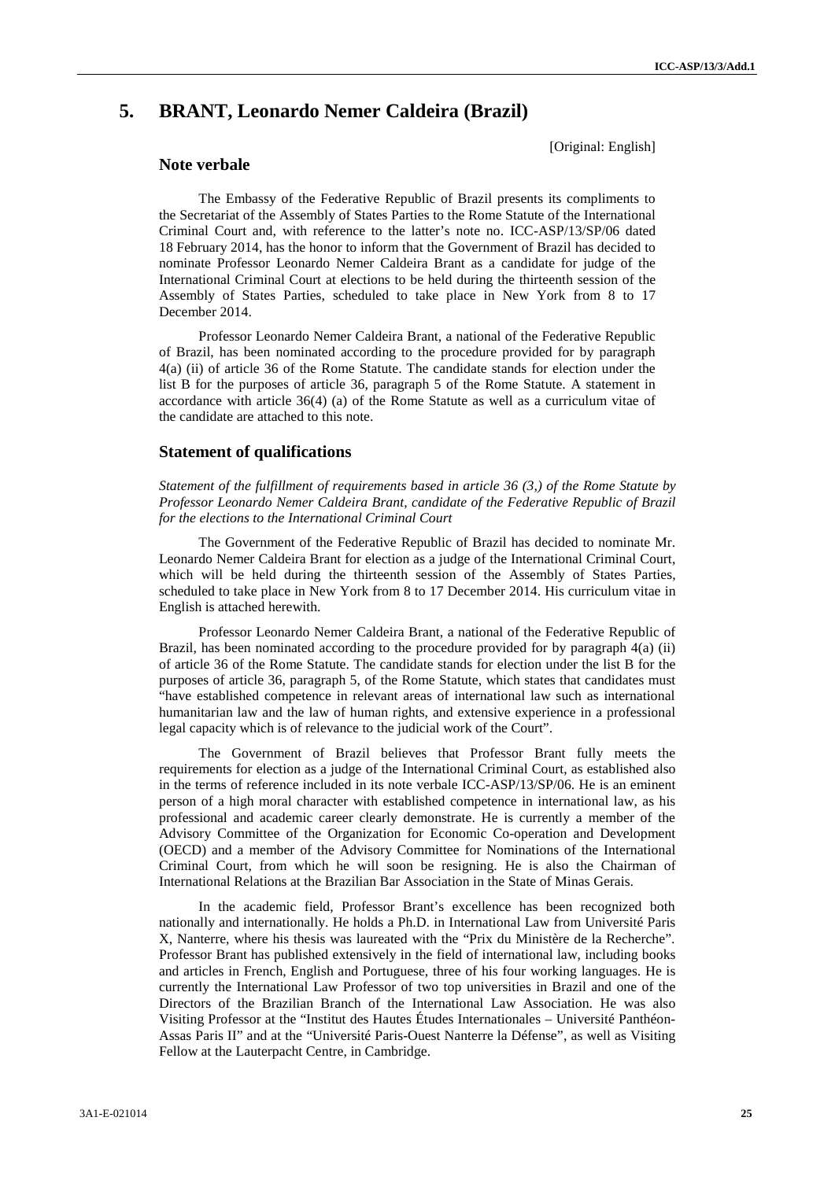# 5. BRANT, Leonardo Nemer Caldeira (Brazil)

[Original: English]

## Note verbale

The Embassy of the Federative Republic of Brazil presents its compliments to the Secretariat of the Assembly of States Parties to the Rome Statute of the International Criminal Court and, with reference to the latter's note no. ICC-ASP/13/SP/06 dated 18 February 2014, has the honor to inform that the Government of Brazil has decided to nominate Professor Leonardo Nemer Caldeira Brant as a candidate for judge of the International Criminal Court at elections to be held during the thirteenth session of the Assembly of States Parties, scheduled to take place in New York from 8 to 17 December 2014.

Professor Leonardo Nemer Caldeira Brant, a national of the Federative Republic of Brazil, has been nominated according to the procedure provided for by paragraph 4(a) (ii) of article 36 of the Rome Statute. The candidate stands for election under the list B for the purposes of article 36, paragraph 5 of the Rome Statute. A statement in accordance with article 36(4) (a) of the Rome Statute as well as a curriculum vitae of the candidate are attached to this note.

## Statement of qualifications

*Statement of the fulfillment of requirements based in article 36 (3,) of the Rome Statute by Professor Leonardo Nemer Caldeira Brant, candidate of the Federative Republic of Brazil for the elections to the International Criminal Court*

The Government of the Federative Republic of Brazil has decided to nominate Mr. Leonardo Nemer Caldeira Brant for election as a judge of the International Criminal Court, which will be held during the thirteenth session of the Assembly of States Parties, scheduled to take place in New York from 8 to 17 December 2014. His curriculum vitae in English is attached herewith.

Professor Leonardo Nemer Caldeira Brant, a national of the Federative Republic of Brazil, has been nominated according to the procedure provided for by paragraph 4(a) (ii) of article 36 of the Rome Statute. The candidate stands for election under the list B for the purposes of article 36, paragraph 5, of the Rome Statute, which states that candidates must "have established competence in relevant areas of international law such as international humanitarian law and the law of human rights, and extensive experience in a professional legal capacity which is of relevance to the judicial work of the Court".

The Government of Brazil believes that Professor Brant fully meets the requirements for election as a judge of the International Criminal Court, as established also in the terms of reference included in its note verbale ICC-ASP/13/SP/06. He is an eminent person of a high moral character with established competence in international law, as his professional and academic career clearly demonstrate. He is currently a member of the Advisory Committee of the Organization for Economic Co-operation and Development (OECD) and a member of the Advisory Committee for Nominations of the International Criminal Court, from which he will soon be resigning. He is also the Chairman of International Relations at the Brazilian Bar Association in the State of Minas Gerais.

In the academic field, Professor Brant's excellence has been recognized both nationally and internationally. He holds a Ph.D. in International Law from Université Paris X, Nanterre, where his thesis was laureated with the "Prix du Ministère de la Recherche". Professor Brant has published extensively in the field of international law, including books and articles in French, English and Portuguese, three of his four working languages. He is currently the International Law Professor of two top universities in Brazil and one of the Directors of the Brazilian Branch of the International Law Association. He was also Visiting Professor at the "Institut des Hautes Études Internationales – Université Panthéon-Assas Paris II" and at the "Université Paris-Ouest Nanterre la Défense", as well as Visiting Fellow at the Lauterpacht Centre, in Cambridge.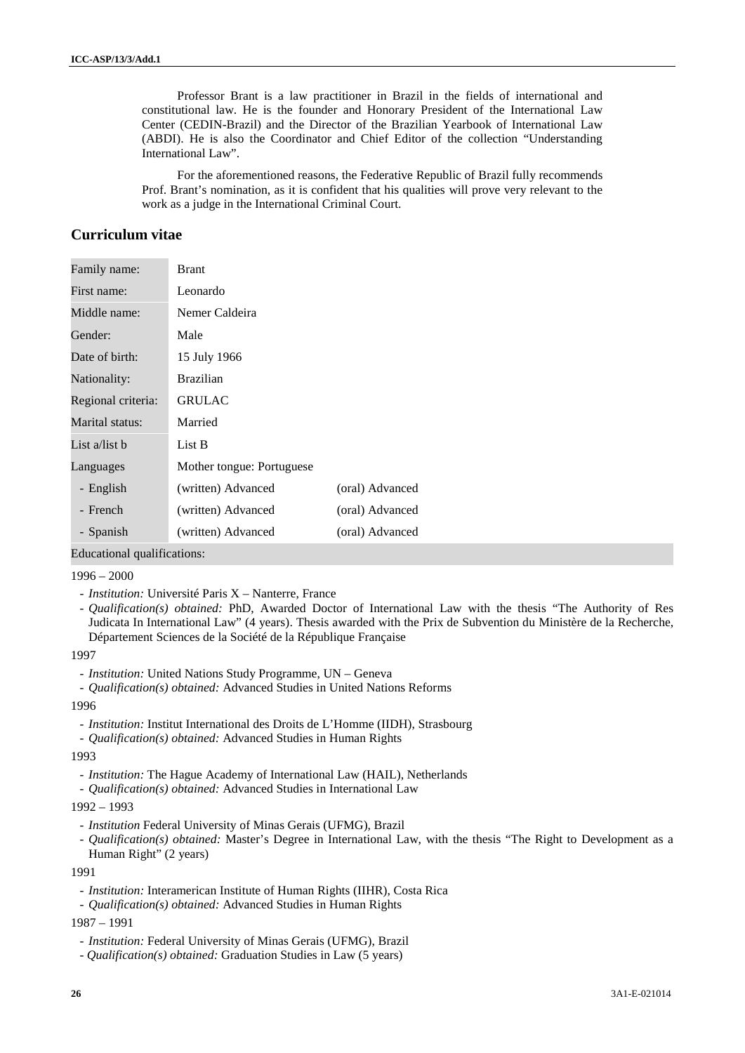Professor Brant is a law practitioner in Brazil in the fields of international and constitutional law. He is the founder and Honorary President of the International Law Center (CEDIN-Brazil) and the Director of the Brazilian Yearbook of International Law (ABDI). He is also the Coordinator and Chief Editor of the collection "Understanding International Law".

For the aforementioned reasons, the Federative Republic of Brazil fully recommends Prof. Brant's nomination, as it is confident that his qualities will prove very relevant to the work as a judge in the International Criminal Court.

## Curriculum vitae

| Family name: | Brant | |
|---|---|---|
| First name: | Leonardo | |
| Middle name: | Nemer Caldeira | |
| Gender: | Male | |
| Date of birth: | 15 July 1966 | |
| Nationality: | Brazilian | |
| Regional criteria: | GRULAC | |
| Marital status: | Married | |
| List a/list b | List B | |
| Languages | Mother tongue: Portuguese | |
| - English | (written) Advanced | (oral) Advanced |
| - French | (written) Advanced | (oral) Advanced |
| - Spanish | (written) Advanced | (oral) Advanced |

Educational qualifications:

1996 – 2000

- *Institution:* Université Paris X – Nanterre, France
- *Qualification(s) obtained:* PhD, Awarded Doctor of International Law with the thesis "The Authority of Res Judicata In International Law" (4 years). Thesis awarded with the Prix de Subvention du Ministère de la Recherche, Département Sciences de la Société de la République Française

1997

- *Institution:* United Nations Study Programme, UN – Geneva
- *Qualification(s) obtained:* Advanced Studies in United Nations Reforms

1996

- *Institution:* Institut International des Droits de L'Homme (IIDH), Strasbourg
- *Qualification(s) obtained:* Advanced Studies in Human Rights

1993

- *Institution:* The Hague Academy of International Law (HAIL), Netherlands
- *Qualification(s) obtained:* Advanced Studies in International Law

1992 – 1993

- *Institution* Federal University of Minas Gerais (UFMG), Brazil
- *Qualification(s) obtained:* Master's Degree in International Law, with the thesis "The Right to Development as a Human Right" (2 years)

1991

- *Institution:* Interamerican Institute of Human Rights (IIHR), Costa Rica
- *Qualification(s) obtained:* Advanced Studies in Human Rights

1987 – 1991

- *Institution:* Federal University of Minas Gerais (UFMG), Brazil
- *Qualification(s) obtained:* Graduation Studies in Law (5 years)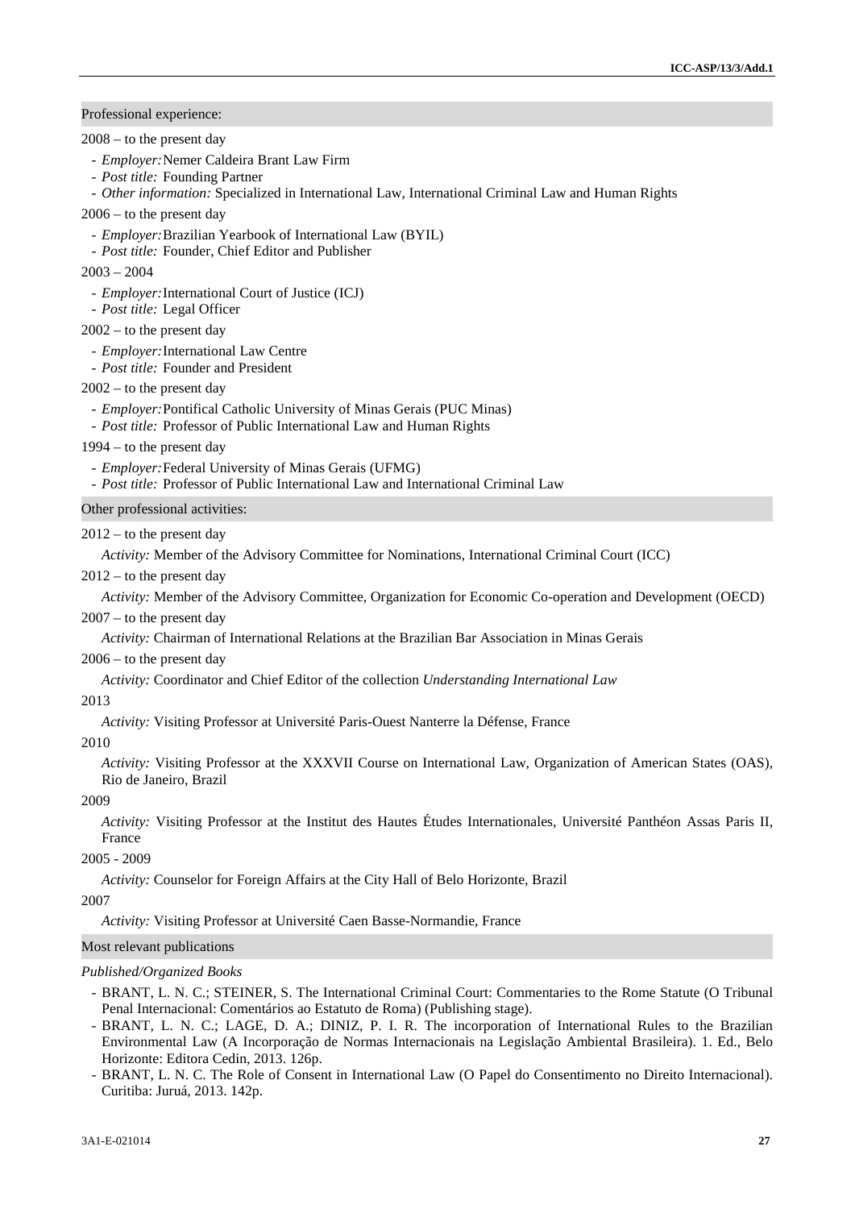Professional experience:

2008 – to the present day

- *Employer:* Nemer Caldeira Brant Law Firm
- *Post title:* Founding Partner
- *Other information:* Specialized in International Law, International Criminal Law and Human Rights

2006 – to the present day

- *Employer:* Brazilian Yearbook of International Law (BYIL)
- *Post title:* Founder, Chief Editor and Publisher

2003 – 2004

- *Employer:* International Court of Justice (ICJ)
- *Post title:* Legal Officer

2002 – to the present day

- *Employer:* International Law Centre
- *Post title:* Founder and President

2002 – to the present day

- *Employer:* Pontifical Catholic University of Minas Gerais (PUC Minas)
- *Post title:* Professor of Public International Law and Human Rights

1994 – to the present day

- *Employer:* Federal University of Minas Gerais (UFMG)
- *Post title:* Professor of Public International Law and International Criminal Law

Other professional activities:

2012 – to the present day

*Activity:* Member of the Advisory Committee for Nominations, International Criminal Court (ICC)

2012 – to the present day

*Activity:* Member of the Advisory Committee, Organization for Economic Co-operation and Development (OECD)

2007 – to the present day

*Activity:* Chairman of International Relations at the Brazilian Bar Association in Minas Gerais

2006 – to the present day

*Activity:* Coordinator and Chief Editor of the collection *Understanding International Law*

2013

*Activity:* Visiting Professor at Université Paris-Ouest Nanterre la Défense, France

2010

*Activity:* Visiting Professor at the XXXVII Course on International Law, Organization of American States (OAS), Rio de Janeiro, Brazil

2009

*Activity:* Visiting Professor at the Institut des Hautes Études Internationales, Université Panthéon Assas Paris II, France

2005 - 2009

*Activity:* Counselor for Foreign Affairs at the City Hall of Belo Horizonte, Brazil

2007

*Activity:* Visiting Professor at Université Caen Basse-Normandie, France

Most relevant publications

*Published/Organized Books*

- BRANT, L. N. C.; STEINER, S. The International Criminal Court: Commentaries to the Rome Statute (O Tribunal Penal Internacional: Comentários ao Estatuto de Roma) (Publishing stage).
- BRANT, L. N. C.; LAGE, D. A.; DINIZ, P. I. R. The incorporation of International Rules to the Brazilian Environmental Law (A Incorporação de Normas Internacionais na Legislação Ambiental Brasileira). 1. Ed., Belo Horizonte: Editora Cedin, 2013. 126p.
- BRANT, L. N. C. The Role of Consent in International Law (O Papel do Consentimento no Direito Internacional). Curitiba: Juruá, 2013. 142p.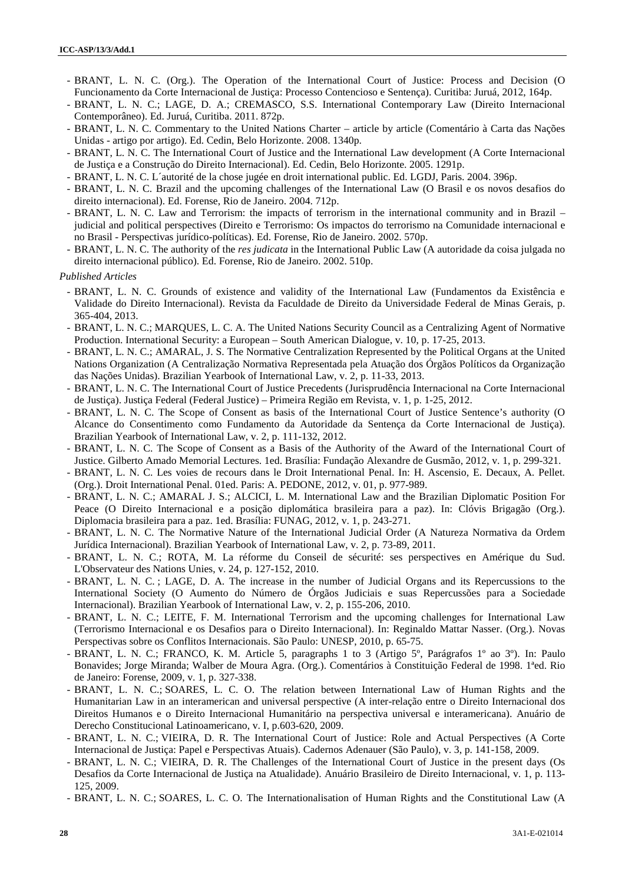- BRANT, L. N. C. (Org.). The Operation of the International Court of Justice: Process and Decision (O Funcionamento da Corte Internacional de Justiça: Processo Contencioso e Sentença). Curitiba: Juruá, 2012, 164p.
- BRANT, L. N. C.; LAGE, D. A.; CREMASCO, S.S. International Contemporary Law (Direito Internacional Contemporâneo). Ed. Juruá, Curitiba. 2011. 872p.
- BRANT, L. N. C. Commentary to the United Nations Charter – article by article (Comentário à Carta das Nações Unidas - artigo por artigo). Ed. Cedin, Belo Horizonte. 2008. 1340p.
- BRANT, L. N. C. The International Court of Justice and the International Law development (A Corte Internacional de Justiça e a Construção do Direito Internacional). Ed. Cedin, Belo Horizonte. 2005. 1291p.
- BRANT, L. N. C. L´autorité de la chose jugée en droit international public. Ed. LGDJ, Paris. 2004. 396p.
- BRANT, L. N. C. Brazil and the upcoming challenges of the International Law (O Brasil e os novos desafios do direito internacional). Ed. Forense, Rio de Janeiro. 2004. 712p.
- BRANT, L. N. C. Law and Terrorism: the impacts of terrorism in the international community and in Brazil – judicial and political perspectives (Direito e Terrorismo: Os impactos do terrorismo na Comunidade internacional e no Brasil - Perspectivas jurídico-políticas). Ed. Forense, Rio de Janeiro. 2002. 570p.
- BRANT, L. N. C. The authority of the *res judicata* in the International Public Law (A autoridade da coisa julgada no direito internacional público). Ed. Forense, Rio de Janeiro. 2002. 510p.

*Published Articles*

- BRANT, L. N. C. Grounds of existence and validity of the International Law (Fundamentos da Existência e Validade do Direito Internacional). Revista da Faculdade de Direito da Universidade Federal de Minas Gerais, p. 365-404, 2013.
- BRANT, L. N. C.; MARQUES, L. C. A. The United Nations Security Council as a Centralizing Agent of Normative Production. International Security: a European – South American Dialogue, v. 10, p. 17-25, 2013.
- BRANT, L. N. C.; AMARAL, J. S. The Normative Centralization Represented by the Political Organs at the United Nations Organization (A Centralização Normativa Representada pela Atuação dos Órgãos Políticos da Organização das Nações Unidas). Brazilian Yearbook of International Law, v. 2, p. 11-33, 2013.
- BRANT, L. N. C. The International Court of Justice Precedents (Jurisprudência Internacional na Corte Internacional de Justiça). Justiça Federal (Federal Justice) – Primeira Região em Revista, v. 1, p. 1-25, 2012.
- BRANT, L. N. C. The Scope of Consent as basis of the International Court of Justice Sentence's authority (O Alcance do Consentimento como Fundamento da Autoridade da Sentença da Corte Internacional de Justiça). Brazilian Yearbook of International Law, v. 2, p. 111-132, 2012.
- BRANT, L. N. C. The Scope of Consent as a Basis of the Authority of the Award of the International Court of Justice. Gilberto Amado Memorial Lectures. 1ed. Brasília: Fundação Alexandre de Gusmão, 2012, v. 1, p. 299-321.
- BRANT, L. N. C. Les voies de recours dans le Droit International Penal. In: H. Ascensio, E. Decaux, A. Pellet. (Org.). Droit International Penal. 01ed. Paris: A. PEDONE, 2012, v. 01, p. 977-989.
- BRANT, L. N. C.; AMARAL J. S.; ALCICI, L. M. International Law and the Brazilian Diplomatic Position For Peace (O Direito Internacional e a posição diplomática brasileira para a paz). In: Clóvis Brigagão (Org.). Diplomacia brasileira para a paz. 1ed. Brasília: FUNAG, 2012, v. 1, p. 243-271.
- BRANT, L. N. C. The Normative Nature of the International Judicial Order (A Natureza Normativa da Ordem Jurídica Internacional). Brazilian Yearbook of International Law, v. 2, p. 73-89, 2011.
- BRANT, L. N. C.; ROTA, M. La réforme du Conseil de sécurité: ses perspectives en Amérique du Sud. L'Observateur des Nations Unies, v. 24, p. 127-152, 2010.
- BRANT, L. N. C. ; LAGE, D. A. The increase in the number of Judicial Organs and its Repercussions to the International Society (O Aumento do Número de Órgãos Judiciais e suas Repercussões para a Sociedade Internacional). Brazilian Yearbook of International Law, v. 2, p. 155-206, 2010.
- BRANT, L. N. C.; LEITE, F. M. International Terrorism and the upcoming challenges for International Law (Terrorismo Internacional e os Desafios para o Direito Internacional). In: Reginaldo Mattar Nasser. (Org.). Novas Perspectivas sobre os Conflitos Internacionais. São Paulo: UNESP, 2010, p. 65-75.
- BRANT, L. N. C.; FRANCO, K. M. Article 5, paragraphs 1 to 3 (Artigo 5º, Parágrafos 1º ao 3º). In: Paulo Bonavides; Jorge Miranda; Walber de Moura Agra. (Org.). Comentários à Constituição Federal de 1998. 1ªed. Rio de Janeiro: Forense, 2009, v. 1, p. 327-338.
- BRANT, L. N. C.; SOARES, L. C. O. The relation between International Law of Human Rights and the Humanitarian Law in an interamerican and universal perspective (A inter-relação entre o Direito Internacional dos Direitos Humanos e o Direito Internacional Humanitário na perspectiva universal e interamericana). Anuário de Derecho Constitucional Latinoamericano, v. I, p.603-620, 2009.
- BRANT, L. N. C.; VIEIRA, D. R. The International Court of Justice: Role and Actual Perspectives (A Corte Internacional de Justiça: Papel e Perspectivas Atuais). Cadernos Adenauer (São Paulo), v. 3, p. 141-158, 2009.
- BRANT, L. N. C.; VIEIRA, D. R. The Challenges of the International Court of Justice in the present days (Os Desafios da Corte Internacional de Justiça na Atualidade). Anuário Brasileiro de Direito Internacional, v. 1, p. 113-125, 2009.
- BRANT, L. N. C.; SOARES, L. C. O. The Internationalisation of Human Rights and the Constitutional Law (A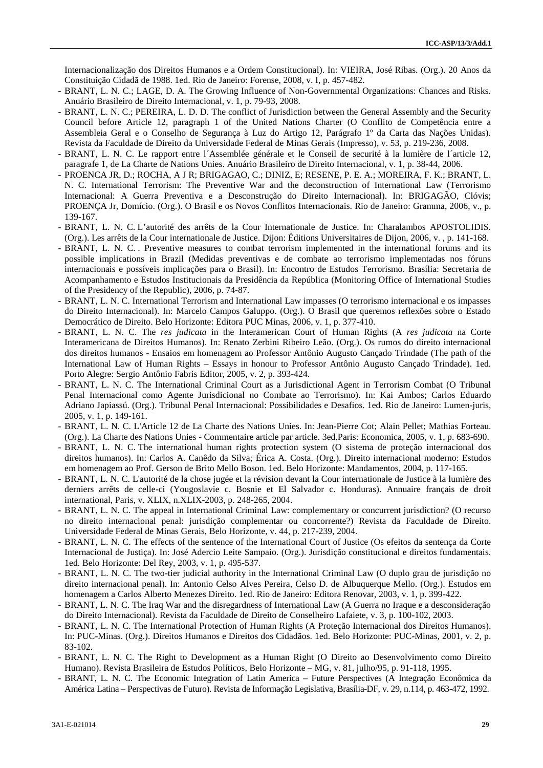Internacionalização dos Direitos Humanos e a Ordem Constitucional). In: VIEIRA, José Ribas. (Org.). 20 Anos da Constituição Cidadã de 1988. 1ed. Rio de Janeiro: Forense, 2008, v. I, p. 457-482.

- BRANT, L. N. C.; LAGE, D. A. The Growing Influence of Non-Governmental Organizations: Chances and Risks. Anuário Brasileiro de Direito Internacional, v. 1, p. 79-93, 2008.
- BRANT, L. N. C.; PEREIRA, L. D. D. The conflict of Jurisdiction between the General Assembly and the Security Council before Article 12, paragraph 1 of the United Nations Charter (O Conflito de Competência entre a Assembleia Geral e o Conselho de Segurança à Luz do Artigo 12, Parágrafo 1º da Carta das Nações Unidas). Revista da Faculdade de Direito da Universidade Federal de Minas Gerais (Impresso), v. 53, p. 219-236, 2008.
- BRANT, L. N. C. Le rapport entre l´Assemblée générale et le Conseil de securité à la lumière de l´article 12, paragrafe 1, de La Charte de Nations Unies. Anuário Brasileiro de Direito Internacional, v. 1, p. 38-44, 2006.
- PROENCA JR, D.; ROCHA, A J R; BRIGAGAO, C.; DINIZ, E; RESENE, P. E. A.; MOREIRA, F. K.; BRANT, L. N. C. International Terrorism: The Preventive War and the deconstruction of International Law (Terrorismo Internacional: A Guerra Preventiva e a Desconstrução do Direito Internacional). In: BRIGAGÃO, Clóvis; PROENÇA Jr, Domício. (Org.). O Brasil e os Novos Conflitos Internacionais. Rio de Janeiro: Gramma, 2006, v., p. 139-167.
- BRANT, L. N. C. L'autorité des arrêts de la Cour Internationale de Justice. In: Charalambos APOSTOLIDIS. (Org.). Les arrêts de la Cour internationale de Justice. Dijon: Éditions Universitaires de Dijon, 2006, v. , p. 141-168.
- BRANT, L. N. C. . Preventive measures to combat terrorism implemented in the international forums and its possible implications in Brazil (Medidas preventivas e de combate ao terrorismo implementadas nos fóruns internacionais e possíveis implicações para o Brasil). In: Encontro de Estudos Terrorismo. Brasília: Secretaria de Acompanhamento e Estudos Institucionais da Presidência da República (Monitoring Office of International Studies of the Presidency of the Republic), 2006, p. 74-87.
- BRANT, L. N. C. International Terrorism and International Law impasses (O terrorismo internacional e os impasses do Direito Internacional). In: Marcelo Campos Galuppo. (Org.). O Brasil que queremos reflexões sobre o Estado Democrático de Direito. Belo Horizonte: Editora PUC Minas, 2006, v. 1, p. 377-410.
- BRANT, L. N. C. The *res judicata* in the Interamerican Court of Human Rights (A *res judicata* na Corte Interamericana de Direitos Humanos). In: Renato Zerbini Ribeiro Leão. (Org.). Os rumos do direito internacional dos direitos humanos - Ensaios em homenagem ao Professor Antônio Augusto Cançado Trindade (The path of the International Law of Human Rights – Essays in honour to Professor Antônio Augusto Cançado Trindade). 1ed. Porto Alegre: Sergio Antônio Fabris Editor, 2005, v. 2, p. 393-424.
- BRANT, L. N. C. The International Criminal Court as a Jurisdictional Agent in Terrorism Combat (O Tribunal Penal Internacional como Agente Jurisdicional no Combate ao Terrorismo). In: Kai Ambos; Carlos Eduardo Adriano Japiassú. (Org.). Tribunal Penal Internacional: Possibilidades e Desafios. 1ed. Rio de Janeiro: Lumen-juris, 2005, v. 1, p. 149-161.
- BRANT, L. N. C. L'Article 12 de La Charte des Nations Unies. In: Jean-Pierre Cot; Alain Pellet; Mathias Forteau. (Org.). La Charte des Nations Unies - Commentaire article par article. 3ed.Paris: Economica, 2005, v. 1, p. 683-690.
- BRANT, L. N. C. The international human rights protection system (O sistema de proteção internacional dos direitos humanos). In: Carlos A. Canêdo da Silva; Érica A. Costa. (Org.). Direito internacional moderno: Estudos em homenagem ao Prof. Gerson de Brito Mello Boson. 1ed. Belo Horizonte: Mandamentos, 2004, p. 117-165.
- BRANT, L. N. C. L'autorité de la chose jugée et la révision devant la Cour internationale de Justice à la lumière des derniers arrêts de celle-ci (Yougoslavie c. Bosnie et El Salvador c. Honduras). Annuaire français de droit international, Paris, v. XLIX, n.XLIX-2003, p. 248-265, 2004.
- BRANT, L. N. C. The appeal in International Criminal Law: complementary or concurrent jurisdiction? (O recurso no direito internacional penal: jurisdição complementar ou concorrente?) Revista da Faculdade de Direito. Universidade Federal de Minas Gerais, Belo Horizonte, v. 44, p. 217-239, 2004.
- BRANT, L. N. C. The effects of the sentence of the International Court of Justice (Os efeitos da sentença da Corte Internacional de Justiça). In: José Adercio Leite Sampaio. (Org.). Jurisdição constitucional e direitos fundamentais. 1ed. Belo Horizonte: Del Rey, 2003, v. 1, p. 495-537.
- BRANT, L. N. C. The two-tier judicial authority in the International Criminal Law (O duplo grau de jurisdição no direito internacional penal). In: Antonio Celso Alves Pereira, Celso D. de Albuquerque Mello. (Org.). Estudos em homenagem a Carlos Alberto Menezes Direito. 1ed. Rio de Janeiro: Editora Renovar, 2003, v. 1, p. 399-422.
- BRANT, L. N. C. The Iraq War and the disregardness of International Law (A Guerra no Iraque e a desconsideração do Direito Internacional). Revista da Faculdade de Direito de Conselheiro Lafaiete, v. 3, p. 100-102, 2003.
- BRANT, L. N. C. The International Protection of Human Rights (A Proteção Internacional dos Direitos Humanos). In: PUC-Minas. (Org.). Direitos Humanos e Direitos dos Cidadãos. 1ed. Belo Horizonte: PUC-Minas, 2001, v. 2, p. 83-102.
- BRANT, L. N. C. The Right to Development as a Human Right (O Direito ao Desenvolvimento como Direito Humano). Revista Brasileira de Estudos Políticos, Belo Horizonte – MG, v. 81, julho/95, p. 91-118, 1995.
- BRANT, L. N. C. The Economic Integration of Latin America – Future Perspectives (A Integração Econômica da América Latina – Perspectivas de Futuro). Revista de Informação Legislativa, Brasília-DF, v. 29, n.114, p. 463-472, 1992.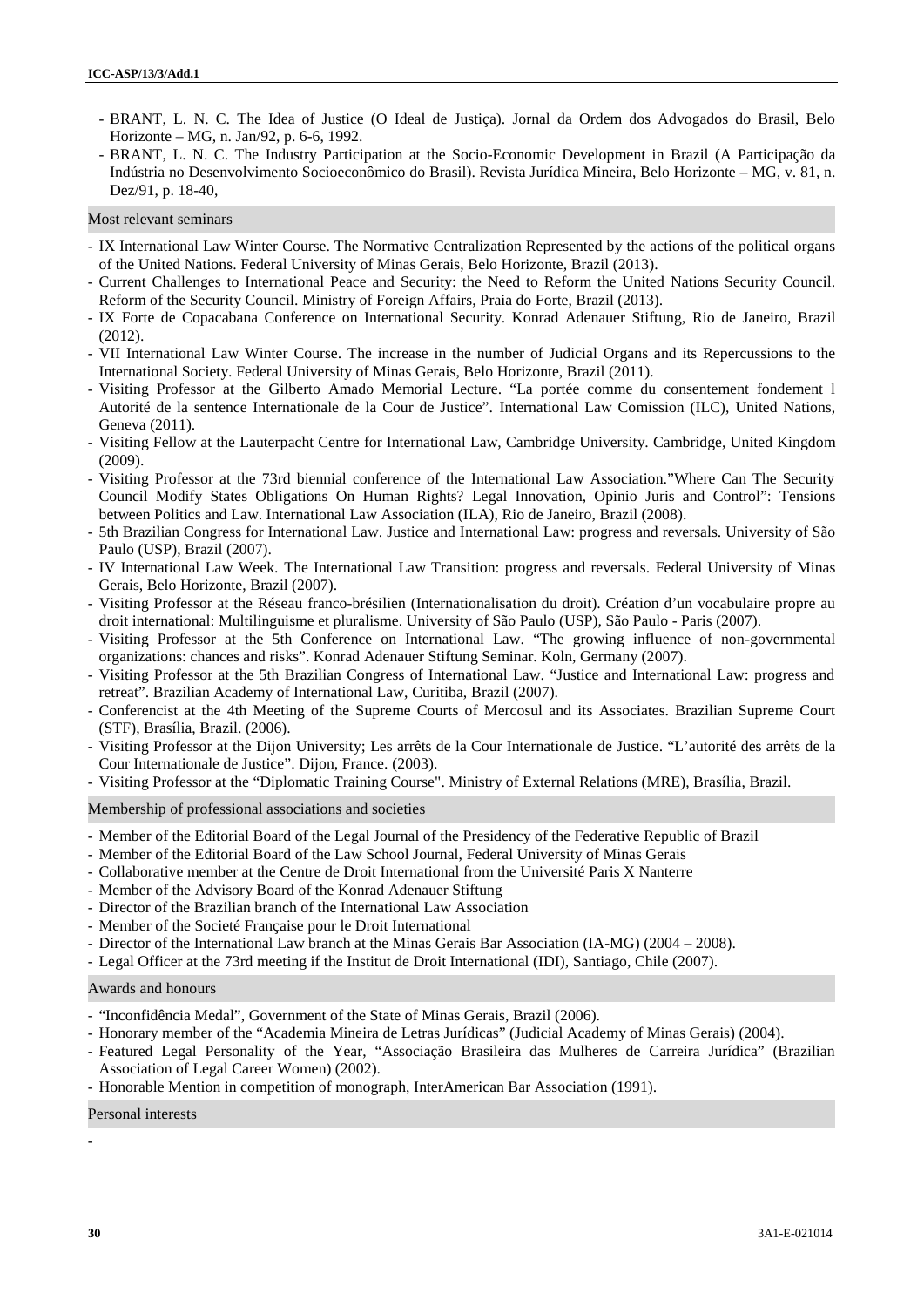- BRANT, L. N. C. The Idea of Justice (O Ideal de Justiça). Jornal da Ordem dos Advogados do Brasil, Belo Horizonte – MG, n. Jan/92, p. 6-6, 1992.
- BRANT, L. N. C. The Industry Participation at the Socio-Economic Development in Brazil (A Participação da Indústria no Desenvolvimento Socioeconômico do Brasil). Revista Jurídica Mineira, Belo Horizonte – MG, v. 81, n. Dez/91, p. 18-40,

### Most relevant seminars

- IX International Law Winter Course. The Normative Centralization Represented by the actions of the political organs of the United Nations. Federal University of Minas Gerais, Belo Horizonte, Brazil (2013).
- Current Challenges to International Peace and Security: the Need to Reform the United Nations Security Council. Reform of the Security Council. Ministry of Foreign Affairs, Praia do Forte, Brazil (2013).
- IX Forte de Copacabana Conference on International Security. Konrad Adenauer Stiftung, Rio de Janeiro, Brazil (2012).
- VII International Law Winter Course. The increase in the number of Judicial Organs and its Repercussions to the International Society. Federal University of Minas Gerais, Belo Horizonte, Brazil (2011).
- Visiting Professor at the Gilberto Amado Memorial Lecture. "La portée comme du consentement fondement l Autorité de la sentence Internationale de la Cour de Justice". International Law Comission (ILC), United Nations, Geneva (2011).
- Visiting Fellow at the Lauterpacht Centre for International Law, Cambridge University. Cambridge, United Kingdom (2009).
- Visiting Professor at the 73rd biennial conference of the International Law Association."Where Can The Security Council Modify States Obligations On Human Rights? Legal Innovation, Opinio Juris and Control": Tensions between Politics and Law. International Law Association (ILA), Rio de Janeiro, Brazil (2008).
- 5th Brazilian Congress for International Law. Justice and International Law: progress and reversals. University of São Paulo (USP), Brazil (2007).
- IV International Law Week. The International Law Transition: progress and reversals. Federal University of Minas Gerais, Belo Horizonte, Brazil (2007).
- Visiting Professor at the Réseau franco-brésilien (Internationalisation du droit). Création d'un vocabulaire propre au droit international: Multilinguisme et pluralisme. University of São Paulo (USP), São Paulo - Paris (2007).
- Visiting Professor at the 5th Conference on International Law. "The growing influence of non-governmental organizations: chances and risks". Konrad Adenauer Stiftung Seminar. Koln, Germany (2007).
- Visiting Professor at the 5th Brazilian Congress of International Law. "Justice and International Law: progress and retreat". Brazilian Academy of International Law, Curitiba, Brazil (2007).
- Conferencist at the 4th Meeting of the Supreme Courts of Mercosul and its Associates. Brazilian Supreme Court (STF), Brasília, Brazil. (2006).
- Visiting Professor at the Dijon University; Les arrêts de la Cour Internationale de Justice. "L'autorité des arrêts de la Cour Internationale de Justice". Dijon, France. (2003).
- Visiting Professor at the "Diplomatic Training Course". Ministry of External Relations (MRE), Brasília, Brazil.

### Membership of professional associations and societies

- Member of the Editorial Board of the Legal Journal of the Presidency of the Federative Republic of Brazil
- Member of the Editorial Board of the Law School Journal, Federal University of Minas Gerais
- Collaborative member at the Centre de Droit International from the Université Paris X Nanterre
- Member of the Advisory Board of the Konrad Adenauer Stiftung
- Director of the Brazilian branch of the International Law Association
- Member of the Societé Française pour le Droit International
- Director of the International Law branch at the Minas Gerais Bar Association (IA-MG) (2004 – 2008).
- Legal Officer at the 73rd meeting if the Institut de Droit International (IDI), Santiago, Chile (2007).

### Awards and honours

- "Inconfidência Medal", Government of the State of Minas Gerais, Brazil (2006).
- Honorary member of the "Academia Mineira de Letras Jurídicas" (Judicial Academy of Minas Gerais) (2004).
- Featured Legal Personality of the Year, "Associação Brasileira das Mulheres de Carreira Jurídica" (Brazilian Association of Legal Career Women) (2002).
- Honorable Mention in competition of monograph, InterAmerican Bar Association (1991).

### Personal interests

-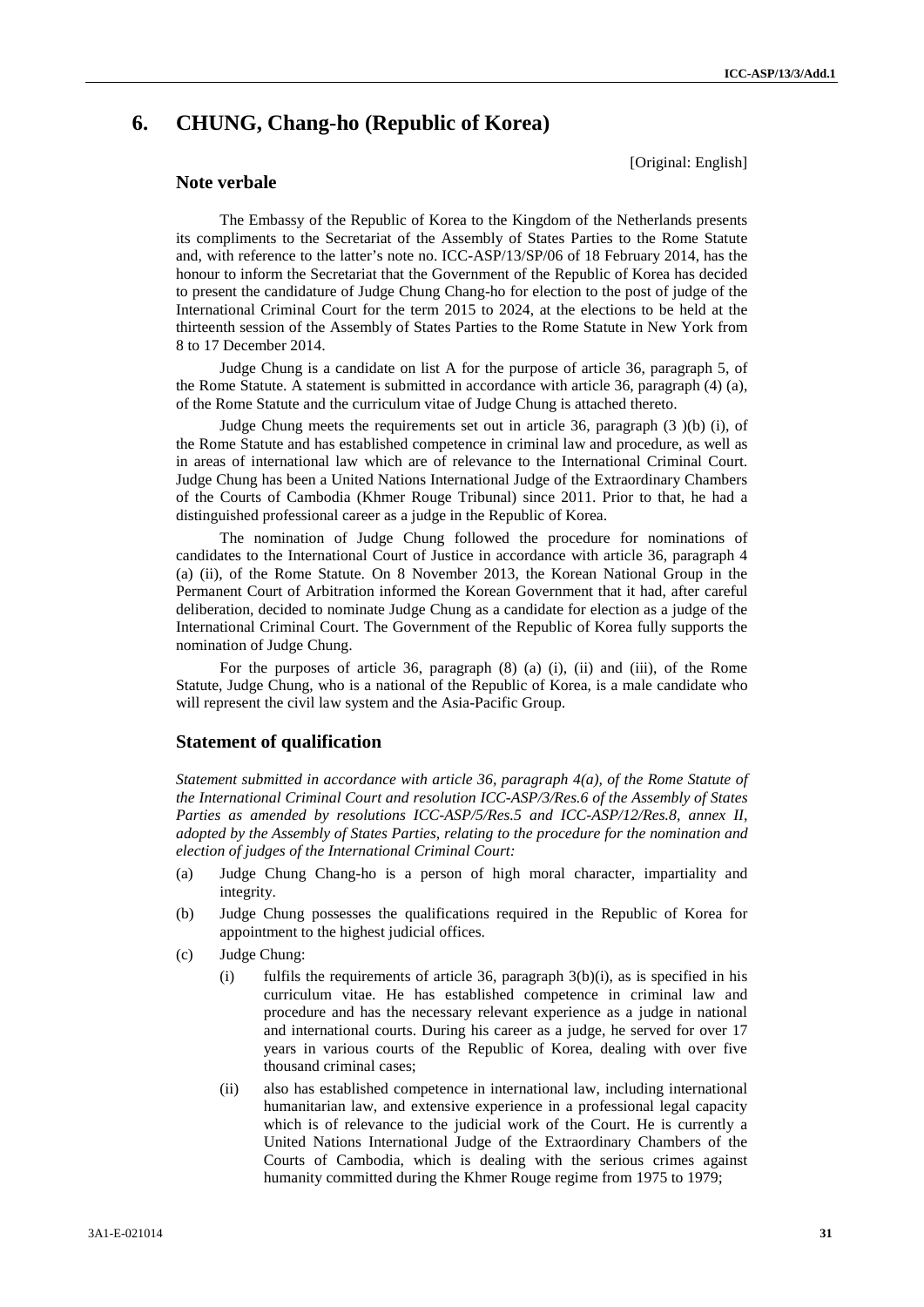# 6. CHUNG, Chang-ho (Republic of Korea)

[Original: English]

## Note verbale

The Embassy of the Republic of Korea to the Kingdom of the Netherlands presents its compliments to the Secretariat of the Assembly of States Parties to the Rome Statute and, with reference to the latter's note no. ICC-ASP/13/SP/06 of 18 February 2014, has the honour to inform the Secretariat that the Government of the Republic of Korea has decided to present the candidature of Judge Chung Chang-ho for election to the post of judge of the International Criminal Court for the term 2015 to 2024, at the elections to be held at the thirteenth session of the Assembly of States Parties to the Rome Statute in New York from 8 to 17 December 2014.

Judge Chung is a candidate on list A for the purpose of article 36, paragraph 5, of the Rome Statute. A statement is submitted in accordance with article 36, paragraph (4) (a), of the Rome Statute and the curriculum vitae of Judge Chung is attached thereto.

Judge Chung meets the requirements set out in article 36, paragraph (3 )(b) (i), of the Rome Statute and has established competence in criminal law and procedure, as well as in areas of international law which are of relevance to the International Criminal Court. Judge Chung has been a United Nations International Judge of the Extraordinary Chambers of the Courts of Cambodia (Khmer Rouge Tribunal) since 2011. Prior to that, he had a distinguished professional career as a judge in the Republic of Korea.

The nomination of Judge Chung followed the procedure for nominations of candidates to the International Court of Justice in accordance with article 36, paragraph 4 (a) (ii), of the Rome Statute. On 8 November 2013, the Korean National Group in the Permanent Court of Arbitration informed the Korean Government that it had, after careful deliberation, decided to nominate Judge Chung as a candidate for election as a judge of the International Criminal Court. The Government of the Republic of Korea fully supports the nomination of Judge Chung.

For the purposes of article 36, paragraph (8) (a) (i), (ii) and (iii), of the Rome Statute, Judge Chung, who is a national of the Republic of Korea, is a male candidate who will represent the civil law system and the Asia-Pacific Group.

## Statement of qualification

*Statement submitted in accordance with article 36, paragraph 4(a), of the Rome Statute of the International Criminal Court and resolution ICC-ASP/3/Res.6 of the Assembly of States Parties as amended by resolutions ICC-ASP/5/Res.5 and ICC-ASP/12/Res.8, annex II, adopted by the Assembly of States Parties, relating to the procedure for the nomination and election of judges of the International Criminal Court:*

(a) Judge Chung Chang-ho is a person of high moral character, impartiality and integrity.

(b) Judge Chung possesses the qualifications required in the Republic of Korea for appointment to the highest judicial offices.

(c) Judge Chung:

  (i) fulfils the requirements of article 36, paragraph 3(b)(i), as is specified in his curriculum vitae. He has established competence in criminal law and procedure and has the necessary relevant experience as a judge in national and international courts. During his career as a judge, he served for over 17 years in various courts of the Republic of Korea, dealing with over five thousand criminal cases;

  (ii) also has established competence in international law, including international humanitarian law, and extensive experience in a professional legal capacity which is of relevance to the judicial work of the Court. He is currently a United Nations International Judge of the Extraordinary Chambers of the Courts of Cambodia, which is dealing with the serious crimes against humanity committed during the Khmer Rouge regime from 1975 to 1979;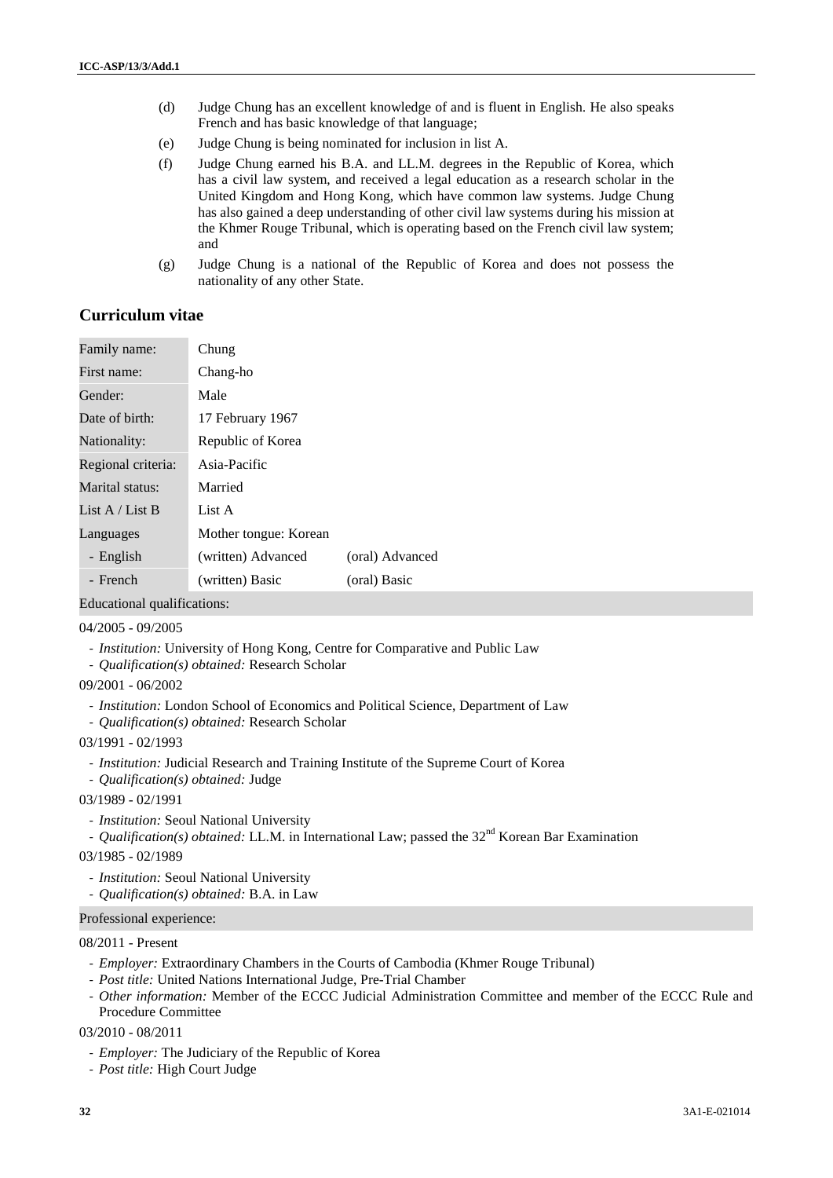(d) Judge Chung has an excellent knowledge of and is fluent in English. He also speaks French and has basic knowledge of that language;

(e) Judge Chung is being nominated for inclusion in list A.

(f) Judge Chung earned his B.A. and LL.M. degrees in the Republic of Korea, which has a civil law system, and received a legal education as a research scholar in the United Kingdom and Hong Kong, which have common law systems. Judge Chung has also gained a deep understanding of other civil law systems during his mission at the Khmer Rouge Tribunal, which is operating based on the French civil law system; and

(g) Judge Chung is a national of the Republic of Korea and does not possess the nationality of any other State.

## Curriculum vitae

| | | |
|---|---|---|
| Family name: | Chung | |
| First name: | Chang-ho | |
| Gender: | Male | |
| Date of birth: | 17 February 1967 | |
| Nationality: | Republic of Korea | |
| Regional criteria: | Asia-Pacific | |
| Marital status: | Married | |
| List A / List B | List A | |
| Languages | Mother tongue: Korean | |
| - English | (written) Advanced | (oral) Advanced |
| - French | (written) Basic | (oral) Basic |

**Educational qualifications:**

04/2005 - 09/2005

- *Institution:* University of Hong Kong, Centre for Comparative and Public Law
- *Qualification(s) obtained:* Research Scholar

09/2001 - 06/2002

- *Institution:* London School of Economics and Political Science, Department of Law
- *Qualification(s) obtained:* Research Scholar

03/1991 - 02/1993

- *Institution:* Judicial Research and Training Institute of the Supreme Court of Korea
- *Qualification(s) obtained:* Judge

03/1989 - 02/1991

- *Institution:* Seoul National University
- *Qualification(s) obtained:* LL.M. in International Law; passed the 32nd Korean Bar Examination

03/1985 - 02/1989

- *Institution:* Seoul National University
- *Qualification(s) obtained:* B.A. in Law

**Professional experience:**

08/2011 - Present

- *Employer:* Extraordinary Chambers in the Courts of Cambodia (Khmer Rouge Tribunal)
- *Post title:* United Nations International Judge, Pre-Trial Chamber
- *Other information:* Member of the ECCC Judicial Administration Committee and member of the ECCC Rule and Procedure Committee

03/2010 - 08/2011

- *Employer:* The Judiciary of the Republic of Korea
- *Post title:* High Court Judge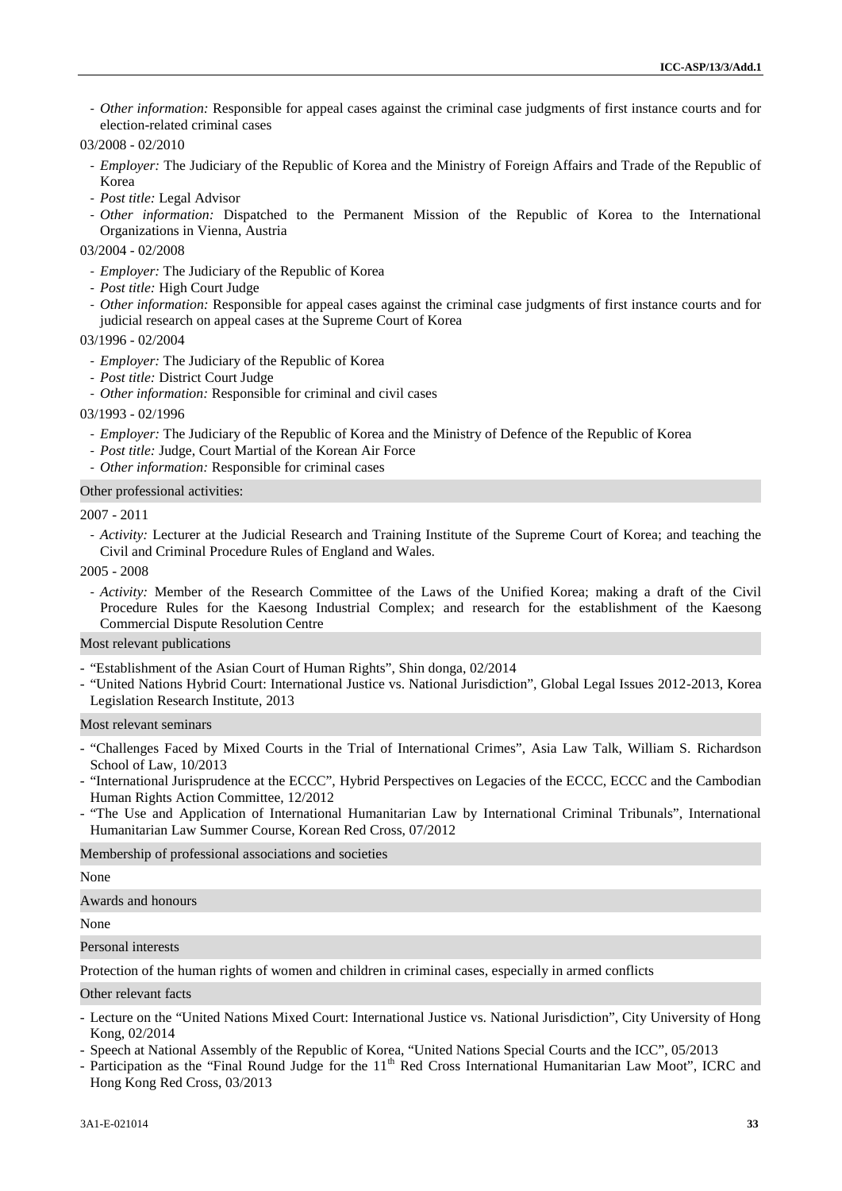- *Other information:* Responsible for appeal cases against the criminal case judgments of first instance courts and for election-related criminal cases

03/2008 - 02/2010

- *Employer:* The Judiciary of the Republic of Korea and the Ministry of Foreign Affairs and Trade of the Republic of Korea
- *Post title:* Legal Advisor
- *Other information:* Dispatched to the Permanent Mission of the Republic of Korea to the International Organizations in Vienna, Austria

03/2004 - 02/2008

- *Employer:* The Judiciary of the Republic of Korea
- *Post title:* High Court Judge
- *Other information:* Responsible for appeal cases against the criminal case judgments of first instance courts and for judicial research on appeal cases at the Supreme Court of Korea

03/1996 - 02/2004

- *Employer:* The Judiciary of the Republic of Korea
- *Post title:* District Court Judge
- *Other information:* Responsible for criminal and civil cases

03/1993 - 02/1996

- *Employer:* The Judiciary of the Republic of Korea and the Ministry of Defence of the Republic of Korea
- *Post title:* Judge, Court Martial of the Korean Air Force
- *Other information:* Responsible for criminal cases

### Other professional activities:

2007 - 2011

- *Activity:* Lecturer at the Judicial Research and Training Institute of the Supreme Court of Korea; and teaching the Civil and Criminal Procedure Rules of England and Wales.

2005 - 2008

- *Activity:* Member of the Research Committee of the Laws of the Unified Korea; making a draft of the Civil Procedure Rules for the Kaesong Industrial Complex; and research for the establishment of the Kaesong Commercial Dispute Resolution Centre

### Most relevant publications

- "Establishment of the Asian Court of Human Rights", Shin donga, 02/2014
- "United Nations Hybrid Court: International Justice vs. National Jurisdiction", Global Legal Issues 2012-2013, Korea Legislation Research Institute, 2013

### Most relevant seminars

- "Challenges Faced by Mixed Courts in the Trial of International Crimes", Asia Law Talk, William S. Richardson School of Law, 10/2013
- "International Jurisprudence at the ECCC", Hybrid Perspectives on Legacies of the ECCC, ECCC and the Cambodian Human Rights Action Committee, 12/2012
- "The Use and Application of International Humanitarian Law by International Criminal Tribunals", International Humanitarian Law Summer Course, Korean Red Cross, 07/2012

### Membership of professional associations and societies

None

### Awards and honours

None

### Personal interests

Protection of the human rights of women and children in criminal cases, especially in armed conflicts

### Other relevant facts

- Lecture on the "United Nations Mixed Court: International Justice vs. National Jurisdiction", City University of Hong Kong, 02/2014
- Speech at National Assembly of the Republic of Korea, "United Nations Special Courts and the ICC", 05/2013
- Participation as the "Final Round Judge for the 11th Red Cross International Humanitarian Law Moot", ICRC and Hong Kong Red Cross, 03/2013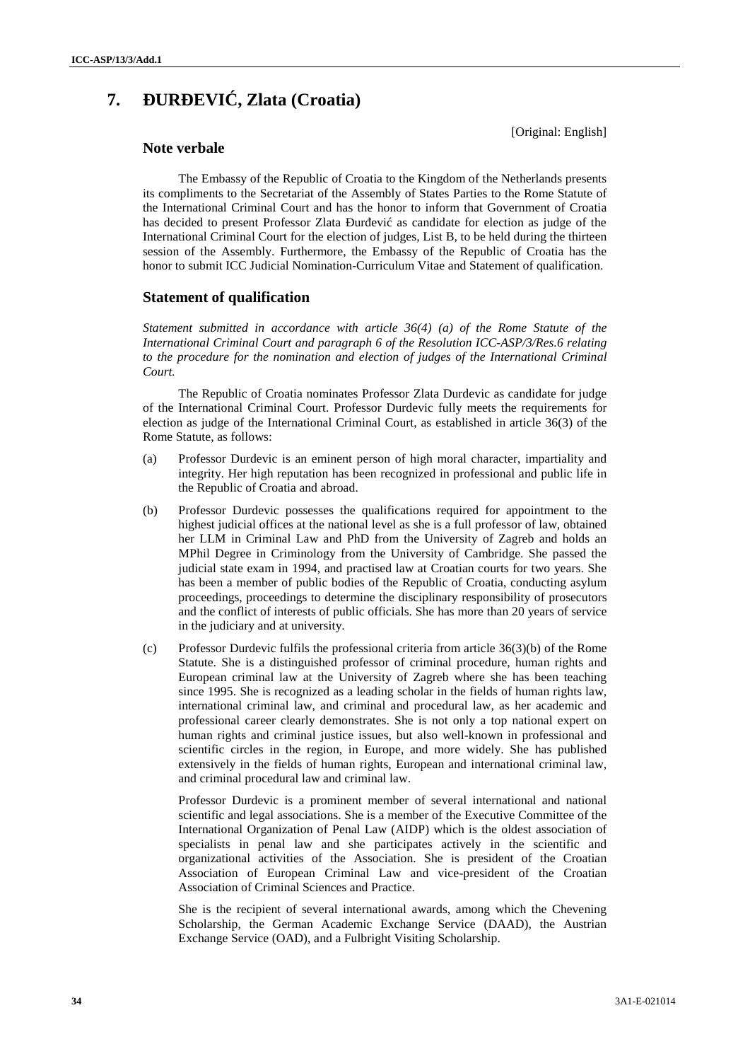# 7. ĐURĐEVIĆ, Zlata (Croatia)

[Original: English]

## Note verbale

The Embassy of the Republic of Croatia to the Kingdom of the Netherlands presents its compliments to the Secretariat of the Assembly of States Parties to the Rome Statute of the International Criminal Court and has the honor to inform that Government of Croatia has decided to present Professor Zlata Đurđević as candidate for election as judge of the International Criminal Court for the election of judges, List B, to be held during the thirteen session of the Assembly. Furthermore, the Embassy of the Republic of Croatia has the honor to submit ICC Judicial Nomination-Curriculum Vitae and Statement of qualification.

## Statement of qualification

*Statement submitted in accordance with article 36(4) (a) of the Rome Statute of the International Criminal Court and paragraph 6 of the Resolution ICC-ASP/3/Res.6 relating to the procedure for the nomination and election of judges of the International Criminal Court.*

The Republic of Croatia nominates Professor Zlata Durdevic as candidate for judge of the International Criminal Court. Professor Durdevic fully meets the requirements for election as judge of the International Criminal Court, as established in article 36(3) of the Rome Statute, as follows:

(a) Professor Durdevic is an eminent person of high moral character, impartiality and integrity. Her high reputation has been recognized in professional and public life in the Republic of Croatia and abroad.

(b) Professor Durdevic possesses the qualifications required for appointment to the highest judicial offices at the national level as she is a full professor of law, obtained her LLM in Criminal Law and PhD from the University of Zagreb and holds an MPhil Degree in Criminology from the University of Cambridge. She passed the judicial state exam in 1994, and practised law at Croatian courts for two years. She has been a member of public bodies of the Republic of Croatia, conducting asylum proceedings, proceedings to determine the disciplinary responsibility of prosecutors and the conflict of interests of public officials. She has more than 20 years of service in the judiciary and at university.

(c) Professor Durdevic fulfils the professional criteria from article 36(3)(b) of the Rome Statute. She is a distinguished professor of criminal procedure, human rights and European criminal law at the University of Zagreb where she has been teaching since 1995. She is recognized as a leading scholar in the fields of human rights law, international criminal law, and criminal and procedural law, as her academic and professional career clearly demonstrates. She is not only a top national expert on human rights and criminal justice issues, but also well-known in professional and scientific circles in the region, in Europe, and more widely. She has published extensively in the fields of human rights, European and international criminal law, and criminal procedural law and criminal law.

Professor Durdevic is a prominent member of several international and national scientific and legal associations. She is a member of the Executive Committee of the International Organization of Penal Law (AIDP) which is the oldest association of specialists in penal law and she participates actively in the scientific and organizational activities of the Association. She is president of the Croatian Association of European Criminal Law and vice-president of the Croatian Association of Criminal Sciences and Practice.

She is the recipient of several international awards, among which the Chevening Scholarship, the German Academic Exchange Service (DAAD), the Austrian Exchange Service (OAD), and a Fulbright Visiting Scholarship.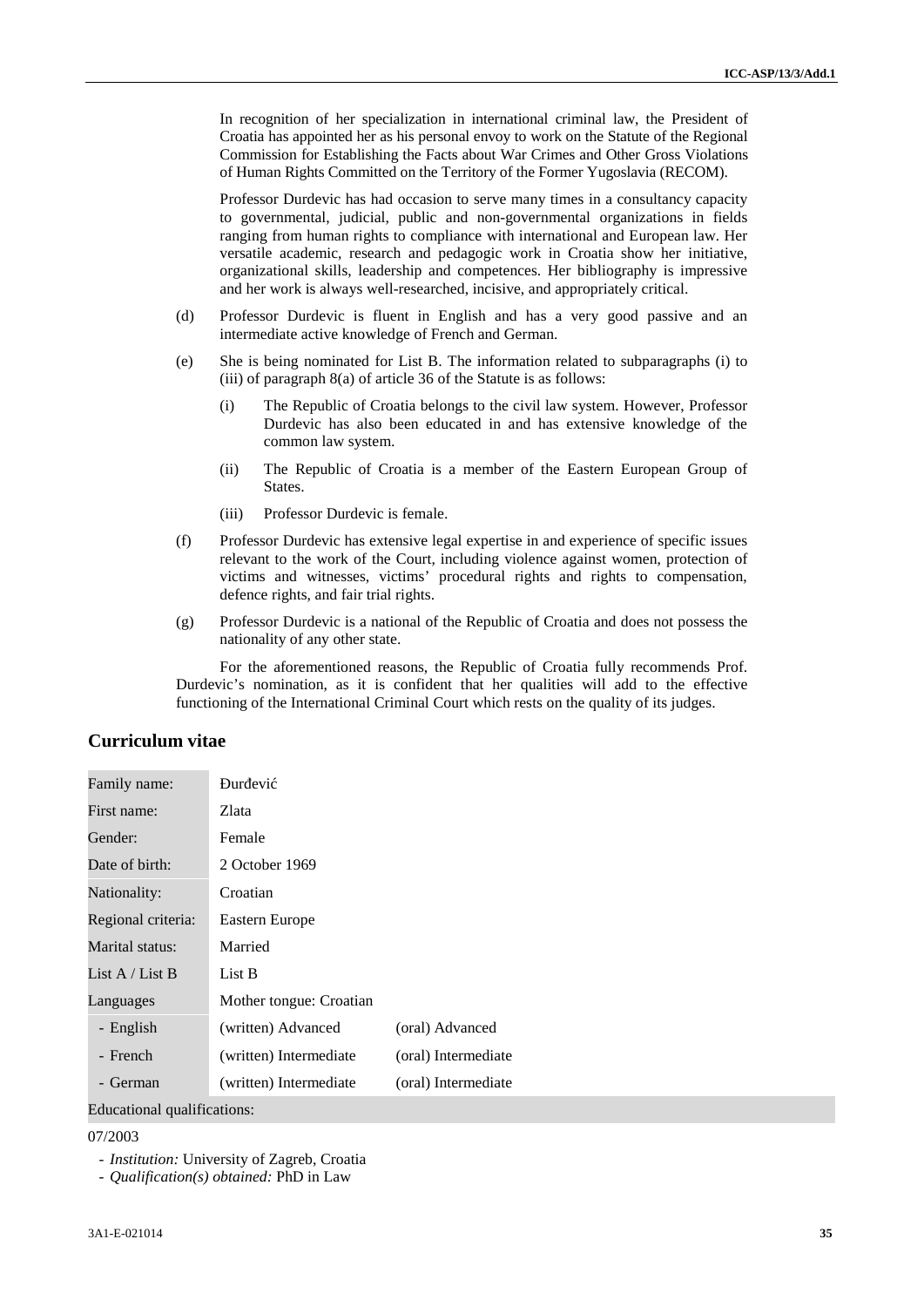In recognition of her specialization in international criminal law, the President of Croatia has appointed her as his personal envoy to work on the Statute of the Regional Commission for Establishing the Facts about War Crimes and Other Gross Violations of Human Rights Committed on the Territory of the Former Yugoslavia (RECOM).

Professor Durdevic has had occasion to serve many times in a consultancy capacity to governmental, judicial, public and non-governmental organizations in fields ranging from human rights to compliance with international and European law. Her versatile academic, research and pedagogic work in Croatia show her initiative, organizational skills, leadership and competences. Her bibliography is impressive and her work is always well-researched, incisive, and appropriately critical.

(d) Professor Durdevic is fluent in English and has a very good passive and an intermediate active knowledge of French and German.

(e) She is being nominated for List B. The information related to subparagraphs (i) to (iii) of paragraph 8(a) of article 36 of the Statute is as follows:

 (i) The Republic of Croatia belongs to the civil law system. However, Professor Durdevic has also been educated in and has extensive knowledge of the common law system.

 (ii) The Republic of Croatia is a member of the Eastern European Group of States.

 (iii) Professor Durdevic is female.

(f) Professor Durdevic has extensive legal expertise in and experience of specific issues relevant to the work of the Court, including violence against women, protection of victims and witnesses, victims' procedural rights and rights to compensation, defence rights, and fair trial rights.

(g) Professor Durdevic is a national of the Republic of Croatia and does not possess the nationality of any other state.

For the aforementioned reasons, the Republic of Croatia fully recommends Prof. Durdevic's nomination, as it is confident that her qualities will add to the effective functioning of the International Criminal Court which rests on the quality of its judges.

## Curriculum vitae

| | | |
|---|---|---|
| Family name: | Đurđević | |
| First name: | Zlata | |
| Gender: | Female | |
| Date of birth: | 2 October 1969 | |
| Nationality: | Croatian | |
| Regional criteria: | Eastern Europe | |
| Marital status: | Married | |
| List A / List B | List B | |
| Languages | Mother tongue: Croatian | |
| - English | (written) Advanced | (oral) Advanced |
| - French | (written) Intermediate | (oral) Intermediate |
| - German | (written) Intermediate | (oral) Intermediate |

Educational qualifications:

07/2003

- *Institution:* University of Zagreb, Croatia
- *Qualification(s) obtained:* PhD in Law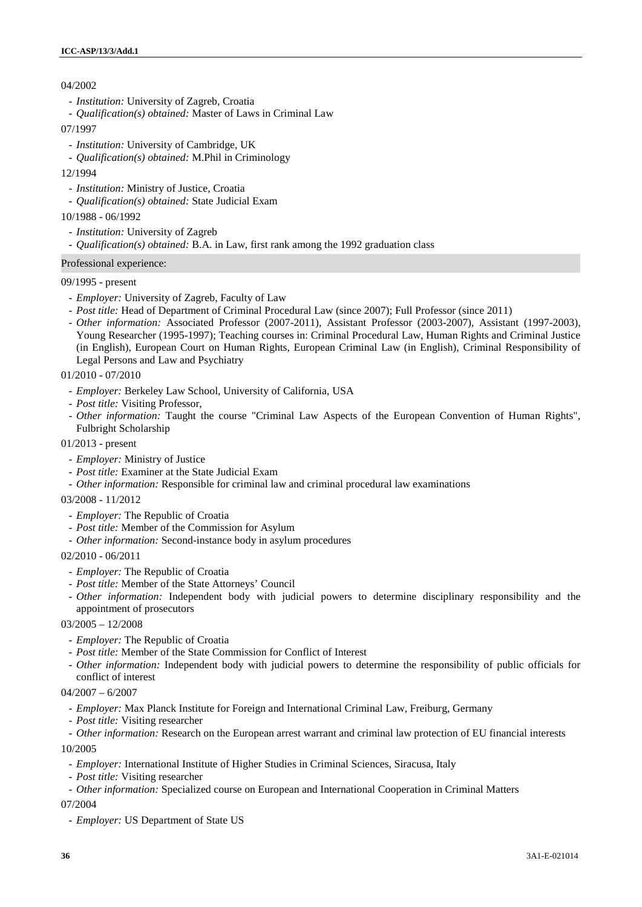04/2002

- *Institution:* University of Zagreb, Croatia
- *Qualification(s) obtained:* Master of Laws in Criminal Law

07/1997

- *Institution:* University of Cambridge, UK
- *Qualification(s) obtained:* M.Phil in Criminology

12/1994

- *Institution:* Ministry of Justice, Croatia
- *Qualification(s) obtained:* State Judicial Exam

10/1988 - 06/1992

- *Institution:* University of Zagreb
- *Qualification(s) obtained:* B.A. in Law, first rank among the 1992 graduation class

Professional experience:

09/1995 - present

- *Employer:* University of Zagreb, Faculty of Law
- *Post title:* Head of Department of Criminal Procedural Law (since 2007); Full Professor (since 2011)
- *Other information:* Associated Professor (2007-2011), Assistant Professor (2003-2007), Assistant (1997-2003), Young Researcher (1995-1997); Teaching courses in: Criminal Procedural Law, Human Rights and Criminal Justice (in English), European Court on Human Rights, European Criminal Law (in English), Criminal Responsibility of Legal Persons and Law and Psychiatry

01/2010 - 07/2010

- *Employer:* Berkeley Law School, University of California, USA
- *Post title:* Visiting Professor,
- *Other information:* Taught the course "Criminal Law Aspects of the European Convention of Human Rights", Fulbright Scholarship

01/2013 - present

- *Employer:* Ministry of Justice
- *Post title:* Examiner at the State Judicial Exam
- *Other information:* Responsible for criminal law and criminal procedural law examinations

03/2008 - 11/2012

- *Employer:* The Republic of Croatia
- *Post title:* Member of the Commission for Asylum
- *Other information:* Second-instance body in asylum procedures

02/2010 - 06/2011

- *Employer:* The Republic of Croatia
- *Post title:* Member of the State Attorneys' Council
- *Other information:* Independent body with judicial powers to determine disciplinary responsibility and the appointment of prosecutors

03/2005 – 12/2008

- *Employer:* The Republic of Croatia
- *Post title:* Member of the State Commission for Conflict of Interest
- *Other information:* Independent body with judicial powers to determine the responsibility of public officials for conflict of interest

04/2007 – 6/2007

- *Employer:* Max Planck Institute for Foreign and International Criminal Law, Freiburg, Germany
- *Post title:* Visiting researcher
- *Other information:* Research on the European arrest warrant and criminal law protection of EU financial interests

10/2005

- *Employer:* International Institute of Higher Studies in Criminal Sciences, Siracusa, Italy
- *Post title:* Visiting researcher
- *Other information:* Specialized course on European and International Cooperation in Criminal Matters

07/2004

- *Employer:* US Department of State US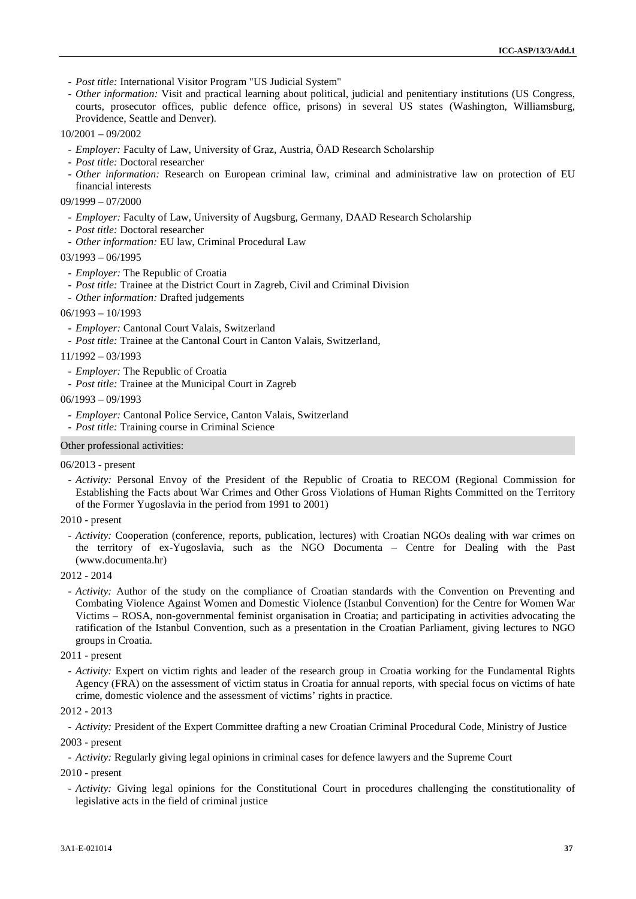- *Post title:* International Visitor Program "US Judicial System"
- *Other information:* Visit and practical learning about political, judicial and penitentiary institutions (US Congress, courts, prosecutor offices, public defence office, prisons) in several US states (Washington, Williamsburg, Providence, Seattle and Denver).

10/2001 – 09/2002

- *Employer:* Faculty of Law, University of Graz, Austria, ÖAD Research Scholarship
- *Post title:* Doctoral researcher
- *Other information:* Research on European criminal law, criminal and administrative law on protection of EU financial interests

09/1999 – 07/2000

- *Employer:* Faculty of Law, University of Augsburg, Germany, DAAD Research Scholarship
- *Post title:* Doctoral researcher
- *Other information:* EU law, Criminal Procedural Law

03/1993 – 06/1995

- *Employer:* The Republic of Croatia
- *Post title:* Trainee at the District Court in Zagreb, Civil and Criminal Division
- *Other information:* Drafted judgements

06/1993 – 10/1993

- *Employer:* Cantonal Court Valais, Switzerland
- *Post title:* Trainee at the Cantonal Court in Canton Valais, Switzerland,

11/1992 – 03/1993

- *Employer:* The Republic of Croatia
- *Post title:* Trainee at the Municipal Court in Zagreb

06/1993 – 09/1993

- *Employer:* Cantonal Police Service, Canton Valais, Switzerland
- *Post title:* Training course in Criminal Science

Other professional activities:

06/2013 - present

- *Activity:* Personal Envoy of the President of the Republic of Croatia to RECOM (Regional Commission for Establishing the Facts about War Crimes and Other Gross Violations of Human Rights Committed on the Territory of the Former Yugoslavia in the period from 1991 to 2001)

2010 - present

- *Activity:* Cooperation (conference, reports, publication, lectures) with Croatian NGOs dealing with war crimes on the territory of ex-Yugoslavia, such as the NGO Documenta – Centre for Dealing with the Past (www.documenta.hr)

2012 - 2014

- *Activity:* Author of the study on the compliance of Croatian standards with the Convention on Preventing and Combating Violence Against Women and Domestic Violence (Istanbul Convention) for the Centre for Women War Victims – ROSA, non-governmental feminist organisation in Croatia; and participating in activities advocating the ratification of the Istanbul Convention, such as a presentation in the Croatian Parliament, giving lectures to NGO groups in Croatia.

2011 - present

- *Activity:* Expert on victim rights and leader of the research group in Croatia working for the Fundamental Rights Agency (FRA) on the assessment of victim status in Croatia for annual reports, with special focus on victims of hate crime, domestic violence and the assessment of victims' rights in practice.

2012 - 2013

- *Activity:* President of the Expert Committee drafting a new Croatian Criminal Procedural Code, Ministry of Justice

2003 - present

- *Activity:* Regularly giving legal opinions in criminal cases for defence lawyers and the Supreme Court

2010 - present

- *Activity:* Giving legal opinions for the Constitutional Court in procedures challenging the constitutionality of legislative acts in the field of criminal justice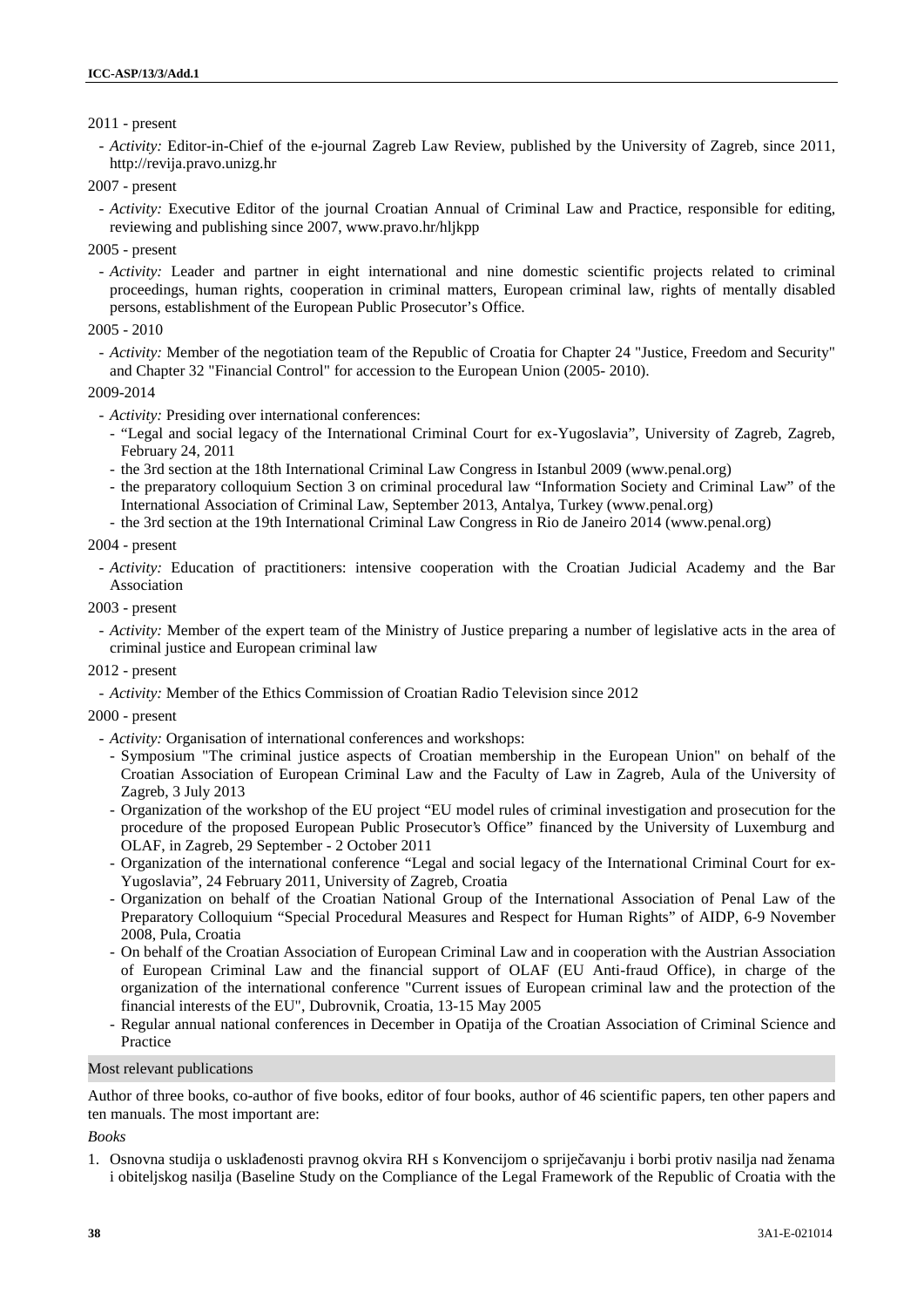2011 - present

- *Activity:* Editor-in-Chief of the e-journal Zagreb Law Review, published by the University of Zagreb, since 2011, http://revija.pravo.unizg.hr

2007 - present

- *Activity:* Executive Editor of the journal Croatian Annual of Criminal Law and Practice, responsible for editing, reviewing and publishing since 2007, www.pravo.hr/hljkpp

2005 - present

- *Activity:* Leader and partner in eight international and nine domestic scientific projects related to criminal proceedings, human rights, cooperation in criminal matters, European criminal law, rights of mentally disabled persons, establishment of the European Public Prosecutor's Office.

2005 - 2010

- *Activity:* Member of the negotiation team of the Republic of Croatia for Chapter 24 "Justice, Freedom and Security" and Chapter 32 "Financial Control" for accession to the European Union (2005- 2010).

2009-2014

- *Activity:* Presiding over international conferences:
  - "Legal and social legacy of the International Criminal Court for ex-Yugoslavia", University of Zagreb, Zagreb, February 24, 2011
  - the 3rd section at the 18th International Criminal Law Congress in Istanbul 2009 (www.penal.org)
  - the preparatory colloquium Section 3 on criminal procedural law "Information Society and Criminal Law" of the International Association of Criminal Law, September 2013, Antalya, Turkey (www.penal.org)
  - the 3rd section at the 19th International Criminal Law Congress in Rio de Janeiro 2014 (www.penal.org)

2004 - present

- *Activity:* Education of practitioners: intensive cooperation with the Croatian Judicial Academy and the Bar Association

2003 - present

- *Activity:* Member of the expert team of the Ministry of Justice preparing a number of legislative acts in the area of criminal justice and European criminal law

2012 - present

- *Activity:* Member of the Ethics Commission of Croatian Radio Television since 2012

2000 - present

- *Activity:* Organisation of international conferences and workshops:
  - Symposium "The criminal justice aspects of Croatian membership in the European Union" on behalf of the Croatian Association of European Criminal Law and the Faculty of Law in Zagreb, Aula of the University of Zagreb, 3 July 2013
  - Organization of the workshop of the EU project "EU model rules of criminal investigation and prosecution for the procedure of the proposed European Public Prosecutor's Office" financed by the University of Luxemburg and OLAF, in Zagreb, 29 September - 2 October 2011
  - Organization of the international conference "Legal and social legacy of the International Criminal Court for ex-Yugoslavia", 24 February 2011, University of Zagreb, Croatia
  - Organization on behalf of the Croatian National Group of the International Association of Penal Law of the Preparatory Colloquium "Special Procedural Measures and Respect for Human Rights" of AIDP, 6-9 November 2008, Pula, Croatia
  - On behalf of the Croatian Association of European Criminal Law and in cooperation with the Austrian Association of European Criminal Law and the financial support of OLAF (EU Anti-fraud Office), in charge of the organization of the international conference "Current issues of European criminal law and the protection of the financial interests of the EU", Dubrovnik, Croatia, 13-15 May 2005
  - Regular annual national conferences in December in Opatija of the Croatian Association of Criminal Science and Practice

## Most relevant publications

Author of three books, co-author of five books, editor of four books, author of 46 scientific papers, ten other papers and ten manuals. The most important are:

*Books*

1. Osnovna studija o usklađenosti pravnog okvira RH s Konvencijom o sprječavanju i borbi protiv nasilja nad ženama i obiteljskog nasilja (Baseline Study on the Compliance of the Legal Framework of the Republic of Croatia with the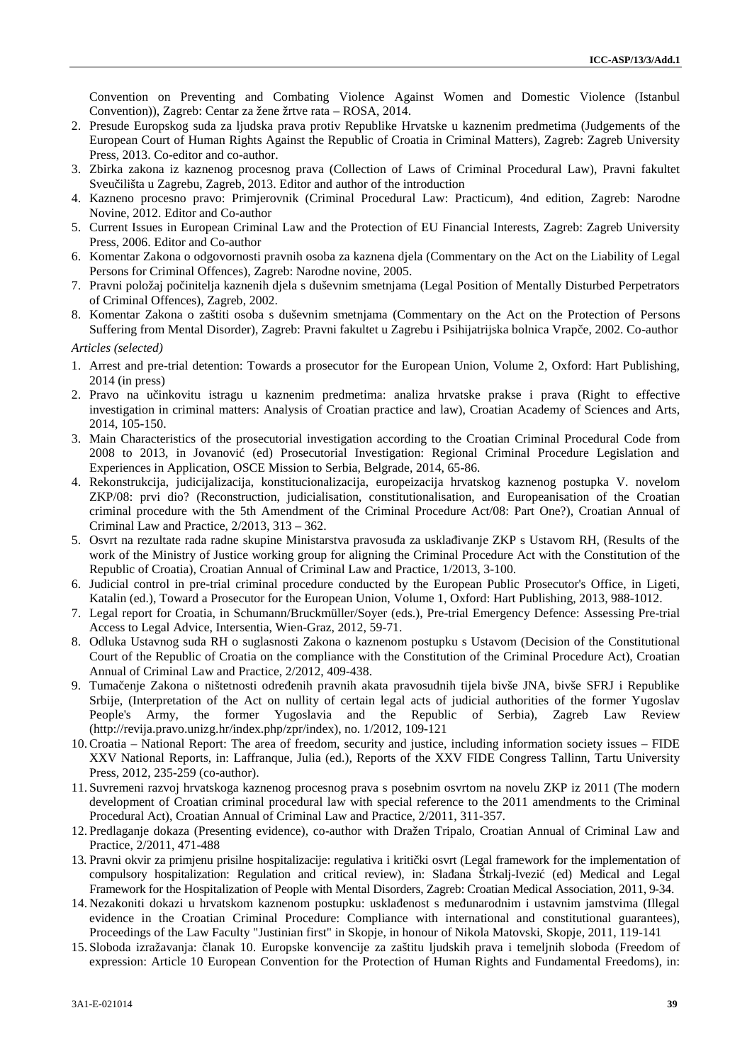Convention on Preventing and Combating Violence Against Women and Domestic Violence (Istanbul Convention)), Zagreb: Centar za žene žrtve rata – ROSA, 2014.

2. Presude Europskog suda za ljudska prava protiv Republike Hrvatske u kaznenim predmetima (Judgements of the European Court of Human Rights Against the Republic of Croatia in Criminal Matters), Zagreb: Zagreb University Press, 2013. Co-editor and co-author.
3. Zbirka zakona iz kaznenog procesnog prava (Collection of Laws of Criminal Procedural Law), Pravni fakultet Sveučilišta u Zagrebu, Zagreb, 2013. Editor and author of the introduction
4. Kazneno procesno pravo: Primjerovnik (Criminal Procedural Law: Practicum), 4nd edition, Zagreb: Narodne Novine, 2012. Editor and Co-author
5. Current Issues in European Criminal Law and the Protection of EU Financial Interests, Zagreb: Zagreb University Press, 2006. Editor and Co-author
6. Komentar Zakona o odgovornosti pravnih osoba za kaznena djela (Commentary on the Act on the Liability of Legal Persons for Criminal Offences), Zagreb: Narodne novine, 2005.
7. Pravni položaj počinitelja kaznenih djela s duševnim smetnjama (Legal Position of Mentally Disturbed Perpetrators of Criminal Offences), Zagreb, 2002.
8. Komentar Zakona o zaštiti osoba s duševnim smetnjama (Commentary on the Act on the Protection of Persons Suffering from Mental Disorder), Zagreb: Pravni fakultet u Zagrebu i Psihijatrijska bolnica Vrapče, 2002. Co-author

*Articles (selected)*

1. Arrest and pre-trial detention: Towards a prosecutor for the European Union, Volume 2, Oxford: Hart Publishing, 2014 (in press)
2. Pravo na učinkovitu istragu u kaznenim predmetima: analiza hrvatske prakse i prava (Right to effective investigation in criminal matters: Analysis of Croatian practice and law), Croatian Academy of Sciences and Arts, 2014, 105-150.
3. Main Characteristics of the prosecutorial investigation according to the Croatian Criminal Procedural Code from 2008 to 2013, in Jovanović (ed) Prosecutorial Investigation: Regional Criminal Procedure Legislation and Experiences in Application, OSCE Mission to Serbia, Belgrade, 2014, 65-86.
4. Rekonstrukcija, judicijalizacija, konstitucionalizacija, europeizacija hrvatskog kaznenog postupka V. novelom ZKP/08: prvi dio? (Reconstruction, judicialisation, constitutionalisation, and Europeanisation of the Croatian criminal procedure with the 5th Amendment of the Criminal Procedure Act/08: Part One?), Croatian Annual of Criminal Law and Practice, 2/2013, 313 – 362.
5. Osvrt na rezultate rada radne skupine Ministarstva pravosuđa za usklađivanje ZKP s Ustavom RH, (Results of the work of the Ministry of Justice working group for aligning the Criminal Procedure Act with the Constitution of the Republic of Croatia), Croatian Annual of Criminal Law and Practice, 1/2013, 3-100.
6. Judicial control in pre-trial criminal procedure conducted by the European Public Prosecutor's Office, in Ligeti, Katalin (ed.), Toward a Prosecutor for the European Union, Volume 1, Oxford: Hart Publishing, 2013, 988-1012.
7. Legal report for Croatia, in Schumann/Bruckmüller/Soyer (eds.), Pre-trial Emergency Defence: Assessing Pre-trial Access to Legal Advice, Intersentia, Wien-Graz, 2012, 59-71.
8. Odluka Ustavnog suda RH o suglasnosti Zakona o kaznenom postupku s Ustavom (Decision of the Constitutional Court of the Republic of Croatia on the compliance with the Constitution of the Criminal Procedure Act), Croatian Annual of Criminal Law and Practice, 2/2012, 409-438.
9. Tumačenje Zakona o ništetnosti određenih pravnih akata pravosudnih tijela bivše JNA, bivše SFRJ i Republike Srbije, (Interpretation of the Act on nullity of certain legal acts of judicial authorities of the former Yugoslav People's Army, the former Yugoslavia and the Republic of Serbia), Zagreb Law Review (http://revija.pravo.unizg.hr/index.php/zpr/index), no. 1/2012, 109-121
10. Croatia – National Report: The area of freedom, security and justice, including information society issues – FIDE XXV National Reports, in: Laffranque, Julia (ed.), Reports of the XXV FIDE Congress Tallinn, Tartu University Press, 2012, 235-259 (co-author).
11. Suvremeni razvoj hrvatskoga kaznenog procesnog prava s posebnim osvrtom na novelu ZKP iz 2011 (The modern development of Croatian criminal procedural law with special reference to the 2011 amendments to the Criminal Procedural Act), Croatian Annual of Criminal Law and Practice, 2/2011, 311-357.
12. Predlaganje dokaza (Presenting evidence), co-author with Dražen Tripalo, Croatian Annual of Criminal Law and Practice, 2/2011, 471-488
13. Pravni okvir za primjenu prisilne hospitalizacije: regulativa i kritički osvrt (Legal framework for the implementation of compulsory hospitalization: Regulation and critical review), in: Slađana Štrkalj-Ivezić (ed) Medical and Legal Framework for the Hospitalization of People with Mental Disorders, Zagreb: Croatian Medical Association, 2011, 9-34.
14. Nezakoniti dokazi u hrvatskom kaznenom postupku: usklađenost s međunarodnim i ustavnim jamstvima (Illegal evidence in the Croatian Criminal Procedure: Compliance with international and constitutional guarantees), Proceedings of the Law Faculty "Justinian first" in Skopje, in honour of Nikola Matovski, Skopje, 2011, 119-141
15. Sloboda izražavanja: članak 10. Europske konvencije za zaštitu ljudskih prava i temeljnih sloboda (Freedom of expression: Article 10 European Convention for the Protection of Human Rights and Fundamental Freedoms), in: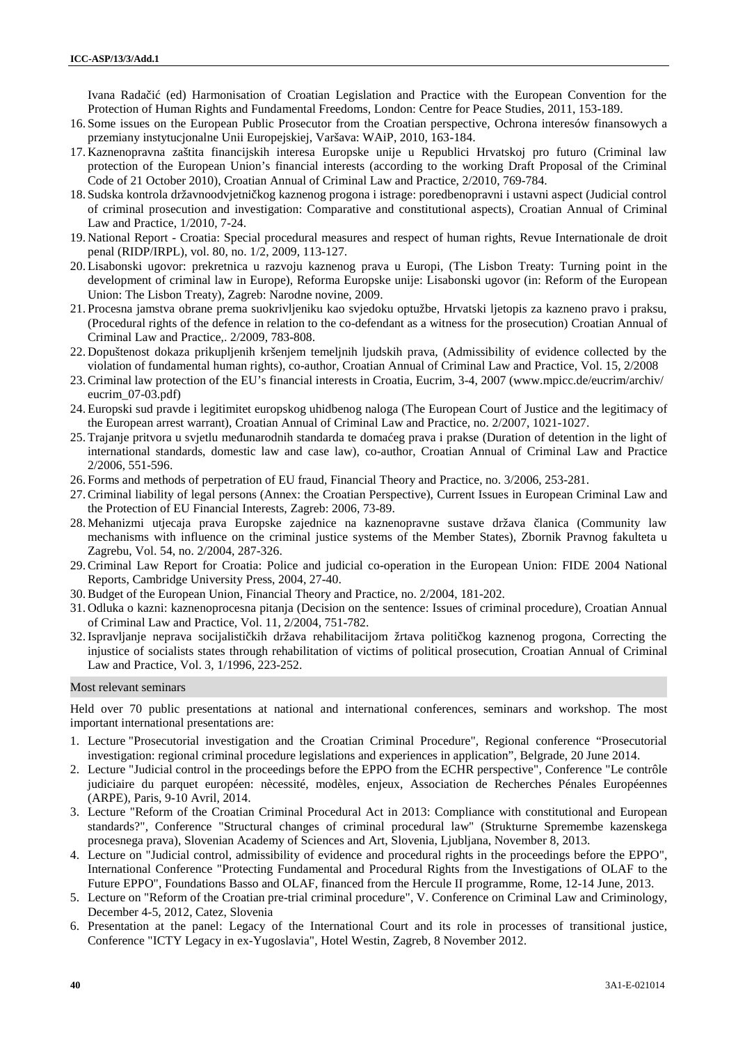Ivana Radačić (ed) Harmonisation of Croatian Legislation and Practice with the European Convention for the Protection of Human Rights and Fundamental Freedoms, London: Centre for Peace Studies, 2011, 153-189.

16. Some issues on the European Public Prosecutor from the Croatian perspective, Ochrona interesów finansowych a przemiany instytucjonalne Unii Europejskiej, Varšava: WAiP, 2010, 163-184.
17. Kaznenopravna zaštita financijskih interesa Europske unije u Republici Hrvatskoj pro futuro (Criminal law protection of the European Union's financial interests (according to the working Draft Proposal of the Criminal Code of 21 October 2010), Croatian Annual of Criminal Law and Practice, 2/2010, 769-784.
18. Sudska kontrola državnoodvjetničkog kaznenog progona i istrage: poredbenopravni i ustavni aspect (Judicial control of criminal prosecution and investigation: Comparative and constitutional aspects), Croatian Annual of Criminal Law and Practice, 1/2010, 7-24.
19. National Report - Croatia: Special procedural measures and respect of human rights, Revue Internationale de droit penal (RIDP/IRPL), vol. 80, no. 1/2, 2009, 113-127.
20. Lisabonski ugovor: prekretnica u razvoju kaznenog prava u Europi, (The Lisbon Treaty: Turning point in the development of criminal law in Europe), Reforma Europske unije: Lisabonski ugovor (in: Reform of the European Union: The Lisbon Treaty), Zagreb: Narodne novine, 2009.
21. Procesna jamstva obrane prema suokrivljeniku kao svjedoku optužbe, Hrvatski ljetopis za kazneno pravo i praksu, (Procedural rights of the defence in relation to the co-defendant as a witness for the prosecution) Croatian Annual of Criminal Law and Practice,. 2/2009, 783-808.
22. Dopuštenost dokaza prikupljenih kršenjem temeljnih ljudskih prava, (Admissibility of evidence collected by the violation of fundamental human rights), co-author, Croatian Annual of Criminal Law and Practice, Vol. 15, 2/2008
23. Criminal law protection of the EU's financial interests in Croatia, Eucrim, 3-4, 2007 (www.mpicc.de/eucrim/archiv/eucrim_07-03.pdf)
24. Europski sud pravde i legitimitet europskog uhidbenog naloga (The European Court of Justice and the legitimacy of the European arrest warrant), Croatian Annual of Criminal Law and Practice, no. 2/2007, 1021-1027.
25. Trajanje pritvora u svjetlu međunarodnih standarda te domaćeg prava i prakse (Duration of detention in the light of international standards, domestic law and case law), co-author, Croatian Annual of Criminal Law and Practice 2/2006, 551-596.
26. Forms and methods of perpetration of EU fraud, Financial Theory and Practice, no. 3/2006, 253-281.
27. Criminal liability of legal persons (Annex: the Croatian Perspective), Current Issues in European Criminal Law and the Protection of EU Financial Interests, Zagreb: 2006, 73-89.
28. Mehanizmi utjecaja prava Europske zajednice na kaznenopravne sustave država članica (Community law mechanisms with influence on the criminal justice systems of the Member States), Zbornik Pravnog fakulteta u Zagrebu, Vol. 54, no. 2/2004, 287-326.
29. Criminal Law Report for Croatia: Police and judicial co-operation in the European Union: FIDE 2004 National Reports, Cambridge University Press, 2004, 27-40.
30. Budget of the European Union, Financial Theory and Practice, no. 2/2004, 181-202.
31. Odluka o kazni: kaznenoprocesna pitanja (Decision on the sentence: Issues of criminal procedure), Croatian Annual of Criminal Law and Practice, Vol. 11, 2/2004, 751-782.
32. Ispravljanje neprava socijalističkih država rehabilitacijom žrtava političkog kaznenog progona, Correcting the injustice of socialists states through rehabilitation of victims of political prosecution, Croatian Annual of Criminal Law and Practice, Vol. 3, 1/1996, 223-252.

## Most relevant seminars

Held over 70 public presentations at national and international conferences, seminars and workshop. The most important international presentations are:

1. Lecture "Prosecutorial investigation and the Croatian Criminal Procedure", Regional conference "Prosecutorial investigation: regional criminal procedure legislations and experiences in application", Belgrade, 20 June 2014.
2. Lecture "Judicial control in the proceedings before the EPPO from the ECHR perspective", Conference "Le contrôle judiciaire du parquet européen: nècessité, modèles, enjeux, Association de Recherches Pénales Européennes (ARPE), Paris, 9-10 Avril, 2014.
3. Lecture "Reform of the Croatian Criminal Procedural Act in 2013: Compliance with constitutional and European standards?", Conference "Structural changes of criminal procedural law" (Strukturne Spremembe kazenskega procesnega prava), Slovenian Academy of Sciences and Art, Slovenia, Ljubljana, November 8, 2013.
4. Lecture on "Judicial control, admissibility of evidence and procedural rights in the proceedings before the EPPO", International Conference "Protecting Fundamental and Procedural Rights from the Investigations of OLAF to the Future EPPO", Foundations Basso and OLAF, financed from the Hercule II programme, Rome, 12-14 June, 2013.
5. Lecture on "Reform of the Croatian pre-trial criminal procedure", V. Conference on Criminal Law and Criminology, December 4-5, 2012, Catez, Slovenia
6. Presentation at the panel: Legacy of the International Court and its role in processes of transitional justice, Conference "ICTY Legacy in ex-Yugoslavia", Hotel Westin, Zagreb, 8 November 2012.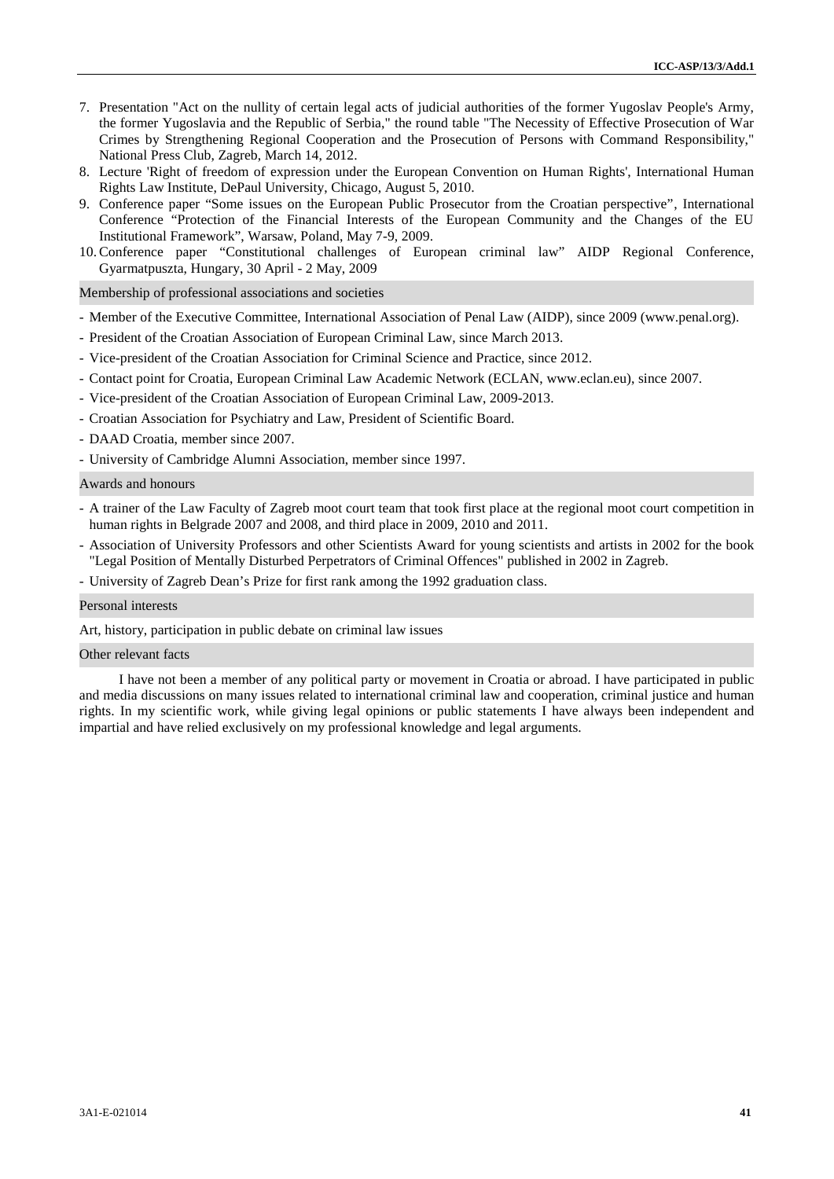7. Presentation "Act on the nullity of certain legal acts of judicial authorities of the former Yugoslav People's Army, the former Yugoslavia and the Republic of Serbia," the round table "The Necessity of Effective Prosecution of War Crimes by Strengthening Regional Cooperation and the Prosecution of Persons with Command Responsibility," National Press Club, Zagreb, March 14, 2012.
8. Lecture 'Right of freedom of expression under the European Convention on Human Rights', International Human Rights Law Institute, DePaul University, Chicago, August 5, 2010.
9. Conference paper "Some issues on the European Public Prosecutor from the Croatian perspective", International Conference "Protection of the Financial Interests of the European Community and the Changes of the EU Institutional Framework", Warsaw, Poland, May 7-9, 2009.
10. Conference paper "Constitutional challenges of European criminal law" AIDP Regional Conference, Gyarmatpuszta, Hungary, 30 April - 2 May, 2009

### Membership of professional associations and societies

- Member of the Executive Committee, International Association of Penal Law (AIDP), since 2009 (www.penal.org).
- President of the Croatian Association of European Criminal Law, since March 2013.
- Vice-president of the Croatian Association for Criminal Science and Practice, since 2012.
- Contact point for Croatia, European Criminal Law Academic Network (ECLAN, www.eclan.eu), since 2007.
- Vice-president of the Croatian Association of European Criminal Law, 2009-2013.
- Croatian Association for Psychiatry and Law, President of Scientific Board.
- DAAD Croatia, member since 2007.
- University of Cambridge Alumni Association, member since 1997.

### Awards and honours

- A trainer of the Law Faculty of Zagreb moot court team that took first place at the regional moot court competition in human rights in Belgrade 2007 and 2008, and third place in 2009, 2010 and 2011.
- Association of University Professors and other Scientists Award for young scientists and artists in 2002 for the book "Legal Position of Mentally Disturbed Perpetrators of Criminal Offences" published in 2002 in Zagreb.
- University of Zagreb Dean's Prize for first rank among the 1992 graduation class.

### Personal interests

Art, history, participation in public debate on criminal law issues

### Other relevant facts

I have not been a member of any political party or movement in Croatia or abroad. I have participated in public and media discussions on many issues related to international criminal law and cooperation, criminal justice and human rights. In my scientific work, while giving legal opinions or public statements I have always been independent and impartial and have relied exclusively on my professional knowledge and legal arguments.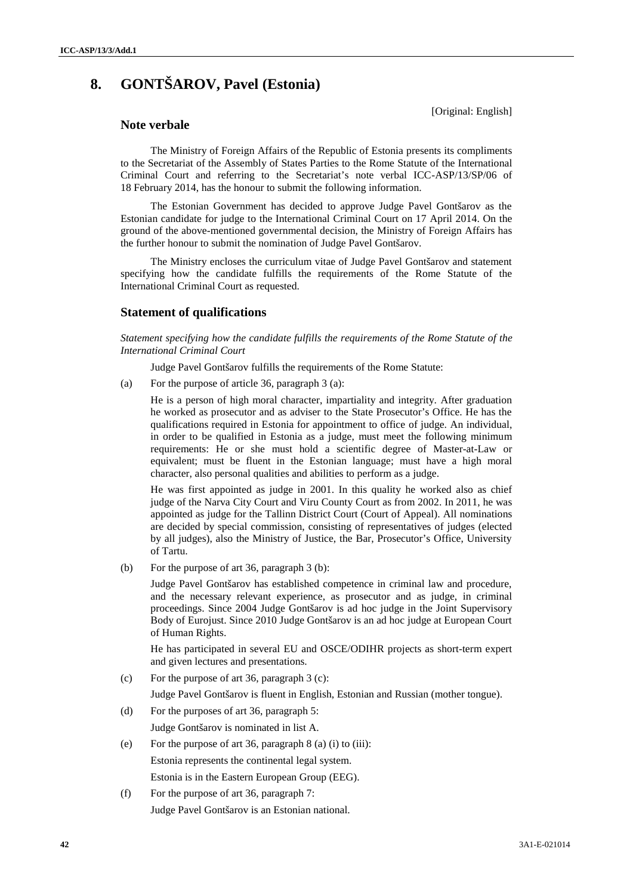## 8. GONTŠAROV, Pavel (Estonia)

[Original: English]

### Note verbale

The Ministry of Foreign Affairs of the Republic of Estonia presents its compliments to the Secretariat of the Assembly of States Parties to the Rome Statute of the International Criminal Court and referring to the Secretariat's note verbal ICC-ASP/13/SP/06 of 18 February 2014, has the honour to submit the following information.

The Estonian Government has decided to approve Judge Pavel Gontšarov as the Estonian candidate for judge to the International Criminal Court on 17 April 2014. On the ground of the above-mentioned governmental decision, the Ministry of Foreign Affairs has the further honour to submit the nomination of Judge Pavel Gontšarov.

The Ministry encloses the curriculum vitae of Judge Pavel Gontšarov and statement specifying how the candidate fulfills the requirements of the Rome Statute of the International Criminal Court as requested.

### Statement of qualifications

*Statement specifying how the candidate fulfills the requirements of the Rome Statute of the International Criminal Court*

Judge Pavel Gontšarov fulfills the requirements of the Rome Statute:

(a) For the purpose of article 36, paragraph 3 (a):

He is a person of high moral character, impartiality and integrity. After graduation he worked as prosecutor and as adviser to the State Prosecutor's Office. He has the qualifications required in Estonia for appointment to office of judge. An individual, in order to be qualified in Estonia as a judge, must meet the following minimum requirements: He or she must hold a scientific degree of Master-at-Law or equivalent; must be fluent in the Estonian language; must have a high moral character, also personal qualities and abilities to perform as a judge.

He was first appointed as judge in 2001. In this quality he worked also as chief judge of the Narva City Court and Viru County Court as from 2002. In 2011, he was appointed as judge for the Tallinn District Court (Court of Appeal). All nominations are decided by special commission, consisting of representatives of judges (elected by all judges), also the Ministry of Justice, the Bar, Prosecutor's Office, University of Tartu.

(b) For the purpose of art 36, paragraph 3 (b):

Judge Pavel Gontšarov has established competence in criminal law and procedure, and the necessary relevant experience, as prosecutor and as judge, in criminal proceedings. Since 2004 Judge Gontšarov is ad hoc judge in the Joint Supervisory Body of Eurojust. Since 2010 Judge Gontšarov is an ad hoc judge at European Court of Human Rights.

He has participated in several EU and OSCE/ODIHR projects as short-term expert and given lectures and presentations.

(c) For the purpose of art 36, paragraph 3 (c):

Judge Pavel Gontšarov is fluent in English, Estonian and Russian (mother tongue).

(d) For the purposes of art 36, paragraph 5:

Judge Gontšarov is nominated in list A.

(e) For the purpose of art 36, paragraph 8 (a) (i) to (iii):

Estonia represents the continental legal system.

Estonia is in the Eastern European Group (EEG).

(f) For the purpose of art 36, paragraph 7:

Judge Pavel Gontšarov is an Estonian national.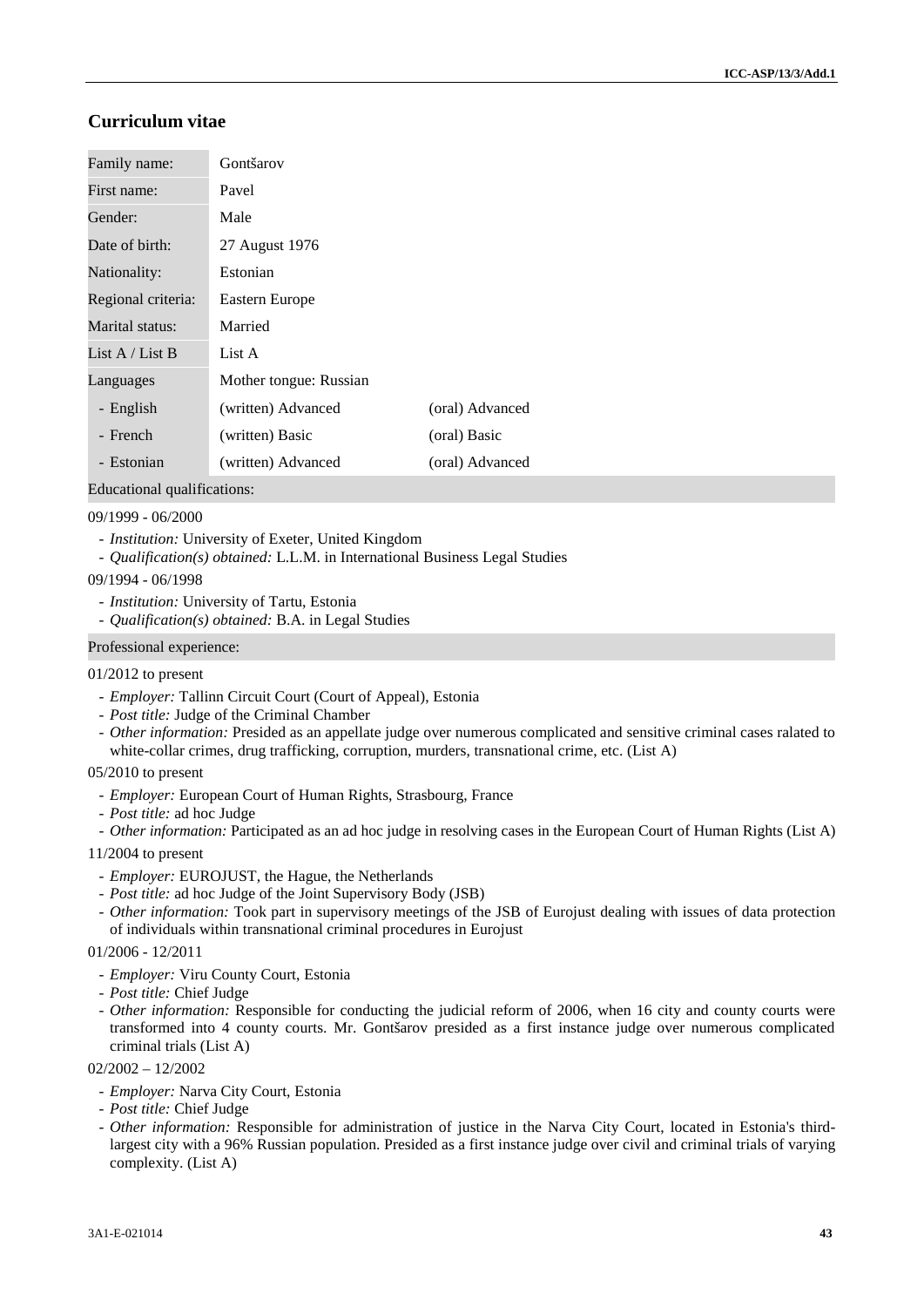## Curriculum vitae

| | | |
|---|---|---|
| Family name: | Gontšarov | |
| First name: | Pavel | |
| Gender: | Male | |
| Date of birth: | 27 August 1976 | |
| Nationality: | Estonian | |
| Regional criteria: | Eastern Europe | |
| Marital status: | Married | |
| List A / List B | List A | |
| Languages | Mother tongue: Russian | |
| - English | (written) Advanced | (oral) Advanced |
| - French | (written) Basic | (oral) Basic |
| - Estonian | (written) Advanced | (oral) Advanced |

Educational qualifications:

09/1999 - 06/2000

- *Institution:* University of Exeter, United Kingdom
- *Qualification(s) obtained:* L.L.M. in International Business Legal Studies

09/1994 - 06/1998

- *Institution:* University of Tartu, Estonia
- *Qualification(s) obtained:* B.A. in Legal Studies

Professional experience:

01/2012 to present

- *Employer:* Tallinn Circuit Court (Court of Appeal), Estonia
- *Post title:* Judge of the Criminal Chamber
- *Other information:* Presided as an appellate judge over numerous complicated and sensitive criminal cases ralated to white-collar crimes, drug trafficking, corruption, murders, transnational crime, etc. (List A)

05/2010 to present

- *Employer:* European Court of Human Rights, Strasbourg, France
- *Post title:* ad hoc Judge
- *Other information:* Participated as an ad hoc judge in resolving cases in the European Court of Human Rights (List A)

11/2004 to present

- *Employer:* EUROJUST, the Hague, the Netherlands
- *Post title:* ad hoc Judge of the Joint Supervisory Body (JSB)
- *Other information:* Took part in supervisory meetings of the JSB of Eurojust dealing with issues of data protection of individuals within transnational criminal procedures in Eurojust

01/2006 - 12/2011

- *Employer:* Viru County Court, Estonia
- *Post title:* Chief Judge
- *Other information:* Responsible for conducting the judicial reform of 2006, when 16 city and county courts were transformed into 4 county courts. Mr. Gontšarov presided as a first instance judge over numerous complicated criminal trials (List A)

02/2002 – 12/2002

- *Employer:* Narva City Court, Estonia
- *Post title:* Chief Judge
- *Other information:* Responsible for administration of justice in the Narva City Court, located in Estonia's third-largest city with a 96% Russian population. Presided as a first instance judge over civil and criminal trials of varying complexity. (List A)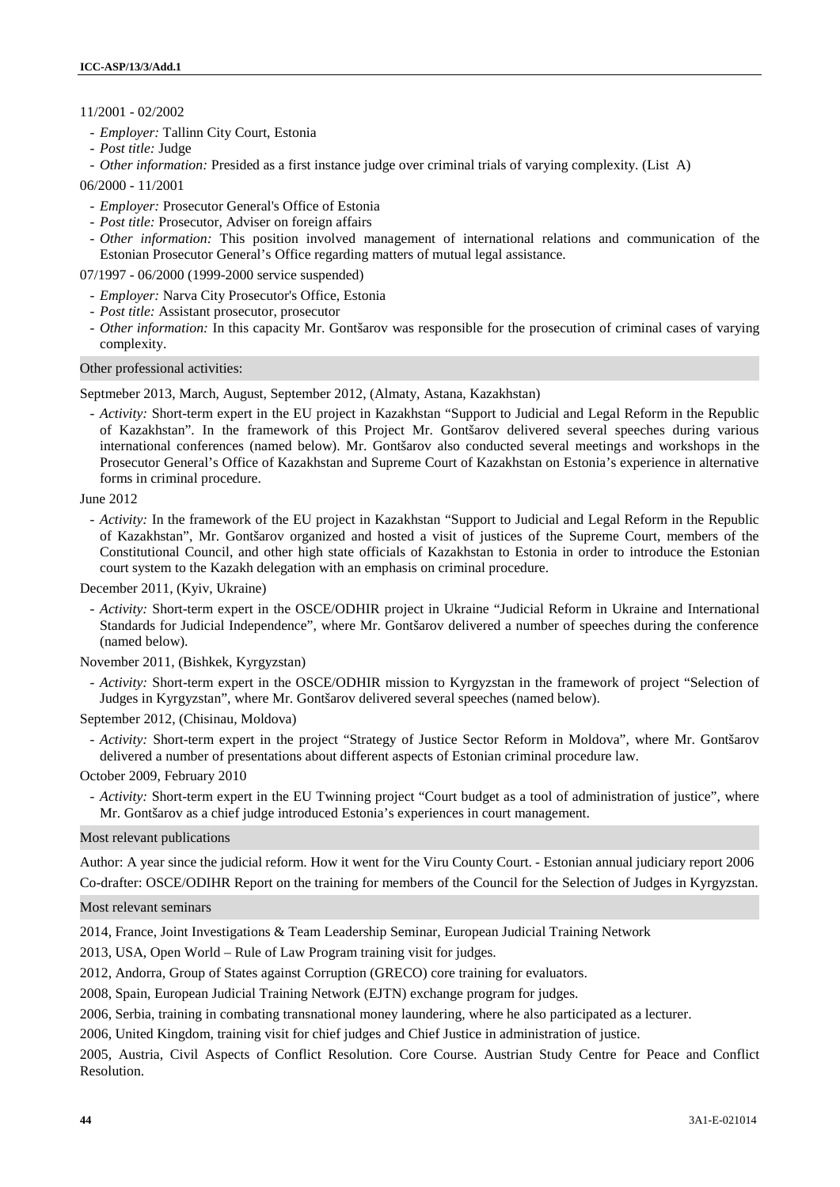11/2001 - 02/2002

- *Employer:* Tallinn City Court, Estonia
- *Post title:* Judge
- *Other information:* Presided as a first instance judge over criminal trials of varying complexity. (List A)

06/2000 - 11/2001

- *Employer:* Prosecutor General's Office of Estonia
- *Post title:* Prosecutor, Adviser on foreign affairs
- *Other information:* This position involved management of international relations and communication of the Estonian Prosecutor General's Office regarding matters of mutual legal assistance.

07/1997 - 06/2000 (1999-2000 service suspended)

- *Employer:* Narva City Prosecutor's Office, Estonia
- *Post title:* Assistant prosecutor, prosecutor
- *Other information:* In this capacity Mr. Gontšarov was responsible for the prosecution of criminal cases of varying complexity.

### Other professional activities:

Septmeber 2013, March, August, September 2012, (Almaty, Astana, Kazakhstan)

- *Activity:* Short-term expert in the EU project in Kazakhstan "Support to Judicial and Legal Reform in the Republic of Kazakhstan". In the framework of this Project Mr. Gontšarov delivered several speeches during various international conferences (named below). Mr. Gontšarov also conducted several meetings and workshops in the Prosecutor General's Office of Kazakhstan and Supreme Court of Kazakhstan on Estonia's experience in alternative forms in criminal procedure.

June 2012

- *Activity:* In the framework of the EU project in Kazakhstan "Support to Judicial and Legal Reform in the Republic of Kazakhstan", Mr. Gontšarov organized and hosted a visit of justices of the Supreme Court, members of the Constitutional Council, and other high state officials of Kazakhstan to Estonia in order to introduce the Estonian court system to the Kazakh delegation with an emphasis on criminal procedure.

December 2011, (Kyiv, Ukraine)

- *Activity:* Short-term expert in the OSCE/ODIHR project in Ukraine "Judicial Reform in Ukraine and International Standards for Judicial Independence", where Mr. Gontšarov delivered a number of speeches during the conference (named below).

November 2011, (Bishkek, Kyrgyzstan)

- *Activity:* Short-term expert in the OSCE/ODIHR mission to Kyrgyzstan in the framework of project "Selection of Judges in Kyrgyzstan", where Mr. Gontšarov delivered several speeches (named below).

September 2012, (Chisinau, Moldova)

- *Activity:* Short-term expert in the project "Strategy of Justice Sector Reform in Moldova", where Mr. Gontšarov delivered a number of presentations about different aspects of Estonian criminal procedure law.

October 2009, February 2010

- *Activity:* Short-term expert in the EU Twinning project "Court budget as a tool of administration of justice", where Mr. Gontšarov as a chief judge introduced Estonia's experiences in court management.

### Most relevant publications

Author: A year since the judicial reform. How it went for the Viru County Court. - Estonian annual judiciary report 2006

Co-drafter: OSCE/ODIHR Report on the training for members of the Council for the Selection of Judges in Kyrgyzstan.

### Most relevant seminars

2014, France, Joint Investigations & Team Leadership Seminar, European Judicial Training Network

2013, USA, Open World – Rule of Law Program training visit for judges.

2012, Andorra, Group of States against Corruption (GRECO) core training for evaluators.

2008, Spain, European Judicial Training Network (EJTN) exchange program for judges.

2006, Serbia, training in combating transnational money laundering, where he also participated as a lecturer.

2006, United Kingdom, training visit for chief judges and Chief Justice in administration of justice.

2005, Austria, Civil Aspects of Conflict Resolution. Core Course. Austrian Study Centre for Peace and Conflict Resolution.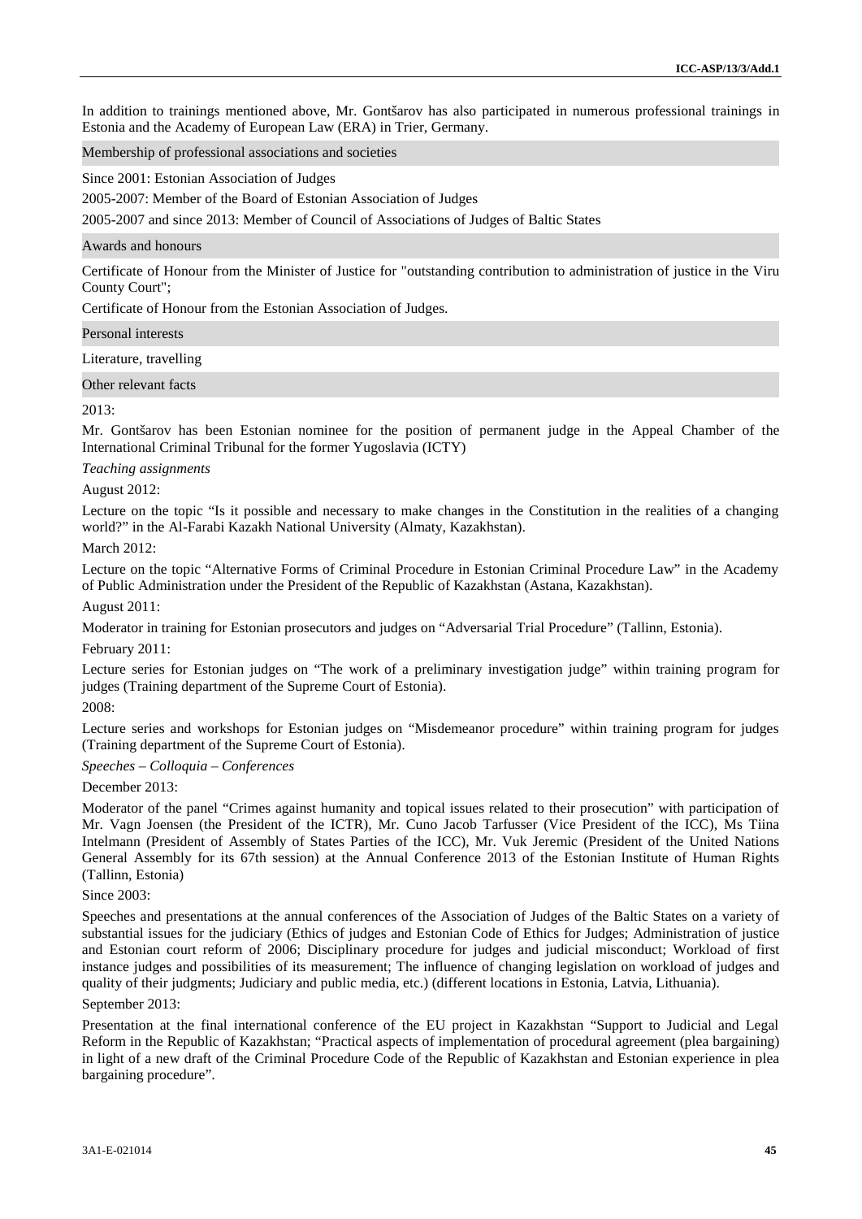In addition to trainings mentioned above, Mr. Gontšarov has also participated in numerous professional trainings in Estonia and the Academy of European Law (ERA) in Trier, Germany.

### Membership of professional associations and societies

Since 2001: Estonian Association of Judges

2005-2007: Member of the Board of Estonian Association of Judges

2005-2007 and since 2013: Member of Council of Associations of Judges of Baltic States

### Awards and honours

Certificate of Honour from the Minister of Justice for "outstanding contribution to administration of justice in the Viru County Court";

Certificate of Honour from the Estonian Association of Judges.

### Personal interests

Literature, travelling

### Other relevant facts

2013:

Mr. Gontšarov has been Estonian nominee for the position of permanent judge in the Appeal Chamber of the International Criminal Tribunal for the former Yugoslavia (ICTY)

*Teaching assignments*

August 2012:

Lecture on the topic "Is it possible and necessary to make changes in the Constitution in the realities of a changing world?" in the Al-Farabi Kazakh National University (Almaty, Kazakhstan).

March 2012:

Lecture on the topic "Alternative Forms of Criminal Procedure in Estonian Criminal Procedure Law" in the Academy of Public Administration under the President of the Republic of Kazakhstan (Astana, Kazakhstan).

August 2011:

Moderator in training for Estonian prosecutors and judges on "Adversarial Trial Procedure" (Tallinn, Estonia).

February 2011:

Lecture series for Estonian judges on "The work of a preliminary investigation judge" within training program for judges (Training department of the Supreme Court of Estonia).

2008:

Lecture series and workshops for Estonian judges on "Misdemeanor procedure" within training program for judges (Training department of the Supreme Court of Estonia).

*Speeches – Colloquia – Conferences*

December 2013:

Moderator of the panel "Crimes against humanity and topical issues related to their prosecution" with participation of Mr. Vagn Joensen (the President of the ICTR), Mr. Cuno Jacob Tarfusser (Vice President of the ICC), Ms Tiina Intelmann (President of Assembly of States Parties of the ICC), Mr. Vuk Jeremic (President of the United Nations General Assembly for its 67th session) at the Annual Conference 2013 of the Estonian Institute of Human Rights (Tallinn, Estonia)

Since 2003:

Speeches and presentations at the annual conferences of the Association of Judges of the Baltic States on a variety of substantial issues for the judiciary (Ethics of judges and Estonian Code of Ethics for Judges; Administration of justice and Estonian court reform of 2006; Disciplinary procedure for judges and judicial misconduct; Workload of first instance judges and possibilities of its measurement; The influence of changing legislation on workload of judges and quality of their judgments; Judiciary and public media, etc.) (different locations in Estonia, Latvia, Lithuania).

September 2013:

Presentation at the final international conference of the EU project in Kazakhstan "Support to Judicial and Legal Reform in the Republic of Kazakhstan; "Practical aspects of implementation of procedural agreement (plea bargaining) in light of a new draft of the Criminal Procedure Code of the Republic of Kazakhstan and Estonian experience in plea bargaining procedure".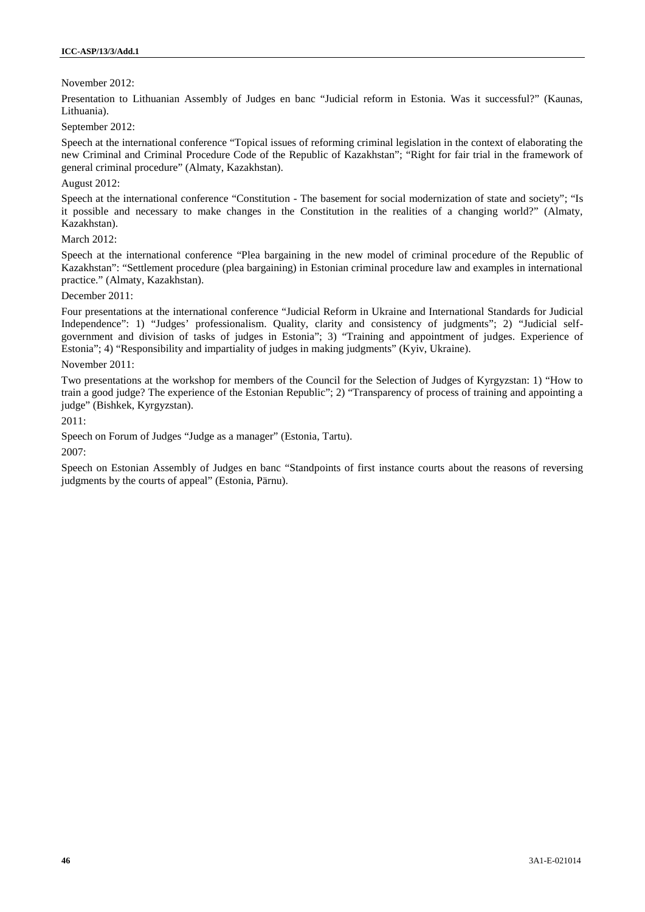November 2012:

Presentation to Lithuanian Assembly of Judges en banc “Judicial reform in Estonia. Was it successful?” (Kaunas, Lithuania).

September 2012:

Speech at the international conference “Topical issues of reforming criminal legislation in the context of elaborating the new Criminal and Criminal Procedure Code of the Republic of Kazakhstan”; “Right for fair trial in the framework of general criminal procedure” (Almaty, Kazakhstan).

August 2012:

Speech at the international conference “Constitution - The basement for social modernization of state and society”; “Is it possible and necessary to make changes in the Constitution in the realities of a changing world?” (Almaty, Kazakhstan).

March 2012:

Speech at the international conference “Plea bargaining in the new model of criminal procedure of the Republic of Kazakhstan”: “Settlement procedure (plea bargaining) in Estonian criminal procedure law and examples in international practice.” (Almaty, Kazakhstan).

December 2011:

Four presentations at the international conference “Judicial Reform in Ukraine and International Standards for Judicial Independence”: 1) “Judges’ professionalism. Quality, clarity and consistency of judgments”; 2) “Judicial self-government and division of tasks of judges in Estonia”; 3) “Training and appointment of judges. Experience of Estonia”; 4) “Responsibility and impartiality of judges in making judgments” (Kyiv, Ukraine).

November 2011:

Two presentations at the workshop for members of the Council for the Selection of Judges of Kyrgyzstan: 1) “How to train a good judge? The experience of the Estonian Republic”; 2) “Transparency of process of training and appointing a judge” (Bishkek, Kyrgyzstan).

2011:

Speech on Forum of Judges “Judge as a manager” (Estonia, Tartu).

2007:

Speech on Estonian Assembly of Judges en banc “Standpoints of first instance courts about the reasons of reversing judgments by the courts of appeal” (Estonia, Pärnu).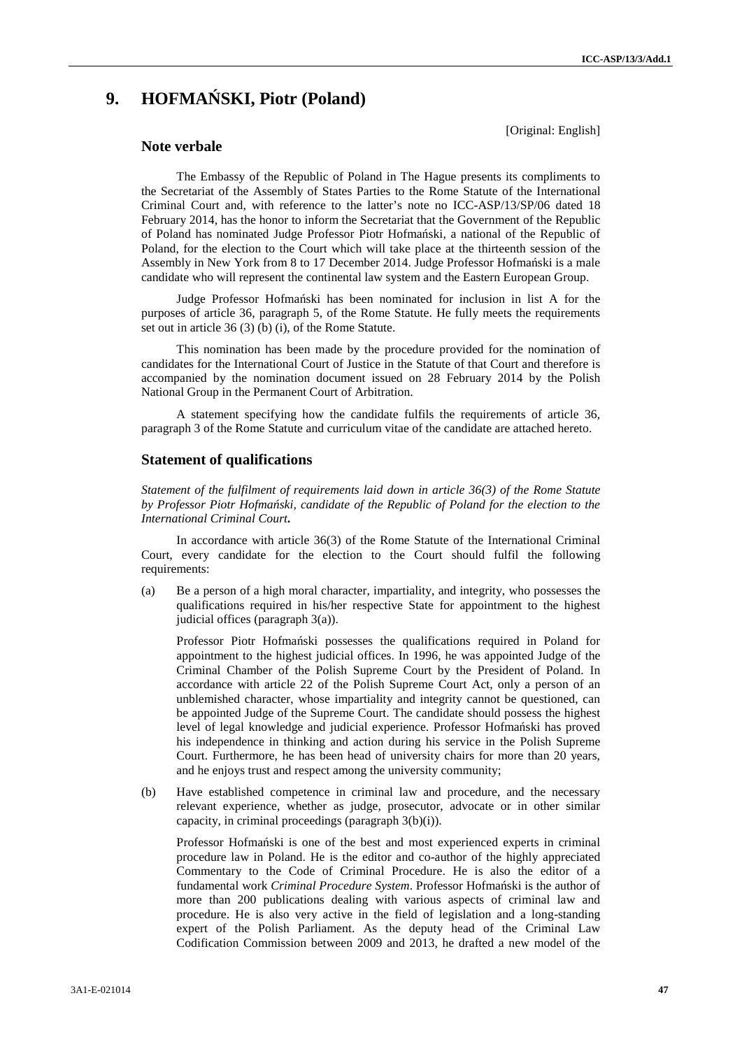# 9. HOFMAŃSKI, Piotr (Poland)

[Original: English]

## Note verbale

The Embassy of the Republic of Poland in The Hague presents its compliments to the Secretariat of the Assembly of States Parties to the Rome Statute of the International Criminal Court and, with reference to the latter's note no ICC-ASP/13/SP/06 dated 18 February 2014, has the honor to inform the Secretariat that the Government of the Republic of Poland has nominated Judge Professor Piotr Hofmański, a national of the Republic of Poland, for the election to the Court which will take place at the thirteenth session of the Assembly in New York from 8 to 17 December 2014. Judge Professor Hofmański is a male candidate who will represent the continental law system and the Eastern European Group.

Judge Professor Hofmański has been nominated for inclusion in list A for the purposes of article 36, paragraph 5, of the Rome Statute. He fully meets the requirements set out in article 36 (3) (b) (i), of the Rome Statute.

This nomination has been made by the procedure provided for the nomination of candidates for the International Court of Justice in the Statute of that Court and therefore is accompanied by the nomination document issued on 28 February 2014 by the Polish National Group in the Permanent Court of Arbitration.

A statement specifying how the candidate fulfils the requirements of article 36, paragraph 3 of the Rome Statute and curriculum vitae of the candidate are attached hereto.

## Statement of qualifications

*Statement of the fulfilment of requirements laid down in article 36(3) of the Rome Statute by Professor Piotr Hofmański, candidate of the Republic of Poland for the election to the International Criminal Court.*

In accordance with article 36(3) of the Rome Statute of the International Criminal Court, every candidate for the election to the Court should fulfil the following requirements:

(a) Be a person of a high moral character, impartiality, and integrity, who possesses the qualifications required in his/her respective State for appointment to the highest judicial offices (paragraph 3(a)).

Professor Piotr Hofmański possesses the qualifications required in Poland for appointment to the highest judicial offices. In 1996, he was appointed Judge of the Criminal Chamber of the Polish Supreme Court by the President of Poland. In accordance with article 22 of the Polish Supreme Court Act, only a person of an unblemished character, whose impartiality and integrity cannot be questioned, can be appointed Judge of the Supreme Court. The candidate should possess the highest level of legal knowledge and judicial experience. Professor Hofmański has proved his independence in thinking and action during his service in the Polish Supreme Court. Furthermore, he has been head of university chairs for more than 20 years, and he enjoys trust and respect among the university community;

(b) Have established competence in criminal law and procedure, and the necessary relevant experience, whether as judge, prosecutor, advocate or in other similar capacity, in criminal proceedings (paragraph 3(b)(i)).

Professor Hofmański is one of the best and most experienced experts in criminal procedure law in Poland. He is the editor and co-author of the highly appreciated Commentary to the Code of Criminal Procedure. He is also the editor of a fundamental work *Criminal Procedure System*. Professor Hofmański is the author of more than 200 publications dealing with various aspects of criminal law and procedure. He is also very active in the field of legislation and a long-standing expert of the Polish Parliament. As the deputy head of the Criminal Law Codification Commission between 2009 and 2013, he drafted a new model of the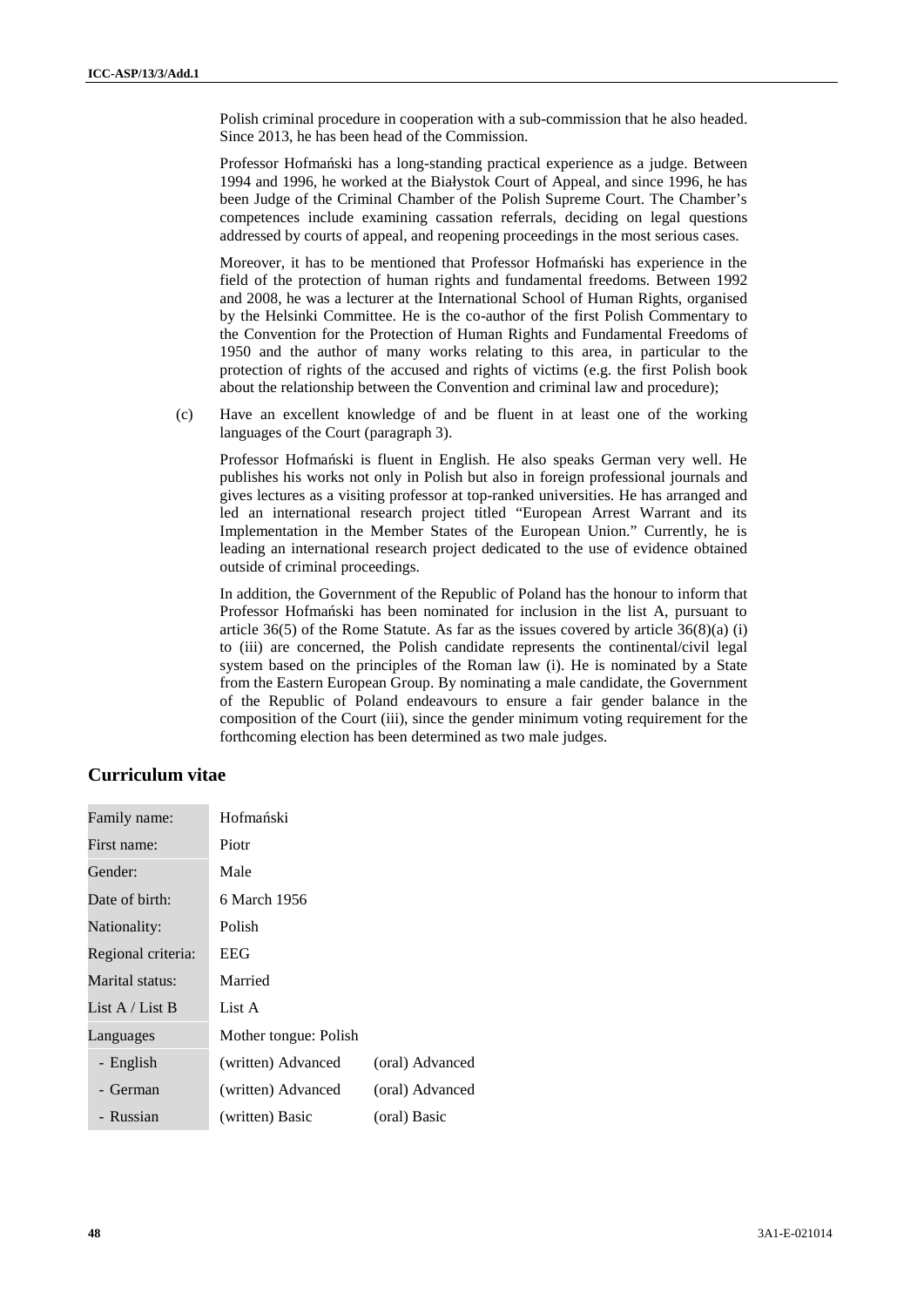Polish criminal procedure in cooperation with a sub-commission that he also headed. Since 2013, he has been head of the Commission.

Professor Hofmański has a long-standing practical experience as a judge. Between 1994 and 1996, he worked at the Białystok Court of Appeal, and since 1996, he has been Judge of the Criminal Chamber of the Polish Supreme Court. The Chamber's competences include examining cassation referrals, deciding on legal questions addressed by courts of appeal, and reopening proceedings in the most serious cases.

Moreover, it has to be mentioned that Professor Hofmański has experience in the field of the protection of human rights and fundamental freedoms. Between 1992 and 2008, he was a lecturer at the International School of Human Rights, organised by the Helsinki Committee. He is the co-author of the first Polish Commentary to the Convention for the Protection of Human Rights and Fundamental Freedoms of 1950 and the author of many works relating to this area, in particular to the protection of rights of the accused and rights of victims (e.g. the first Polish book about the relationship between the Convention and criminal law and procedure);

(c) Have an excellent knowledge of and be fluent in at least one of the working languages of the Court (paragraph 3).

Professor Hofmański is fluent in English. He also speaks German very well. He publishes his works not only in Polish but also in foreign professional journals and gives lectures as a visiting professor at top-ranked universities. He has arranged and led an international research project titled "European Arrest Warrant and its Implementation in the Member States of the European Union." Currently, he is leading an international research project dedicated to the use of evidence obtained outside of criminal proceedings.

In addition, the Government of the Republic of Poland has the honour to inform that Professor Hofmański has been nominated for inclusion in the list A, pursuant to article 36(5) of the Rome Statute. As far as the issues covered by article 36(8)(a) (i) to (iii) are concerned, the Polish candidate represents the continental/civil legal system based on the principles of the Roman law (i). He is nominated by a State from the Eastern European Group. By nominating a male candidate, the Government of the Republic of Poland endeavours to ensure a fair gender balance in the composition of the Court (iii), since the gender minimum voting requirement for the forthcoming election has been determined as two male judges.

## Curriculum vitae

| | | |
|---|---|---|
| Family name: | Hofmański | |
| First name: | Piotr | |
| Gender: | Male | |
| Date of birth: | 6 March 1956 | |
| Nationality: | Polish | |
| Regional criteria: | EEG | |
| Marital status: | Married | |
| List A / List B | List A | |
| Languages | Mother tongue: Polish | |
| - English | (written) Advanced | (oral) Advanced |
| - German | (written) Advanced | (oral) Advanced |
| - Russian | (written) Basic | (oral) Basic |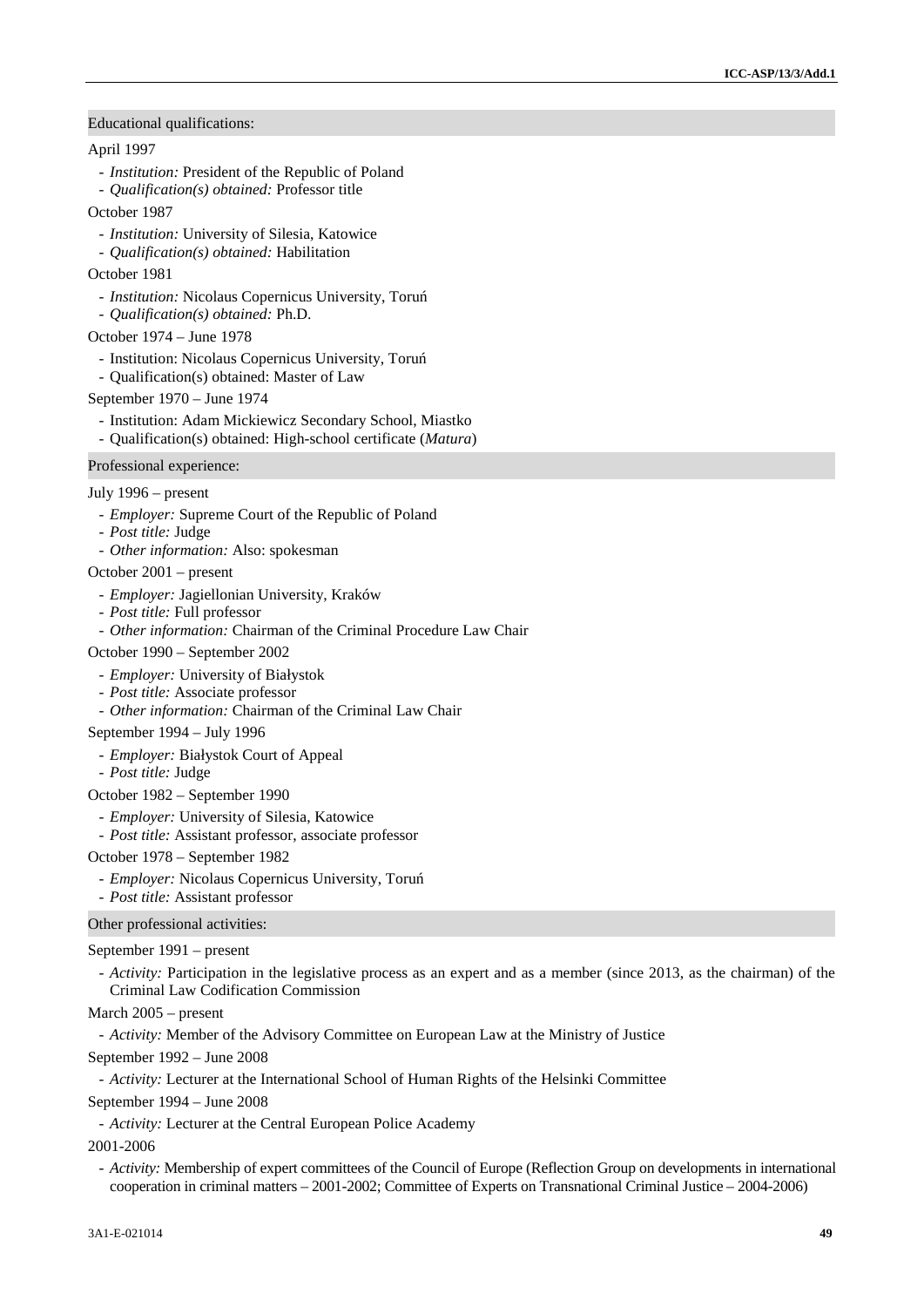## Educational qualifications:

April 1997

- *Institution:* President of the Republic of Poland
- *Qualification(s) obtained:* Professor title

October 1987

- *Institution:* University of Silesia, Katowice
- *Qualification(s) obtained:* Habilitation

October 1981

- *Institution:* Nicolaus Copernicus University, Toruń
- *Qualification(s) obtained:* Ph.D.

October 1974 – June 1978

- Institution: Nicolaus Copernicus University, Toruń
- Qualification(s) obtained: Master of Law

September 1970 – June 1974

- Institution: Adam Mickiewicz Secondary School, Miastko
- Qualification(s) obtained: High-school certificate (*Matura*)

## Professional experience:

July 1996 – present

- *Employer:* Supreme Court of the Republic of Poland
- *Post title:* Judge
- *Other information:* Also: spokesman

October 2001 – present

- *Employer:* Jagiellonian University, Kraków
- *Post title:* Full professor
- *Other information:* Chairman of the Criminal Procedure Law Chair

October 1990 – September 2002

- *Employer:* University of Białystok
- *Post title:* Associate professor
- *Other information:* Chairman of the Criminal Law Chair

September 1994 – July 1996

- *Employer:* Białystok Court of Appeal
- *Post title:* Judge

October 1982 – September 1990

- *Employer:* University of Silesia, Katowice
- *Post title:* Assistant professor, associate professor

October 1978 – September 1982

- *Employer:* Nicolaus Copernicus University, Toruń
- *Post title:* Assistant professor

## Other professional activities:

September 1991 – present

- *Activity:* Participation in the legislative process as an expert and as a member (since 2013, as the chairman) of the Criminal Law Codification Commission

March 2005 – present

- *Activity:* Member of the Advisory Committee on European Law at the Ministry of Justice

September 1992 – June 2008

- *Activity:* Lecturer at the International School of Human Rights of the Helsinki Committee

September 1994 – June 2008

- *Activity:* Lecturer at the Central European Police Academy

2001-2006

- *Activity:* Membership of expert committees of the Council of Europe (Reflection Group on developments in international cooperation in criminal matters – 2001-2002; Committee of Experts on Transnational Criminal Justice – 2004-2006)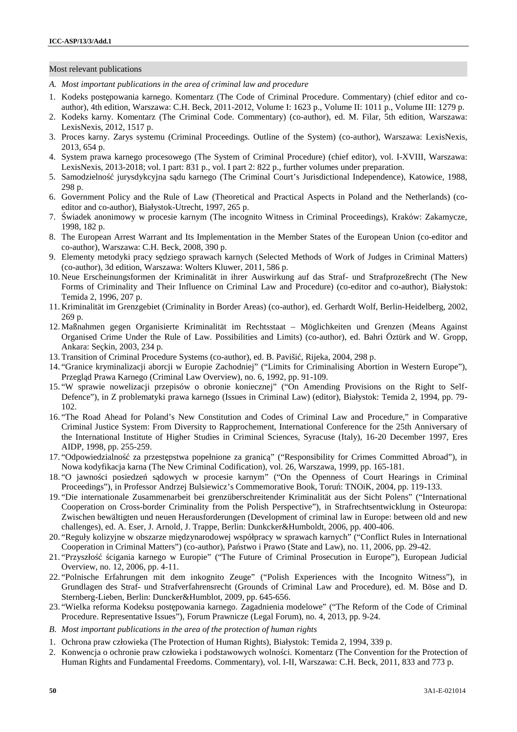## Most relevant publications

*A. Most important publications in the area of criminal law and procedure*

1. Kodeks postępowania karnego. Komentarz (The Code of Criminal Procedure. Commentary) (chief editor and co-author), 4th edition, Warszawa: C.H. Beck, 2011-2012, Volume I: 1623 p., Volume II: 1011 p., Volume III: 1279 p.
2. Kodeks karny. Komentarz (The Criminal Code. Commentary) (co-author), ed. M. Filar, 5th edition, Warszawa: LexisNexis, 2012, 1517 p.
3. Proces karny. Zarys systemu (Criminal Proceedings. Outline of the System) (co-author), Warszawa: LexisNexis, 2013, 654 p.
4. System prawa karnego procesowego (The System of Criminal Procedure) (chief editor), vol. I-XVIII, Warszawa: LexisNexis, 2013-2018; vol. I part: 831 p., vol. I part 2: 822 p., further volumes under preparation.
5. Samodzielność jurysdykcyjna sądu karnego (The Criminal Court's Jurisdictional Independence), Katowice, 1988, 298 p.
6. Government Policy and the Rule of Law (Theoretical and Practical Aspects in Poland and the Netherlands) (co-editor and co-author), Białystok-Utrecht, 1997, 265 p.
7. Świadek anonimowy w procesie karnym (The incognito Witness in Criminal Proceedings), Kraków: Zakamycze, 1998, 182 p.
8. The European Arrest Warrant and Its Implementation in the Member States of the European Union (co-editor and co-author), Warszawa: C.H. Beck, 2008, 390 p.
9. Elementy metodyki pracy sędziego sprawach karnych (Selected Methods of Work of Judges in Criminal Matters) (co-author), 3d edition, Warszawa: Wolters Kluwer, 2011, 586 p.
10. Neue Erscheinungsformen der Kriminalität in ihrer Auswirkung auf das Straf- und Strafprozeßrecht (The New Forms of Criminality and Their Influence on Criminal Law and Procedure) (co-editor and co-author), Białystok: Temida 2, 1996, 207 p.
11. Kriminalität im Grenzgebiet (Criminality in Border Areas) (co-author), ed. Gerhardt Wolf, Berlin-Heidelberg, 2002, 269 p.
12. Maßnahmen gegen Organisierte Kriminalität im Rechtsstaat – Möglichkeiten und Grenzen (Means Against Organised Crime Under the Rule of Law. Possibilities and Limits) (co-author), ed. Bahri Öztürk and W. Gropp, Ankara: Seçkin, 2003, 234 p.
13. Transition of Criminal Procedure Systems (co-author), ed. B. Pavišić, Rijeka, 2004, 298 p.
14. "Granice kryminalizacji aborcji w Europie Zachodniej" ("Limits for Criminalising Abortion in Western Europe"), Przegląd Prawa Karnego (Criminal Law Overview), no. 6, 1992, pp. 91-109.
15. "W sprawie nowelizacji przepisów o obronie koniecznej" ("On Amending Provisions on the Right to Self-Defence"), in Z problematyki prawa karnego (Issues in Criminal Law) (editor), Białystok: Temida 2, 1994, pp. 79-102.
16. "The Road Ahead for Poland's New Constitution and Codes of Criminal Law and Procedure," in Comparative Criminal Justice System: From Diversity to Rapprochement, International Conference for the 25th Anniversary of the International Institute of Higher Studies in Criminal Sciences, Syracuse (Italy), 16-20 December 1997, Eres AIDP, 1998, pp. 255-259.
17. "Odpowiedzialność za przestępstwa popełnione za granicą" ("Responsibility for Crimes Committed Abroad"), in Nowa kodyfikacja karna (The New Criminal Codification), vol. 26, Warszawa, 1999, pp. 165-181.
18. "O jawności posiedzeń sądowych w procesie karnym" ("On the Openness of Court Hearings in Criminal Proceedings"), in Professor Andrzej Bulsiewicz's Commemorative Book, Toruń: TNOiK, 2004, pp. 119-133.
19. "Die internationale Zusammenarbeit bei grenzüberschreitender Kriminalität aus der Sicht Polens" ("International Cooperation on Cross-border Criminality from the Polish Perspective"), in Strafrechtsentwicklung in Osteuropa: Zwischen bewältigten und neuen Herausforderungen (Development of criminal law in Europe: between old and new challenges), ed. A. Eser, J. Arnold, J. Trappe, Berlin: Dunkcker&Humboldt, 2006, pp. 400-406.
20. "Reguły kolizyjne w obszarze międzynarodowej współpracy w sprawach karnych" ("Conflict Rules in International Cooperation in Criminal Matters") (co-author), Państwo i Prawo (State and Law), no. 11, 2006, pp. 29-42.
21. "Przyszłość ścigania karnego w Europie" ("The Future of Criminal Prosecution in Europe"), European Judicial Overview, no. 12, 2006, pp. 4-11.
22. "Polnische Erfahrungen mit dem inkognito Zeuge" ("Polish Experiences with the Incognito Witness"), in Grundlagen des Straf- und Strafverfahrensrecht (Grounds of Criminal Law and Procedure), ed. M. Böse and D. Sternberg-Lieben, Berlin: Duncker&Humblot, 2009, pp. 645-656.
23. "Wielka reforma Kodeksu postępowania karnego. Zagadnienia modelowe" ("The Reform of the Code of Criminal Procedure. Representative Issues"), Forum Prawnicze (Legal Forum), no. 4, 2013, pp. 9-24.

*B. Most important publications in the area of the protection of human rights*

1. Ochrona praw człowieka (The Protection of Human Rights), Białystok: Temida 2, 1994, 339 p.
2. Konwencja o ochronie praw człowieka i podstawowych wolności. Komentarz (The Convention for the Protection of Human Rights and Fundamental Freedoms. Commentary), vol. I-II, Warszawa: C.H. Beck, 2011, 833 and 773 p.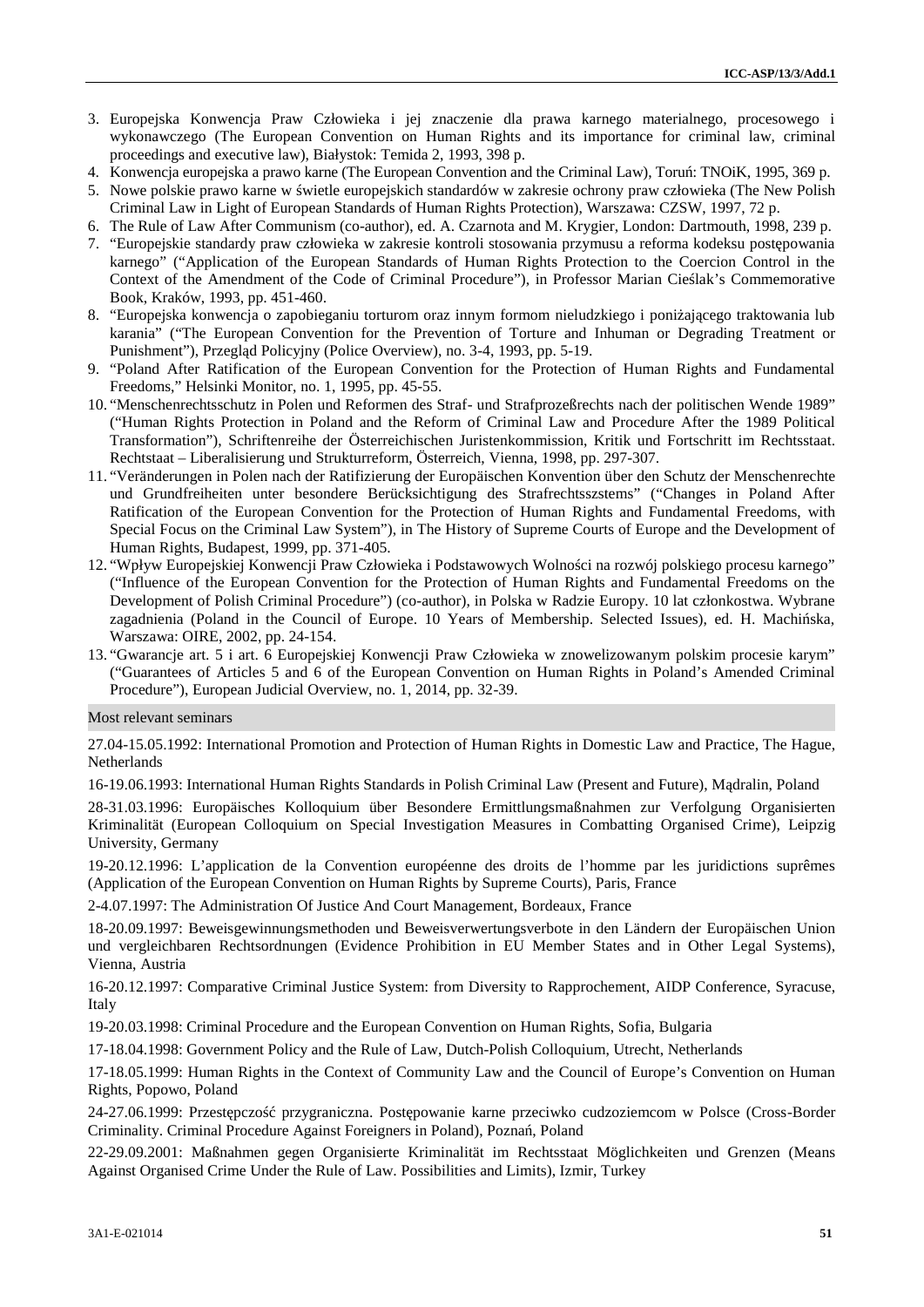3. Europejska Konwencja Praw Człowieka i jej znaczenie dla prawa karnego materialnego, procesowego i wykonawczego (The European Convention on Human Rights and its importance for criminal law, criminal proceedings and executive law), Białystok: Temida 2, 1993, 398 p.
4. Konwencja europejska a prawo karne (The European Convention and the Criminal Law), Toruń: TNOiK, 1995, 369 p.
5. Nowe polskie prawo karne w świetle europejskich standardów w zakresie ochrony praw człowieka (The New Polish Criminal Law in Light of European Standards of Human Rights Protection), Warszawa: CZSW, 1997, 72 p.
6. The Rule of Law After Communism (co-author), ed. A. Czarnota and M. Krygier, London: Dartmouth, 1998, 239 p.
7. "Europejskie standardy praw człowieka w zakresie kontroli stosowania przymusu a reforma kodeksu postępowania karnego" ("Application of the European Standards of Human Rights Protection to the Coercion Control in the Context of the Amendment of the Code of Criminal Procedure"), in Professor Marian Cieślak's Commemorative Book, Kraków, 1993, pp. 451-460.
8. "Europejska konwencja o zapobieganiu torturom oraz innym formom nieludzkiego i poniżającego traktowania lub karania" ("The European Convention for the Prevention of Torture and Inhuman or Degrading Treatment or Punishment"), Przegląd Policyjny (Police Overview), no. 3-4, 1993, pp. 5-19.
9. "Poland After Ratification of the European Convention for the Protection of Human Rights and Fundamental Freedoms," Helsinki Monitor, no. 1, 1995, pp. 45-55.
10. "Menschenrechtsschutz in Polen und Reformen des Straf- und Strafprozeßrechts nach der politischen Wende 1989" ("Human Rights Protection in Poland and the Reform of Criminal Law and Procedure After the 1989 Political Transformation"), Schriftenreihe der Österreichischen Juristenkommission, Kritik und Fortschritt im Rechtsstaat. Rechtstaat – Liberalisierung und Strukturreform, Österreich, Vienna, 1998, pp. 297-307.
11. "Veränderungen in Polen nach der Ratifizierung der Europäischen Konvention über den Schutz der Menschenrechte und Grundfreiheiten unter besondere Berücksichtigung des Strafrechtsszstems" ("Changes in Poland After Ratification of the European Convention for the Protection of Human Rights and Fundamental Freedoms, with Special Focus on the Criminal Law System"), in The History of Supreme Courts of Europe and the Development of Human Rights, Budapest, 1999, pp. 371-405.
12. "Wpływ Europejskiej Konwencji Praw Człowieka i Podstawowych Wolności na rozwój polskiego procesu karnego" ("Influence of the European Convention for the Protection of Human Rights and Fundamental Freedoms on the Development of Polish Criminal Procedure") (co-author), in Polska w Radzie Europy. 10 lat członkostwa. Wybrane zagadnienia (Poland in the Council of Europe. 10 Years of Membership. Selected Issues), ed. H. Machińska, Warszawa: OIRE, 2002, pp. 24-154.
13. "Gwarancje art. 5 i art. 6 Europejskiej Konwencji Praw Człowieka w znowelizowanym polskim procesie karym" ("Guarantees of Articles 5 and 6 of the European Convention on Human Rights in Poland's Amended Criminal Procedure"), European Judicial Overview, no. 1, 2014, pp. 32-39.

### Most relevant seminars

27.04-15.05.1992: International Promotion and Protection of Human Rights in Domestic Law and Practice, The Hague, Netherlands

16-19.06.1993: International Human Rights Standards in Polish Criminal Law (Present and Future), Mądralin, Poland

28-31.03.1996: Europäisches Kolloquium über Besondere Ermittlungsmaßnahmen zur Verfolgung Organisierten Kriminalität (European Colloquium on Special Investigation Measures in Combatting Organised Crime), Leipzig University, Germany

19-20.12.1996: L'application de la Convention européenne des droits de l'homme par les juridictions suprêmes (Application of the European Convention on Human Rights by Supreme Courts), Paris, France

2-4.07.1997: The Administration Of Justice And Court Management, Bordeaux, France

18-20.09.1997: Beweisgewinnungsmethoden und Beweisverwertungsverbote in den Ländern der Europäischen Union und vergleichbaren Rechtsordnungen (Evidence Prohibition in EU Member States and in Other Legal Systems), Vienna, Austria

16-20.12.1997: Comparative Criminal Justice System: from Diversity to Rapprochement, AIDP Conference, Syracuse, Italy

19-20.03.1998: Criminal Procedure and the European Convention on Human Rights, Sofia, Bulgaria

17-18.04.1998: Government Policy and the Rule of Law, Dutch-Polish Colloquium, Utrecht, Netherlands

17-18.05.1999: Human Rights in the Context of Community Law and the Council of Europe's Convention on Human Rights, Popowo, Poland

24-27.06.1999: Przestępczość przygraniczna. Postępowanie karne przeciwko cudzoziemcom w Polsce (Cross-Border Criminality. Criminal Procedure Against Foreigners in Poland), Poznań, Poland

22-29.09.2001: Maßnahmen gegen Organisierte Kriminalität im Rechtsstaat Möglichkeiten und Grenzen (Means Against Organised Crime Under the Rule of Law. Possibilities and Limits), Izmir, Turkey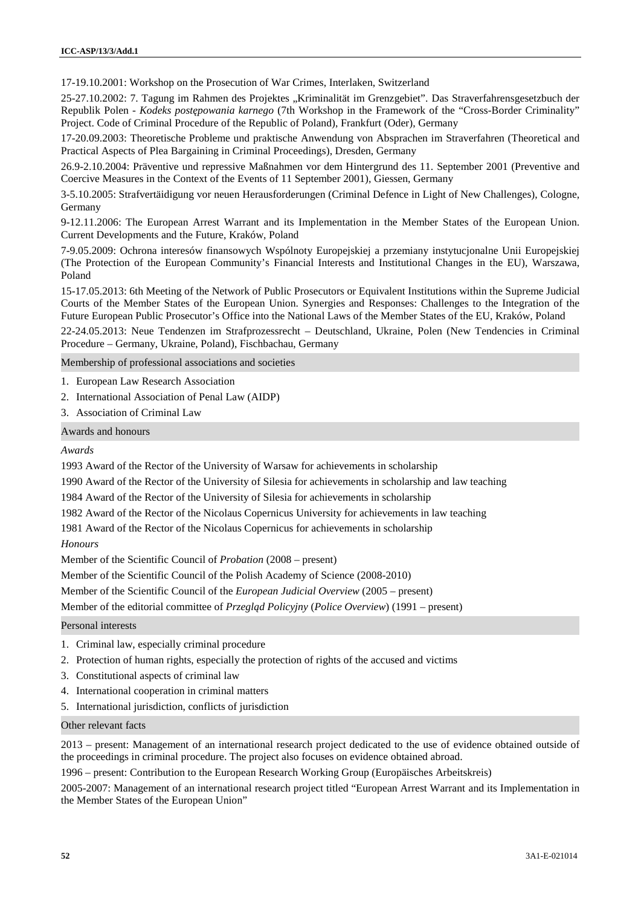17-19.10.2001: Workshop on the Prosecution of War Crimes, Interlaken, Switzerland

25-27.10.2002: 7. Tagung im Rahmen des Projektes „Kriminalität im Grenzgebiet". Das Straverfahrensgesetzbuch der Republik Polen - *Kodeks postępowania karnego* (7th Workshop in the Framework of the "Cross-Border Criminality" Project. Code of Criminal Procedure of the Republic of Poland), Frankfurt (Oder), Germany

17-20.09.2003: Theoretische Probleme und praktische Anwendung von Absprachen im Straverfahren (Theoretical and Practical Aspects of Plea Bargaining in Criminal Proceedings), Dresden, Germany

26.9-2.10.2004: Präventive und repressive Maßnahmen vor dem Hintergrund des 11. September 2001 (Preventive and Coercive Measures in the Context of the Events of 11 September 2001), Giessen, Germany

3-5.10.2005: Strafvertäidigung vor neuen Herausforderungen (Criminal Defence in Light of New Challenges), Cologne, Germany

9-12.11.2006: The European Arrest Warrant and its Implementation in the Member States of the European Union. Current Developments and the Future, Kraków, Poland

7-9.05.2009: Ochrona interesów finansowych Wspólnoty Europejskiej a przemiany instytucjonalne Unii Europejskiej (The Protection of the European Community's Financial Interests and Institutional Changes in the EU), Warszawa, Poland

15-17.05.2013: 6th Meeting of the Network of Public Prosecutors or Equivalent Institutions within the Supreme Judicial Courts of the Member States of the European Union. Synergies and Responses: Challenges to the Integration of the Future European Public Prosecutor's Office into the National Laws of the Member States of the EU, Kraków, Poland

22-24.05.2013: Neue Tendenzen im Strafprozessrecht – Deutschland, Ukraine, Polen (New Tendencies in Criminal Procedure – Germany, Ukraine, Poland), Fischbachau, Germany

## Membership of professional associations and societies

1. European Law Research Association
2. International Association of Penal Law (AIDP)
3. Association of Criminal Law

## Awards and honours

*Awards*

1993 Award of the Rector of the University of Warsaw for achievements in scholarship

1990 Award of the Rector of the University of Silesia for achievements in scholarship and law teaching

1984 Award of the Rector of the University of Silesia for achievements in scholarship

1982 Award of the Rector of the Nicolaus Copernicus University for achievements in law teaching

1981 Award of the Rector of the Nicolaus Copernicus for achievements in scholarship

*Honours*

Member of the Scientific Council of *Probation* (2008 – present)

Member of the Scientific Council of the Polish Academy of Science (2008-2010)

Member of the Scientific Council of the *European Judicial Overview* (2005 – present)

Member of the editorial committee of *Przegląd Policyjny* (*Police Overview*) (1991 – present)

## Personal interests

1. Criminal law, especially criminal procedure
2. Protection of human rights, especially the protection of rights of the accused and victims
3. Constitutional aspects of criminal law
4. International cooperation in criminal matters
5. International jurisdiction, conflicts of jurisdiction

## Other relevant facts

2013 – present: Management of an international research project dedicated to the use of evidence obtained outside of the proceedings in criminal procedure. The project also focuses on evidence obtained abroad.

1996 – present: Contribution to the European Research Working Group (Europäisches Arbeitskreis)

2005-2007: Management of an international research project titled "European Arrest Warrant and its Implementation in the Member States of the European Union"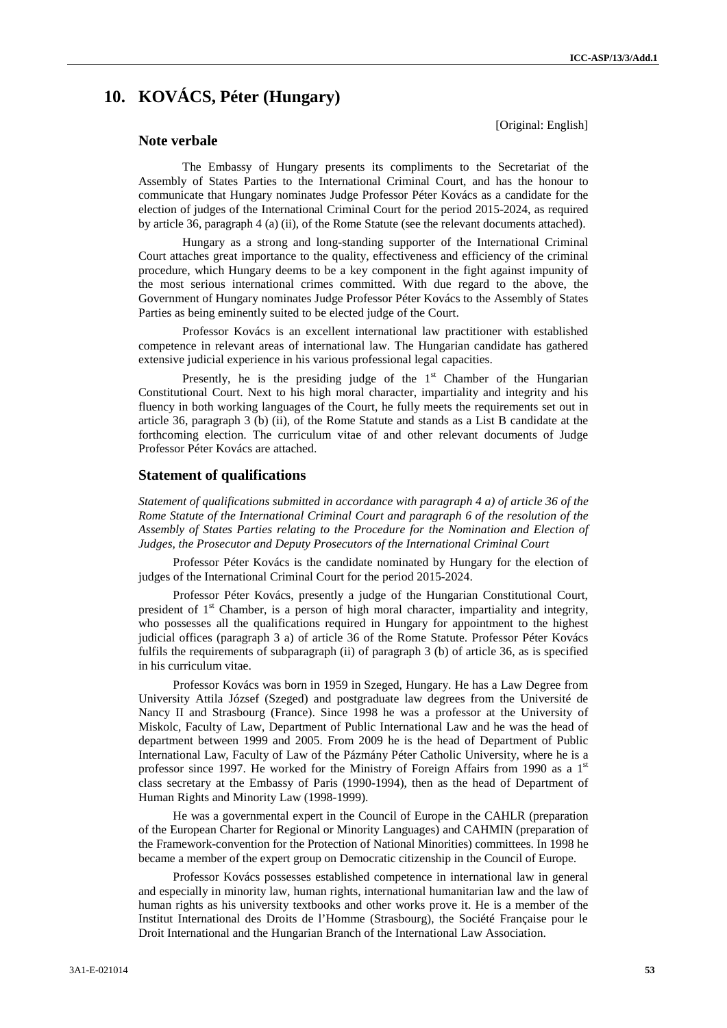# 10. KOVÁCS, Péter (Hungary)

[Original: English]

## Note verbale

The Embassy of Hungary presents its compliments to the Secretariat of the Assembly of States Parties to the International Criminal Court, and has the honour to communicate that Hungary nominates Judge Professor Péter Kovács as a candidate for the election of judges of the International Criminal Court for the period 2015-2024, as required by article 36, paragraph 4 (a) (ii), of the Rome Statute (see the relevant documents attached).

Hungary as a strong and long-standing supporter of the International Criminal Court attaches great importance to the quality, effectiveness and efficiency of the criminal procedure, which Hungary deems to be a key component in the fight against impunity of the most serious international crimes committed. With due regard to the above, the Government of Hungary nominates Judge Professor Péter Kovács to the Assembly of States Parties as being eminently suited to be elected judge of the Court.

Professor Kovács is an excellent international law practitioner with established competence in relevant areas of international law. The Hungarian candidate has gathered extensive judicial experience in his various professional legal capacities.

Presently, he is the presiding judge of the 1st Chamber of the Hungarian Constitutional Court. Next to his high moral character, impartiality and integrity and his fluency in both working languages of the Court, he fully meets the requirements set out in article 36, paragraph 3 (b) (ii), of the Rome Statute and stands as a List B candidate at the forthcoming election. The curriculum vitae of and other relevant documents of Judge Professor Péter Kovács are attached.

## Statement of qualifications

*Statement of qualifications submitted in accordance with paragraph 4 a) of article 36 of the Rome Statute of the International Criminal Court and paragraph 6 of the resolution of the Assembly of States Parties relating to the Procedure for the Nomination and Election of Judges, the Prosecutor and Deputy Prosecutors of the International Criminal Court*

Professor Péter Kovács is the candidate nominated by Hungary for the election of judges of the International Criminal Court for the period 2015-2024.

Professor Péter Kovács, presently a judge of the Hungarian Constitutional Court, president of 1st Chamber, is a person of high moral character, impartiality and integrity, who possesses all the qualifications required in Hungary for appointment to the highest judicial offices (paragraph 3 a) of article 36 of the Rome Statute. Professor Péter Kovács fulfils the requirements of subparagraph (ii) of paragraph 3 (b) of article 36, as is specified in his curriculum vitae.

Professor Kovács was born in 1959 in Szeged, Hungary. He has a Law Degree from University Attila József (Szeged) and postgraduate law degrees from the Université de Nancy II and Strasbourg (France). Since 1998 he was a professor at the University of Miskolc, Faculty of Law, Department of Public International Law and he was the head of department between 1999 and 2005. From 2009 he is the head of Department of Public International Law, Faculty of Law of the Pázmány Péter Catholic University, where he is a professor since 1997. He worked for the Ministry of Foreign Affairs from 1990 as a 1st class secretary at the Embassy of Paris (1990-1994), then as the head of Department of Human Rights and Minority Law (1998-1999).

He was a governmental expert in the Council of Europe in the CAHLR (preparation of the European Charter for Regional or Minority Languages) and CAHMIN (preparation of the Framework-convention for the Protection of National Minorities) committees. In 1998 he became a member of the expert group on Democratic citizenship in the Council of Europe.

Professor Kovács possesses established competence in international law in general and especially in minority law, human rights, international humanitarian law and the law of human rights as his university textbooks and other works prove it. He is a member of the Institut International des Droits de l'Homme (Strasbourg), the Société Française pour le Droit International and the Hungarian Branch of the International Law Association.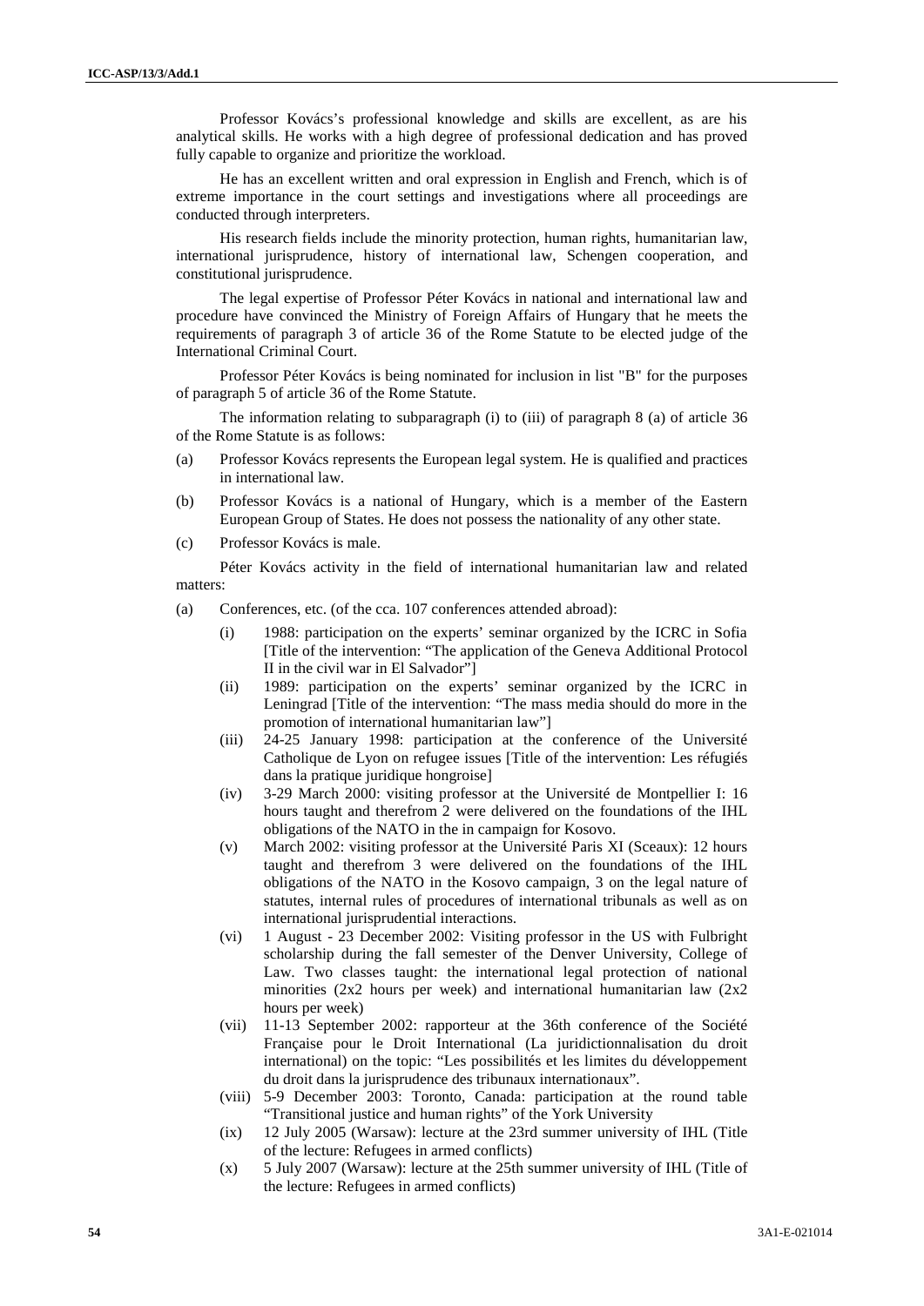Professor Kovács's professional knowledge and skills are excellent, as are his analytical skills. He works with a high degree of professional dedication and has proved fully capable to organize and prioritize the workload.

He has an excellent written and oral expression in English and French, which is of extreme importance in the court settings and investigations where all proceedings are conducted through interpreters.

His research fields include the minority protection, human rights, humanitarian law, international jurisprudence, history of international law, Schengen cooperation, and constitutional jurisprudence.

The legal expertise of Professor Péter Kovács in national and international law and procedure have convinced the Ministry of Foreign Affairs of Hungary that he meets the requirements of paragraph 3 of article 36 of the Rome Statute to be elected judge of the International Criminal Court.

Professor Péter Kovács is being nominated for inclusion in list "B" for the purposes of paragraph 5 of article 36 of the Rome Statute.

The information relating to subparagraph (i) to (iii) of paragraph 8 (a) of article 36 of the Rome Statute is as follows:

(a) Professor Kovács represents the European legal system. He is qualified and practices in international law.

(b) Professor Kovács is a national of Hungary, which is a member of the Eastern European Group of States. He does not possess the nationality of any other state.

(c) Professor Kovács is male.

Péter Kovács activity in the field of international humanitarian law and related matters:

(a) Conferences, etc. (of the cca. 107 conferences attended abroad):

  (i) 1988: participation on the experts' seminar organized by the ICRC in Sofia [Title of the intervention: "The application of the Geneva Additional Protocol II in the civil war in El Salvador"]

  (ii) 1989: participation on the experts' seminar organized by the ICRC in Leningrad [Title of the intervention: "The mass media should do more in the promotion of international humanitarian law"]

  (iii) 24-25 January 1998: participation at the conference of the Université Catholique de Lyon on refugee issues [Title of the intervention: Les réfugiés dans la pratique juridique hongroise]

  (iv) 3-29 March 2000: visiting professor at the Université de Montpellier I: 16 hours taught and therefrom 2 were delivered on the foundations of the IHL obligations of the NATO in the in campaign for Kosovo.

  (v) March 2002: visiting professor at the Université Paris XI (Sceaux): 12 hours taught and therefrom 3 were delivered on the foundations of the IHL obligations of the NATO in the Kosovo campaign, 3 on the legal nature of statutes, internal rules of procedures of international tribunals as well as on international jurisprudential interactions.

  (vi) 1 August - 23 December 2002: Visiting professor in the US with Fulbright scholarship during the fall semester of the Denver University, College of Law. Two classes taught: the international legal protection of national minorities (2x2 hours per week) and international humanitarian law (2x2 hours per week)

  (vii) 11-13 September 2002: rapporteur at the 36th conference of the Société Française pour le Droit International (La juridictionnalisation du droit international) on the topic: "Les possibilités et les limites du développement du droit dans la jurisprudence des tribunaux internationaux".

  (viii) 5-9 December 2003: Toronto, Canada: participation at the round table "Transitional justice and human rights" of the York University

  (ix) 12 July 2005 (Warsaw): lecture at the 23rd summer university of IHL (Title of the lecture: Refugees in armed conflicts)

  (x) 5 July 2007 (Warsaw): lecture at the 25th summer university of IHL (Title of the lecture: Refugees in armed conflicts)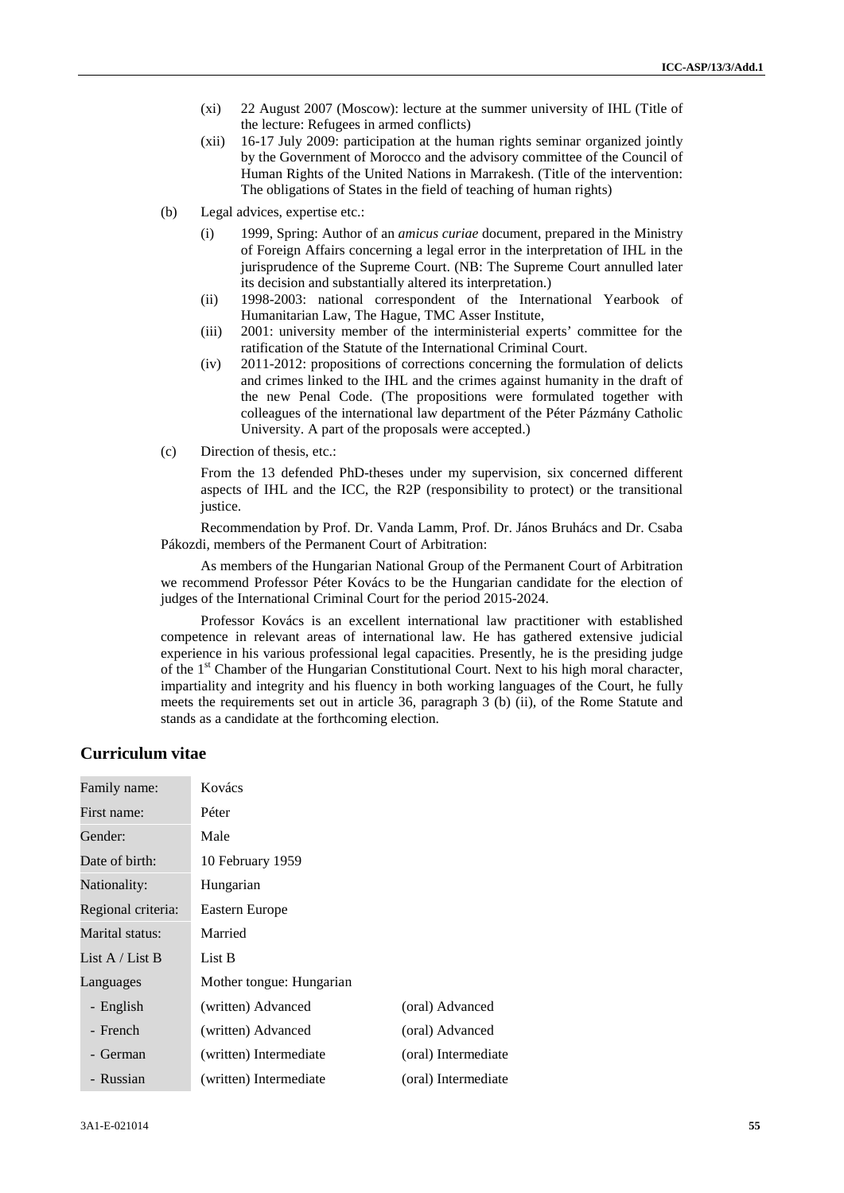(xi) 22 August 2007 (Moscow): lecture at the summer university of IHL (Title of the lecture: Refugees in armed conflicts)

(xii) 16-17 July 2009: participation at the human rights seminar organized jointly by the Government of Morocco and the advisory committee of the Council of Human Rights of the United Nations in Marrakesh. (Title of the intervention: The obligations of States in the field of teaching of human rights)

(b) Legal advices, expertise etc.:

(i) 1999, Spring: Author of an *amicus curiae* document, prepared in the Ministry of Foreign Affairs concerning a legal error in the interpretation of IHL in the jurisprudence of the Supreme Court. (NB: The Supreme Court annulled later its decision and substantially altered its interpretation.)

(ii) 1998-2003: national correspondent of the International Yearbook of Humanitarian Law, The Hague, TMC Asser Institute,

(iii) 2001: university member of the interministerial experts' committee for the ratification of the Statute of the International Criminal Court.

(iv) 2011-2012: propositions of corrections concerning the formulation of delicts and crimes linked to the IHL and the crimes against humanity in the draft of the new Penal Code. (The propositions were formulated together with colleagues of the international law department of the Péter Pázmány Catholic University. A part of the proposals were accepted.)

(c) Direction of thesis, etc.:

From the 13 defended PhD-theses under my supervision, six concerned different aspects of IHL and the ICC, the R2P (responsibility to protect) or the transitional justice.

Recommendation by Prof. Dr. Vanda Lamm, Prof. Dr. János Bruhács and Dr. Csaba Pákozdi, members of the Permanent Court of Arbitration:

As members of the Hungarian National Group of the Permanent Court of Arbitration we recommend Professor Péter Kovács to be the Hungarian candidate for the election of judges of the International Criminal Court for the period 2015-2024.

Professor Kovács is an excellent international law practitioner with established competence in relevant areas of international law. He has gathered extensive judicial experience in his various professional legal capacities. Presently, he is the presiding judge of the 1st Chamber of the Hungarian Constitutional Court. Next to his high moral character, impartiality and integrity and his fluency in both working languages of the Court, he fully meets the requirements set out in article 36, paragraph 3 (b) (ii), of the Rome Statute and stands as a candidate at the forthcoming election.

## Curriculum vitae

| | | |
|---|---|---|
| Family name: | Kovács | |
| First name: | Péter | |
| Gender: | Male | |
| Date of birth: | 10 February 1959 | |
| Nationality: | Hungarian | |
| Regional criteria: | Eastern Europe | |
| Marital status: | Married | |
| List A / List B | List B | |
| Languages | Mother tongue: Hungarian | |
| - English | (written) Advanced | (oral) Advanced |
| - French | (written) Advanced | (oral) Advanced |
| - German | (written) Intermediate | (oral) Intermediate |
| - Russian | (written) Intermediate | (oral) Intermediate |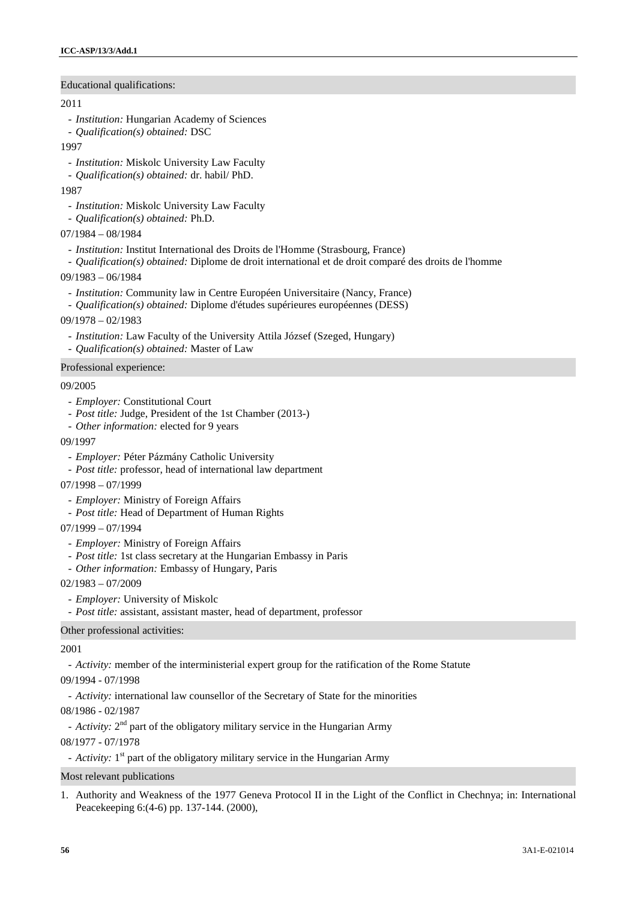Educational qualifications:

2011

- *Institution:* Hungarian Academy of Sciences
- *Qualification(s) obtained:* DSC

1997

- *Institution:* Miskolc University Law Faculty
- *Qualification(s) obtained:* dr. habil/ PhD.

1987

- *Institution:* Miskolc University Law Faculty
- *Qualification(s) obtained:* Ph.D.

07/1984 – 08/1984

- *Institution:* Institut International des Droits de l'Homme (Strasbourg, France)
- *Qualification(s) obtained:* Diplome de droit international et de droit comparé des droits de l'homme

09/1983 – 06/1984

- *Institution:* Community law in Centre Européen Universitaire (Nancy, France)
- *Qualification(s) obtained:* Diplome d'études supérieures européennes (DESS)

09/1978 – 02/1983

- *Institution:* Law Faculty of the University Attila József (Szeged, Hungary)
- *Qualification(s) obtained:* Master of Law

Professional experience:

09/2005

- *Employer:* Constitutional Court
- *Post title:* Judge, President of the 1st Chamber (2013-)
- *Other information:* elected for 9 years

09/1997

- *Employer:* Péter Pázmány Catholic University
- *Post title:* professor, head of international law department

07/1998 – 07/1999

- *Employer:* Ministry of Foreign Affairs
- *Post title:* Head of Department of Human Rights

07/1999 – 07/1994

- *Employer:* Ministry of Foreign Affairs
- *Post title:* 1st class secretary at the Hungarian Embassy in Paris
- *Other information:* Embassy of Hungary, Paris

02/1983 – 07/2009

- *Employer:* University of Miskolc
- *Post title:* assistant, assistant master, head of department, professor

Other professional activities:

2001

- *Activity:* member of the interministerial expert group for the ratification of the Rome Statute

09/1994 - 07/1998

- *Activity:* international law counsellor of the Secretary of State for the minorities

08/1986 - 02/1987

- *Activity:* 2nd part of the obligatory military service in the Hungarian Army

08/1977 - 07/1978

- *Activity:* 1st part of the obligatory military service in the Hungarian Army

Most relevant publications

1. Authority and Weakness of the 1977 Geneva Protocol II in the Light of the Conflict in Chechnya; in: International Peacekeeping 6:(4-6) pp. 137-144. (2000),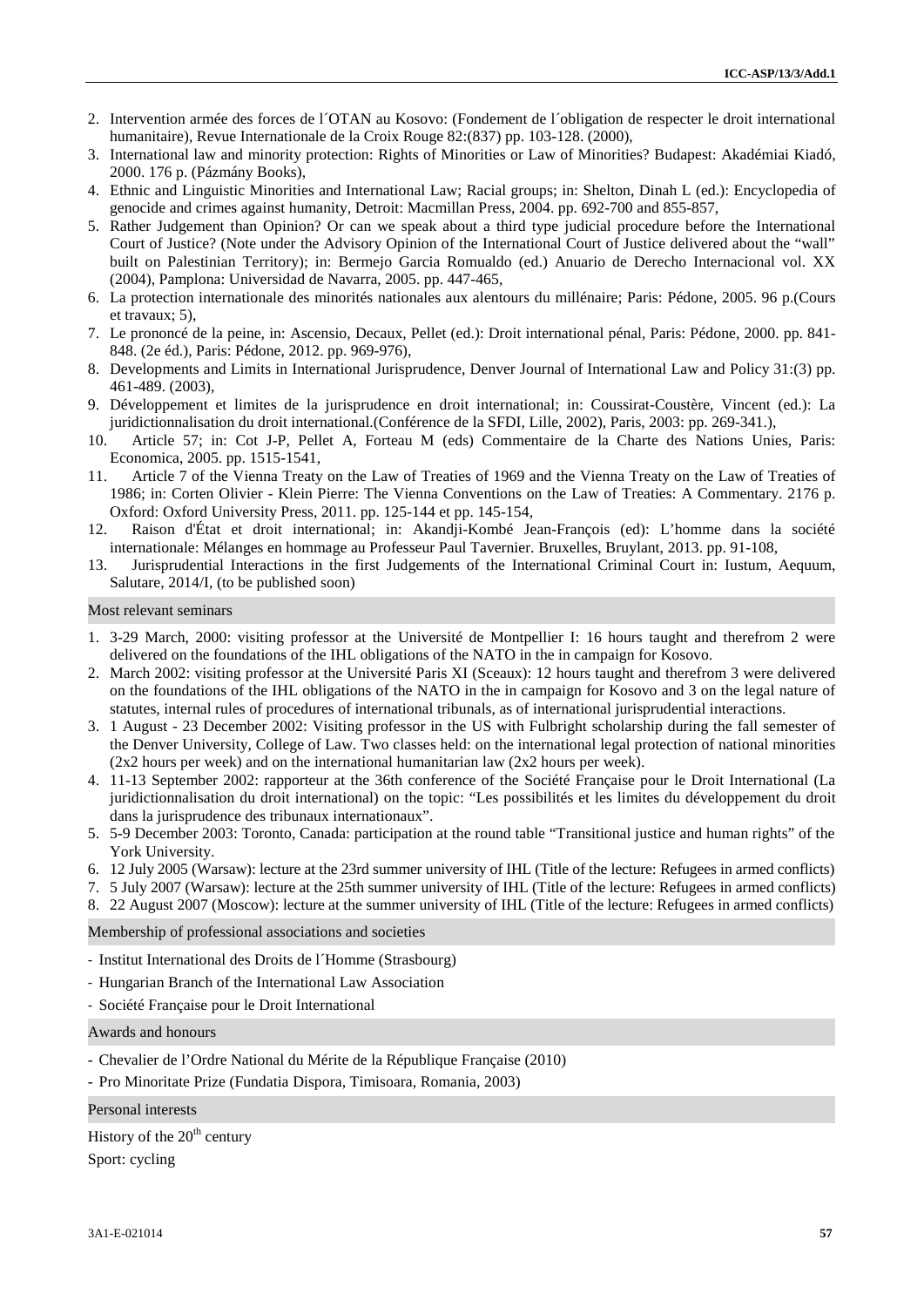2. Intervention armée des forces de l´OTAN au Kosovo: (Fondement de l´obligation de respecter le droit international humanitaire), Revue Internationale de la Croix Rouge 82:(837) pp. 103-128. (2000),
3. International law and minority protection: Rights of Minorities or Law of Minorities? Budapest: Akadémiai Kiadó, 2000. 176 p. (Pázmány Books),
4. Ethnic and Linguistic Minorities and International Law; Racial groups; in: Shelton, Dinah L (ed.): Encyclopedia of genocide and crimes against humanity, Detroit: Macmillan Press, 2004. pp. 692-700 and 855-857,
5. Rather Judgement than Opinion? Or can we speak about a third type judicial procedure before the International Court of Justice? (Note under the Advisory Opinion of the International Court of Justice delivered about the "wall" built on Palestinian Territory); in: Bermejo Garcia Romualdo (ed.) Anuario de Derecho Internacional vol. XX (2004), Pamplona: Universidad de Navarra, 2005. pp. 447-465,
6. La protection internationale des minorités nationales aux alentours du millénaire; Paris: Pédone, 2005. 96 p.(Cours et travaux; 5),
7. Le prononcé de la peine, in: Ascensio, Decaux, Pellet (ed.): Droit international pénal, Paris: Pédone, 2000. pp. 841-848. (2e éd.), Paris: Pédone, 2012. pp. 969-976),
8. Developments and Limits in International Jurisprudence, Denver Journal of International Law and Policy 31:(3) pp. 461-489. (2003),
9. Développement et limites de la jurisprudence en droit international; in: Coussirat-Coustère, Vincent (ed.): La juridictionnalisation du droit international.(Conférence de la SFDI, Lille, 2002), Paris, 2003: pp. 269-341.),
10. Article 57; in: Cot J-P, Pellet A, Forteau M (eds) Commentaire de la Charte des Nations Unies, Paris: Economica, 2005. pp. 1515-1541,
11. Article 7 of the Vienna Treaty on the Law of Treaties of 1969 and the Vienna Treaty on the Law of Treaties of 1986; in: Corten Olivier - Klein Pierre: The Vienna Conventions on the Law of Treaties: A Commentary. 2176 p. Oxford: Oxford University Press, 2011. pp. 125-144 et pp. 145-154,
12. Raison d'État et droit international; in: Akandji-Kombé Jean-François (ed): L'homme dans la société internationale: Mélanges en hommage au Professeur Paul Tavernier. Bruxelles, Bruylant, 2013. pp. 91-108,
13. Jurisprudential Interactions in the first Judgements of the International Criminal Court in: Iustum, Aequum, Salutare, 2014/I, (to be published soon)

## Most relevant seminars

1. 3-29 March, 2000: visiting professor at the Université de Montpellier I: 16 hours taught and therefrom 2 were delivered on the foundations of the IHL obligations of the NATO in the in campaign for Kosovo.
2. March 2002: visiting professor at the Université Paris XI (Sceaux): 12 hours taught and therefrom 3 were delivered on the foundations of the IHL obligations of the NATO in the in campaign for Kosovo and 3 on the legal nature of statutes, internal rules of procedures of international tribunals, as of international jurisprudential interactions.
3. 1 August - 23 December 2002: Visiting professor in the US with Fulbright scholarship during the fall semester of the Denver University, College of Law. Two classes held: on the international legal protection of national minorities (2x2 hours per week) and on the international humanitarian law (2x2 hours per week).
4. 11-13 September 2002: rapporteur at the 36th conference of the Société Française pour le Droit International (La juridictionnalisation du droit international) on the topic: "Les possibilités et les limites du développement du droit dans la jurisprudence des tribunaux internationaux".
5. 5-9 December 2003: Toronto, Canada: participation at the round table "Transitional justice and human rights" of the York University.
6. 12 July 2005 (Warsaw): lecture at the 23rd summer university of IHL (Title of the lecture: Refugees in armed conflicts)
7. 5 July 2007 (Warsaw): lecture at the 25th summer university of IHL (Title of the lecture: Refugees in armed conflicts)
8. 22 August 2007 (Moscow): lecture at the summer university of IHL (Title of the lecture: Refugees in armed conflicts)

## Membership of professional associations and societies

- Institut International des Droits de l´Homme (Strasbourg)
- Hungarian Branch of the International Law Association
- Société Française pour le Droit International

## Awards and honours

- Chevalier de l'Ordre National du Mérite de la République Française (2010)
- Pro Minoritate Prize (Fundatia Dispora, Timisoara, Romania, 2003)

## Personal interests

History of the 20th century

Sport: cycling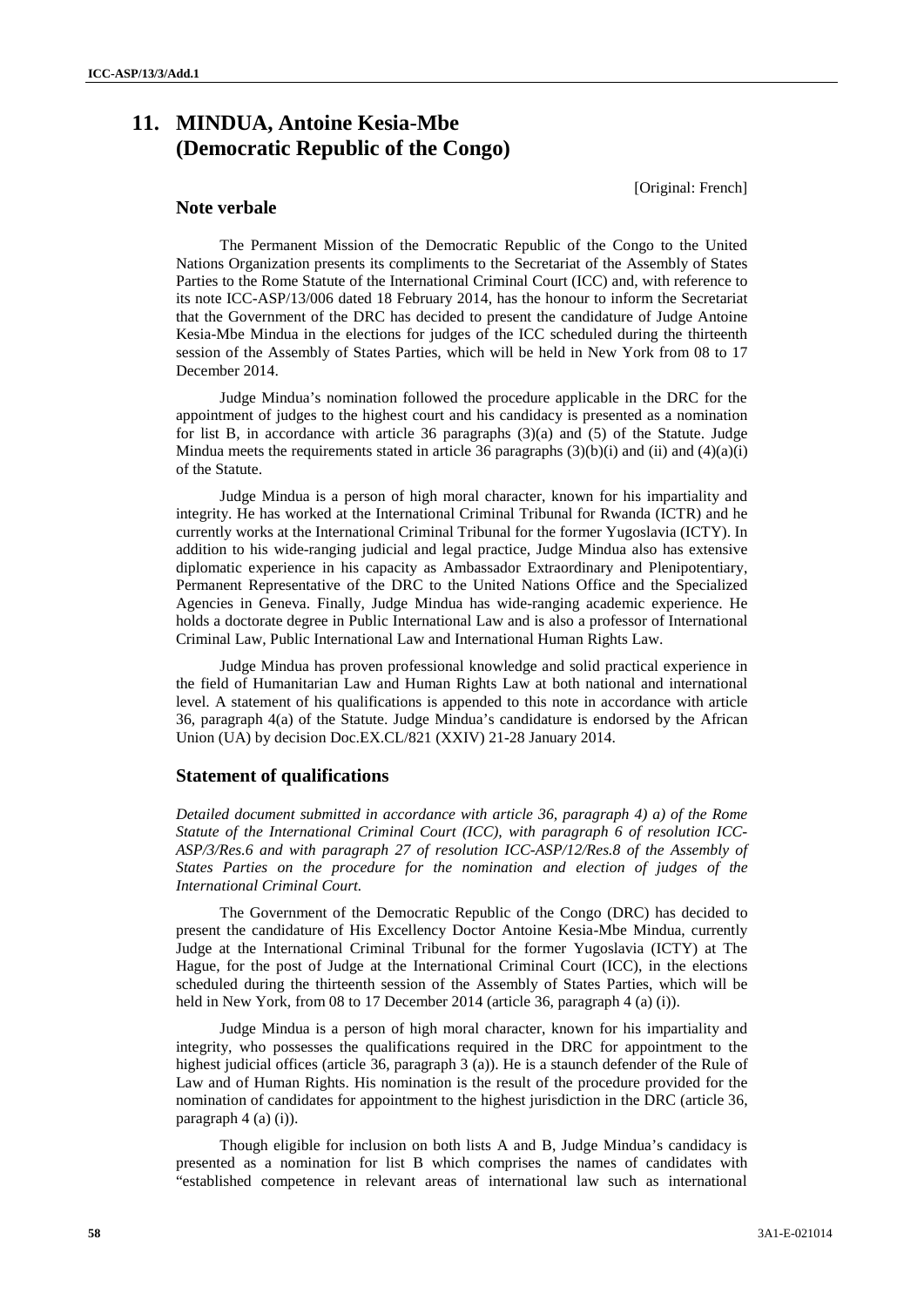# 11. MINDUA, Antoine Kesia-Mbe (Democratic Republic of the Congo)

[Original: French]

## Note verbale

The Permanent Mission of the Democratic Republic of the Congo to the United Nations Organization presents its compliments to the Secretariat of the Assembly of States Parties to the Rome Statute of the International Criminal Court (ICC) and, with reference to its note ICC-ASP/13/006 dated 18 February 2014, has the honour to inform the Secretariat that the Government of the DRC has decided to present the candidature of Judge Antoine Kesia-Mbe Mindua in the elections for judges of the ICC scheduled during the thirteenth session of the Assembly of States Parties, which will be held in New York from 08 to 17 December 2014.

Judge Mindua's nomination followed the procedure applicable in the DRC for the appointment of judges to the highest court and his candidacy is presented as a nomination for list B, in accordance with article 36 paragraphs (3)(a) and (5) of the Statute. Judge Mindua meets the requirements stated in article 36 paragraphs (3)(b)(i) and (ii) and (4)(a)(i) of the Statute.

Judge Mindua is a person of high moral character, known for his impartiality and integrity. He has worked at the International Criminal Tribunal for Rwanda (ICTR) and he currently works at the International Criminal Tribunal for the former Yugoslavia (ICTY). In addition to his wide-ranging judicial and legal practice, Judge Mindua also has extensive diplomatic experience in his capacity as Ambassador Extraordinary and Plenipotentiary, Permanent Representative of the DRC to the United Nations Office and the Specialized Agencies in Geneva. Finally, Judge Mindua has wide-ranging academic experience. He holds a doctorate degree in Public International Law and is also a professor of International Criminal Law, Public International Law and International Human Rights Law.

Judge Mindua has proven professional knowledge and solid practical experience in the field of Humanitarian Law and Human Rights Law at both national and international level. A statement of his qualifications is appended to this note in accordance with article 36, paragraph 4(a) of the Statute. Judge Mindua's candidature is endorsed by the African Union (UA) by decision Doc.EX.CL/821 (XXIV) 21-28 January 2014.

## Statement of qualifications

*Detailed document submitted in accordance with article 36, paragraph 4) a) of the Rome Statute of the International Criminal Court (ICC), with paragraph 6 of resolution ICC-ASP/3/Res.6 and with paragraph 27 of resolution ICC-ASP/12/Res.8 of the Assembly of States Parties on the procedure for the nomination and election of judges of the International Criminal Court.*

The Government of the Democratic Republic of the Congo (DRC) has decided to present the candidature of His Excellency Doctor Antoine Kesia-Mbe Mindua, currently Judge at the International Criminal Tribunal for the former Yugoslavia (ICTY) at The Hague, for the post of Judge at the International Criminal Court (ICC), in the elections scheduled during the thirteenth session of the Assembly of States Parties, which will be held in New York, from 08 to 17 December 2014 (article 36, paragraph 4 (a) (i)).

Judge Mindua is a person of high moral character, known for his impartiality and integrity, who possesses the qualifications required in the DRC for appointment to the highest judicial offices (article 36, paragraph 3 (a)). He is a staunch defender of the Rule of Law and of Human Rights. His nomination is the result of the procedure provided for the nomination of candidates for appointment to the highest jurisdiction in the DRC (article 36, paragraph 4 (a) (i)).

Though eligible for inclusion on both lists A and B, Judge Mindua's candidacy is presented as a nomination for list B which comprises the names of candidates with "established competence in relevant areas of international law such as international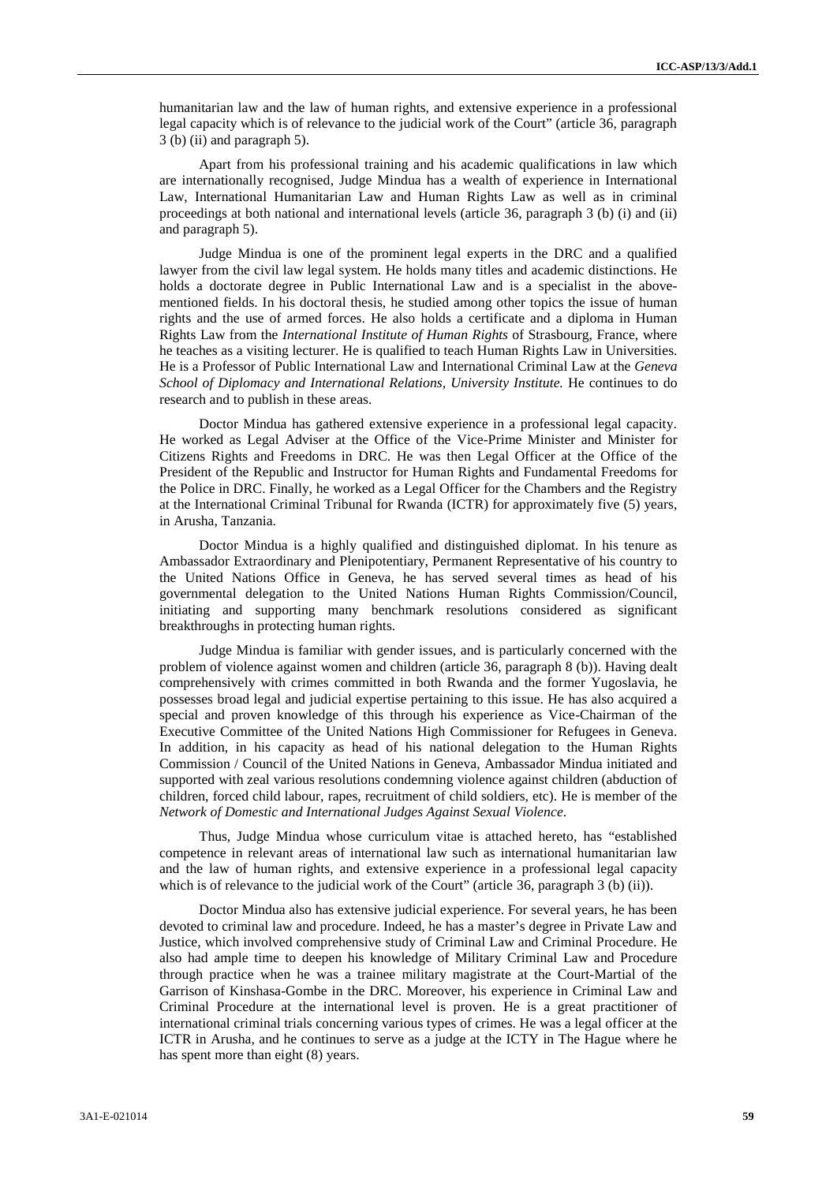humanitarian law and the law of human rights, and extensive experience in a professional legal capacity which is of relevance to the judicial work of the Court" (article 36, paragraph 3 (b) (ii) and paragraph 5).

Apart from his professional training and his academic qualifications in law which are internationally recognised, Judge Mindua has a wealth of experience in International Law, International Humanitarian Law and Human Rights Law as well as in criminal proceedings at both national and international levels (article 36, paragraph 3 (b) (i) and (ii) and paragraph 5).

Judge Mindua is one of the prominent legal experts in the DRC and a qualified lawyer from the civil law legal system. He holds many titles and academic distinctions. He holds a doctorate degree in Public International Law and is a specialist in the above-mentioned fields. In his doctoral thesis, he studied among other topics the issue of human rights and the use of armed forces. He also holds a certificate and a diploma in Human Rights Law from the *International Institute of Human Rights* of Strasbourg, France, where he teaches as a visiting lecturer. He is qualified to teach Human Rights Law in Universities. He is a Professor of Public International Law and International Criminal Law at the *Geneva School of Diplomacy and International Relations, University Institute.* He continues to do research and to publish in these areas.

Doctor Mindua has gathered extensive experience in a professional legal capacity. He worked as Legal Adviser at the Office of the Vice-Prime Minister and Minister for Citizens Rights and Freedoms in DRC. He was then Legal Officer at the Office of the President of the Republic and Instructor for Human Rights and Fundamental Freedoms for the Police in DRC. Finally, he worked as a Legal Officer for the Chambers and the Registry at the International Criminal Tribunal for Rwanda (ICTR) for approximately five (5) years, in Arusha, Tanzania.

Doctor Mindua is a highly qualified and distinguished diplomat. In his tenure as Ambassador Extraordinary and Plenipotentiary, Permanent Representative of his country to the United Nations Office in Geneva, he has served several times as head of his governmental delegation to the United Nations Human Rights Commission/Council, initiating and supporting many benchmark resolutions considered as significant breakthroughs in protecting human rights.

Judge Mindua is familiar with gender issues, and is particularly concerned with the problem of violence against women and children (article 36, paragraph 8 (b)). Having dealt comprehensively with crimes committed in both Rwanda and the former Yugoslavia, he possesses broad legal and judicial expertise pertaining to this issue. He has also acquired a special and proven knowledge of this through his experience as Vice-Chairman of the Executive Committee of the United Nations High Commissioner for Refugees in Geneva. In addition, in his capacity as head of his national delegation to the Human Rights Commission / Council of the United Nations in Geneva, Ambassador Mindua initiated and supported with zeal various resolutions condemning violence against children (abduction of children, forced child labour, rapes, recruitment of child soldiers, etc). He is member of the *Network of Domestic and International Judges Against Sexual Violence*.

Thus, Judge Mindua whose curriculum vitae is attached hereto, has "established competence in relevant areas of international law such as international humanitarian law and the law of human rights, and extensive experience in a professional legal capacity which is of relevance to the judicial work of the Court" (article 36, paragraph 3 (b) (ii)).

Doctor Mindua also has extensive judicial experience. For several years, he has been devoted to criminal law and procedure. Indeed, he has a master's degree in Private Law and Justice, which involved comprehensive study of Criminal Law and Criminal Procedure. He also had ample time to deepen his knowledge of Military Criminal Law and Procedure through practice when he was a trainee military magistrate at the Court-Martial of the Garrison of Kinshasa-Gombe in the DRC. Moreover, his experience in Criminal Law and Criminal Procedure at the international level is proven. He is a great practitioner of international criminal trials concerning various types of crimes. He was a legal officer at the ICTR in Arusha, and he continues to serve as a judge at the ICTY in The Hague where he has spent more than eight (8) years.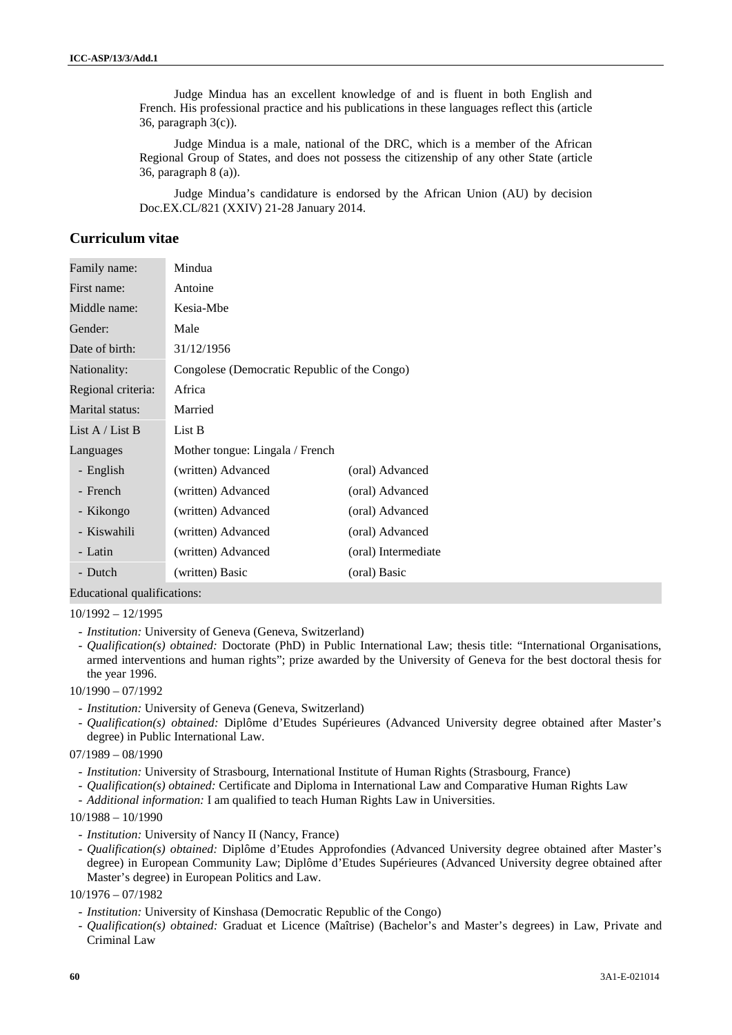Judge Mindua has an excellent knowledge of and is fluent in both English and French. His professional practice and his publications in these languages reflect this (article 36, paragraph 3(c)).

Judge Mindua is a male, national of the DRC, which is a member of the African Regional Group of States, and does not possess the citizenship of any other State (article 36, paragraph 8 (a)).

Judge Mindua's candidature is endorsed by the African Union (AU) by decision Doc.EX.CL/821 (XXIV) 21-28 January 2014.

## Curriculum vitae

| | | |
|---|---|---|
| Family name: | Mindua | |
| First name: | Antoine | |
| Middle name: | Kesia-Mbe | |
| Gender: | Male | |
| Date of birth: | 31/12/1956 | |
| Nationality: | Congolese (Democratic Republic of the Congo) | |
| Regional criteria: | Africa | |
| Marital status: | Married | |
| List A / List B | List B | |
| Languages | Mother tongue: Lingala / French | |
| - English | (written) Advanced | (oral) Advanced |
| - French | (written) Advanced | (oral) Advanced |
| - Kikongo | (written) Advanced | (oral) Advanced |
| - Kiswahili | (written) Advanced | (oral) Advanced |
| - Latin | (written) Advanced | (oral) Intermediate |
| - Dutch | (written) Basic | (oral) Basic |

Educational qualifications:

10/1992 – 12/1995

- *Institution:* University of Geneva (Geneva, Switzerland)
- *Qualification(s) obtained:* Doctorate (PhD) in Public International Law; thesis title: "International Organisations, armed interventions and human rights"; prize awarded by the University of Geneva for the best doctoral thesis for the year 1996.

10/1990 – 07/1992

- *Institution:* University of Geneva (Geneva, Switzerland)
- *Qualification(s) obtained:* Diplôme d'Etudes Supérieures (Advanced University degree obtained after Master's degree) in Public International Law.

07/1989 – 08/1990

- *Institution:* University of Strasbourg, International Institute of Human Rights (Strasbourg, France)
- *Qualification(s) obtained:* Certificate and Diploma in International Law and Comparative Human Rights Law
- *Additional information:* I am qualified to teach Human Rights Law in Universities.

10/1988 – 10/1990

- *Institution:* University of Nancy II (Nancy, France)
- *Qualification(s) obtained:* Diplôme d'Etudes Approfondies (Advanced University degree obtained after Master's degree) in European Community Law; Diplôme d'Etudes Supérieures (Advanced University degree obtained after Master's degree) in European Politics and Law.

10/1976 – 07/1982

- *Institution:* University of Kinshasa (Democratic Republic of the Congo)
- *Qualification(s) obtained:* Graduat et Licence (Maîtrise) (Bachelor's and Master's degrees) in Law, Private and Criminal Law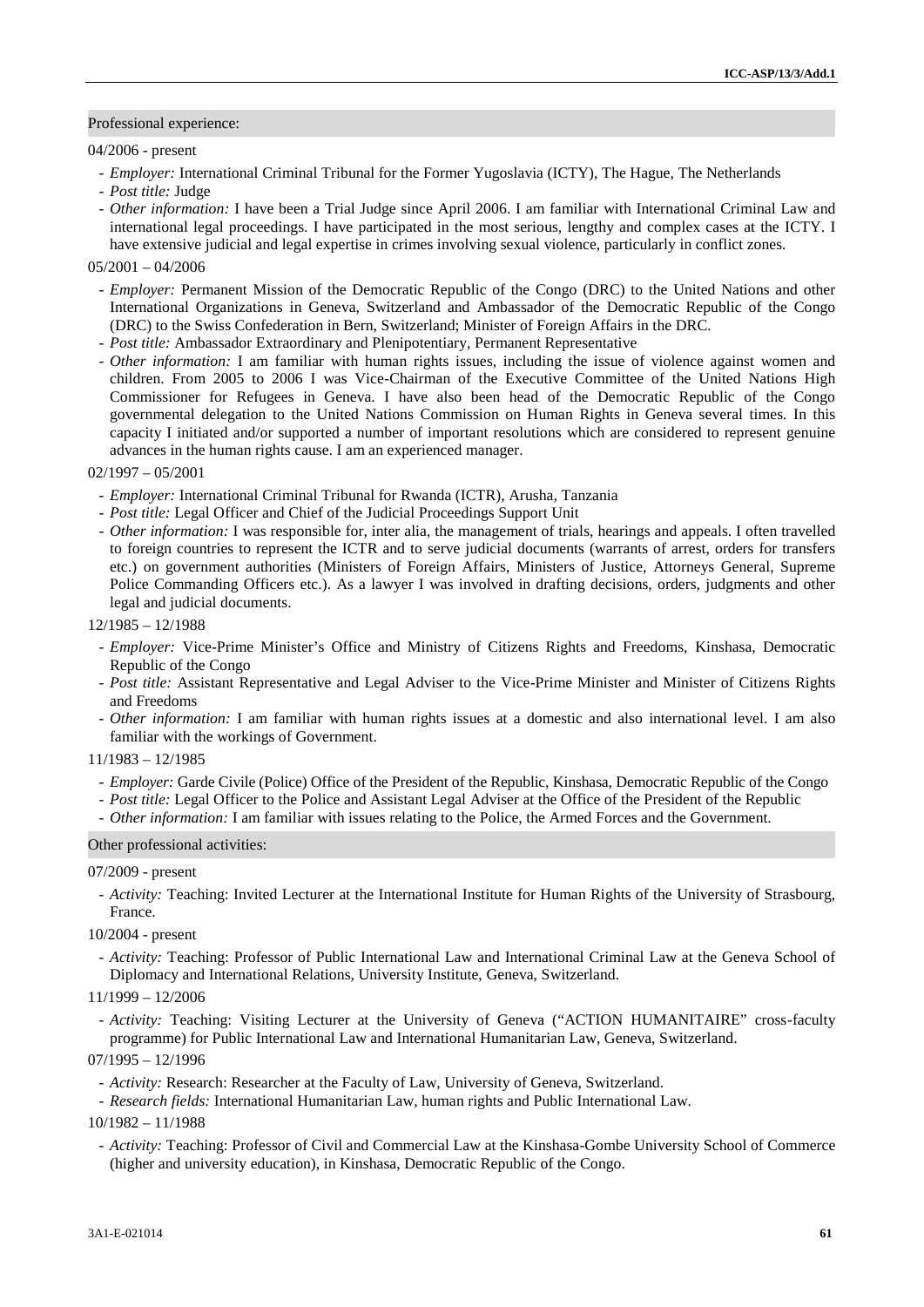### Professional experience:

04/2006 - present

- *Employer:* International Criminal Tribunal for the Former Yugoslavia (ICTY), The Hague, The Netherlands
- *Post title:* Judge
- *Other information:* I have been a Trial Judge since April 2006. I am familiar with International Criminal Law and international legal proceedings. I have participated in the most serious, lengthy and complex cases at the ICTY. I have extensive judicial and legal expertise in crimes involving sexual violence, particularly in conflict zones.

05/2001 – 04/2006

- *Employer:* Permanent Mission of the Democratic Republic of the Congo (DRC) to the United Nations and other International Organizations in Geneva, Switzerland and Ambassador of the Democratic Republic of the Congo (DRC) to the Swiss Confederation in Bern, Switzerland; Minister of Foreign Affairs in the DRC.
- *Post title:* Ambassador Extraordinary and Plenipotentiary, Permanent Representative
- *Other information:* I am familiar with human rights issues, including the issue of violence against women and children. From 2005 to 2006 I was Vice-Chairman of the Executive Committee of the United Nations High Commissioner for Refugees in Geneva. I have also been head of the Democratic Republic of the Congo governmental delegation to the United Nations Commission on Human Rights in Geneva several times. In this capacity I initiated and/or supported a number of important resolutions which are considered to represent genuine advances in the human rights cause. I am an experienced manager.

02/1997 – 05/2001

- *Employer:* International Criminal Tribunal for Rwanda (ICTR), Arusha, Tanzania
- *Post title:* Legal Officer and Chief of the Judicial Proceedings Support Unit
- *Other information:* I was responsible for, inter alia, the management of trials, hearings and appeals. I often travelled to foreign countries to represent the ICTR and to serve judicial documents (warrants of arrest, orders for transfers etc.) on government authorities (Ministers of Foreign Affairs, Ministers of Justice, Attorneys General, Supreme Police Commanding Officers etc.). As a lawyer I was involved in drafting decisions, orders, judgments and other legal and judicial documents.

12/1985 – 12/1988

- *Employer:* Vice-Prime Minister's Office and Ministry of Citizens Rights and Freedoms, Kinshasa, Democratic Republic of the Congo
- *Post title:* Assistant Representative and Legal Adviser to the Vice-Prime Minister and Minister of Citizens Rights and Freedoms
- *Other information:* I am familiar with human rights issues at a domestic and also international level. I am also familiar with the workings of Government.

11/1983 – 12/1985

- *Employer:* Garde Civile (Police) Office of the President of the Republic, Kinshasa, Democratic Republic of the Congo
- *Post title:* Legal Officer to the Police and Assistant Legal Adviser at the Office of the President of the Republic
- *Other information:* I am familiar with issues relating to the Police, the Armed Forces and the Government.

### Other professional activities:

07/2009 - present

- *Activity:* Teaching: Invited Lecturer at the International Institute for Human Rights of the University of Strasbourg, France.

10/2004 - present

- *Activity:* Teaching: Professor of Public International Law and International Criminal Law at the Geneva School of Diplomacy and International Relations, University Institute, Geneva, Switzerland.

11/1999 – 12/2006

- *Activity:* Teaching: Visiting Lecturer at the University of Geneva ("ACTION HUMANITAIRE" cross-faculty programme) for Public International Law and International Humanitarian Law, Geneva, Switzerland.

07/1995 – 12/1996

- *Activity:* Research: Researcher at the Faculty of Law, University of Geneva, Switzerland.
- *Research fields:* International Humanitarian Law, human rights and Public International Law.

10/1982 – 11/1988

- *Activity:* Teaching: Professor of Civil and Commercial Law at the Kinshasa-Gombe University School of Commerce (higher and university education), in Kinshasa, Democratic Republic of the Congo.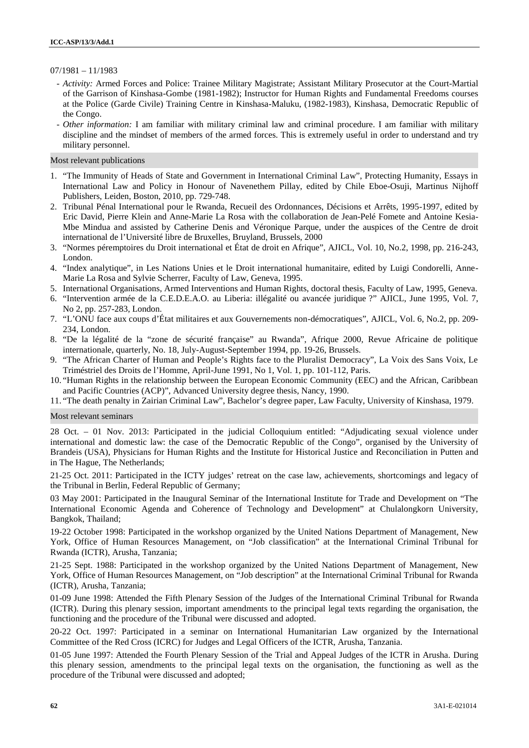07/1981 – 11/1983

- *Activity:* Armed Forces and Police: Trainee Military Magistrate; Assistant Military Prosecutor at the Court-Martial of the Garrison of Kinshasa-Gombe (1981-1982); Instructor for Human Rights and Fundamental Freedoms courses at the Police (Garde Civile) Training Centre in Kinshasa-Maluku, (1982-1983), Kinshasa, Democratic Republic of the Congo.
- *Other information:* I am familiar with military criminal law and criminal procedure. I am familiar with military discipline and the mindset of members of the armed forces. This is extremely useful in order to understand and try military personnel.

### Most relevant publications

1. "The Immunity of Heads of State and Government in International Criminal Law", Protecting Humanity, Essays in International Law and Policy in Honour of Navenethem Pillay, edited by Chile Eboe-Osuji, Martinus Nijhoff Publishers, Leiden, Boston, 2010, pp. 729-748.
2. Tribunal Pénal International pour le Rwanda, Recueil des Ordonnances, Décisions et Arrêts, 1995-1997, edited by Eric David, Pierre Klein and Anne-Marie La Rosa with the collaboration de Jean-Pelé Fomete and Antoine Kesia-Mbe Mindua and assisted by Catherine Denis and Véronique Parque, under the auspices of the Centre de droit international de l'Université libre de Bruxelles, Bruyland, Brussels, 2000
3. "Normes péremptoires du Droit international et État de droit en Afrique", AJICL, Vol. 10, No.2, 1998, pp. 216-243, London.
4. "Index analytique", in Les Nations Unies et le Droit international humanitaire, edited by Luigi Condorelli, Anne-Marie La Rosa and Sylvie Scherrer, Faculty of Law, Geneva, 1995.
5. International Organisations, Armed Interventions and Human Rights, doctoral thesis, Faculty of Law, 1995, Geneva.
6. "Intervention armée de la C.E.D.E.A.O. au Liberia: illégalité ou avancée juridique ?" AJICL, June 1995, Vol. 7, No 2, pp. 257-283, London.
7. "L'ONU face aux coups d'État militaires et aux Gouvernements non-démocratiques", AJICL, Vol. 6, No.2, pp. 209-234, London.
8. "De la légalité de la "zone de sécurité française" au Rwanda", Afrique 2000, Revue Africaine de politique internationale, quarterly, No. 18, July-August-September 1994, pp. 19-26, Brussels.
9. "The African Charter of Human and People's Rights face to the Pluralist Democracy", La Voix des Sans Voix, Le Triméstriel des Droits de l'Homme, April-June 1991, No 1, Vol. 1, pp. 101-112, Paris.
10. "Human Rights in the relationship between the European Economic Community (EEC) and the African, Caribbean and Pacific Countries (ACP)", Advanced University degree thesis, Nancy, 1990.
11. "The death penalty in Zairian Criminal Law", Bachelor's degree paper, Law Faculty, University of Kinshasa, 1979.

### Most relevant seminars

28 Oct. – 01 Nov. 2013: Participated in the judicial Colloquium entitled: "Adjudicating sexual violence under international and domestic law: the case of the Democratic Republic of the Congo", organised by the University of Brandeis (USA), Physicians for Human Rights and the Institute for Historical Justice and Reconciliation in Putten and in The Hague, The Netherlands;

21-25 Oct. 2011: Participated in the ICTY judges' retreat on the case law, achievements, shortcomings and legacy of the Tribunal in Berlin, Federal Republic of Germany;

03 May 2001: Participated in the Inaugural Seminar of the International Institute for Trade and Development on "The International Economic Agenda and Coherence of Technology and Development" at Chulalongkorn University, Bangkok, Thailand;

19-22 October 1998: Participated in the workshop organized by the United Nations Department of Management, New York, Office of Human Resources Management, on "Job classification" at the International Criminal Tribunal for Rwanda (ICTR), Arusha, Tanzania;

21-25 Sept. 1988: Participated in the workshop organized by the United Nations Department of Management, New York, Office of Human Resources Management, on "Job description" at the International Criminal Tribunal for Rwanda (ICTR), Arusha, Tanzania;

01-09 June 1998: Attended the Fifth Plenary Session of the Judges of the International Criminal Tribunal for Rwanda (ICTR). During this plenary session, important amendments to the principal legal texts regarding the organisation, the functioning and the procedure of the Tribunal were discussed and adopted.

20-22 Oct. 1997: Participated in a seminar on International Humanitarian Law organized by the International Committee of the Red Cross (ICRC) for Judges and Legal Officers of the ICTR, Arusha, Tanzania.

01-05 June 1997: Attended the Fourth Plenary Session of the Trial and Appeal Judges of the ICTR in Arusha. During this plenary session, amendments to the principal legal texts on the organisation, the functioning as well as the procedure of the Tribunal were discussed and adopted;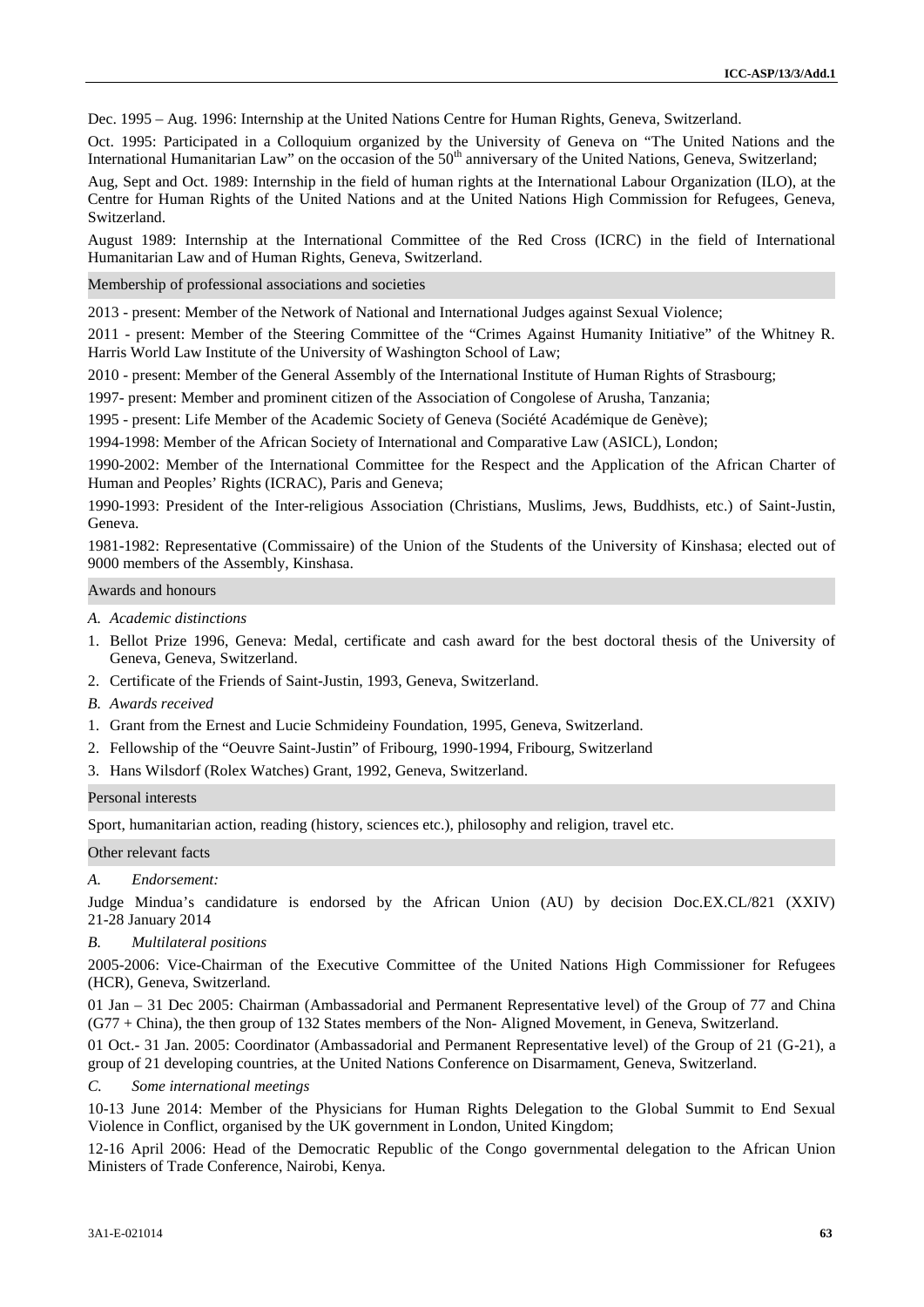Dec. 1995 – Aug. 1996: Internship at the United Nations Centre for Human Rights, Geneva, Switzerland.

Oct. 1995: Participated in a Colloquium organized by the University of Geneva on "The United Nations and the International Humanitarian Law" on the occasion of the 50th anniversary of the United Nations, Geneva, Switzerland;

Aug, Sept and Oct. 1989: Internship in the field of human rights at the International Labour Organization (ILO), at the Centre for Human Rights of the United Nations and at the United Nations High Commission for Refugees, Geneva, Switzerland.

August 1989: Internship at the International Committee of the Red Cross (ICRC) in the field of International Humanitarian Law and of Human Rights, Geneva, Switzerland.

## Membership of professional associations and societies

2013 - present: Member of the Network of National and International Judges against Sexual Violence;

2011 - present: Member of the Steering Committee of the "Crimes Against Humanity Initiative" of the Whitney R. Harris World Law Institute of the University of Washington School of Law;

2010 - present: Member of the General Assembly of the International Institute of Human Rights of Strasbourg;

1997- present: Member and prominent citizen of the Association of Congolese of Arusha, Tanzania;

1995 - present: Life Member of the Academic Society of Geneva (Société Académique de Genève);

1994-1998: Member of the African Society of International and Comparative Law (ASICL), London;

1990-2002: Member of the International Committee for the Respect and the Application of the African Charter of Human and Peoples' Rights (ICRAC), Paris and Geneva;

1990-1993: President of the Inter-religious Association (Christians, Muslims, Jews, Buddhists, etc.) of Saint-Justin, Geneva.

1981-1982: Representative (Commissaire) of the Union of the Students of the University of Kinshasa; elected out of 9000 members of the Assembly, Kinshasa.

## Awards and honours

*A. Academic distinctions*

1. Bellot Prize 1996, Geneva: Medal, certificate and cash award for the best doctoral thesis of the University of Geneva, Geneva, Switzerland.
2. Certificate of the Friends of Saint-Justin, 1993, Geneva, Switzerland.

*B. Awards received*

1. Grant from the Ernest and Lucie Schmideiny Foundation, 1995, Geneva, Switzerland.
2. Fellowship of the "Oeuvre Saint-Justin" of Fribourg, 1990-1994, Fribourg, Switzerland
3. Hans Wilsdorf (Rolex Watches) Grant, 1992, Geneva, Switzerland.

## Personal interests

Sport, humanitarian action, reading (history, sciences etc.), philosophy and religion, travel etc.

## Other relevant facts

*A. Endorsement:*

Judge Mindua's candidature is endorsed by the African Union (AU) by decision Doc.EX.CL/821 (XXIV) 21-28 January 2014

*B. Multilateral positions*

2005-2006: Vice-Chairman of the Executive Committee of the United Nations High Commissioner for Refugees (HCR), Geneva, Switzerland.

01 Jan – 31 Dec 2005: Chairman (Ambassadorial and Permanent Representative level) of the Group of 77 and China (G77 + China), the then group of 132 States members of the Non- Aligned Movement, in Geneva, Switzerland.

01 Oct.- 31 Jan. 2005: Coordinator (Ambassadorial and Permanent Representative level) of the Group of 21 (G-21), a group of 21 developing countries, at the United Nations Conference on Disarmament, Geneva, Switzerland.

*C. Some international meetings*

10-13 June 2014: Member of the Physicians for Human Rights Delegation to the Global Summit to End Sexual Violence in Conflict, organised by the UK government in London, United Kingdom;

12-16 April 2006: Head of the Democratic Republic of the Congo governmental delegation to the African Union Ministers of Trade Conference, Nairobi, Kenya.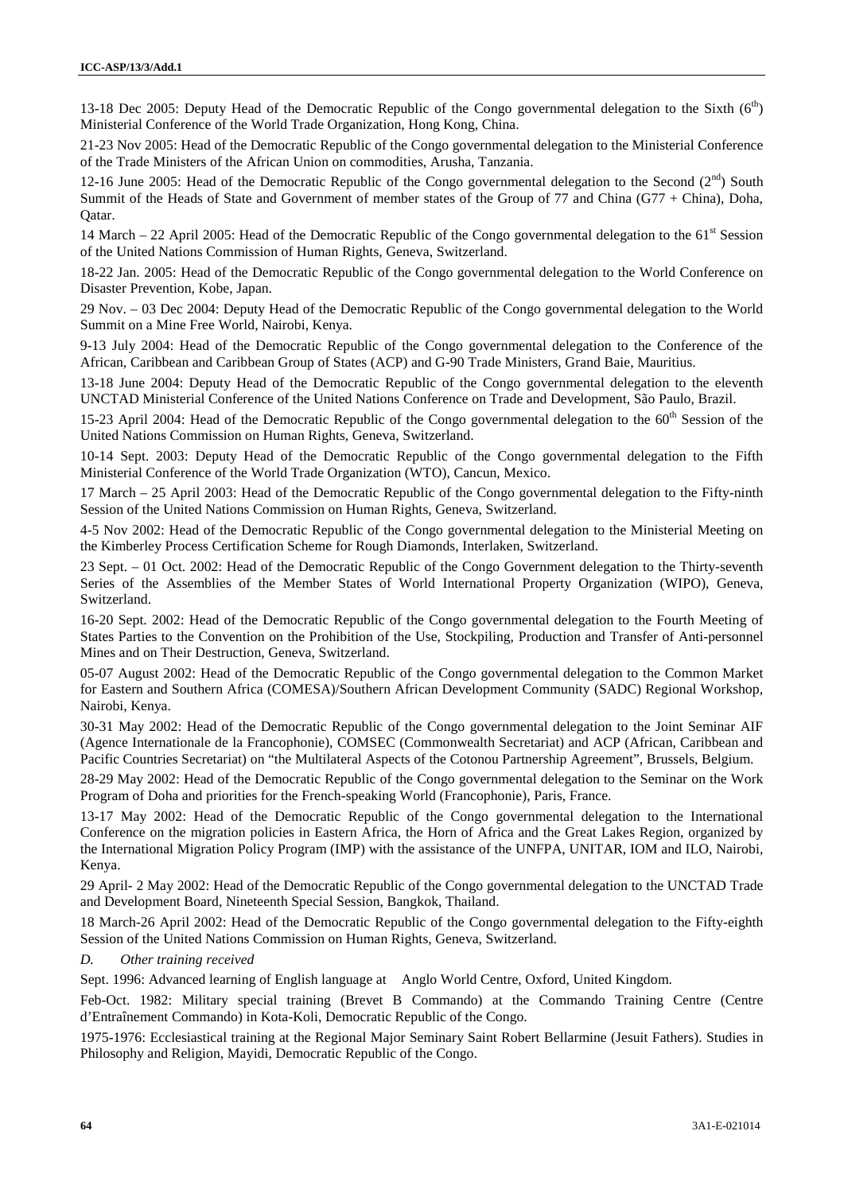13-18 Dec 2005: Deputy Head of the Democratic Republic of the Congo governmental delegation to the Sixth (6th) Ministerial Conference of the World Trade Organization, Hong Kong, China.

21-23 Nov 2005: Head of the Democratic Republic of the Congo governmental delegation to the Ministerial Conference of the Trade Ministers of the African Union on commodities, Arusha, Tanzania.

12-16 June 2005: Head of the Democratic Republic of the Congo governmental delegation to the Second (2nd) South Summit of the Heads of State and Government of member states of the Group of 77 and China (G77 + China), Doha, Qatar.

14 March – 22 April 2005: Head of the Democratic Republic of the Congo governmental delegation to the 61st Session of the United Nations Commission of Human Rights, Geneva, Switzerland.

18-22 Jan. 2005: Head of the Democratic Republic of the Congo governmental delegation to the World Conference on Disaster Prevention, Kobe, Japan.

29 Nov. – 03 Dec 2004: Deputy Head of the Democratic Republic of the Congo governmental delegation to the World Summit on a Mine Free World, Nairobi, Kenya.

9-13 July 2004: Head of the Democratic Republic of the Congo governmental delegation to the Conference of the African, Caribbean and Caribbean Group of States (ACP) and G-90 Trade Ministers, Grand Baie, Mauritius.

13-18 June 2004: Deputy Head of the Democratic Republic of the Congo governmental delegation to the eleventh UNCTAD Ministerial Conference of the United Nations Conference on Trade and Development, São Paulo, Brazil.

15-23 April 2004: Head of the Democratic Republic of the Congo governmental delegation to the 60th Session of the United Nations Commission on Human Rights, Geneva, Switzerland.

10-14 Sept. 2003: Deputy Head of the Democratic Republic of the Congo governmental delegation to the Fifth Ministerial Conference of the World Trade Organization (WTO), Cancun, Mexico.

17 March – 25 April 2003: Head of the Democratic Republic of the Congo governmental delegation to the Fifty-ninth Session of the United Nations Commission on Human Rights, Geneva, Switzerland.

4-5 Nov 2002: Head of the Democratic Republic of the Congo governmental delegation to the Ministerial Meeting on the Kimberley Process Certification Scheme for Rough Diamonds, Interlaken, Switzerland.

23 Sept. – 01 Oct. 2002: Head of the Democratic Republic of the Congo Government delegation to the Thirty-seventh Series of the Assemblies of the Member States of World International Property Organization (WIPO), Geneva, Switzerland.

16-20 Sept. 2002: Head of the Democratic Republic of the Congo governmental delegation to the Fourth Meeting of States Parties to the Convention on the Prohibition of the Use, Stockpiling, Production and Transfer of Anti-personnel Mines and on Their Destruction, Geneva, Switzerland.

05-07 August 2002: Head of the Democratic Republic of the Congo governmental delegation to the Common Market for Eastern and Southern Africa (COMESA)/Southern African Development Community (SADC) Regional Workshop, Nairobi, Kenya.

30-31 May 2002: Head of the Democratic Republic of the Congo governmental delegation to the Joint Seminar AIF (Agence Internationale de la Francophonie), COMSEC (Commonwealth Secretariat) and ACP (African, Caribbean and Pacific Countries Secretariat) on "the Multilateral Aspects of the Cotonou Partnership Agreement", Brussels, Belgium.

28-29 May 2002: Head of the Democratic Republic of the Congo governmental delegation to the Seminar on the Work Program of Doha and priorities for the French-speaking World (Francophonie), Paris, France.

13-17 May 2002: Head of the Democratic Republic of the Congo governmental delegation to the International Conference on the migration policies in Eastern Africa, the Horn of Africa and the Great Lakes Region, organized by the International Migration Policy Program (IMP) with the assistance of the UNFPA, UNITAR, IOM and ILO, Nairobi, Kenya.

29 April- 2 May 2002: Head of the Democratic Republic of the Congo governmental delegation to the UNCTAD Trade and Development Board, Nineteenth Special Session, Bangkok, Thailand.

18 March-26 April 2002: Head of the Democratic Republic of the Congo governmental delegation to the Fifty-eighth Session of the United Nations Commission on Human Rights, Geneva, Switzerland.

*D. Other training received*

Sept. 1996: Advanced learning of English language at Anglo World Centre, Oxford, United Kingdom.

Feb-Oct. 1982: Military special training (Brevet B Commando) at the Commando Training Centre (Centre d'Entraînement Commando) in Kota-Koli, Democratic Republic of the Congo.

1975-1976: Ecclesiastical training at the Regional Major Seminary Saint Robert Bellarmine (Jesuit Fathers). Studies in Philosophy and Religion, Mayidi, Democratic Republic of the Congo.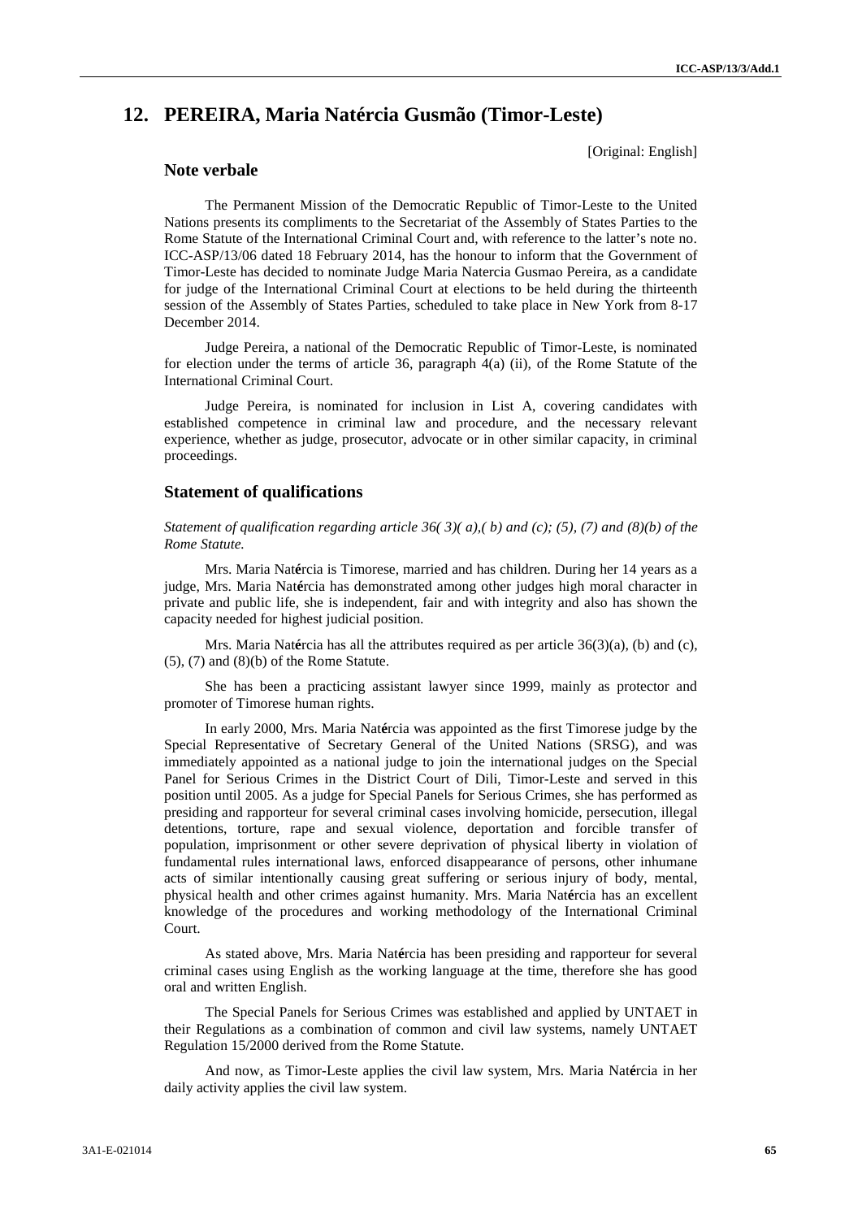## 12. PEREIRA, Maria Natércia Gusmão (Timor-Leste)

[Original: English]

### Note verbale

The Permanent Mission of the Democratic Republic of Timor-Leste to the United Nations presents its compliments to the Secretariat of the Assembly of States Parties to the Rome Statute of the International Criminal Court and, with reference to the latter's note no. ICC-ASP/13/06 dated 18 February 2014, has the honour to inform that the Government of Timor-Leste has decided to nominate Judge Maria Natercia Gusmao Pereira, as a candidate for judge of the International Criminal Court at elections to be held during the thirteenth session of the Assembly of States Parties, scheduled to take place in New York from 8-17 December 2014.

Judge Pereira, a national of the Democratic Republic of Timor-Leste, is nominated for election under the terms of article 36, paragraph 4(a) (ii), of the Rome Statute of the International Criminal Court.

Judge Pereira, is nominated for inclusion in List A, covering candidates with established competence in criminal law and procedure, and the necessary relevant experience, whether as judge, prosecutor, advocate or in other similar capacity, in criminal proceedings.

### Statement of qualifications

*Statement of qualification regarding article 36( 3)( a),( b) and (c); (5), (7) and (8)(b) of the Rome Statute.*

Mrs. Maria Natércia is Timorese, married and has children. During her 14 years as a judge, Mrs. Maria Natércia has demonstrated among other judges high moral character in private and public life, she is independent, fair and with integrity and also has shown the capacity needed for highest judicial position.

Mrs. Maria Natércia has all the attributes required as per article 36(3)(a), (b) and (c), (5), (7) and (8)(b) of the Rome Statute.

She has been a practicing assistant lawyer since 1999, mainly as protector and promoter of Timorese human rights.

In early 2000, Mrs. Maria Natércia was appointed as the first Timorese judge by the Special Representative of Secretary General of the United Nations (SRSG), and was immediately appointed as a national judge to join the international judges on the Special Panel for Serious Crimes in the District Court of Dili, Timor-Leste and served in this position until 2005. As a judge for Special Panels for Serious Crimes, she has performed as presiding and rapporteur for several criminal cases involving homicide, persecution, illegal detentions, torture, rape and sexual violence, deportation and forcible transfer of population, imprisonment or other severe deprivation of physical liberty in violation of fundamental rules international laws, enforced disappearance of persons, other inhumane acts of similar intentionally causing great suffering or serious injury of body, mental, physical health and other crimes against humanity. Mrs. Maria Natércia has an excellent knowledge of the procedures and working methodology of the International Criminal Court.

As stated above, Mrs. Maria Natércia has been presiding and rapporteur for several criminal cases using English as the working language at the time, therefore she has good oral and written English.

The Special Panels for Serious Crimes was established and applied by UNTAET in their Regulations as a combination of common and civil law systems, namely UNTAET Regulation 15/2000 derived from the Rome Statute.

And now, as Timor-Leste applies the civil law system, Mrs. Maria Natércia in her daily activity applies the civil law system.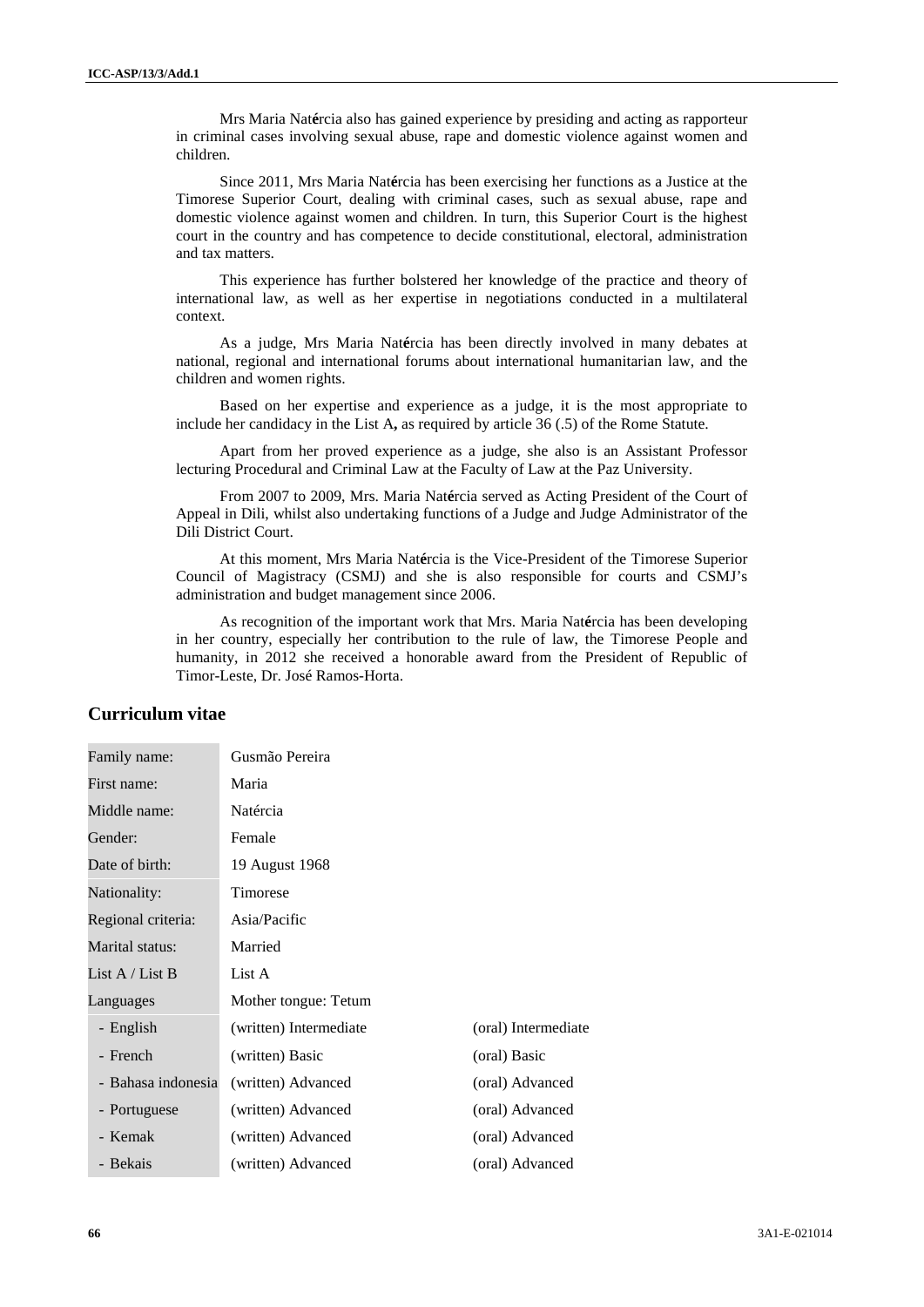Mrs Maria Natércia also has gained experience by presiding and acting as rapporteur in criminal cases involving sexual abuse, rape and domestic violence against women and children.

Since 2011, Mrs Maria Natércia has been exercising her functions as a Justice at the Timorese Superior Court, dealing with criminal cases, such as sexual abuse, rape and domestic violence against women and children. In turn, this Superior Court is the highest court in the country and has competence to decide constitutional, electoral, administration and tax matters.

This experience has further bolstered her knowledge of the practice and theory of international law, as well as her expertise in negotiations conducted in a multilateral context.

As a judge, Mrs Maria Natércia has been directly involved in many debates at national, regional and international forums about international humanitarian law, and the children and women rights.

Based on her expertise and experience as a judge, it is the most appropriate to include her candidacy in the List A**,** as required by article 36 (.5) of the Rome Statute.

Apart from her proved experience as a judge, she also is an Assistant Professor lecturing Procedural and Criminal Law at the Faculty of Law at the Paz University.

From 2007 to 2009, Mrs. Maria Natércia served as Acting President of the Court of Appeal in Dili, whilst also undertaking functions of a Judge and Judge Administrator of the Dili District Court.

At this moment, Mrs Maria Natércia is the Vice-President of the Timorese Superior Council of Magistracy (CSMJ) and she is also responsible for courts and CSMJ's administration and budget management since 2006.

As recognition of the important work that Mrs. Maria Natércia has been developing in her country, especially her contribution to the rule of law, the Timorese People and humanity, in 2012 she received a honorable award from the President of Republic of Timor-Leste, Dr. José Ramos-Horta.

## Curriculum vitae

| | | |
|---|---|---|
| Family name: | Gusmão Pereira | |
| First name: | Maria | |
| Middle name: | Natércia | |
| Gender: | Female | |
| Date of birth: | 19 August 1968 | |
| Nationality: | Timorese | |
| Regional criteria: | Asia/Pacific | |
| Marital status: | Married | |
| List A / List B | List A | |
| Languages | Mother tongue: Tetum | |
| - English | (written) Intermediate | (oral) Intermediate |
| - French | (written) Basic | (oral) Basic |
| - Bahasa indonesia | (written) Advanced | (oral) Advanced |
| - Portuguese | (written) Advanced | (oral) Advanced |
| - Kemak | (written) Advanced | (oral) Advanced |
| - Bekais | (written) Advanced | (oral) Advanced |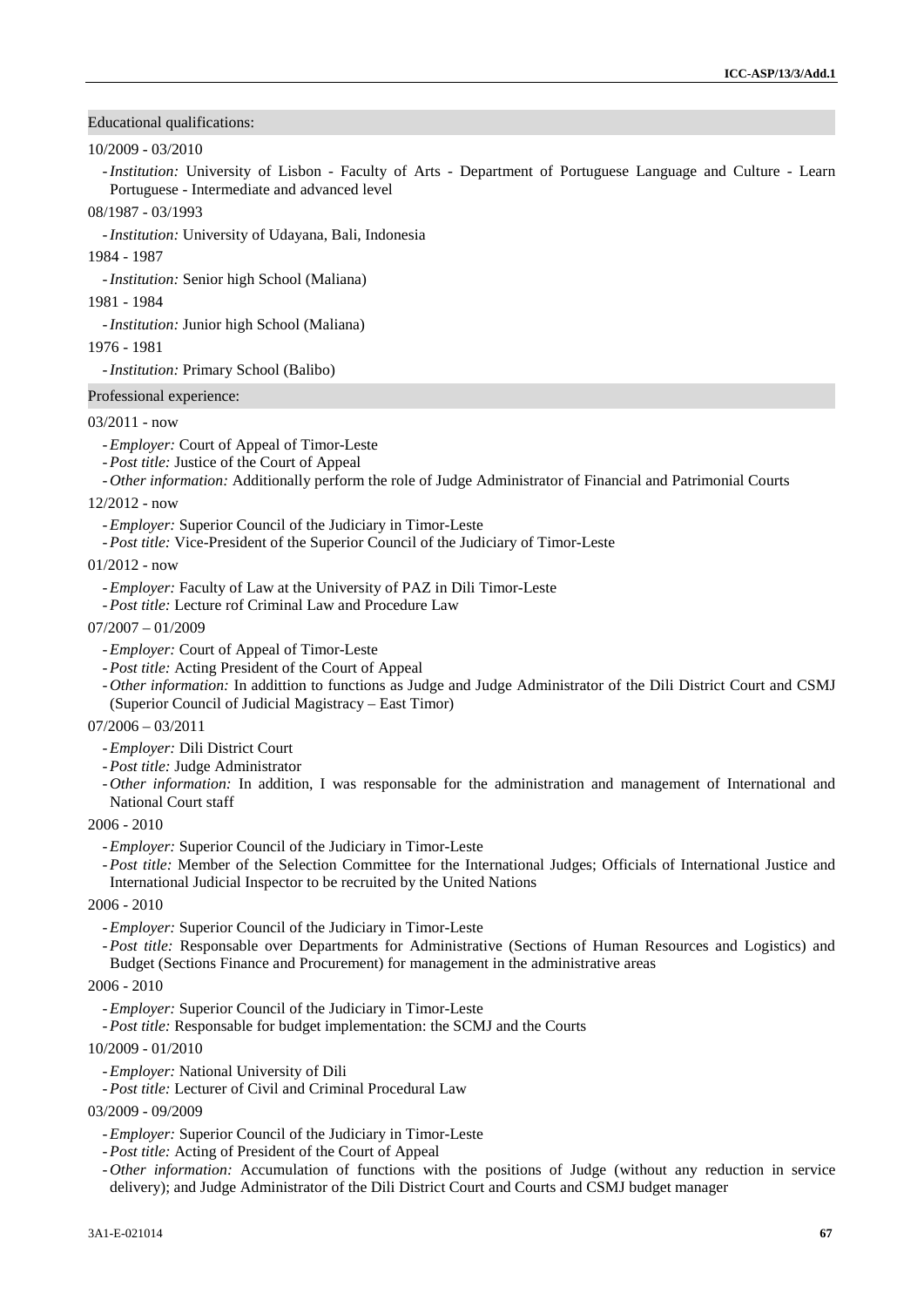## Educational qualifications:

10/2009 - 03/2010

- *Institution:* University of Lisbon - Faculty of Arts - Department of Portuguese Language and Culture - Learn Portuguese - Intermediate and advanced level

08/1987 - 03/1993

- *Institution:* University of Udayana, Bali, Indonesia

1984 - 1987

- *Institution:* Senior high School (Maliana)

1981 - 1984

- *Institution:* Junior high School (Maliana)

1976 - 1981

- *Institution:* Primary School (Balibo)

## Professional experience:

03/2011 - now

- *Employer:* Court of Appeal of Timor-Leste
- *Post title:* Justice of the Court of Appeal
- *Other information:* Additionally perform the role of Judge Administrator of Financial and Patrimonial Courts

12/2012 - now

- *Employer:* Superior Council of the Judiciary in Timor-Leste
- *Post title:* Vice-President of the Superior Council of the Judiciary of Timor-Leste

01/2012 - now

- *Employer:* Faculty of Law at the University of PAZ in Dili Timor-Leste
- *Post title:* Lecture rof Criminal Law and Procedure Law

07/2007 – 01/2009

- *Employer:* Court of Appeal of Timor-Leste
- *Post title:* Acting President of the Court of Appeal
- *Other information:* In addittion to functions as Judge and Judge Administrator of the Dili District Court and CSMJ (Superior Council of Judicial Magistracy – East Timor)

07/2006 – 03/2011

- *Employer:* Dili District Court
- *Post title:* Judge Administrator
- *Other information:* In addition, I was responsable for the administration and management of International and National Court staff

2006 - 2010

- *Employer:* Superior Council of the Judiciary in Timor-Leste
- *Post title:* Member of the Selection Committee for the International Judges; Officials of International Justice and International Judicial Inspector to be recruited by the United Nations

2006 - 2010

- *Employer:* Superior Council of the Judiciary in Timor-Leste
- *Post title:* Responsable over Departments for Administrative (Sections of Human Resources and Logistics) and Budget (Sections Finance and Procurement) for management in the administrative areas

2006 - 2010

- *Employer:* Superior Council of the Judiciary in Timor-Leste
- *Post title:* Responsable for budget implementation: the SCMJ and the Courts

10/2009 - 01/2010

- *Employer:* National University of Dili
- *Post title:* Lecturer of Civil and Criminal Procedural Law

03/2009 - 09/2009

- *Employer:* Superior Council of the Judiciary in Timor-Leste
- *Post title:* Acting of President of the Court of Appeal
- *Other information:* Accumulation of functions with the positions of Judge (without any reduction in service delivery); and Judge Administrator of the Dili District Court and Courts and CSMJ budget manager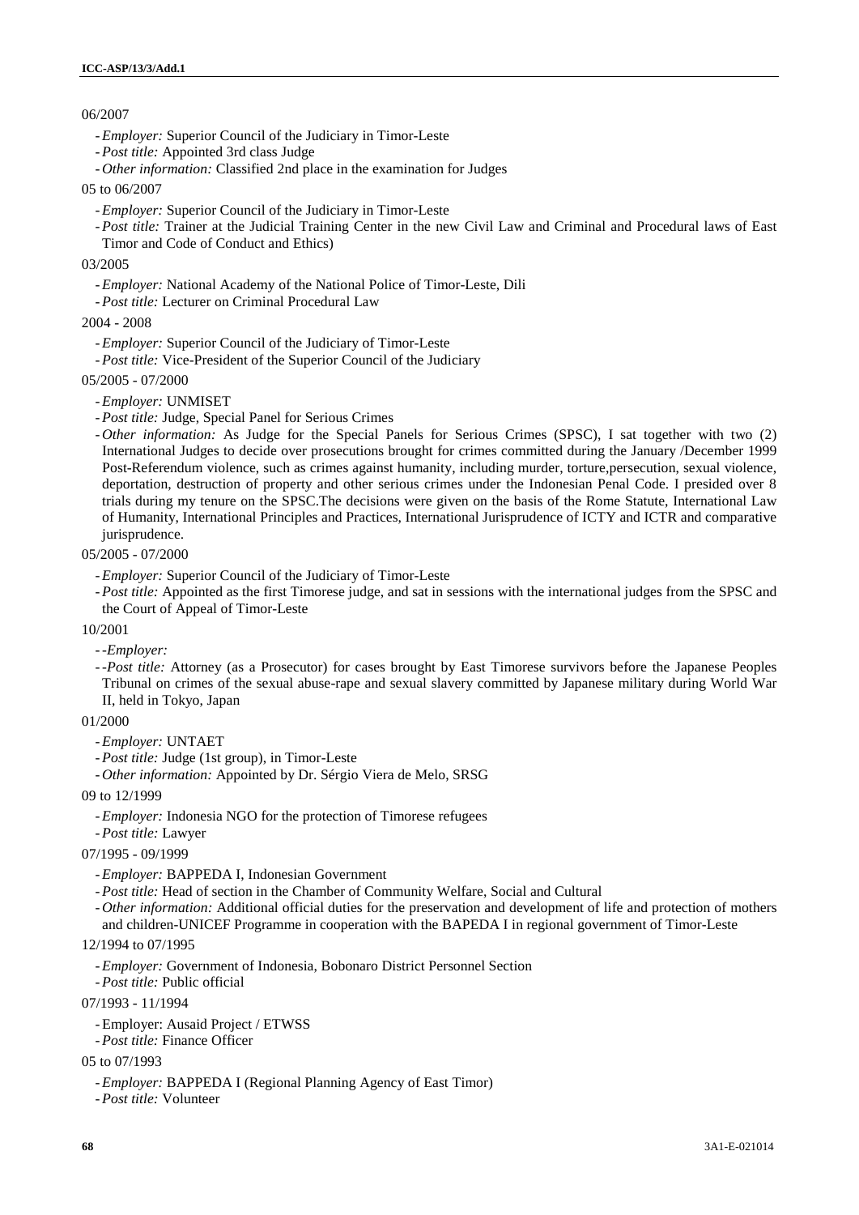06/2007

- *Employer:* Superior Council of the Judiciary in Timor-Leste
- *Post title:* Appointed 3rd class Judge
- *Other information:* Classified 2nd place in the examination for Judges

05 to 06/2007

- *Employer:* Superior Council of the Judiciary in Timor-Leste
- *Post title:* Trainer at the Judicial Training Center in the new Civil Law and Criminal and Procedural laws of East Timor and Code of Conduct and Ethics)

03/2005

- *Employer:* National Academy of the National Police of Timor-Leste, Dili
- *Post title:* Lecturer on Criminal Procedural Law

2004 - 2008

- *Employer:* Superior Council of the Judiciary of Timor-Leste
- *Post title:* Vice-President of the Superior Council of the Judiciary

05/2005 - 07/2000

- *Employer:* UNMISET
- *Post title:* Judge, Special Panel for Serious Crimes
- *Other information:* As Judge for the Special Panels for Serious Crimes (SPSC), I sat together with two (2) International Judges to decide over prosecutions brought for crimes committed during the January /December 1999 Post-Referendum violence, such as crimes against humanity, including murder, torture,persecution, sexual violence, deportation, destruction of property and other serious crimes under the Indonesian Penal Code. I presided over 8 trials during my tenure on the SPSC.The decisions were given on the basis of the Rome Statute, International Law of Humanity, International Principles and Practices, International Jurisprudence of ICTY and ICTR and comparative jurisprudence.

05/2005 - 07/2000

- *Employer:* Superior Council of the Judiciary of Timor-Leste
- *Post title:* Appointed as the first Timorese judge, and sat in sessions with the international judges from the SPSC and the Court of Appeal of Timor-Leste

10/2001

- -*Employer:*
- -*Post title:* Attorney (as a Prosecutor) for cases brought by East Timorese survivors before the Japanese Peoples Tribunal on crimes of the sexual abuse-rape and sexual slavery committed by Japanese military during World War II, held in Tokyo, Japan

01/2000

- *Employer:* UNTAET
- *Post title:* Judge (1st group), in Timor-Leste
- *Other information:* Appointed by Dr. Sérgio Viera de Melo, SRSG

09 to 12/1999

- *Employer:* Indonesia NGO for the protection of Timorese refugees
- *Post title:* Lawyer

07/1995 - 09/1999

- *Employer:* BAPPEDA I, Indonesian Government
- *Post title:* Head of section in the Chamber of Community Welfare, Social and Cultural
- *Other information:* Additional official duties for the preservation and development of life and protection of mothers and children-UNICEF Programme in cooperation with the BAPEDA I in regional government of Timor-Leste

12/1994 to 07/1995

- *Employer:* Government of Indonesia, Bobonaro District Personnel Section
- *Post title:* Public official

07/1993 - 11/1994

- Employer: Ausaid Project / ETWSS
- *Post title:* Finance Officer

05 to 07/1993

- *Employer:* BAPPEDA I (Regional Planning Agency of East Timor)
- *Post title:* Volunteer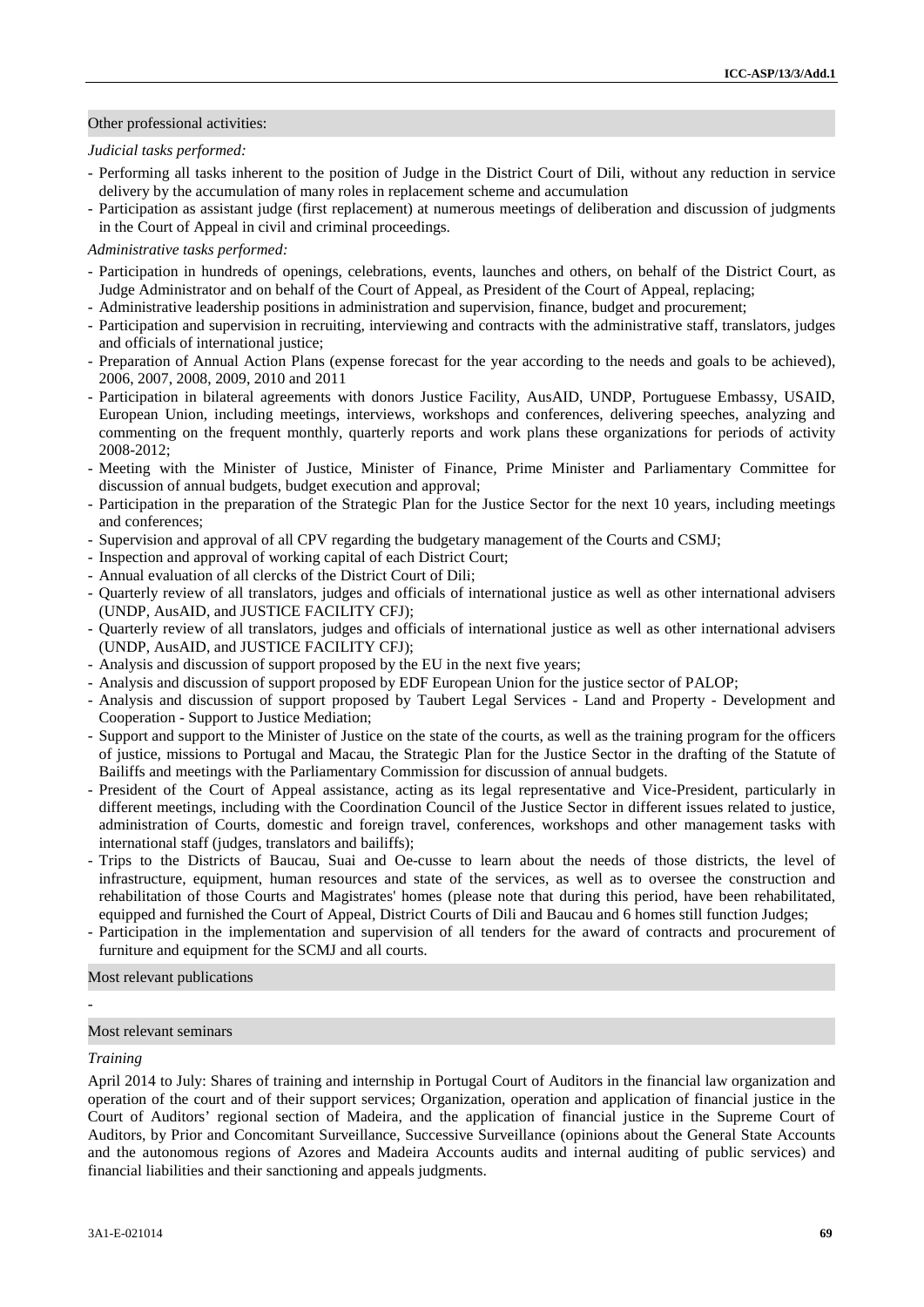## Other professional activities:

*Judicial tasks performed:*

- Performing all tasks inherent to the position of Judge in the District Court of Dili, without any reduction in service delivery by the accumulation of many roles in replacement scheme and accumulation
- Participation as assistant judge (first replacement) at numerous meetings of deliberation and discussion of judgments in the Court of Appeal in civil and criminal proceedings.

*Administrative tasks performed:*

- Participation in hundreds of openings, celebrations, events, launches and others, on behalf of the District Court, as Judge Administrator and on behalf of the Court of Appeal, as President of the Court of Appeal, replacing;
- Administrative leadership positions in administration and supervision, finance, budget and procurement;
- Participation and supervision in recruiting, interviewing and contracts with the administrative staff, translators, judges and officials of international justice;
- Preparation of Annual Action Plans (expense forecast for the year according to the needs and goals to be achieved), 2006, 2007, 2008, 2009, 2010 and 2011
- Participation in bilateral agreements with donors Justice Facility, AusAID, UNDP, Portuguese Embassy, USAID, European Union, including meetings, interviews, workshops and conferences, delivering speeches, analyzing and commenting on the frequent monthly, quarterly reports and work plans these organizations for periods of activity 2008-2012;
- Meeting with the Minister of Justice, Minister of Finance, Prime Minister and Parliamentary Committee for discussion of annual budgets, budget execution and approval;
- Participation in the preparation of the Strategic Plan for the Justice Sector for the next 10 years, including meetings and conferences;
- Supervision and approval of all CPV regarding the budgetary management of the Courts and CSMJ;
- Inspection and approval of working capital of each District Court;
- Annual evaluation of all clercks of the District Court of Dili;
- Quarterly review of all translators, judges and officials of international justice as well as other international advisers (UNDP, AusAID, and JUSTICE FACILITY CFJ);
- Quarterly review of all translators, judges and officials of international justice as well as other international advisers (UNDP, AusAID, and JUSTICE FACILITY CFJ);
- Analysis and discussion of support proposed by the EU in the next five years;
- Analysis and discussion of support proposed by EDF European Union for the justice sector of PALOP;
- Analysis and discussion of support proposed by Taubert Legal Services - Land and Property - Development and Cooperation - Support to Justice Mediation;
- Support and support to the Minister of Justice on the state of the courts, as well as the training program for the officers of justice, missions to Portugal and Macau, the Strategic Plan for the Justice Sector in the drafting of the Statute of Bailiffs and meetings with the Parliamentary Commission for discussion of annual budgets.
- President of the Court of Appeal assistance, acting as its legal representative and Vice-President, particularly in different meetings, including with the Coordination Council of the Justice Sector in different issues related to justice, administration of Courts, domestic and foreign travel, conferences, workshops and other management tasks with international staff (judges, translators and bailiffs);
- Trips to the Districts of Baucau, Suai and Oe-cusse to learn about the needs of those districts, the level of infrastructure, equipment, human resources and state of the services, as well as to oversee the construction and rehabilitation of those Courts and Magistrates' homes (please note that during this period, have been rehabilitated, equipped and furnished the Court of Appeal, District Courts of Dili and Baucau and 6 homes still function Judges;
- Participation in the implementation and supervision of all tenders for the award of contracts and procurement of furniture and equipment for the SCMJ and all courts.

## Most relevant publications

-

## Most relevant seminars

*Training*

April 2014 to July: Shares of training and internship in Portugal Court of Auditors in the financial law organization and operation of the court and of their support services; Organization, operation and application of financial justice in the Court of Auditors' regional section of Madeira, and the application of financial justice in the Supreme Court of Auditors, by Prior and Concomitant Surveillance, Successive Surveillance (opinions about the General State Accounts and the autonomous regions of Azores and Madeira Accounts audits and internal auditing of public services) and financial liabilities and their sanctioning and appeals judgments.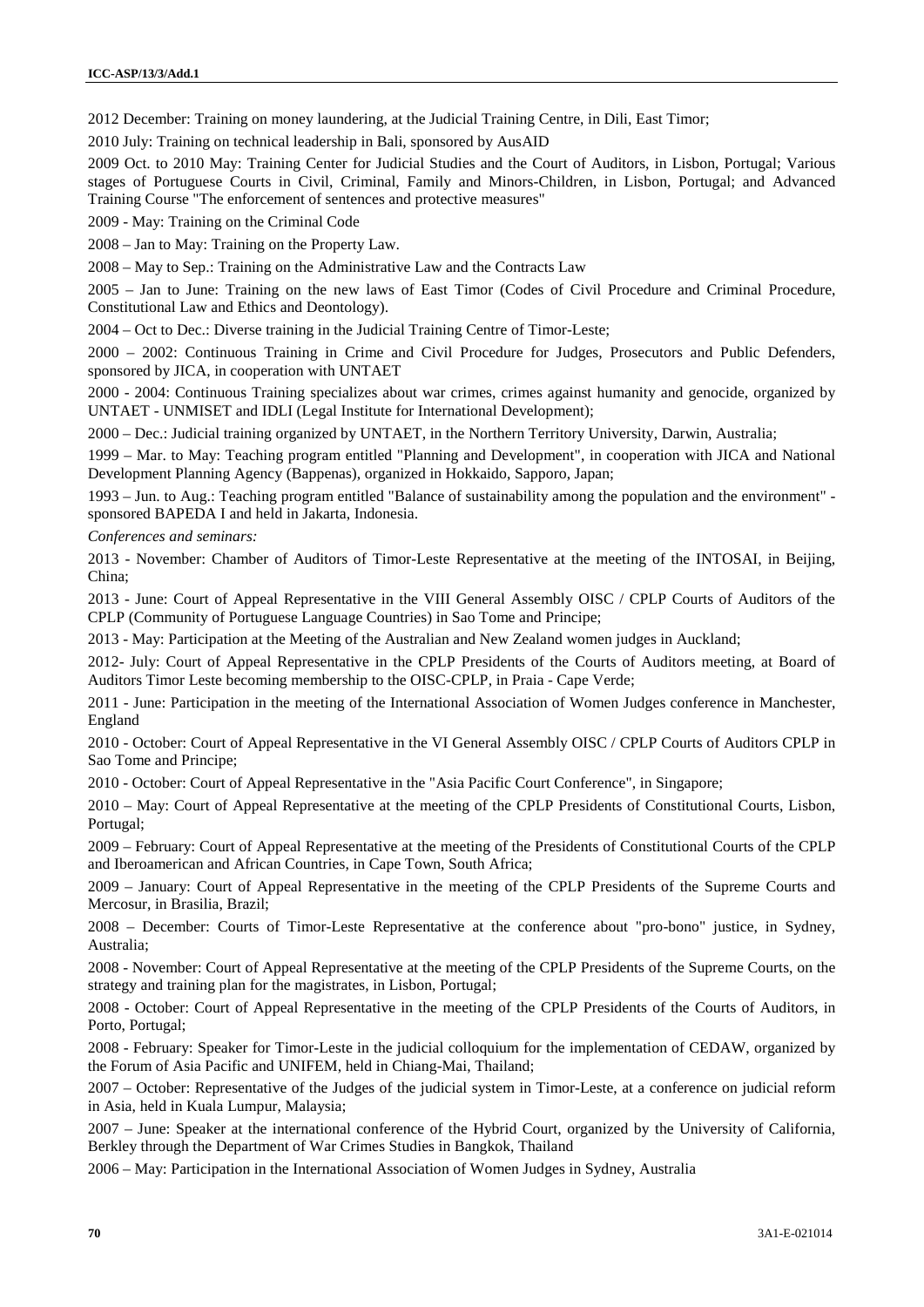2012 December: Training on money laundering, at the Judicial Training Centre, in Dili, East Timor;

2010 July: Training on technical leadership in Bali, sponsored by AusAID

2009 Oct. to 2010 May: Training Center for Judicial Studies and the Court of Auditors, in Lisbon, Portugal; Various stages of Portuguese Courts in Civil, Criminal, Family and Minors-Children, in Lisbon, Portugal; and Advanced Training Course "The enforcement of sentences and protective measures"

2009 - May: Training on the Criminal Code

2008 – Jan to May: Training on the Property Law.

2008 – May to Sep.: Training on the Administrative Law and the Contracts Law

2005 – Jan to June: Training on the new laws of East Timor (Codes of Civil Procedure and Criminal Procedure, Constitutional Law and Ethics and Deontology).

2004 – Oct to Dec.: Diverse training in the Judicial Training Centre of Timor-Leste;

2000 – 2002: Continuous Training in Crime and Civil Procedure for Judges, Prosecutors and Public Defenders, sponsored by JICA, in cooperation with UNTAET

2000 - 2004: Continuous Training specializes about war crimes, crimes against humanity and genocide, organized by UNTAET - UNMISET and IDLI (Legal Institute for International Development);

2000 – Dec.: Judicial training organized by UNTAET, in the Northern Territory University, Darwin, Australia;

1999 – Mar. to May: Teaching program entitled "Planning and Development", in cooperation with JICA and National Development Planning Agency (Bappenas), organized in Hokkaido, Sapporo, Japan;

1993 – Jun. to Aug.: Teaching program entitled "Balance of sustainability among the population and the environment" - sponsored BAPEDA I and held in Jakarta, Indonesia.

*Conferences and seminars:*

2013 - November: Chamber of Auditors of Timor-Leste Representative at the meeting of the INTOSAI, in Beijing, China;

2013 - June: Court of Appeal Representative in the VIII General Assembly OISC / CPLP Courts of Auditors of the CPLP (Community of Portuguese Language Countries) in Sao Tome and Principe;

2013 - May: Participation at the Meeting of the Australian and New Zealand women judges in Auckland;

2012- July: Court of Appeal Representative in the CPLP Presidents of the Courts of Auditors meeting, at Board of Auditors Timor Leste becoming membership to the OISC-CPLP, in Praia - Cape Verde;

2011 - June: Participation in the meeting of the International Association of Women Judges conference in Manchester, England

2010 - October: Court of Appeal Representative in the VI General Assembly OISC / CPLP Courts of Auditors CPLP in Sao Tome and Principe;

2010 - October: Court of Appeal Representative in the "Asia Pacific Court Conference", in Singapore;

2010 – May: Court of Appeal Representative at the meeting of the CPLP Presidents of Constitutional Courts, Lisbon, Portugal;

2009 – February: Court of Appeal Representative at the meeting of the Presidents of Constitutional Courts of the CPLP and Iberoamerican and African Countries, in Cape Town, South Africa;

2009 – January: Court of Appeal Representative in the meeting of the CPLP Presidents of the Supreme Courts and Mercosur, in Brasilia, Brazil;

2008 – December: Courts of Timor-Leste Representative at the conference about "pro-bono" justice, in Sydney, Australia;

2008 - November: Court of Appeal Representative at the meeting of the CPLP Presidents of the Supreme Courts, on the strategy and training plan for the magistrates, in Lisbon, Portugal;

2008 - October: Court of Appeal Representative in the meeting of the CPLP Presidents of the Courts of Auditors, in Porto, Portugal;

2008 - February: Speaker for Timor-Leste in the judicial colloquium for the implementation of CEDAW, organized by the Forum of Asia Pacific and UNIFEM, held in Chiang-Mai, Thailand;

2007 – October: Representative of the Judges of the judicial system in Timor-Leste, at a conference on judicial reform in Asia, held in Kuala Lumpur, Malaysia;

2007 – June: Speaker at the international conference of the Hybrid Court, organized by the University of California, Berkley through the Department of War Crimes Studies in Bangkok, Thailand

2006 – May: Participation in the International Association of Women Judges in Sydney, Australia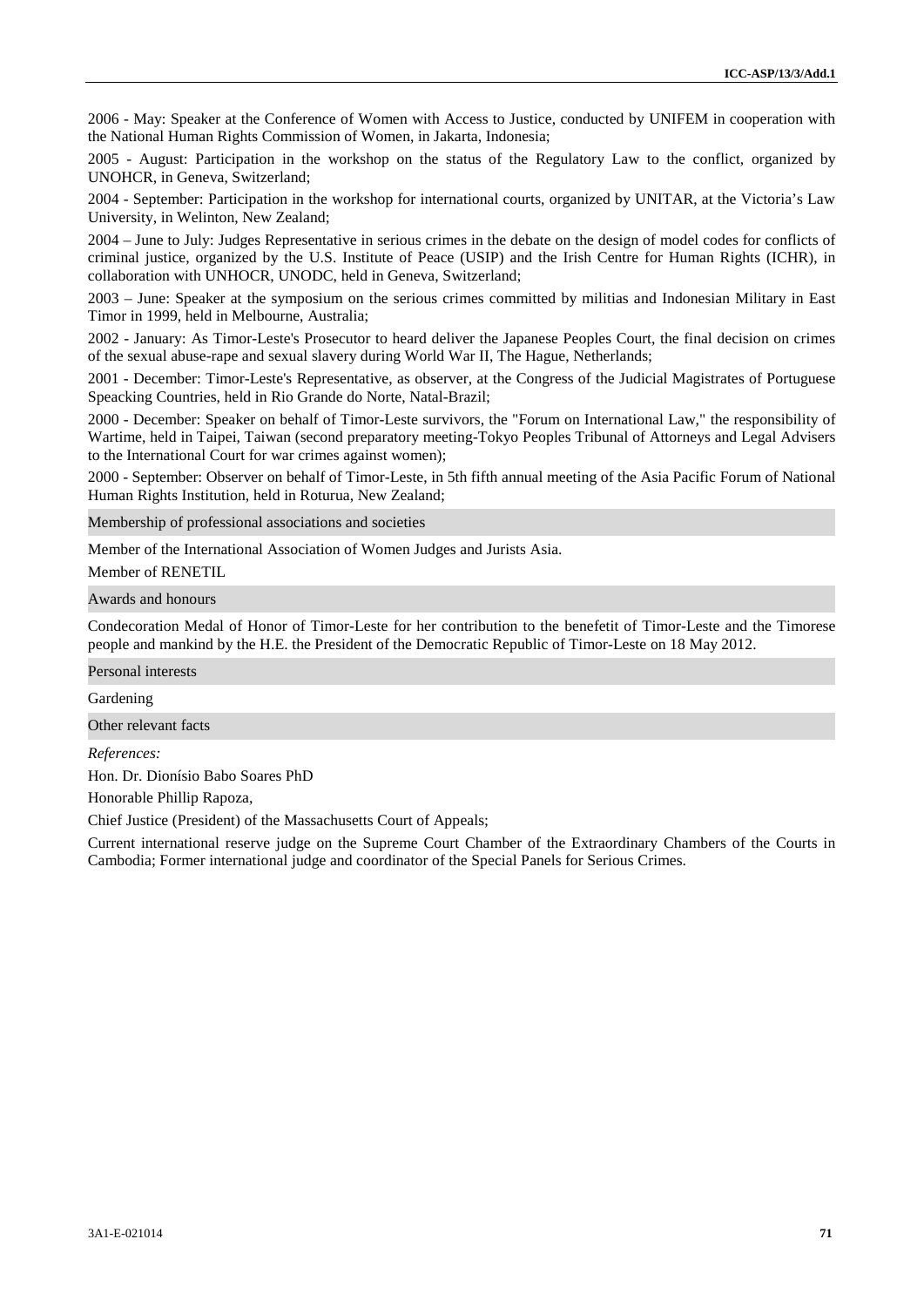2006 - May: Speaker at the Conference of Women with Access to Justice, conducted by UNIFEM in cooperation with the National Human Rights Commission of Women, in Jakarta, Indonesia;

2005 - August: Participation in the workshop on the status of the Regulatory Law to the conflict, organized by UNOHCR, in Geneva, Switzerland;

2004 - September: Participation in the workshop for international courts, organized by UNITAR, at the Victoria's Law University, in Welinton, New Zealand;

2004 – June to July: Judges Representative in serious crimes in the debate on the design of model codes for conflicts of criminal justice, organized by the U.S. Institute of Peace (USIP) and the Irish Centre for Human Rights (ICHR), in collaboration with UNHOCR, UNODC, held in Geneva, Switzerland;

2003 – June: Speaker at the symposium on the serious crimes committed by militias and Indonesian Military in East Timor in 1999, held in Melbourne, Australia;

2002 - January: As Timor-Leste's Prosecutor to heard deliver the Japanese Peoples Court, the final decision on crimes of the sexual abuse-rape and sexual slavery during World War II, The Hague, Netherlands;

2001 - December: Timor-Leste's Representative, as observer, at the Congress of the Judicial Magistrates of Portuguese Speacking Countries, held in Rio Grande do Norte, Natal-Brazil;

2000 - December: Speaker on behalf of Timor-Leste survivors, the "Forum on International Law," the responsibility of Wartime, held in Taipei, Taiwan (second preparatory meeting-Tokyo Peoples Tribunal of Attorneys and Legal Advisers to the International Court for war crimes against women);

2000 - September: Observer on behalf of Timor-Leste, in 5th fifth annual meeting of the Asia Pacific Forum of National Human Rights Institution, held in Roturua, New Zealand;

## Membership of professional associations and societies

Member of the International Association of Women Judges and Jurists Asia.

Member of RENETIL

## Awards and honours

Condecoration Medal of Honor of Timor-Leste for her contribution to the benefetit of Timor-Leste and the Timorese people and mankind by the H.E. the President of the Democratic Republic of Timor-Leste on 18 May 2012.

## Personal interests

Gardening

## Other relevant facts

*References:*

Hon. Dr. Dionísio Babo Soares PhD

Honorable Phillip Rapoza,

Chief Justice (President) of the Massachusetts Court of Appeals;

Current international reserve judge on the Supreme Court Chamber of the Extraordinary Chambers of the Courts in Cambodia; Former international judge and coordinator of the Special Panels for Serious Crimes.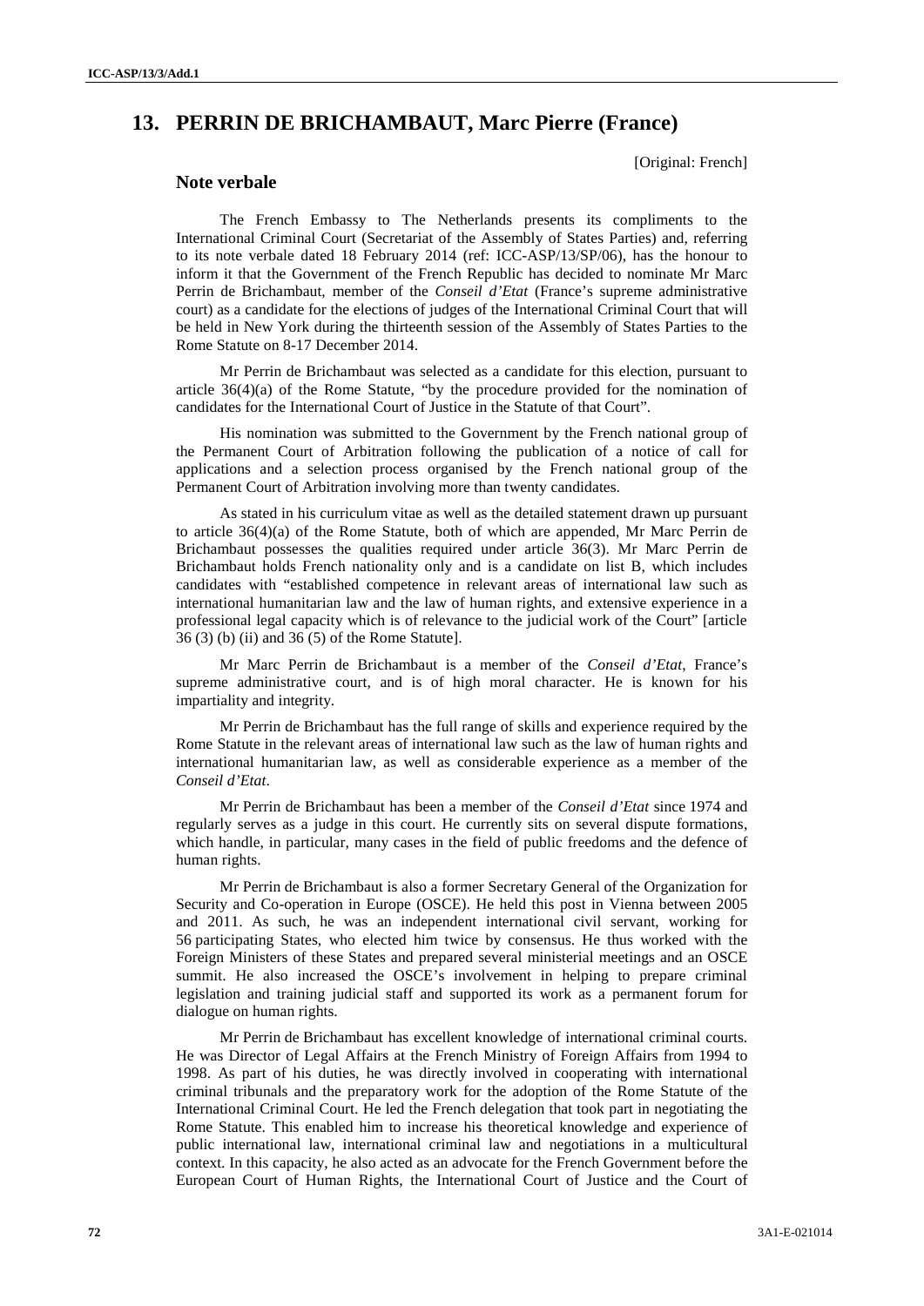# 13. PERRIN DE BRICHAMBAUT, Marc Pierre (France)

[Original: French]

## Note verbale

The French Embassy to The Netherlands presents its compliments to the International Criminal Court (Secretariat of the Assembly of States Parties) and, referring to its note verbale dated 18 February 2014 (ref: ICC-ASP/13/SP/06), has the honour to inform it that the Government of the French Republic has decided to nominate Mr Marc Perrin de Brichambaut, member of the *Conseil d'Etat* (France's supreme administrative court) as a candidate for the elections of judges of the International Criminal Court that will be held in New York during the thirteenth session of the Assembly of States Parties to the Rome Statute on 8-17 December 2014.

Mr Perrin de Brichambaut was selected as a candidate for this election, pursuant to article 36(4)(a) of the Rome Statute, "by the procedure provided for the nomination of candidates for the International Court of Justice in the Statute of that Court".

His nomination was submitted to the Government by the French national group of the Permanent Court of Arbitration following the publication of a notice of call for applications and a selection process organised by the French national group of the Permanent Court of Arbitration involving more than twenty candidates.

As stated in his curriculum vitae as well as the detailed statement drawn up pursuant to article 36(4)(a) of the Rome Statute, both of which are appended, Mr Marc Perrin de Brichambaut possesses the qualities required under article 36(3). Mr Marc Perrin de Brichambaut holds French nationality only and is a candidate on list B, which includes candidates with "established competence in relevant areas of international law such as international humanitarian law and the law of human rights, and extensive experience in a professional legal capacity which is of relevance to the judicial work of the Court" [article 36 (3) (b) (ii) and 36 (5) of the Rome Statute].

Mr Marc Perrin de Brichambaut is a member of the *Conseil d'Etat*, France's supreme administrative court, and is of high moral character. He is known for his impartiality and integrity.

Mr Perrin de Brichambaut has the full range of skills and experience required by the Rome Statute in the relevant areas of international law such as the law of human rights and international humanitarian law, as well as considerable experience as a member of the *Conseil d'Etat*.

Mr Perrin de Brichambaut has been a member of the *Conseil d'Etat* since 1974 and regularly serves as a judge in this court. He currently sits on several dispute formations, which handle, in particular, many cases in the field of public freedoms and the defence of human rights.

Mr Perrin de Brichambaut is also a former Secretary General of the Organization for Security and Co-operation in Europe (OSCE). He held this post in Vienna between 2005 and 2011. As such, he was an independent international civil servant, working for 56 participating States, who elected him twice by consensus. He thus worked with the Foreign Ministers of these States and prepared several ministerial meetings and an OSCE summit. He also increased the OSCE's involvement in helping to prepare criminal legislation and training judicial staff and supported its work as a permanent forum for dialogue on human rights.

Mr Perrin de Brichambaut has excellent knowledge of international criminal courts. He was Director of Legal Affairs at the French Ministry of Foreign Affairs from 1994 to 1998. As part of his duties, he was directly involved in cooperating with international criminal tribunals and the preparatory work for the adoption of the Rome Statute of the International Criminal Court. He led the French delegation that took part in negotiating the Rome Statute. This enabled him to increase his theoretical knowledge and experience of public international law, international criminal law and negotiations in a multicultural context. In this capacity, he also acted as an advocate for the French Government before the European Court of Human Rights, the International Court of Justice and the Court of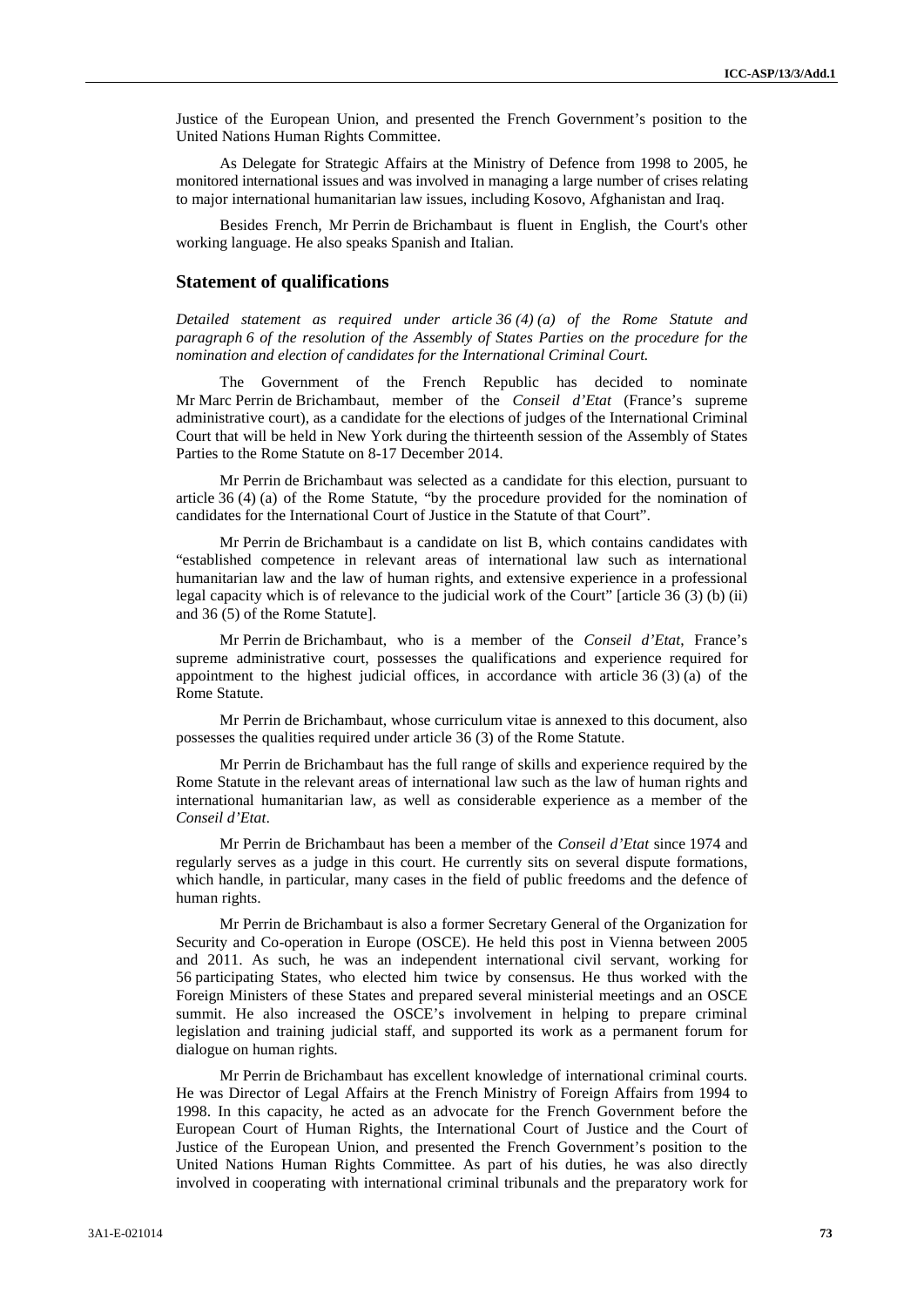Justice of the European Union, and presented the French Government's position to the United Nations Human Rights Committee.

As Delegate for Strategic Affairs at the Ministry of Defence from 1998 to 2005, he monitored international issues and was involved in managing a large number of crises relating to major international humanitarian law issues, including Kosovo, Afghanistan and Iraq.

Besides French, Mr Perrin de Brichambaut is fluent in English, the Court's other working language. He also speaks Spanish and Italian.

## Statement of qualifications

*Detailed statement as required under article 36 (4) (a) of the Rome Statute and paragraph 6 of the resolution of the Assembly of States Parties on the procedure for the nomination and election of candidates for the International Criminal Court.*

The Government of the French Republic has decided to nominate Mr Marc Perrin de Brichambaut, member of the *Conseil d'Etat* (France's supreme administrative court), as a candidate for the elections of judges of the International Criminal Court that will be held in New York during the thirteenth session of the Assembly of States Parties to the Rome Statute on 8-17 December 2014.

Mr Perrin de Brichambaut was selected as a candidate for this election, pursuant to article 36 (4) (a) of the Rome Statute, "by the procedure provided for the nomination of candidates for the International Court of Justice in the Statute of that Court".

Mr Perrin de Brichambaut is a candidate on list B, which contains candidates with "established competence in relevant areas of international law such as international humanitarian law and the law of human rights, and extensive experience in a professional legal capacity which is of relevance to the judicial work of the Court" [article 36 (3) (b) (ii) and 36 (5) of the Rome Statute].

Mr Perrin de Brichambaut, who is a member of the *Conseil d'Etat*, France's supreme administrative court, possesses the qualifications and experience required for appointment to the highest judicial offices, in accordance with article 36 (3) (a) of the Rome Statute.

Mr Perrin de Brichambaut, whose curriculum vitae is annexed to this document, also possesses the qualities required under article 36 (3) of the Rome Statute.

Mr Perrin de Brichambaut has the full range of skills and experience required by the Rome Statute in the relevant areas of international law such as the law of human rights and international humanitarian law, as well as considerable experience as a member of the *Conseil d'Etat*.

Mr Perrin de Brichambaut has been a member of the *Conseil d'Etat* since 1974 and regularly serves as a judge in this court. He currently sits on several dispute formations, which handle, in particular, many cases in the field of public freedoms and the defence of human rights.

Mr Perrin de Brichambaut is also a former Secretary General of the Organization for Security and Co-operation in Europe (OSCE). He held this post in Vienna between 2005 and 2011. As such, he was an independent international civil servant, working for 56 participating States, who elected him twice by consensus. He thus worked with the Foreign Ministers of these States and prepared several ministerial meetings and an OSCE summit. He also increased the OSCE's involvement in helping to prepare criminal legislation and training judicial staff, and supported its work as a permanent forum for dialogue on human rights.

Mr Perrin de Brichambaut has excellent knowledge of international criminal courts. He was Director of Legal Affairs at the French Ministry of Foreign Affairs from 1994 to 1998. In this capacity, he acted as an advocate for the French Government before the European Court of Human Rights, the International Court of Justice and the Court of Justice of the European Union, and presented the French Government's position to the United Nations Human Rights Committee. As part of his duties, he was also directly involved in cooperating with international criminal tribunals and the preparatory work for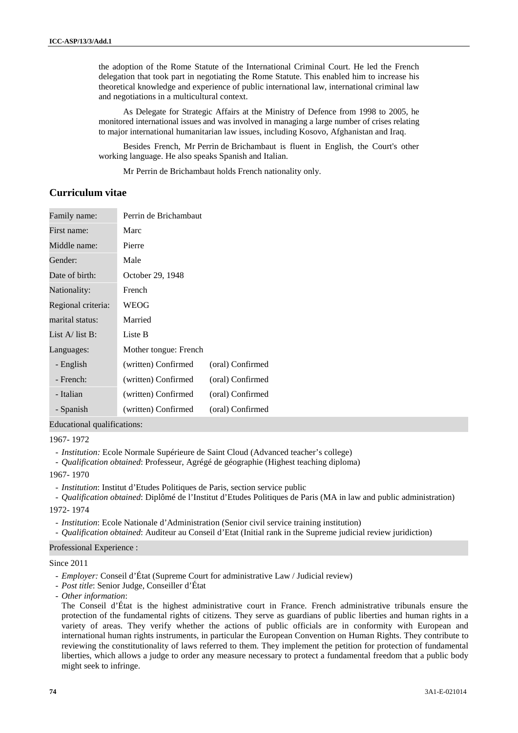the adoption of the Rome Statute of the International Criminal Court. He led the French delegation that took part in negotiating the Rome Statute. This enabled him to increase his theoretical knowledge and experience of public international law, international criminal law and negotiations in a multicultural context.

As Delegate for Strategic Affairs at the Ministry of Defence from 1998 to 2005, he monitored international issues and was involved in managing a large number of crises relating to major international humanitarian law issues, including Kosovo, Afghanistan and Iraq.

Besides French, Mr Perrin de Brichambaut is fluent in English, the Court's other working language. He also speaks Spanish and Italian.

Mr Perrin de Brichambaut holds French nationality only.

## Curriculum vitae

| | | |
|---|---|---|
| Family name: | Perrin de Brichambaut | |
| First name: | Marc | |
| Middle name: | Pierre | |
| Gender: | Male | |
| Date of birth: | October 29, 1948 | |
| Nationality: | French | |
| Regional criteria: | WEOG | |
| marital status: | Married | |
| List A/ list B: | Liste B | |
| Languages: | Mother tongue: French | |
| - English | (written) Confirmed | (oral) Confirmed |
| - French: | (written) Confirmed | (oral) Confirmed |
| - Italian | (written) Confirmed | (oral) Confirmed |
| - Spanish | (written) Confirmed | (oral) Confirmed |

Educational qualifications:

1967- 1972

- *Institution:* Ecole Normale Supérieure de Saint Cloud (Advanced teacher's college)
- *Qualification obtained*: Professeur, Agrégé de géographie (Highest teaching diploma)

1967- 1970

- *Institution*: Institut d'Etudes Politiques de Paris, section service public
- *Qualification obtained*: Diplômé de l'Institut d'Etudes Politiques de Paris (MA in law and public administration)

1972- 1974

- *Institution*: Ecole Nationale d'Administration (Senior civil service training institution)
- *Qualification obtained*: Auditeur au Conseil d'Etat (Initial rank in the Supreme judicial review juridiction)

Professional Experience :

Since 2011

- *Employer:* Conseil d'État (Supreme Court for administrative Law / Judicial review)
- *Post title*: Senior Judge, Conseiller d'État
- *Other information*:
  The Conseil d'État is the highest administrative court in France. French administrative tribunals ensure the protection of the fundamental rights of citizens. They serve as guardians of public liberties and human rights in a variety of areas. They verify whether the actions of public officials are in conformity with European and international human rights instruments, in particular the European Convention on Human Rights. They contribute to reviewing the constitutionality of laws referred to them. They implement the petition for protection of fundamental liberties, which allows a judge to order any measure necessary to protect a fundamental freedom that a public body might seek to infringe.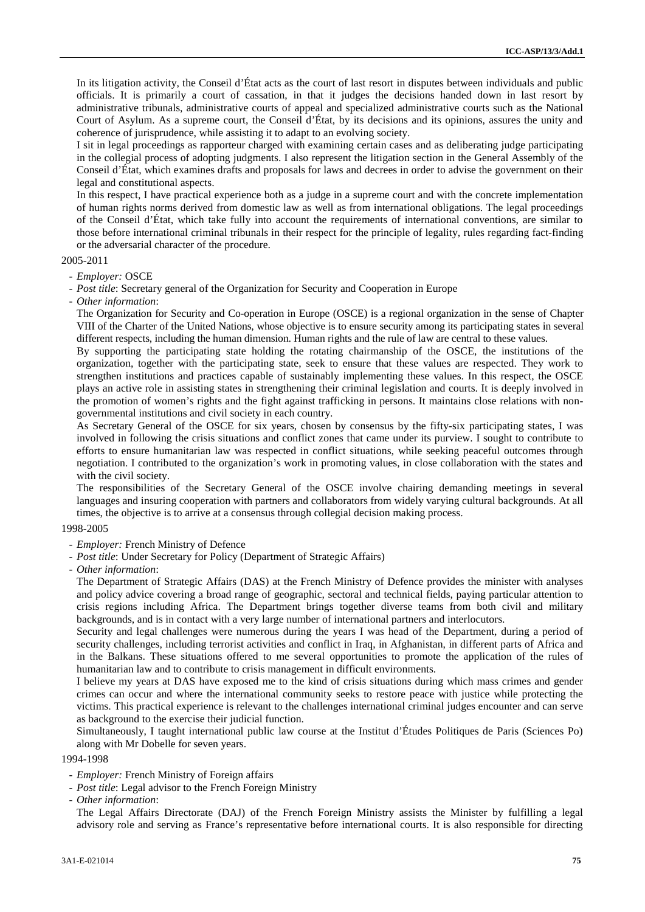In its litigation activity, the Conseil d'État acts as the court of last resort in disputes between individuals and public officials. It is primarily a court of cassation, in that it judges the decisions handed down in last resort by administrative tribunals, administrative courts of appeal and specialized administrative courts such as the National Court of Asylum. As a supreme court, the Conseil d'État, by its decisions and its opinions, assures the unity and coherence of jurisprudence, while assisting it to adapt to an evolving society.

I sit in legal proceedings as rapporteur charged with examining certain cases and as deliberating judge participating in the collegial process of adopting judgments. I also represent the litigation section in the General Assembly of the Conseil d'État, which examines drafts and proposals for laws and decrees in order to advise the government on their legal and constitutional aspects.

In this respect, I have practical experience both as a judge in a supreme court and with the concrete implementation of human rights norms derived from domestic law as well as from international obligations. The legal proceedings of the Conseil d'État, which take fully into account the requirements of international conventions, are similar to those before international criminal tribunals in their respect for the principle of legality, rules regarding fact-finding or the adversarial character of the procedure.

2005-2011

- *Employer:* OSCE
- *Post title*: Secretary general of the Organization for Security and Cooperation in Europe
- *Other information*:

The Organization for Security and Co-operation in Europe (OSCE) is a regional organization in the sense of Chapter VIII of the Charter of the United Nations, whose objective is to ensure security among its participating states in several different respects, including the human dimension. Human rights and the rule of law are central to these values.

By supporting the participating state holding the rotating chairmanship of the OSCE, the institutions of the organization, together with the participating state, seek to ensure that these values are respected. They work to strengthen institutions and practices capable of sustainably implementing these values. In this respect, the OSCE plays an active role in assisting states in strengthening their criminal legislation and courts. It is deeply involved in the promotion of women's rights and the fight against trafficking in persons. It maintains close relations with non-governmental institutions and civil society in each country.

As Secretary General of the OSCE for six years, chosen by consensus by the fifty-six participating states, I was involved in following the crisis situations and conflict zones that came under its purview. I sought to contribute to efforts to ensure humanitarian law was respected in conflict situations, while seeking peaceful outcomes through negotiation. I contributed to the organization's work in promoting values, in close collaboration with the states and with the civil society.

The responsibilities of the Secretary General of the OSCE involve chairing demanding meetings in several languages and insuring cooperation with partners and collaborators from widely varying cultural backgrounds. At all times, the objective is to arrive at a consensus through collegial decision making process.

1998-2005

- *Employer:* French Ministry of Defence
- *Post title*: Under Secretary for Policy (Department of Strategic Affairs)
- *Other information*:

The Department of Strategic Affairs (DAS) at the French Ministry of Defence provides the minister with analyses and policy advice covering a broad range of geographic, sectoral and technical fields, paying particular attention to crisis regions including Africa. The Department brings together diverse teams from both civil and military backgrounds, and is in contact with a very large number of international partners and interlocutors.

Security and legal challenges were numerous during the years I was head of the Department, during a period of security challenges, including terrorist activities and conflict in Iraq, in Afghanistan, in different parts of Africa and in the Balkans. These situations offered to me several opportunities to promote the application of the rules of humanitarian law and to contribute to crisis management in difficult environments.

I believe my years at DAS have exposed me to the kind of crisis situations during which mass crimes and gender crimes can occur and where the international community seeks to restore peace with justice while protecting the victims. This practical experience is relevant to the challenges international criminal judges encounter and can serve as background to the exercise their judicial function.

Simultaneously, I taught international public law course at the Institut d'Études Politiques de Paris (Sciences Po) along with Mr Dobelle for seven years.

1994-1998

- *Employer:* French Ministry of Foreign affairs
- *Post title*: Legal advisor to the French Foreign Ministry
- *Other information*:

The Legal Affairs Directorate (DAJ) of the French Foreign Ministry assists the Minister by fulfilling a legal advisory role and serving as France's representative before international courts. It is also responsible for directing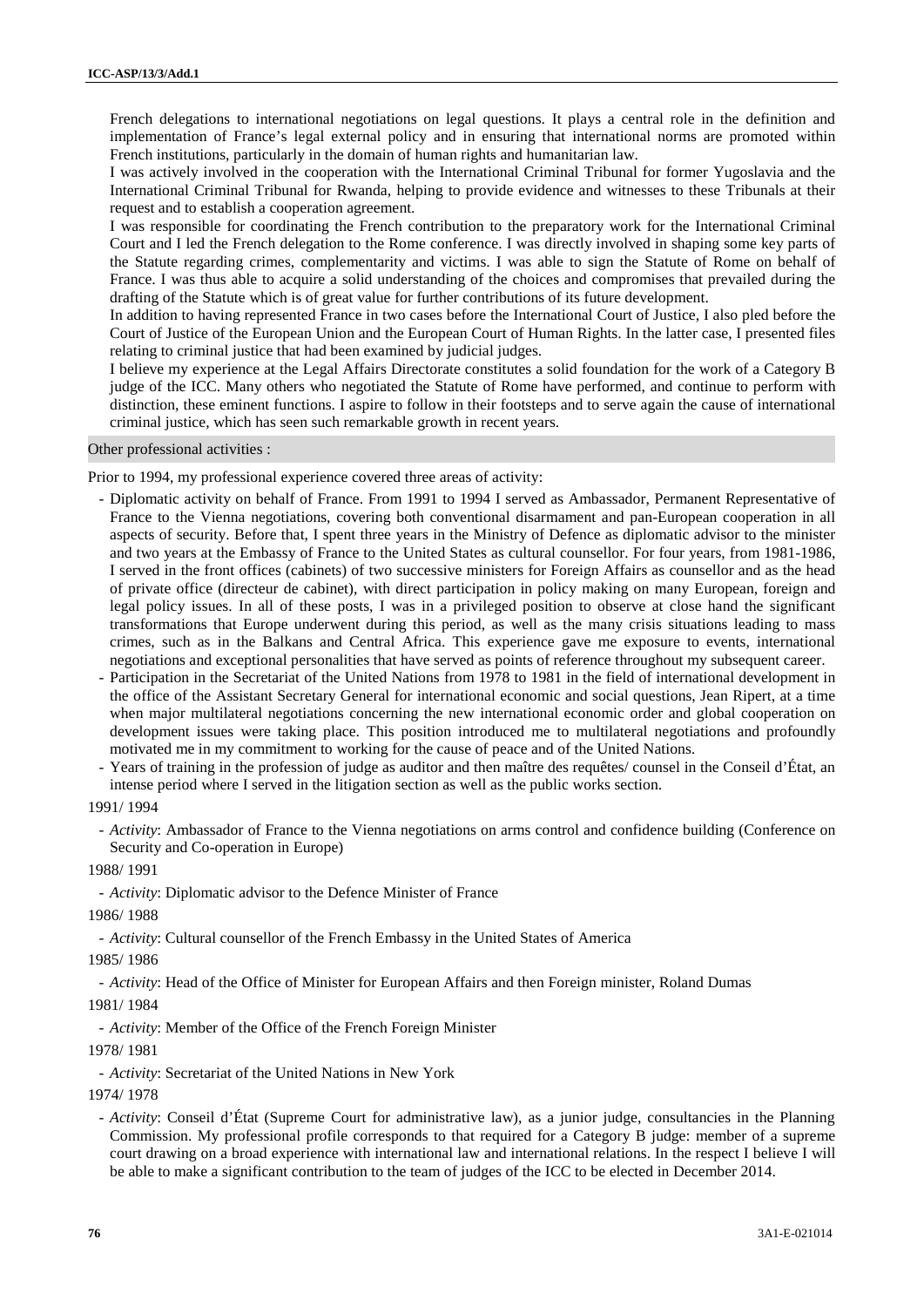French delegations to international negotiations on legal questions. It plays a central role in the definition and implementation of France's legal external policy and in ensuring that international norms are promoted within French institutions, particularly in the domain of human rights and humanitarian law.

I was actively involved in the cooperation with the International Criminal Tribunal for former Yugoslavia and the International Criminal Tribunal for Rwanda, helping to provide evidence and witnesses to these Tribunals at their request and to establish a cooperation agreement.

I was responsible for coordinating the French contribution to the preparatory work for the International Criminal Court and I led the French delegation to the Rome conference. I was directly involved in shaping some key parts of the Statute regarding crimes, complementarity and victims. I was able to sign the Statute of Rome on behalf of France. I was thus able to acquire a solid understanding of the choices and compromises that prevailed during the drafting of the Statute which is of great value for further contributions of its future development.

In addition to having represented France in two cases before the International Court of Justice, I also pled before the Court of Justice of the European Union and the European Court of Human Rights. In the latter case, I presented files relating to criminal justice that had been examined by judicial judges.

I believe my experience at the Legal Affairs Directorate constitutes a solid foundation for the work of a Category B judge of the ICC. Many others who negotiated the Statute of Rome have performed, and continue to perform with distinction, these eminent functions. I aspire to follow in their footsteps and to serve again the cause of international criminal justice, which has seen such remarkable growth in recent years.

Other professional activities :

Prior to 1994, my professional experience covered three areas of activity:

- Diplomatic activity on behalf of France. From 1991 to 1994 I served as Ambassador, Permanent Representative of France to the Vienna negotiations, covering both conventional disarmament and pan-European cooperation in all aspects of security. Before that, I spent three years in the Ministry of Defence as diplomatic advisor to the minister and two years at the Embassy of France to the United States as cultural counsellor. For four years, from 1981-1986, I served in the front offices (cabinets) of two successive ministers for Foreign Affairs as counsellor and as the head of private office (directeur de cabinet), with direct participation in policy making on many European, foreign and legal policy issues. In all of these posts, I was in a privileged position to observe at close hand the significant transformations that Europe underwent during this period, as well as the many crisis situations leading to mass crimes, such as in the Balkans and Central Africa. This experience gave me exposure to events, international negotiations and exceptional personalities that have served as points of reference throughout my subsequent career.
- Participation in the Secretariat of the United Nations from 1978 to 1981 in the field of international development in the office of the Assistant Secretary General for international economic and social questions, Jean Ripert, at a time when major multilateral negotiations concerning the new international economic order and global cooperation on development issues were taking place. This position introduced me to multilateral negotiations and profoundly motivated me in my commitment to working for the cause of peace and of the United Nations.
- Years of training in the profession of judge as auditor and then maître des requêtes/ counsel in the Conseil d'État, an intense period where I served in the litigation section as well as the public works section.

1991/ 1994

- *Activity*: Ambassador of France to the Vienna negotiations on arms control and confidence building (Conference on Security and Co-operation in Europe)

1988/ 1991

- *Activity*: Diplomatic advisor to the Defence Minister of France

1986/ 1988

- *Activity*: Cultural counsellor of the French Embassy in the United States of America

1985/ 1986

- *Activity*: Head of the Office of Minister for European Affairs and then Foreign minister, Roland Dumas

1981/ 1984

- *Activity*: Member of the Office of the French Foreign Minister

1978/ 1981

- *Activity*: Secretariat of the United Nations in New York

1974/ 1978

- *Activity*: Conseil d'État (Supreme Court for administrative law), as a junior judge, consultancies in the Planning Commission. My professional profile corresponds to that required for a Category B judge: member of a supreme court drawing on a broad experience with international law and international relations. In the respect I believe I will be able to make a significant contribution to the team of judges of the ICC to be elected in December 2014.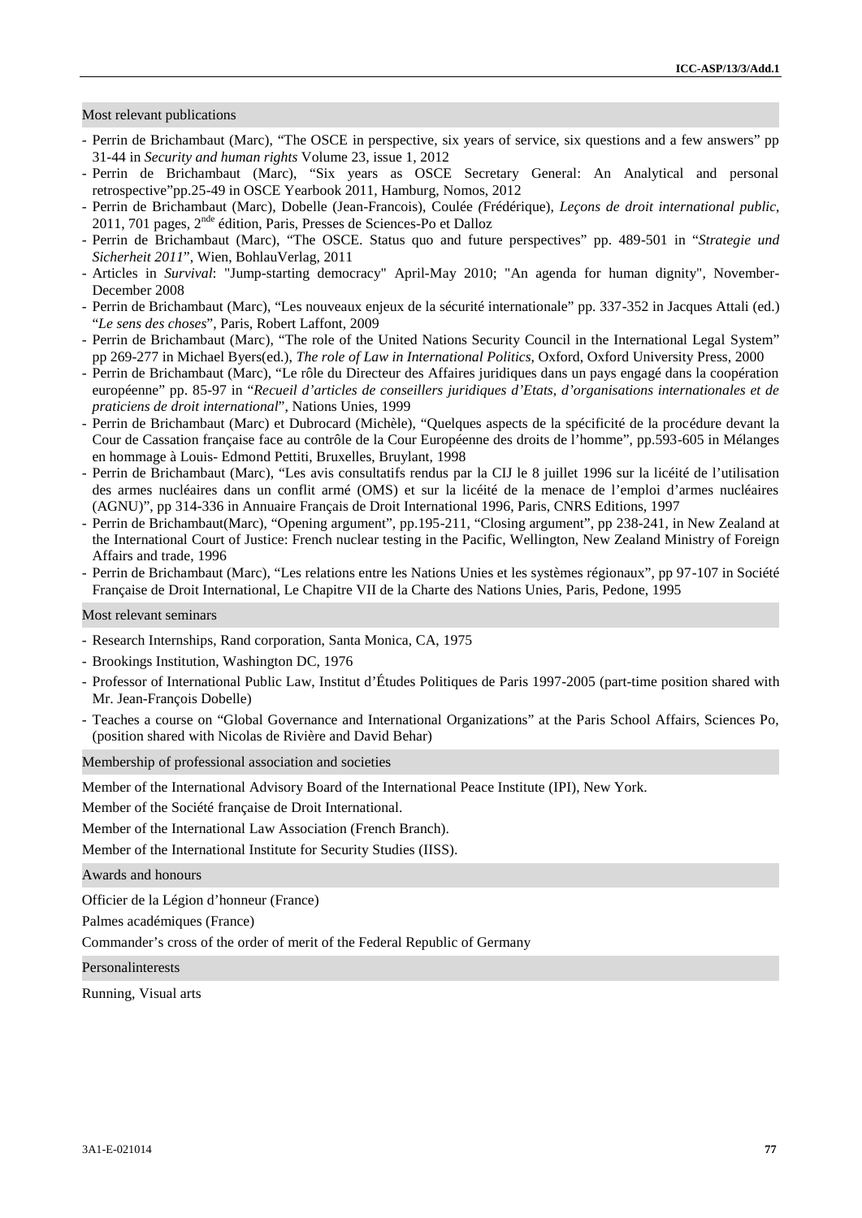### Most relevant publications

- Perrin de Brichambaut (Marc), "The OSCE in perspective, six years of service, six questions and a few answers" pp 31-44 in *Security and human rights* Volume 23, issue 1, 2012
- Perrin de Brichambaut (Marc), "Six years as OSCE Secretary General: An Analytical and personal retrospective"pp.25-49 in OSCE Yearbook 2011, Hamburg, Nomos, 2012
- Perrin de Brichambaut (Marc), Dobelle (Jean-Francois), Coulée (Frédérique), *Leçons de droit international public*, 2011, 701 pages, 2[nde] édition, Paris, Presses de Sciences-Po et Dalloz
- Perrin de Brichambaut (Marc), "The OSCE. Status quo and future perspectives" pp. 489-501 in "*Strategie und Sicherheit 2011*", Wien, BohlauVerlag, 2011
- Articles in *Survival*: "Jump-starting democracy" April-May 2010; "An agenda for human dignity", November-December 2008
- Perrin de Brichambaut (Marc), "Les nouveaux enjeux de la sécurité internationale" pp. 337-352 in Jacques Attali (ed.) "*Le sens des choses*", Paris, Robert Laffont, 2009
- Perrin de Brichambaut (Marc), "The role of the United Nations Security Council in the International Legal System" pp 269-277 in Michael Byers(ed.), *The role of Law in International Politics*, Oxford, Oxford University Press, 2000
- Perrin de Brichambaut (Marc), "Le rôle du Directeur des Affaires juridiques dans un pays engagé dans la coopération européenne" pp. 85-97 in "*Recueil d'articles de conseillers juridiques d'Etats, d'organisations internationales et de praticiens de droit international*", Nations Unies, 1999
- Perrin de Brichambaut (Marc) et Dubrocard (Michèle), "Quelques aspects de la spécificité de la procédure devant la Cour de Cassation française face au contrôle de la Cour Européenne des droits de l'homme", pp.593-605 in Mélanges en hommage à Louis- Edmond Pettiti, Bruxelles, Bruylant, 1998
- Perrin de Brichambaut (Marc), "Les avis consultatifs rendus par la CIJ le 8 juillet 1996 sur la licéité de l'utilisation des armes nucléaires dans un conflit armé (OMS) et sur la licéité de la menace de l'emploi d'armes nucléaires (AGNU)", pp 314-336 in Annuaire Français de Droit International 1996, Paris, CNRS Editions, 1997
- Perrin de Brichambaut(Marc), "Opening argument", pp.195-211, "Closing argument", pp 238-241, in New Zealand at the International Court of Justice: French nuclear testing in the Pacific, Wellington, New Zealand Ministry of Foreign Affairs and trade, 1996
- Perrin de Brichambaut (Marc), "Les relations entre les Nations Unies et les systèmes régionaux", pp 97-107 in Société Française de Droit International, Le Chapitre VII de la Charte des Nations Unies, Paris, Pedone, 1995

### Most relevant seminars

- Research Internships, Rand corporation, Santa Monica, CA, 1975
- Brookings Institution, Washington DC, 1976
- Professor of International Public Law, Institut d'Études Politiques de Paris 1997-2005 (part-time position shared with Mr. Jean-François Dobelle)
- Teaches a course on "Global Governance and International Organizations" at the Paris School Affairs, Sciences Po, (position shared with Nicolas de Rivière and David Behar)

### Membership of professional association and societies

Member of the International Advisory Board of the International Peace Institute (IPI), New York.

Member of the Société française de Droit International.

Member of the International Law Association (French Branch).

Member of the International Institute for Security Studies (IISS).

### Awards and honours

Officier de la Légion d'honneur (France)

Palmes académiques (France)

Commander's cross of the order of merit of the Federal Republic of Germany

### Personalinterests

Running, Visual arts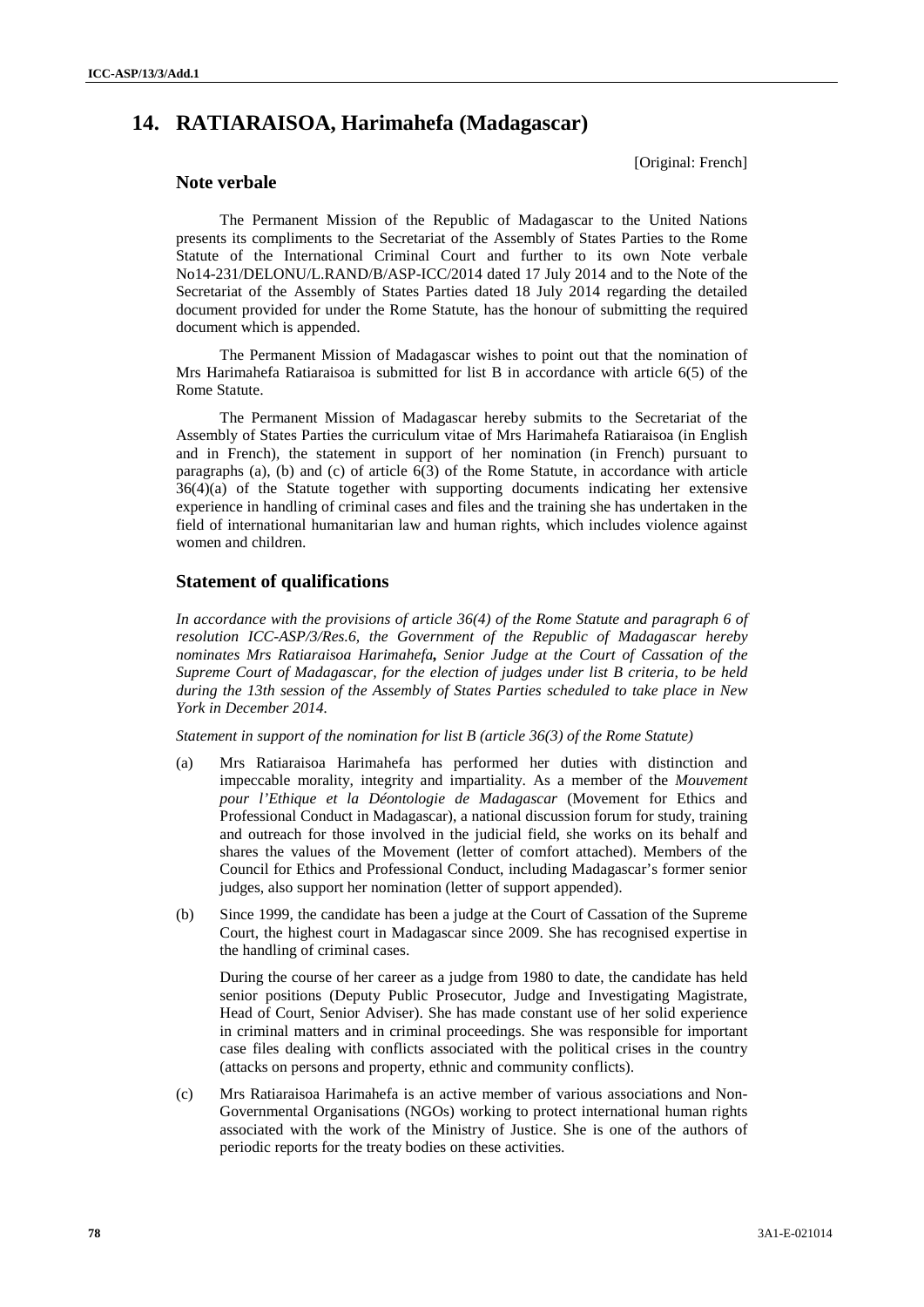# 14. RATIARAISOA, Harimahefa (Madagascar)

[Original: French]

## Note verbale

The Permanent Mission of the Republic of Madagascar to the United Nations presents its compliments to the Secretariat of the Assembly of States Parties to the Rome Statute of the International Criminal Court and further to its own Note verbale No14-231/DELONU/L.RAND/B/ASP-ICC/2014 dated 17 July 2014 and to the Note of the Secretariat of the Assembly of States Parties dated 18 July 2014 regarding the detailed document provided for under the Rome Statute, has the honour of submitting the required document which is appended.

The Permanent Mission of Madagascar wishes to point out that the nomination of Mrs Harimahefa Ratiaraisoa is submitted for list B in accordance with article 6(5) of the Rome Statute.

The Permanent Mission of Madagascar hereby submits to the Secretariat of the Assembly of States Parties the curriculum vitae of Mrs Harimahefa Ratiaraisoa (in English and in French), the statement in support of her nomination (in French) pursuant to paragraphs (a), (b) and (c) of article 6(3) of the Rome Statute, in accordance with article 36(4)(a) of the Statute together with supporting documents indicating her extensive experience in handling of criminal cases and files and the training she has undertaken in the field of international humanitarian law and human rights, which includes violence against women and children.

## Statement of qualifications

*In accordance with the provisions of article 36(4) of the Rome Statute and paragraph 6 of resolution ICC-ASP/3/Res.6, the Government of the Republic of Madagascar hereby nominates Mrs Ratiaraisoa Harimahefa**,** Senior Judge at the Court of Cassation of the Supreme Court of Madagascar, for the election of judges under list B criteria, to be held during the 13th session of the Assembly of States Parties scheduled to take place in New York in December 2014.*

*Statement in support of the nomination for list B (article 36(3) of the Rome Statute)*

(a) Mrs Ratiaraisoa Harimahefa has performed her duties with distinction and impeccable morality, integrity and impartiality. As a member of the *Mouvement pour l'Ethique et la Déontologie de Madagascar* (Movement for Ethics and Professional Conduct in Madagascar), a national discussion forum for study, training and outreach for those involved in the judicial field, she works on its behalf and shares the values of the Movement (letter of comfort attached). Members of the Council for Ethics and Professional Conduct, including Madagascar's former senior judges, also support her nomination (letter of support appended).

(b) Since 1999, the candidate has been a judge at the Court of Cassation of the Supreme Court, the highest court in Madagascar since 2009. She has recognised expertise in the handling of criminal cases.

During the course of her career as a judge from 1980 to date, the candidate has held senior positions (Deputy Public Prosecutor, Judge and Investigating Magistrate, Head of Court, Senior Adviser). She has made constant use of her solid experience in criminal matters and in criminal proceedings. She was responsible for important case files dealing with conflicts associated with the political crises in the country (attacks on persons and property, ethnic and community conflicts).

(c) Mrs Ratiaraisoa Harimahefa is an active member of various associations and Non-Governmental Organisations (NGOs) working to protect international human rights associated with the work of the Ministry of Justice. She is one of the authors of periodic reports for the treaty bodies on these activities.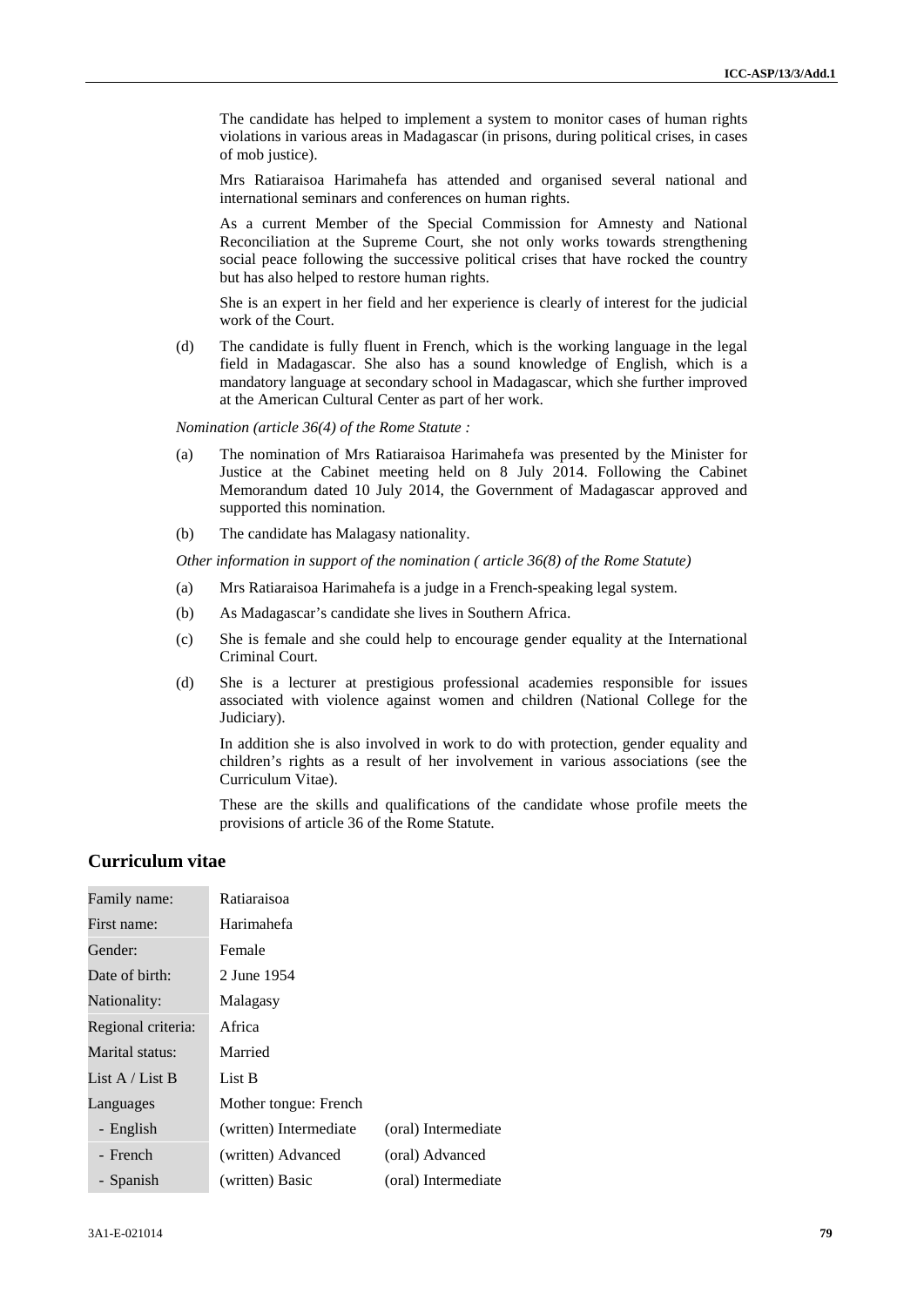The candidate has helped to implement a system to monitor cases of human rights violations in various areas in Madagascar (in prisons, during political crises, in cases of mob justice).

Mrs Ratiaraisoa Harimahefa has attended and organised several national and international seminars and conferences on human rights.

As a current Member of the Special Commission for Amnesty and National Reconciliation at the Supreme Court, she not only works towards strengthening social peace following the successive political crises that have rocked the country but has also helped to restore human rights.

She is an expert in her field and her experience is clearly of interest for the judicial work of the Court.

(d) The candidate is fully fluent in French, which is the working language in the legal field in Madagascar. She also has a sound knowledge of English, which is a mandatory language at secondary school in Madagascar, which she further improved at the American Cultural Center as part of her work.

*Nomination (article 36(4) of the Rome Statute :*

(a) The nomination of Mrs Ratiaraisoa Harimahefa was presented by the Minister for Justice at the Cabinet meeting held on 8 July 2014. Following the Cabinet Memorandum dated 10 July 2014, the Government of Madagascar approved and supported this nomination.

(b) The candidate has Malagasy nationality.

*Other information in support of the nomination ( article 36(8) of the Rome Statute)*

(a) Mrs Ratiaraisoa Harimahefa is a judge in a French-speaking legal system.

(b) As Madagascar's candidate she lives in Southern Africa.

(c) She is female and she could help to encourage gender equality at the International Criminal Court.

(d) She is a lecturer at prestigious professional academies responsible for issues associated with violence against women and children (National College for the Judiciary).

In addition she is also involved in work to do with protection, gender equality and children's rights as a result of her involvement in various associations (see the Curriculum Vitae).

These are the skills and qualifications of the candidate whose profile meets the provisions of article 36 of the Rome Statute.

## Curriculum vitae

| | | |
|---|---|---|
| Family name: | Ratiaraisoa | |
| First name: | Harimahefa | |
| Gender: | Female | |
| Date of birth: | 2 June 1954 | |
| Nationality: | Malagasy | |
| Regional criteria: | Africa | |
| Marital status: | Married | |
| List A / List B | List B | |
| Languages | Mother tongue: French | |
| - English | (written) Intermediate | (oral) Intermediate |
| - French | (written) Advanced | (oral) Advanced |
| - Spanish | (written) Basic | (oral) Intermediate |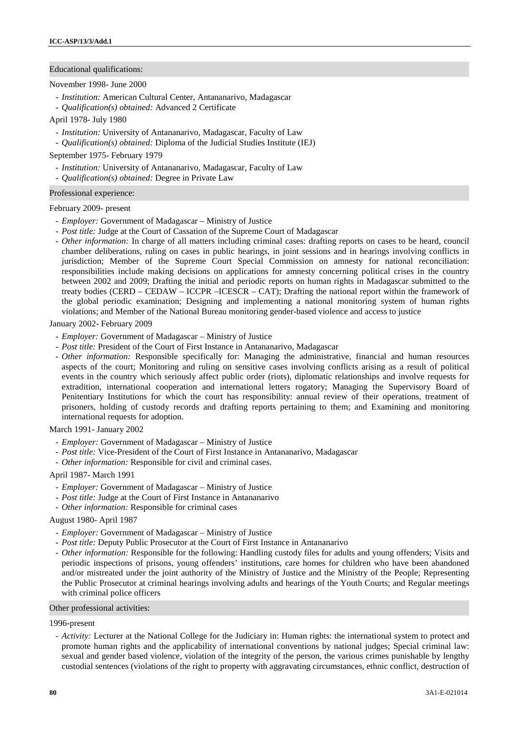### Educational qualifications:

November 1998- June 2000

- *Institution:* American Cultural Center, Antananarivo, Madagascar
- *Qualification(s) obtained:* Advanced 2 Certificate

April 1978- July 1980

- *Institution:* University of Antananarivo, Madagascar, Faculty of Law
- *Qualification(s) obtained:* Diploma of the Judicial Studies Institute (IEJ)

September 1975- February 1979

- *Institution:* University of Antananarivo, Madagascar, Faculty of Law
- *Qualification(s) obtained:* Degree in Private Law

### Professional experience:

February 2009- present

- *Employer:* Government of Madagascar – Ministry of Justice
- *Post title:* Judge at the Court of Cassation of the Supreme Court of Madagascar
- *Other information:* In charge of all matters including criminal cases: drafting reports on cases to be heard, council chamber deliberations, ruling on cases in public hearings, in joint sessions and in hearings involving conflicts in jurisdiction; Member of the Supreme Court Special Commission on amnesty for national reconciliation: responsibilities include making decisions on applications for amnesty concerning political crises in the country between 2002 and 2009; Drafting the initial and periodic reports on human rights in Madagascar submitted to the treaty bodies (CERD – CEDAW – ICCPR –ICESCR – CAT); Drafting the national report within the framework of the global periodic examination; Designing and implementing a national monitoring system of human rights violations; and Member of the National Bureau monitoring gender-based violence and access to justice

January 2002- February 2009

- *Employer:* Government of Madagascar – Ministry of Justice
- *Post title:* President of the Court of First Instance in Antananarivo, Madagascar
- *Other information:* Responsible specifically for: Managing the administrative, financial and human resources aspects of the court; Monitoring and ruling on sensitive cases involving conflicts arising as a result of political events in the country which seriously affect public order (riots), diplomatic relationships and involve requests for extradition, international cooperation and international letters rogatory; Managing the Supervisory Board of Penitentiary Institutions for which the court has responsibility: annual review of their operations, treatment of prisoners, holding of custody records and drafting reports pertaining to them; and Examining and monitoring international requests for adoption.

March 1991- January 2002

- *Employer:* Government of Madagascar – Ministry of Justice
- *Post title:* Vice-President of the Court of First Instance in Antananarivo, Madagascar
- *Other information:* Responsible for civil and criminal cases.

April 1987- March 1991

- *Employer:* Government of Madagascar – Ministry of Justice
- *Post title:* Judge at the Court of First Instance in Antananarivo
- *Other information:* Responsible for criminal cases

August 1980- April 1987

- *Employer:* Government of Madagascar – Ministry of Justice
- *Post title:* Deputy Public Prosecutor at the Court of First Instance in Antananarivo
- *Other information:* Responsible for the following: Handling custody files for adults and young offenders; Visits and periodic inspections of prisons, young offenders' institutions, care homes for children who have been abandoned and/or mistreated under the joint authority of the Ministry of Justice and the Ministry of the People; Representing the Public Prosecutor at criminal hearings involving adults and hearings of the Youth Courts; and Regular meetings with criminal police officers

### Other professional activities:

1996-present

- *Activity:* Lecturer at the National College for the Judiciary in: Human rights: the international system to protect and promote human rights and the applicability of international conventions by national judges; Special criminal law: sexual and gender based violence, violation of the integrity of the person, the various crimes punishable by lengthy custodial sentences (violations of the right to property with aggravating circumstances, ethnic conflict, destruction of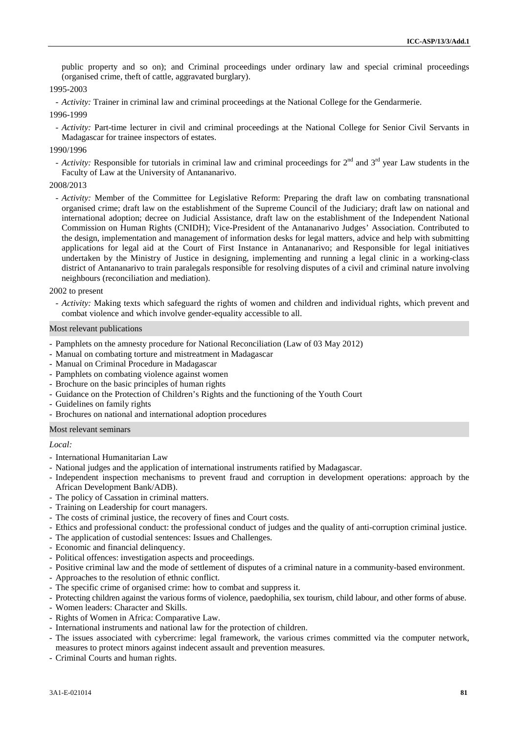public property and so on); and Criminal proceedings under ordinary law and special criminal proceedings (organised crime, theft of cattle, aggravated burglary).

1995-2003

- *Activity:* Trainer in criminal law and criminal proceedings at the National College for the Gendarmerie.

1996-1999

- *Activity:* Part-time lecturer in civil and criminal proceedings at the National College for Senior Civil Servants in Madagascar for trainee inspectors of estates.

1990/1996

- *Activity:* Responsible for tutorials in criminal law and criminal proceedings for 2nd and 3rd year Law students in the Faculty of Law at the University of Antananarivo.

2008/2013

- *Activity:* Member of the Committee for Legislative Reform: Preparing the draft law on combating transnational organised crime; draft law on the establishment of the Supreme Council of the Judiciary; draft law on national and international adoption; decree on Judicial Assistance, draft law on the establishment of the Independent National Commission on Human Rights (CNIDH); Vice-President of the Antananarivo Judges' Association. Contributed to the design, implementation and management of information desks for legal matters, advice and help with submitting applications for legal aid at the Court of First Instance in Antananarivo; and Responsible for legal initiatives undertaken by the Ministry of Justice in designing, implementing and running a legal clinic in a working-class district of Antananarivo to train paralegals responsible for resolving disputes of a civil and criminal nature involving neighbours (reconciliation and mediation).

2002 to present

- *Activity:* Making texts which safeguard the rights of women and children and individual rights, which prevent and combat violence and which involve gender-equality accessible to all.

## Most relevant publications

- Pamphlets on the amnesty procedure for National Reconciliation (Law of 03 May 2012)
- Manual on combating torture and mistreatment in Madagascar
- Manual on Criminal Procedure in Madagascar
- Pamphlets on combating violence against women
- Brochure on the basic principles of human rights
- Guidance on the Protection of Children's Rights and the functioning of the Youth Court
- Guidelines on family rights
- Brochures on national and international adoption procedures

## Most relevant seminars

*Local:*

- International Humanitarian Law
- National judges and the application of international instruments ratified by Madagascar.
- Independent inspection mechanisms to prevent fraud and corruption in development operations: approach by the African Development Bank/ADB).
- The policy of Cassation in criminal matters.
- Training on Leadership for court managers.
- The costs of criminal justice, the recovery of fines and Court costs.
- Ethics and professional conduct: the professional conduct of judges and the quality of anti-corruption criminal justice.
- The application of custodial sentences: Issues and Challenges.
- Economic and financial delinquency.
- Political offences: investigation aspects and proceedings.
- Positive criminal law and the mode of settlement of disputes of a criminal nature in a community-based environment.
- Approaches to the resolution of ethnic conflict.
- The specific crime of organised crime: how to combat and suppress it.
- Protecting children against the various forms of violence, paedophilia, sex tourism, child labour, and other forms of abuse.
- Women leaders: Character and Skills.
- Rights of Women in Africa: Comparative Law.
- International instruments and national law for the protection of children.
- The issues associated with cybercrime: legal framework, the various crimes committed via the computer network, measures to protect minors against indecent assault and prevention measures.
- Criminal Courts and human rights.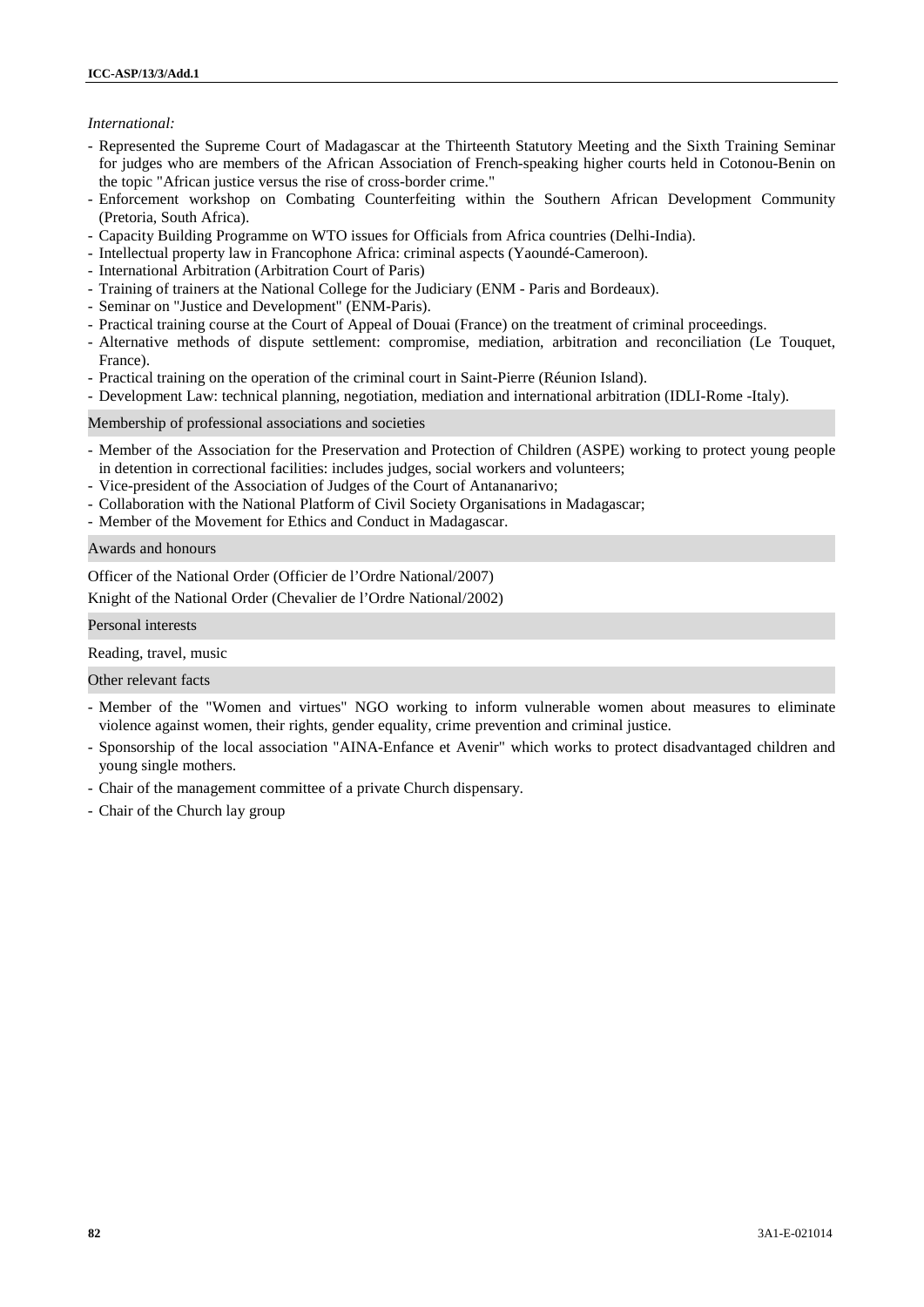*International:*

- Represented the Supreme Court of Madagascar at the Thirteenth Statutory Meeting and the Sixth Training Seminar for judges who are members of the African Association of French-speaking higher courts held in Cotonou-Benin on the topic "African justice versus the rise of cross-border crime."
- Enforcement workshop on Combating Counterfeiting within the Southern African Development Community (Pretoria, South Africa).
- Capacity Building Programme on WTO issues for Officials from Africa countries (Delhi-India).
- Intellectual property law in Francophone Africa: criminal aspects (Yaoundé-Cameroon).
- International Arbitration (Arbitration Court of Paris)
- Training of trainers at the National College for the Judiciary (ENM - Paris and Bordeaux).
- Seminar on "Justice and Development" (ENM-Paris).
- Practical training course at the Court of Appeal of Douai (France) on the treatment of criminal proceedings.
- Alternative methods of dispute settlement: compromise, mediation, arbitration and reconciliation (Le Touquet, France).
- Practical training on the operation of the criminal court in Saint-Pierre (Réunion Island).
- Development Law: technical planning, negotiation, mediation and international arbitration (IDLI-Rome -Italy).

## Membership of professional associations and societies

- Member of the Association for the Preservation and Protection of Children (ASPE) working to protect young people in detention in correctional facilities: includes judges, social workers and volunteers;
- Vice-president of the Association of Judges of the Court of Antananarivo;
- Collaboration with the National Platform of Civil Society Organisations in Madagascar;
- Member of the Movement for Ethics and Conduct in Madagascar.

## Awards and honours

Officer of the National Order (Officier de l'Ordre National/2007)

Knight of the National Order (Chevalier de l'Ordre National/2002)

## Personal interests

Reading, travel, music

## Other relevant facts

- Member of the "Women and virtues" NGO working to inform vulnerable women about measures to eliminate violence against women, their rights, gender equality, crime prevention and criminal justice.
- Sponsorship of the local association "AINA-Enfance et Avenir" which works to protect disadvantaged children and young single mothers.
- Chair of the management committee of a private Church dispensary.
- Chair of the Church lay group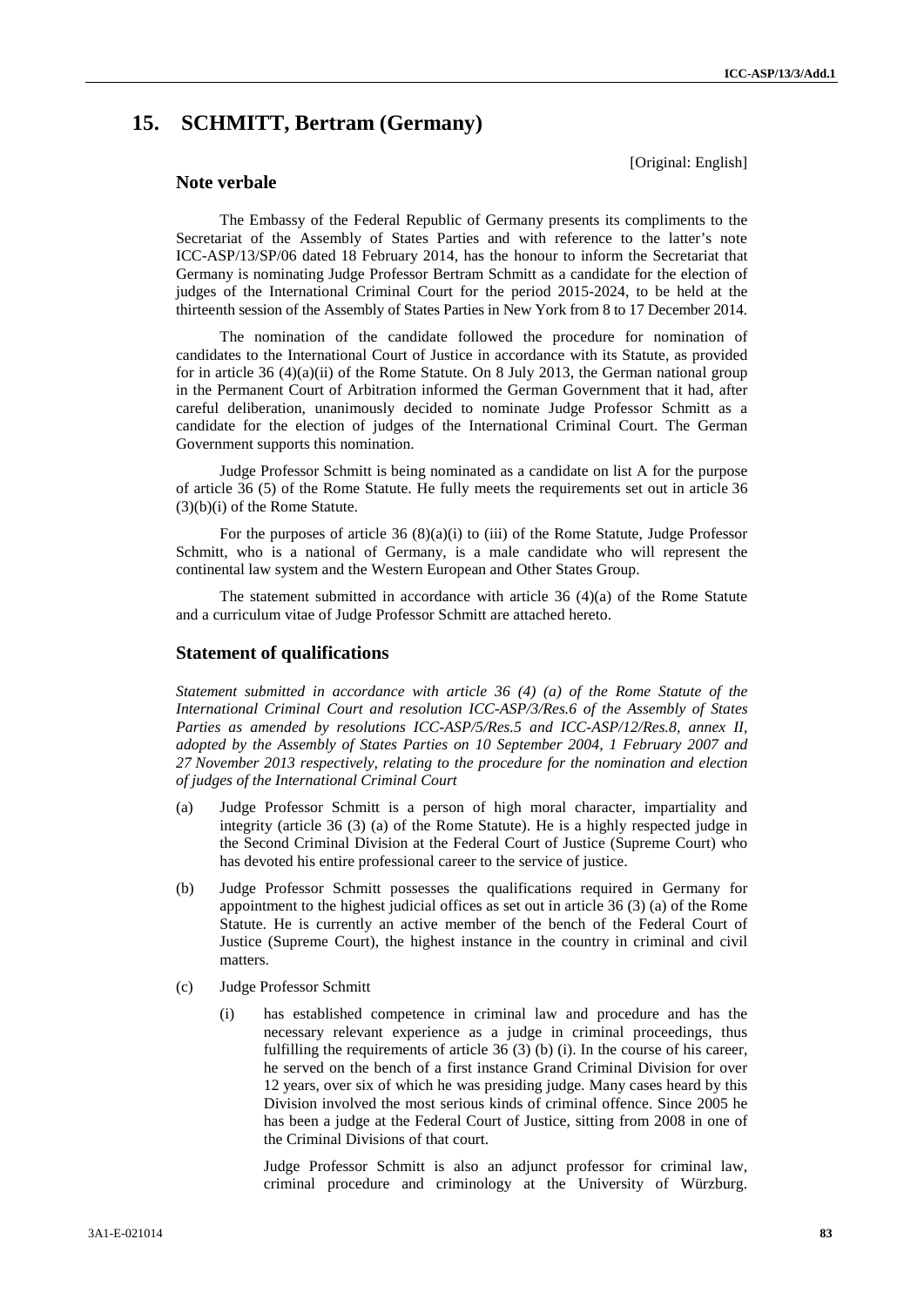# 15. SCHMITT, Bertram (Germany)

[Original: English]

## Note verbale

The Embassy of the Federal Republic of Germany presents its compliments to the Secretariat of the Assembly of States Parties and with reference to the latter's note ICC-ASP/13/SP/06 dated 18 February 2014, has the honour to inform the Secretariat that Germany is nominating Judge Professor Bertram Schmitt as a candidate for the election of judges of the International Criminal Court for the period 2015-2024, to be held at the thirteenth session of the Assembly of States Parties in New York from 8 to 17 December 2014.

The nomination of the candidate followed the procedure for nomination of candidates to the International Court of Justice in accordance with its Statute, as provided for in article 36 (4)(a)(ii) of the Rome Statute. On 8 July 2013, the German national group in the Permanent Court of Arbitration informed the German Government that it had, after careful deliberation, unanimously decided to nominate Judge Professor Schmitt as a candidate for the election of judges of the International Criminal Court. The German Government supports this nomination.

Judge Professor Schmitt is being nominated as a candidate on list A for the purpose of article 36 (5) of the Rome Statute. He fully meets the requirements set out in article 36 (3)(b)(i) of the Rome Statute.

For the purposes of article 36 (8)(a)(i) to (iii) of the Rome Statute, Judge Professor Schmitt, who is a national of Germany, is a male candidate who will represent the continental law system and the Western European and Other States Group.

The statement submitted in accordance with article 36 (4)(a) of the Rome Statute and a curriculum vitae of Judge Professor Schmitt are attached hereto.

## Statement of qualifications

*Statement submitted in accordance with article 36 (4) (a) of the Rome Statute of the International Criminal Court and resolution ICC-ASP/3/Res.6 of the Assembly of States Parties as amended by resolutions ICC-ASP/5/Res.5 and ICC-ASP/12/Res.8, annex II, adopted by the Assembly of States Parties on 10 September 2004, 1 February 2007 and 27 November 2013 respectively, relating to the procedure for the nomination and election of judges of the International Criminal Court*

(a) Judge Professor Schmitt is a person of high moral character, impartiality and integrity (article 36 (3) (a) of the Rome Statute). He is a highly respected judge in the Second Criminal Division at the Federal Court of Justice (Supreme Court) who has devoted his entire professional career to the service of justice.

(b) Judge Professor Schmitt possesses the qualifications required in Germany for appointment to the highest judicial offices as set out in article 36 (3) (a) of the Rome Statute. He is currently an active member of the bench of the Federal Court of Justice (Supreme Court), the highest instance in the country in criminal and civil matters.

(c) Judge Professor Schmitt

   (i) has established competence in criminal law and procedure and has the necessary relevant experience as a judge in criminal proceedings, thus fulfilling the requirements of article 36 (3) (b) (i). In the course of his career, he served on the bench of a first instance Grand Criminal Division for over 12 years, over six of which he was presiding judge. Many cases heard by this Division involved the most serious kinds of criminal offence. Since 2005 he has been a judge at the Federal Court of Justice, sitting from 2008 in one of the Criminal Divisions of that court.

   Judge Professor Schmitt is also an adjunct professor for criminal law, criminal procedure and criminology at the University of Würzburg.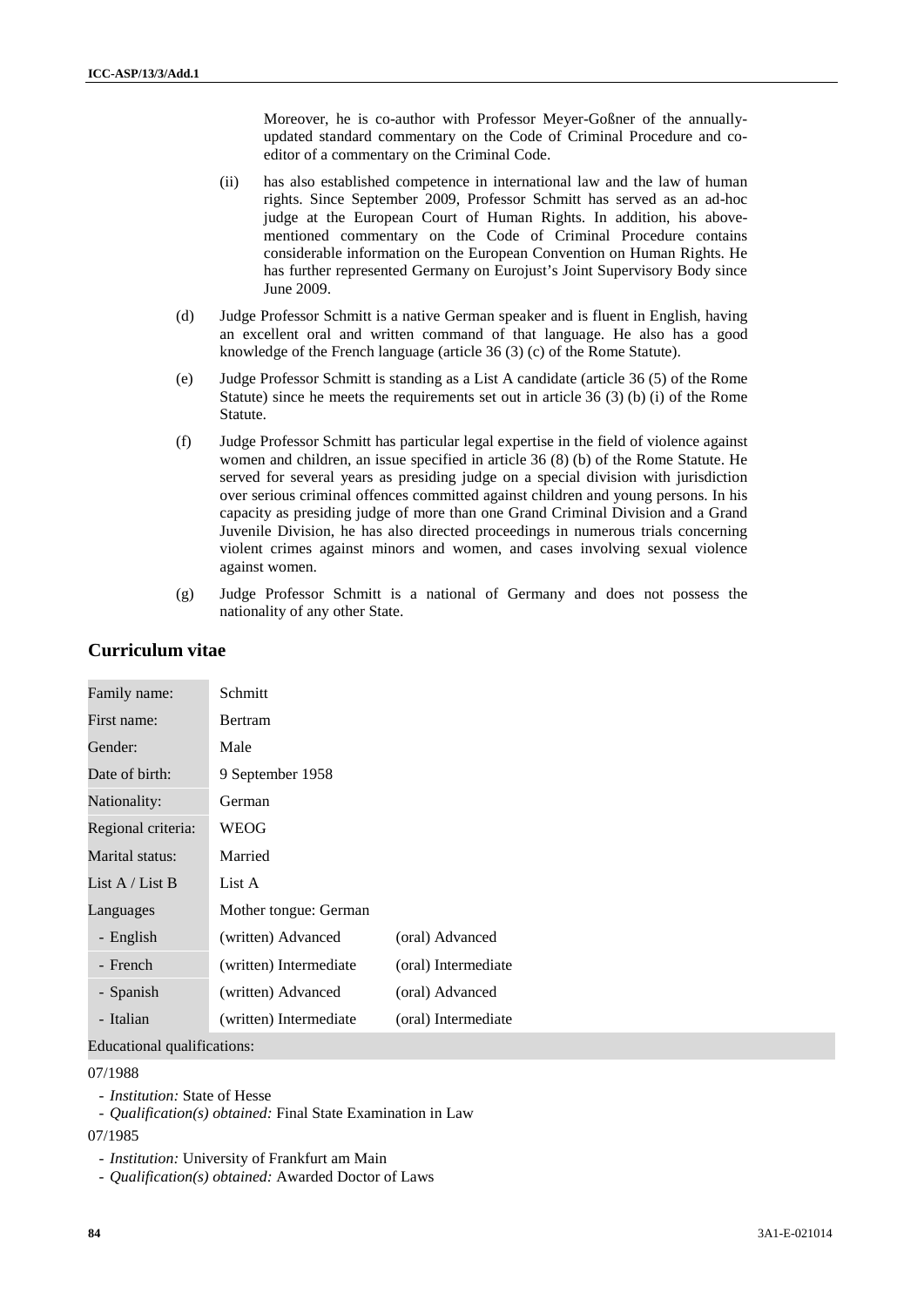Moreover, he is co-author with Professor Meyer-Goßner of the annually-updated standard commentary on the Code of Criminal Procedure and co-editor of a commentary on the Criminal Code.

(ii) has also established competence in international law and the law of human rights. Since September 2009, Professor Schmitt has served as an ad-hoc judge at the European Court of Human Rights. In addition, his above-mentioned commentary on the Code of Criminal Procedure contains considerable information on the European Convention on Human Rights. He has further represented Germany on Eurojust's Joint Supervisory Body since June 2009.

(d) Judge Professor Schmitt is a native German speaker and is fluent in English, having an excellent oral and written command of that language. He also has a good knowledge of the French language (article 36 (3) (c) of the Rome Statute).

(e) Judge Professor Schmitt is standing as a List A candidate (article 36 (5) of the Rome Statute) since he meets the requirements set out in article 36 (3) (b) (i) of the Rome Statute.

(f) Judge Professor Schmitt has particular legal expertise in the field of violence against women and children, an issue specified in article 36 (8) (b) of the Rome Statute. He served for several years as presiding judge on a special division with jurisdiction over serious criminal offences committed against children and young persons. In his capacity as presiding judge of more than one Grand Criminal Division and a Grand Juvenile Division, he has also directed proceedings in numerous trials concerning violent crimes against minors and women, and cases involving sexual violence against women.

(g) Judge Professor Schmitt is a national of Germany and does not possess the nationality of any other State.

## Curriculum vitae

| | | |
|---|---|---|
| Family name: | Schmitt | |
| First name: | Bertram | |
| Gender: | Male | |
| Date of birth: | 9 September 1958 | |
| Nationality: | German | |
| Regional criteria: | WEOG | |
| Marital status: | Married | |
| List A / List B | List A | |
| Languages | Mother tongue: German | |
| - English | (written) Advanced | (oral) Advanced |
| - French | (written) Intermediate | (oral) Intermediate |
| - Spanish | (written) Advanced | (oral) Advanced |
| - Italian | (written) Intermediate | (oral) Intermediate |

Educational qualifications:

07/1988

- *Institution:* State of Hesse
- *Qualification(s) obtained:* Final State Examination in Law

07/1985

- *Institution:* University of Frankfurt am Main
- *Qualification(s) obtained:* Awarded Doctor of Laws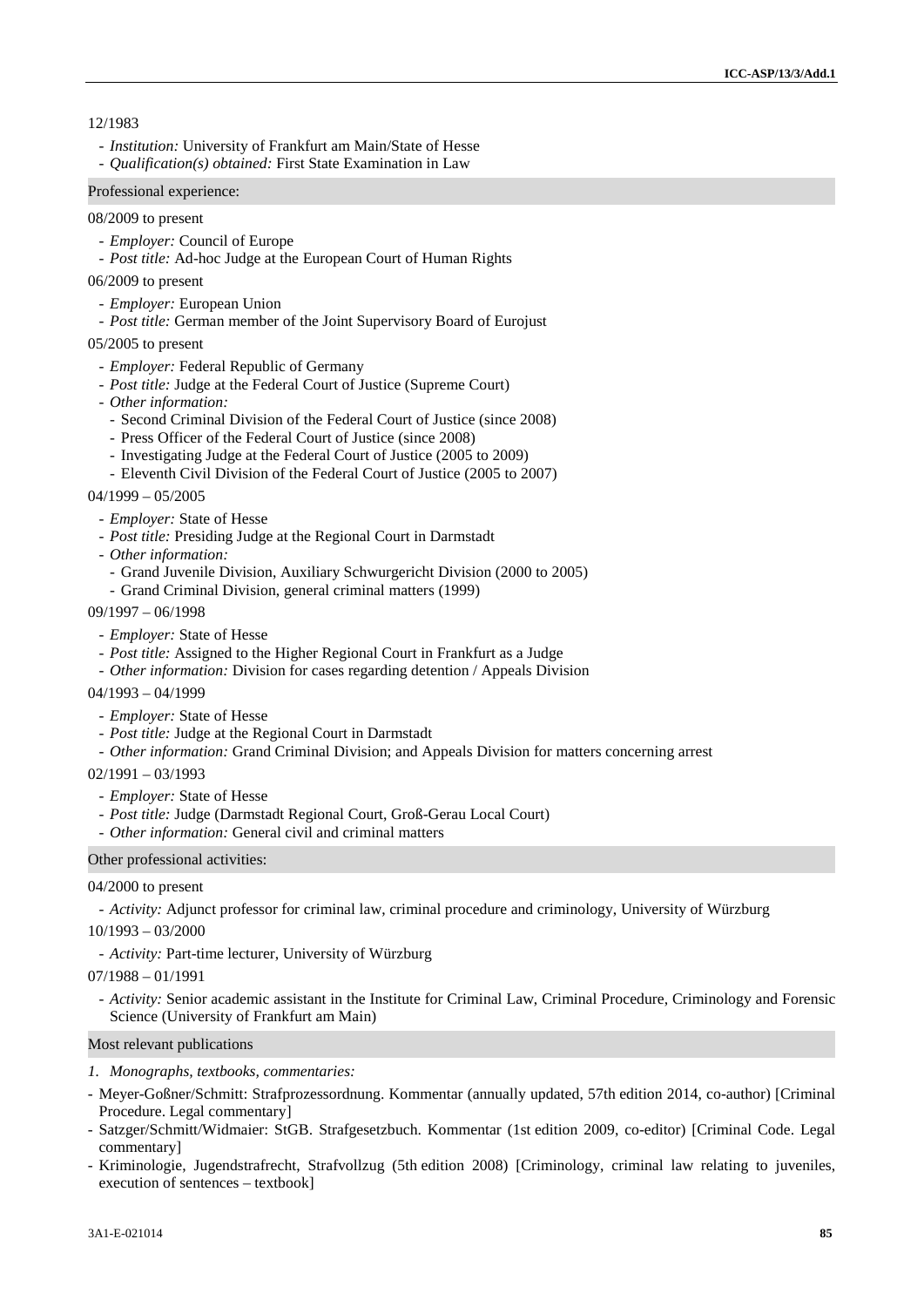12/1983

- *Institution:* University of Frankfurt am Main/State of Hesse
- *Qualification(s) obtained:* First State Examination in Law

### Professional experience:

08/2009 to present

- *Employer:* Council of Europe
- *Post title:* Ad-hoc Judge at the European Court of Human Rights

06/2009 to present

- *Employer:* European Union
- *Post title:* German member of the Joint Supervisory Board of Eurojust

05/2005 to present

- *Employer:* Federal Republic of Germany
- *Post title:* Judge at the Federal Court of Justice (Supreme Court)
- *Other information:*
  - Second Criminal Division of the Federal Court of Justice (since 2008)
  - Press Officer of the Federal Court of Justice (since 2008)
  - Investigating Judge at the Federal Court of Justice (2005 to 2009)
  - Eleventh Civil Division of the Federal Court of Justice (2005 to 2007)

04/1999 – 05/2005

- *Employer:* State of Hesse
- *Post title:* Presiding Judge at the Regional Court in Darmstadt
- *Other information:*
  - Grand Juvenile Division, Auxiliary Schwurgericht Division (2000 to 2005)
  - Grand Criminal Division, general criminal matters (1999)

09/1997 – 06/1998

- *Employer:* State of Hesse
- *Post title:* Assigned to the Higher Regional Court in Frankfurt as a Judge
- *Other information:* Division for cases regarding detention / Appeals Division

04/1993 – 04/1999

- *Employer:* State of Hesse
- *Post title:* Judge at the Regional Court in Darmstadt
- *Other information:* Grand Criminal Division; and Appeals Division for matters concerning arrest

02/1991 – 03/1993

- *Employer:* State of Hesse
- *Post title:* Judge (Darmstadt Regional Court, Groß-Gerau Local Court)
- *Other information:* General civil and criminal matters

### Other professional activities:

04/2000 to present

- *Activity:* Adjunct professor for criminal law, criminal procedure and criminology, University of Würzburg

10/1993 – 03/2000

- *Activity:* Part-time lecturer, University of Würzburg

07/1988 – 01/1991

- *Activity:* Senior academic assistant in the Institute for Criminal Law, Criminal Procedure, Criminology and Forensic Science (University of Frankfurt am Main)

### Most relevant publications

*1. Monographs, textbooks, commentaries:*

- Meyer-Goßner/Schmitt: Strafprozessordnung. Kommentar (annually updated, 57th edition 2014, co-author) [Criminal Procedure. Legal commentary]
- Satzger/Schmitt/Widmaier: StGB. Strafgesetzbuch. Kommentar (1st edition 2009, co-editor) [Criminal Code. Legal commentary]
- Kriminologie, Jugendstrafrecht, Strafvollzug (5th edition 2008) [Criminology, criminal law relating to juveniles, execution of sentences – textbook]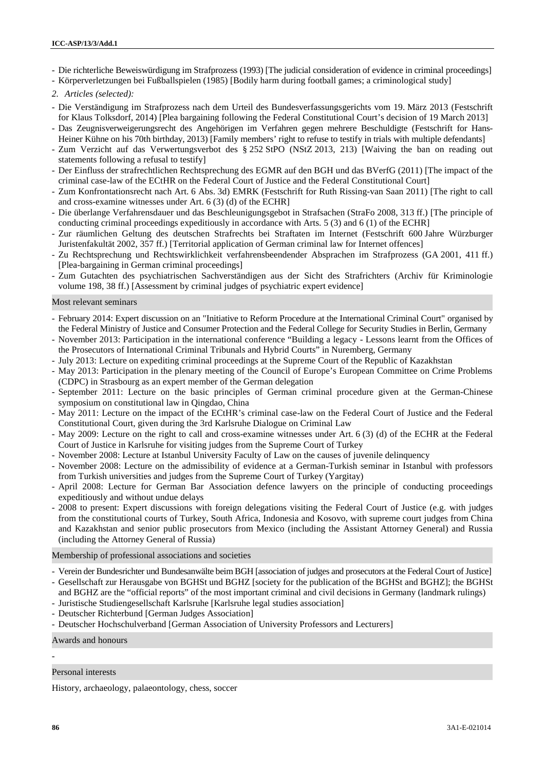- Die richterliche Beweiswürdigung im Strafprozess (1993) [The judicial consideration of evidence in criminal proceedings]
- Körperverletzungen bei Fußballspielen (1985) [Bodily harm during football games; a criminological study]

*2. Articles (selected):*

- Die Verständigung im Strafprozess nach dem Urteil des Bundesverfassungsgerichts vom 19. März 2013 (Festschrift for Klaus Tolksdorf, 2014) [Plea bargaining following the Federal Constitutional Court's decision of 19 March 2013]
- Das Zeugnisverweigerungsrecht des Angehörigen im Verfahren gegen mehrere Beschuldigte (Festschrift for Hans-Heiner Kühne on his 70th birthday, 2013) [Family members' right to refuse to testify in trials with multiple defendants]
- Zum Verzicht auf das Verwertungsverbot des § 252 StPO (NStZ 2013, 213) [Waiving the ban on reading out statements following a refusal to testify]
- Der Einfluss der strafrechtlichen Rechtsprechung des EGMR auf den BGH und das BVerfG (2011) [The impact of the criminal case-law of the ECtHR on the Federal Court of Justice and the Federal Constitutional Court]
- Zum Konfrontationsrecht nach Art. 6 Abs. 3d) EMRK (Festschrift for Ruth Rissing-van Saan 2011) [The right to call and cross-examine witnesses under Art. 6 (3) (d) of the ECHR]
- Die überlange Verfahrensdauer und das Beschleunigungsgebot in Strafsachen (StraFo 2008, 313 ff.) [The principle of conducting criminal proceedings expeditiously in accordance with Arts. 5 (3) and 6 (1) of the ECHR]
- Zur räumlichen Geltung des deutschen Strafrechts bei Straftaten im Internet (Festschrift 600 Jahre Würzburger Juristenfakultät 2002, 357 ff.) [Territorial application of German criminal law for Internet offences]
- Zu Rechtsprechung und Rechtswirklichkeit verfahrensbeendender Absprachen im Strafprozess (GA 2001, 411 ff.) [Plea-bargaining in German criminal proceedings]
- Zum Gutachten des psychiatrischen Sachverständigen aus der Sicht des Strafrichters (Archiv für Kriminologie volume 198, 38 ff.) [Assessment by criminal judges of psychiatric expert evidence]

## Most relevant seminars

- February 2014: Expert discussion on an "Initiative to Reform Procedure at the International Criminal Court" organised by the Federal Ministry of Justice and Consumer Protection and the Federal College for Security Studies in Berlin, Germany
- November 2013: Participation in the international conference "Building a legacy - Lessons learnt from the Offices of the Prosecutors of International Criminal Tribunals and Hybrid Courts" in Nuremberg, Germany
- July 2013: Lecture on expediting criminal proceedings at the Supreme Court of the Republic of Kazakhstan
- May 2013: Participation in the plenary meeting of the Council of Europe's European Committee on Crime Problems (CDPC) in Strasbourg as an expert member of the German delegation
- September 2011: Lecture on the basic principles of German criminal procedure given at the German-Chinese symposium on constitutional law in Qingdao, China
- May 2011: Lecture on the impact of the ECtHR's criminal case-law on the Federal Court of Justice and the Federal Constitutional Court, given during the 3rd Karlsruhe Dialogue on Criminal Law
- May 2009: Lecture on the right to call and cross-examine witnesses under Art. 6 (3) (d) of the ECHR at the Federal Court of Justice in Karlsruhe for visiting judges from the Supreme Court of Turkey
- November 2008: Lecture at Istanbul University Faculty of Law on the causes of juvenile delinquency
- November 2008: Lecture on the admissibility of evidence at a German-Turkish seminar in Istanbul with professors from Turkish universities and judges from the Supreme Court of Turkey (Yargitay)
- April 2008: Lecture for German Bar Association defence lawyers on the principle of conducting proceedings expeditiously and without undue delays
- 2008 to present: Expert discussions with foreign delegations visiting the Federal Court of Justice (e.g. with judges from the constitutional courts of Turkey, South Africa, Indonesia and Kosovo, with supreme court judges from China and Kazakhstan and senior public prosecutors from Mexico (including the Assistant Attorney General) and Russia (including the Attorney General of Russia)

## Membership of professional associations and societies

- Verein der Bundesrichter und Bundesanwälte beim BGH [association of judges and prosecutors at the Federal Court of Justice]
- Gesellschaft zur Herausgabe von BGHSt und BGHZ [society for the publication of the BGHSt and BGHZ]; the BGHSt and BGHZ are the "official reports" of the most important criminal and civil decisions in Germany (landmark rulings)
- Juristische Studiengesellschaft Karlsruhe [Karlsruhe legal studies association]
- Deutscher Richterbund [German Judges Association]
- Deutscher Hochschulverband [German Association of University Professors and Lecturers]

## Awards and honours

-

## Personal interests

History, archaeology, palaeontology, chess, soccer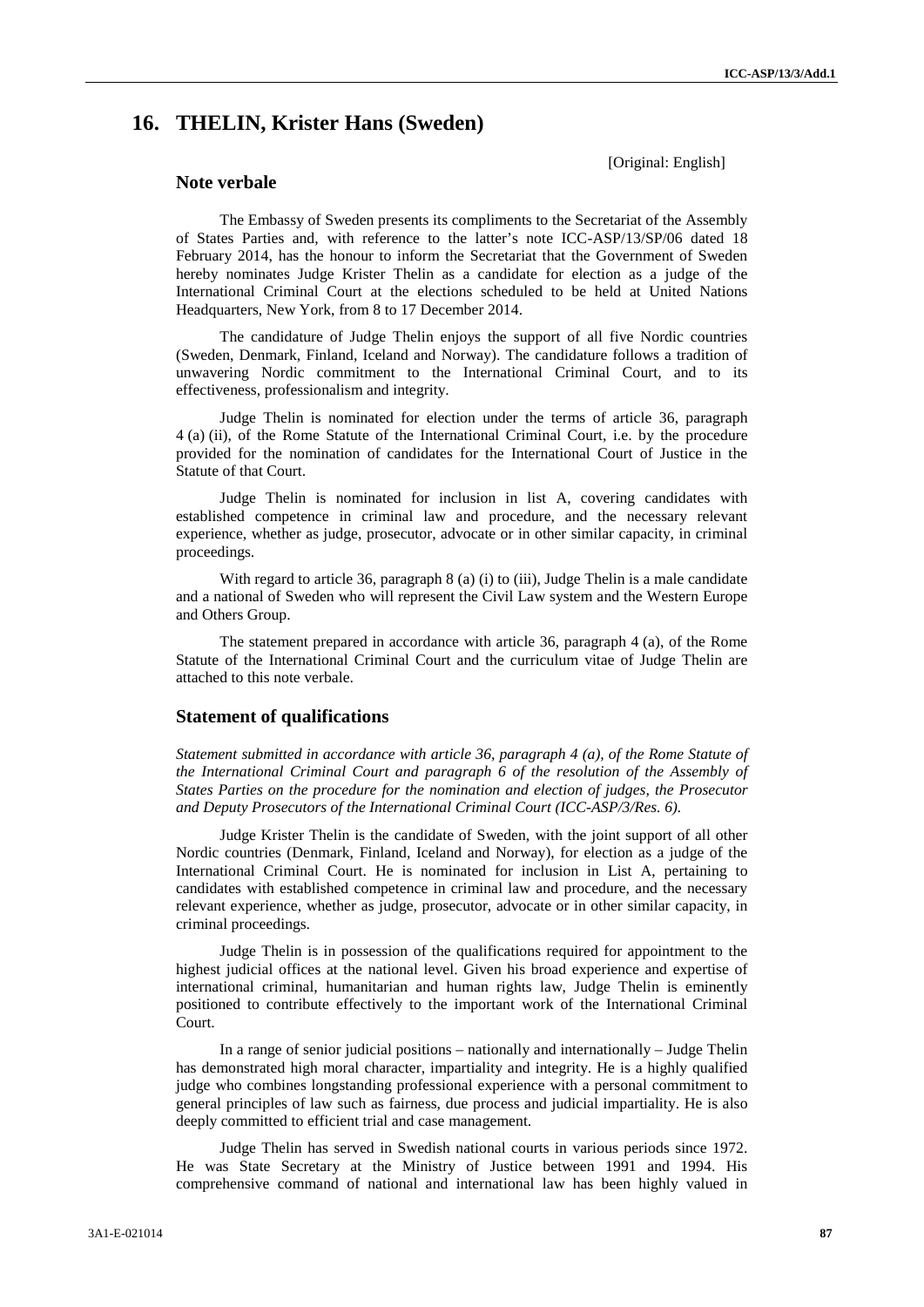## 16. THELIN, Krister Hans (Sweden)

[Original: English]

### Note verbale

The Embassy of Sweden presents its compliments to the Secretariat of the Assembly of States Parties and, with reference to the latter's note ICC-ASP/13/SP/06 dated 18 February 2014, has the honour to inform the Secretariat that the Government of Sweden hereby nominates Judge Krister Thelin as a candidate for election as a judge of the International Criminal Court at the elections scheduled to be held at United Nations Headquarters, New York, from 8 to 17 December 2014.

The candidature of Judge Thelin enjoys the support of all five Nordic countries (Sweden, Denmark, Finland, Iceland and Norway). The candidature follows a tradition of unwavering Nordic commitment to the International Criminal Court, and to its effectiveness, professionalism and integrity.

Judge Thelin is nominated for election under the terms of article 36, paragraph 4 (a) (ii), of the Rome Statute of the International Criminal Court, i.e. by the procedure provided for the nomination of candidates for the International Court of Justice in the Statute of that Court.

Judge Thelin is nominated for inclusion in list A, covering candidates with established competence in criminal law and procedure, and the necessary relevant experience, whether as judge, prosecutor, advocate or in other similar capacity, in criminal proceedings.

With regard to article 36, paragraph 8 (a) (i) to (iii), Judge Thelin is a male candidate and a national of Sweden who will represent the Civil Law system and the Western Europe and Others Group.

The statement prepared in accordance with article 36, paragraph 4 (a), of the Rome Statute of the International Criminal Court and the curriculum vitae of Judge Thelin are attached to this note verbale.

### Statement of qualifications

*Statement submitted in accordance with article 36, paragraph 4 (a), of the Rome Statute of the International Criminal Court and paragraph 6 of the resolution of the Assembly of States Parties on the procedure for the nomination and election of judges, the Prosecutor and Deputy Prosecutors of the International Criminal Court (ICC-ASP/3/Res. 6).*

Judge Krister Thelin is the candidate of Sweden, with the joint support of all other Nordic countries (Denmark, Finland, Iceland and Norway), for election as a judge of the International Criminal Court. He is nominated for inclusion in List A, pertaining to candidates with established competence in criminal law and procedure, and the necessary relevant experience, whether as judge, prosecutor, advocate or in other similar capacity, in criminal proceedings.

Judge Thelin is in possession of the qualifications required for appointment to the highest judicial offices at the national level. Given his broad experience and expertise of international criminal, humanitarian and human rights law, Judge Thelin is eminently positioned to contribute effectively to the important work of the International Criminal Court.

In a range of senior judicial positions – nationally and internationally – Judge Thelin has demonstrated high moral character, impartiality and integrity. He is a highly qualified judge who combines longstanding professional experience with a personal commitment to general principles of law such as fairness, due process and judicial impartiality. He is also deeply committed to efficient trial and case management.

Judge Thelin has served in Swedish national courts in various periods since 1972. He was State Secretary at the Ministry of Justice between 1991 and 1994. His comprehensive command of national and international law has been highly valued in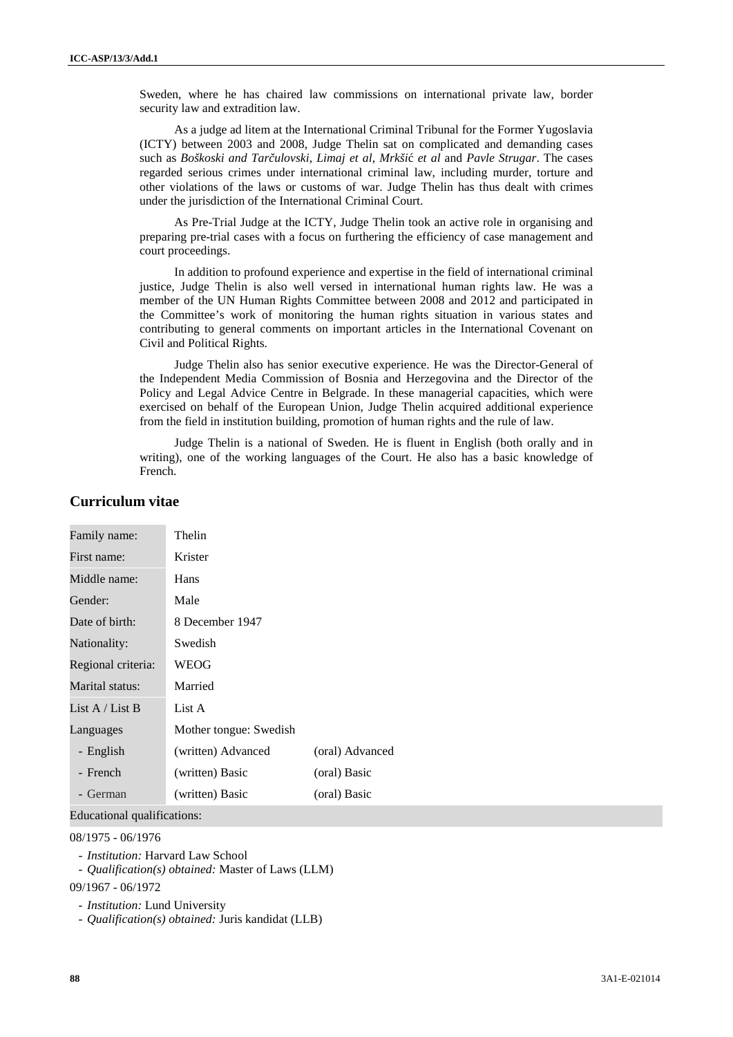Sweden, where he has chaired law commissions on international private law, border security law and extradition law.

As a judge ad litem at the International Criminal Tribunal for the Former Yugoslavia (ICTY) between 2003 and 2008, Judge Thelin sat on complicated and demanding cases such as *Boškoski and Tarčulovski*, *Limaj et al*, *Mrkšić et al* and *Pavle Strugar*. The cases regarded serious crimes under international criminal law, including murder, torture and other violations of the laws or customs of war. Judge Thelin has thus dealt with crimes under the jurisdiction of the International Criminal Court.

As Pre-Trial Judge at the ICTY, Judge Thelin took an active role in organising and preparing pre-trial cases with a focus on furthering the efficiency of case management and court proceedings.

In addition to profound experience and expertise in the field of international criminal justice, Judge Thelin is also well versed in international human rights law. He was a member of the UN Human Rights Committee between 2008 and 2012 and participated in the Committee's work of monitoring the human rights situation in various states and contributing to general comments on important articles in the International Covenant on Civil and Political Rights.

Judge Thelin also has senior executive experience. He was the Director-General of the Independent Media Commission of Bosnia and Herzegovina and the Director of the Policy and Legal Advice Centre in Belgrade. In these managerial capacities, which were exercised on behalf of the European Union, Judge Thelin acquired additional experience from the field in institution building, promotion of human rights and the rule of law.

Judge Thelin is a national of Sweden. He is fluent in English (both orally and in writing), one of the working languages of the Court. He also has a basic knowledge of French.

## Curriculum vitae

| | | |
|---|---|---|
| Family name: | Thelin | |
| First name: | Krister | |
| Middle name: | Hans | |
| Gender: | Male | |
| Date of birth: | 8 December 1947 | |
| Nationality: | Swedish | |
| Regional criteria: | WEOG | |
| Marital status: | Married | |
| List A / List B | List A | |
| Languages | Mother tongue: Swedish | |
| - English | (written) Advanced | (oral) Advanced |
| - French | (written) Basic | (oral) Basic |
| - German | (written) Basic | (oral) Basic |

Educational qualifications:

08/1975 - 06/1976

- *Institution:* Harvard Law School
- *Qualification(s) obtained:* Master of Laws (LLM)

09/1967 - 06/1972

- *Institution:* Lund University
- *Qualification(s) obtained:* Juris kandidat (LLB)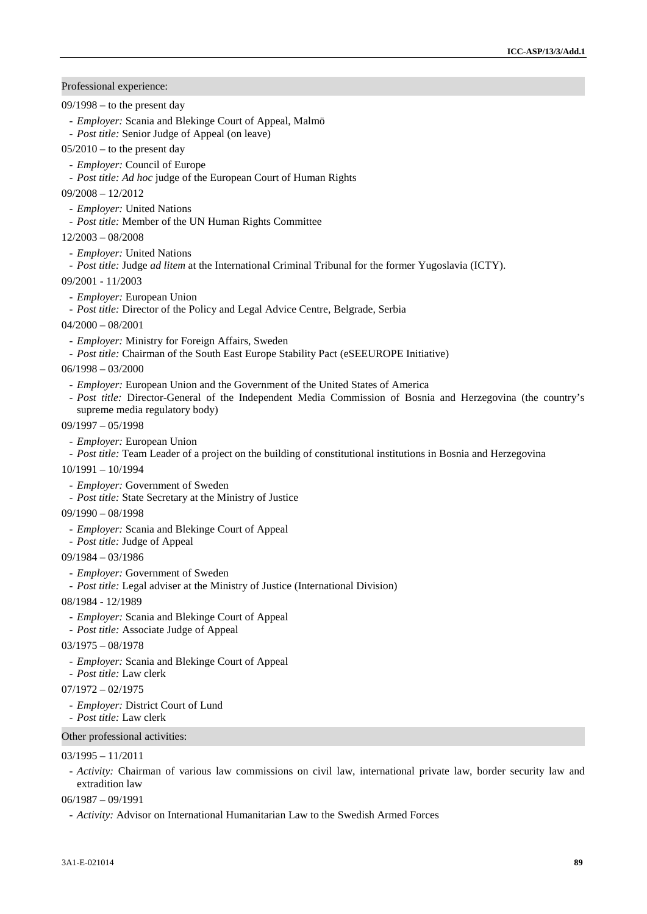## Professional experience:

09/1998 – to the present day

- *Employer:* Scania and Blekinge Court of Appeal, Malmö
- *Post title:* Senior Judge of Appeal (on leave)

05/2010 – to the present day

- *Employer:* Council of Europe
- *Post title: Ad hoc* judge of the European Court of Human Rights

09/2008 – 12/2012

- *Employer:* United Nations
- *Post title:* Member of the UN Human Rights Committee

12/2003 – 08/2008

- *Employer:* United Nations
- *Post title:* Judge *ad litem* at the International Criminal Tribunal for the former Yugoslavia (ICTY).

09/2001 - 11/2003

- *Employer:* European Union
- *Post title:* Director of the Policy and Legal Advice Centre, Belgrade, Serbia

04/2000 – 08/2001

- *Employer:* Ministry for Foreign Affairs, Sweden
- *Post title:* Chairman of the South East Europe Stability Pact (eSEEUROPE Initiative)

06/1998 – 03/2000

- *Employer:* European Union and the Government of the United States of America
- *Post title:* Director-General of the Independent Media Commission of Bosnia and Herzegovina (the country's supreme media regulatory body)

09/1997 – 05/1998

- *Employer:* European Union
- *Post title:* Team Leader of a project on the building of constitutional institutions in Bosnia and Herzegovina

10/1991 – 10/1994

- *Employer:* Government of Sweden
- *Post title:* State Secretary at the Ministry of Justice

09/1990 – 08/1998

- *Employer:* Scania and Blekinge Court of Appeal
- *Post title:* Judge of Appeal

09/1984 – 03/1986

- *Employer:* Government of Sweden
- *Post title:* Legal adviser at the Ministry of Justice (International Division)

08/1984 - 12/1989

- *Employer:* Scania and Blekinge Court of Appeal
- *Post title:* Associate Judge of Appeal

03/1975 – 08/1978

- *Employer:* Scania and Blekinge Court of Appeal
- *Post title:* Law clerk

07/1972 – 02/1975

- *Employer:* District Court of Lund
- *Post title:* Law clerk

## Other professional activities:

03/1995 – 11/2011

- *Activity:* Chairman of various law commissions on civil law, international private law, border security law and extradition law

06/1987 – 09/1991

- *Activity:* Advisor on International Humanitarian Law to the Swedish Armed Forces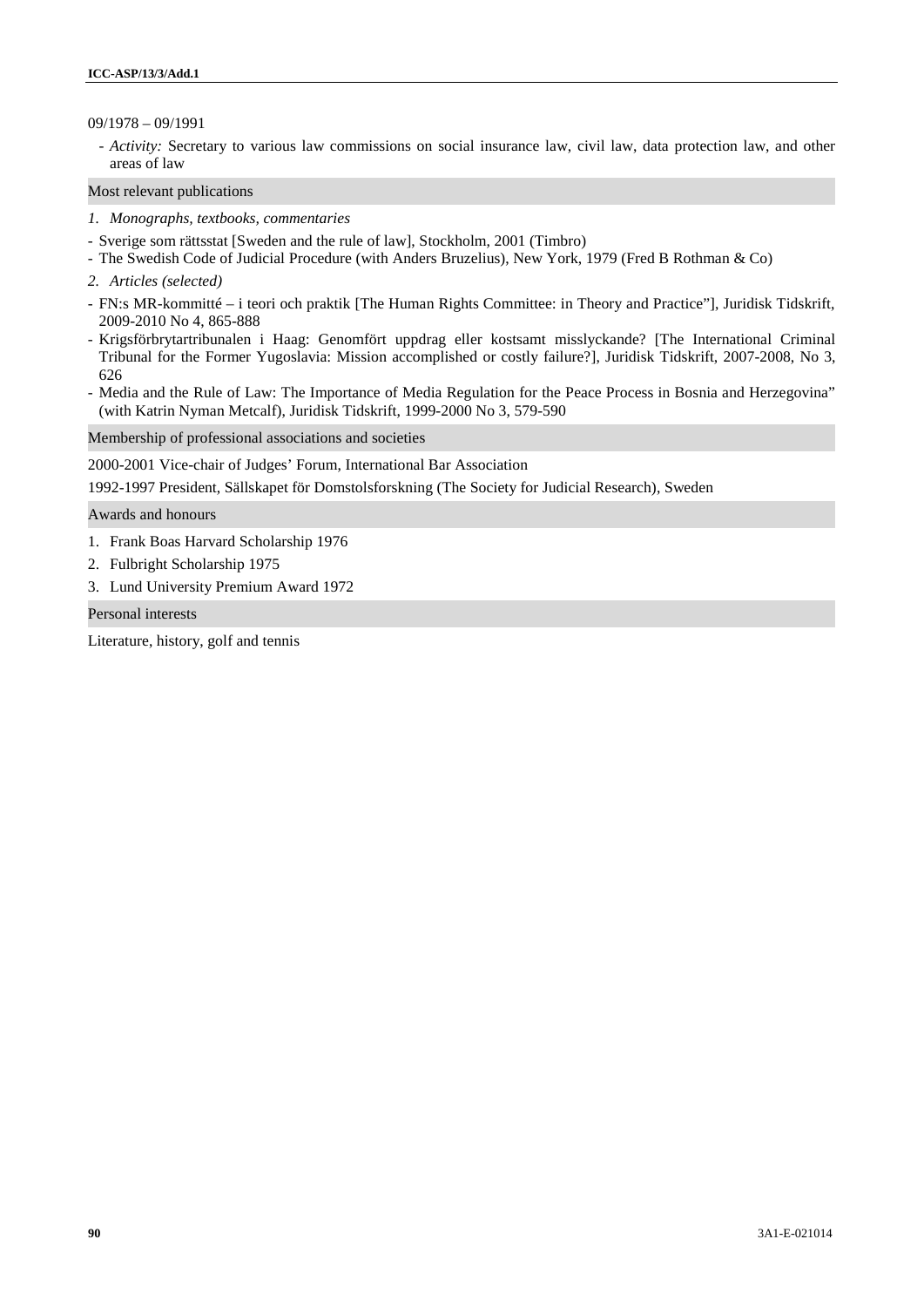09/1978 – 09/1991

- *Activity:* Secretary to various law commissions on social insurance law, civil law, data protection law, and other areas of law

## Most relevant publications

1. *Monographs, textbooks, commentaries*

- Sverige som rättsstat [Sweden and the rule of law], Stockholm, 2001 (Timbro)
- The Swedish Code of Judicial Procedure (with Anders Bruzelius), New York, 1979 (Fred B Rothman & Co)

2. *Articles (selected)*

- FN:s MR-kommitté – i teori och praktik [The Human Rights Committee: in Theory and Practice"], Juridisk Tidskrift, 2009-2010 No 4, 865-888
- Krigsförbrytartribunalen i Haag: Genomfört uppdrag eller kostsamt misslyckande? [The International Criminal Tribunal for the Former Yugoslavia: Mission accomplished or costly failure?], Juridisk Tidskrift, 2007-2008, No 3, 626
- Media and the Rule of Law: The Importance of Media Regulation for the Peace Process in Bosnia and Herzegovina" (with Katrin Nyman Metcalf), Juridisk Tidskrift, 1999-2000 No 3, 579-590

## Membership of professional associations and societies

2000-2001 Vice-chair of Judges' Forum, International Bar Association

1992-1997 President, Sällskapet för Domstolsforskning (The Society for Judicial Research), Sweden

## Awards and honours

1. Frank Boas Harvard Scholarship 1976
2. Fulbright Scholarship 1975
3. Lund University Premium Award 1972

## Personal interests

Literature, history, golf and tennis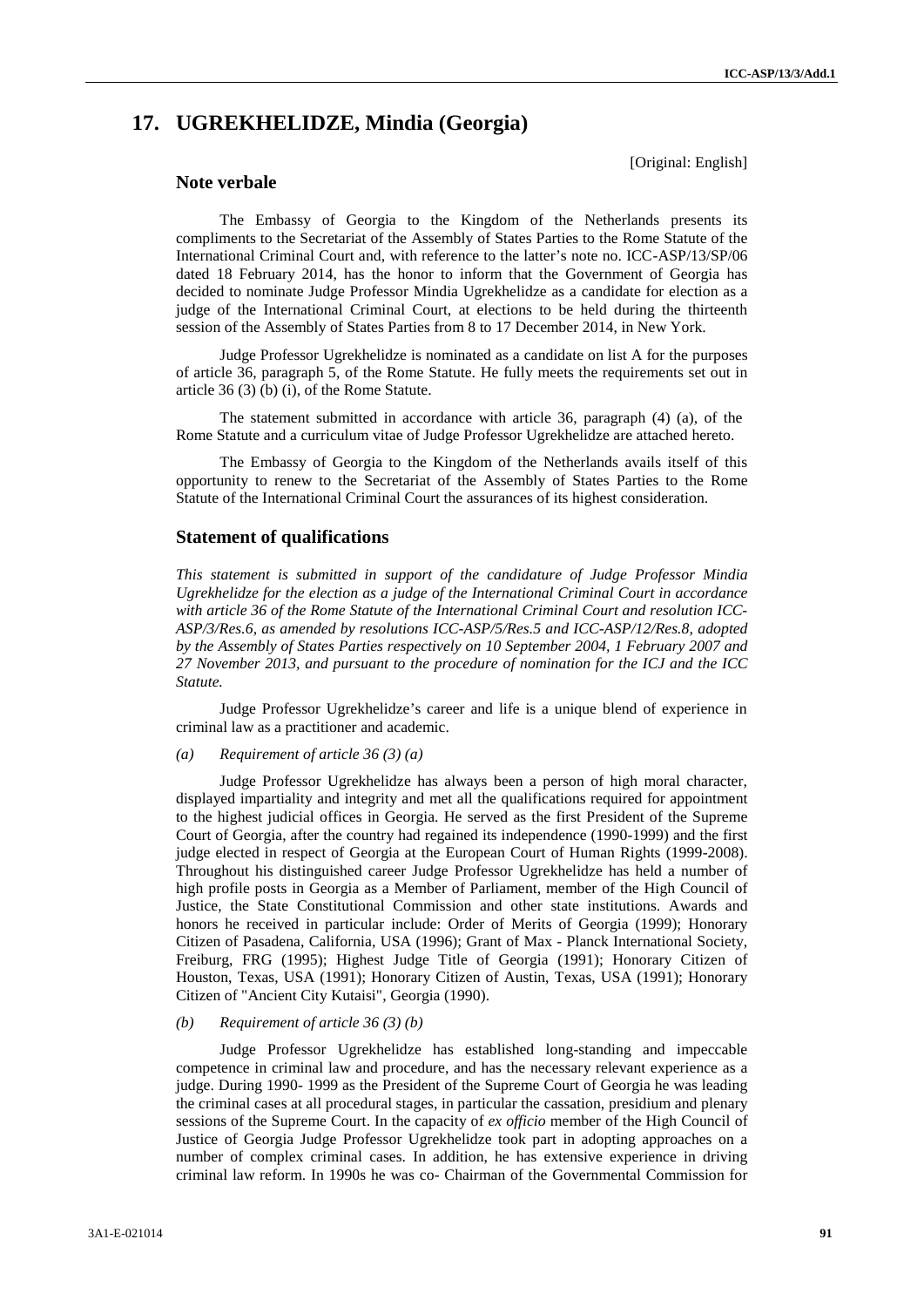# 17. UGREKHELIDZE, Mindia (Georgia)

[Original: English]

## Note verbale

The Embassy of Georgia to the Kingdom of the Netherlands presents its compliments to the Secretariat of the Assembly of States Parties to the Rome Statute of the International Criminal Court and, with reference to the latter's note no. ICC-ASP/13/SP/06 dated 18 February 2014, has the honor to inform that the Government of Georgia has decided to nominate Judge Professor Mindia Ugrekhelidze as a candidate for election as a judge of the International Criminal Court, at elections to be held during the thirteenth session of the Assembly of States Parties from 8 to 17 December 2014, in New York.

Judge Professor Ugrekhelidze is nominated as a candidate on list A for the purposes of article 36, paragraph 5, of the Rome Statute. He fully meets the requirements set out in article 36 (3) (b) (i), of the Rome Statute.

The statement submitted in accordance with article 36, paragraph (4) (a), of the Rome Statute and a curriculum vitae of Judge Professor Ugrekhelidze are attached hereto.

The Embassy of Georgia to the Kingdom of the Netherlands avails itself of this opportunity to renew to the Secretariat of the Assembly of States Parties to the Rome Statute of the International Criminal Court the assurances of its highest consideration.

## Statement of qualifications

*This statement is submitted in support of the candidature of Judge Professor Mindia Ugrekhelidze for the election as a judge of the International Criminal Court in accordance with article 36 of the Rome Statute of the International Criminal Court and resolution ICC-ASP/3/Res.6, as amended by resolutions ICC-ASP/5/Res.5 and ICC-ASP/12/Res.8, adopted by the Assembly of States Parties respectively on 10 September 2004, 1 February 2007 and 27 November 2013, and pursuant to the procedure of nomination for the ICJ and the ICC Statute.*

Judge Professor Ugrekhelidze's career and life is a unique blend of experience in criminal law as a practitioner and academic.

*(a) Requirement of article 36 (3) (a)*

Judge Professor Ugrekhelidze has always been a person of high moral character, displayed impartiality and integrity and met all the qualifications required for appointment to the highest judicial offices in Georgia. He served as the first President of the Supreme Court of Georgia, after the country had regained its independence (1990-1999) and the first judge elected in respect of Georgia at the European Court of Human Rights (1999-2008). Throughout his distinguished career Judge Professor Ugrekhelidze has held a number of high profile posts in Georgia as a Member of Parliament, member of the High Council of Justice, the State Constitutional Commission and other state institutions. Awards and honors he received in particular include: Order of Merits of Georgia (1999); Honorary Citizen of Pasadena, California, USA (1996); Grant of Max - Planck International Society, Freiburg, FRG (1995); Highest Judge Title of Georgia (1991); Honorary Citizen of Houston, Texas, USA (1991); Honorary Citizen of Austin, Texas, USA (1991); Honorary Citizen of "Ancient City Kutaisi", Georgia (1990).

*(b) Requirement of article 36 (3) (b)*

Judge Professor Ugrekhelidze has established long-standing and impeccable competence in criminal law and procedure, and has the necessary relevant experience as a judge. During 1990- 1999 as the President of the Supreme Court of Georgia he was leading the criminal cases at all procedural stages, in particular the cassation, presidium and plenary sessions of the Supreme Court. In the capacity of *ex officio* member of the High Council of Justice of Georgia Judge Professor Ugrekhelidze took part in adopting approaches on a number of complex criminal cases. In addition, he has extensive experience in driving criminal law reform. In 1990s he was co- Chairman of the Governmental Commission for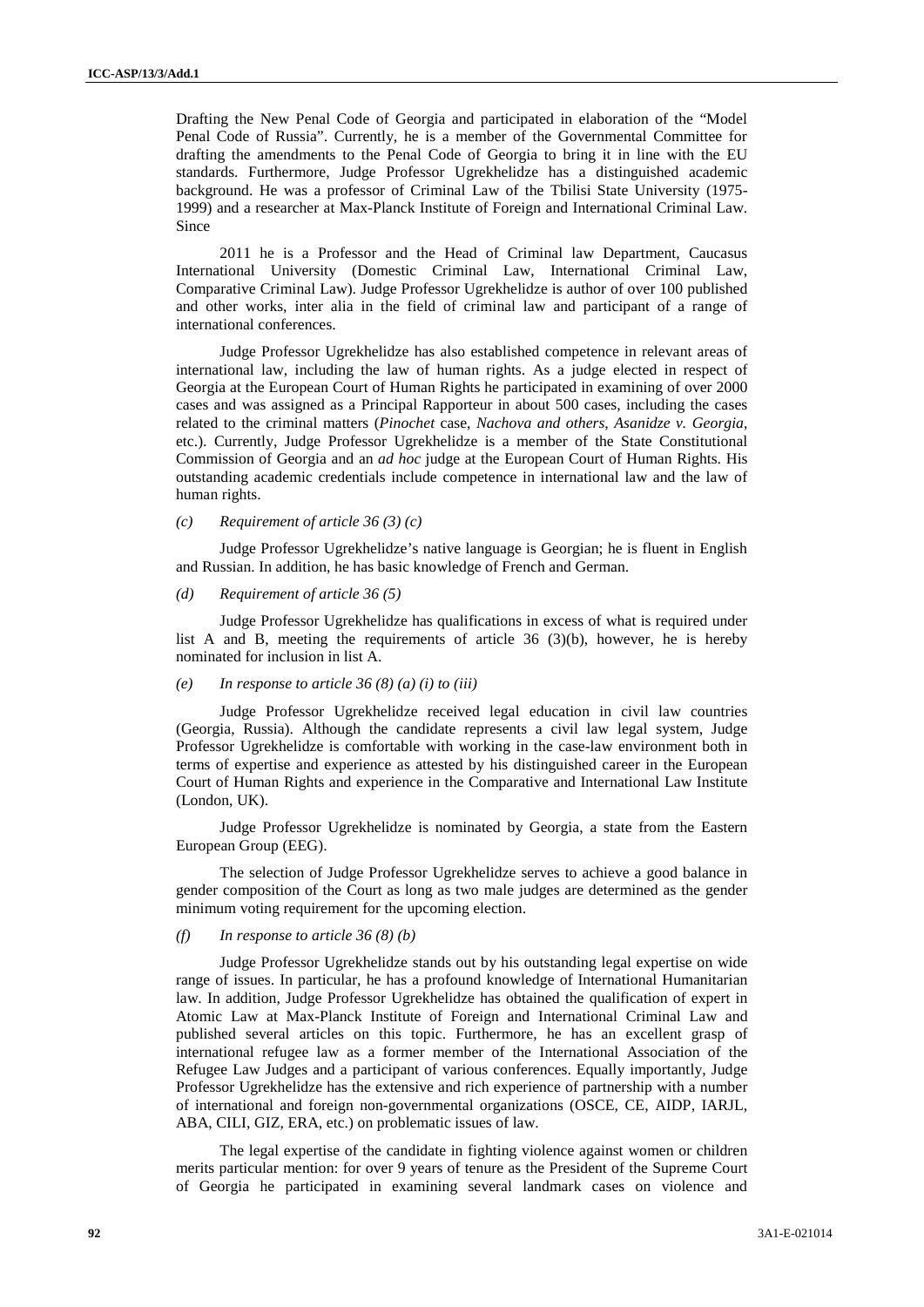Drafting the New Penal Code of Georgia and participated in elaboration of the "Model Penal Code of Russia". Currently, he is a member of the Governmental Committee for drafting the amendments to the Penal Code of Georgia to bring it in line with the EU standards. Furthermore, Judge Professor Ugrekhelidze has a distinguished academic background. He was a professor of Criminal Law of the Tbilisi State University (1975-1999) and a researcher at Max-Planck Institute of Foreign and International Criminal Law. Since

2011 he is a Professor and the Head of Criminal law Department, Caucasus International University (Domestic Criminal Law, International Criminal Law, Comparative Criminal Law). Judge Professor Ugrekhelidze is author of over 100 published and other works, inter alia in the field of criminal law and participant of a range of international conferences.

Judge Professor Ugrekhelidze has also established competence in relevant areas of international law, including the law of human rights. As a judge elected in respect of Georgia at the European Court of Human Rights he participated in examining of over 2000 cases and was assigned as a Principal Rapporteur in about 500 cases, including the cases related to the criminal matters (*Pinochet* case, *Nachova and others*, *Asanidze v. Georgia*, etc.). Currently, Judge Professor Ugrekhelidze is a member of the State Constitutional Commission of Georgia and an *ad hoc* judge at the European Court of Human Rights. His outstanding academic credentials include competence in international law and the law of human rights.

*(c) Requirement of article 36 (3) (c)*

Judge Professor Ugrekhelidze's native language is Georgian; he is fluent in English and Russian. In addition, he has basic knowledge of French and German.

*(d) Requirement of article 36 (5)*

Judge Professor Ugrekhelidze has qualifications in excess of what is required under list A and B, meeting the requirements of article 36 (3)(b), however, he is hereby nominated for inclusion in list A.

*(e) In response to article 36 (8) (a) (i) to (iii)*

Judge Professor Ugrekhelidze received legal education in civil law countries (Georgia, Russia). Although the candidate represents a civil law legal system, Judge Professor Ugrekhelidze is comfortable with working in the case-law environment both in terms of expertise and experience as attested by his distinguished career in the European Court of Human Rights and experience in the Comparative and International Law Institute (London, UK).

Judge Professor Ugrekhelidze is nominated by Georgia, a state from the Eastern European Group (EEG).

The selection of Judge Professor Ugrekhelidze serves to achieve a good balance in gender composition of the Court as long as two male judges are determined as the gender minimum voting requirement for the upcoming election.

*(f) In response to article 36 (8) (b)*

Judge Professor Ugrekhelidze stands out by his outstanding legal expertise on wide range of issues. In particular, he has a profound knowledge of International Humanitarian law. In addition, Judge Professor Ugrekhelidze has obtained the qualification of expert in Atomic Law at Max-Planck Institute of Foreign and International Criminal Law and published several articles on this topic. Furthermore, he has an excellent grasp of international refugee law as a former member of the International Association of the Refugee Law Judges and a participant of various conferences. Equally importantly, Judge Professor Ugrekhelidze has the extensive and rich experience of partnership with a number of international and foreign non-governmental organizations (OSCE, CE, AIDP, IARJL, ABA, CILI, GIZ, ERA, etc.) on problematic issues of law.

The legal expertise of the candidate in fighting violence against women or children merits particular mention: for over 9 years of tenure as the President of the Supreme Court of Georgia he participated in examining several landmark cases on violence and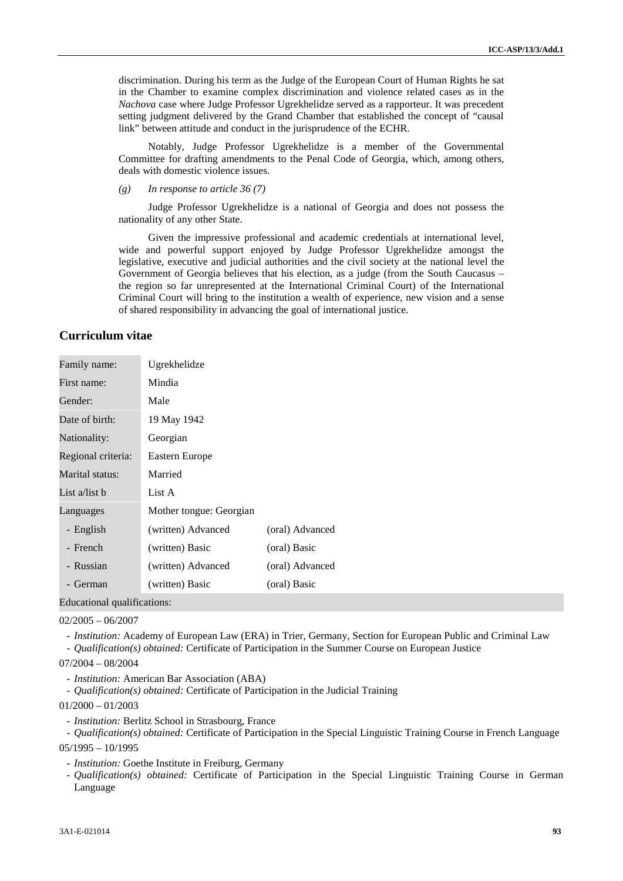discrimination. During his term as the Judge of the European Court of Human Rights he sat in the Chamber to examine complex discrimination and violence related cases as in the *Nachova* case where Judge Professor Ugrekhelidze served as a rapporteur. It was precedent setting judgment delivered by the Grand Chamber that established the concept of "causal link" between attitude and conduct in the jurisprudence of the ECHR.

Notably, Judge Professor Ugrekhelidze is a member of the Governmental Committee for drafting amendments to the Penal Code of Georgia, which, among others, deals with domestic violence issues.

*(g) In response to article 36 (7)*

Judge Professor Ugrekhelidze is a national of Georgia and does not possess the nationality of any other State.

Given the impressive professional and academic credentials at international level, wide and powerful support enjoyed by Judge Professor Ugrekhelidze amongst the legislative, executive and judicial authorities and the civil society at the national level the Government of Georgia believes that his election, as a judge (from the South Caucasus – the region so far unrepresented at the International Criminal Court) of the International Criminal Court will bring to the institution a wealth of experience, new vision and a sense of shared responsibility in advancing the goal of international justice.

## Curriculum vitae

| | | |
|---|---|---|
| Family name: | Ugrekhelidze | |
| First name: | Mindia | |
| Gender: | Male | |
| Date of birth: | 19 May 1942 | |
| Nationality: | Georgian | |
| Regional criteria: | Eastern Europe | |
| Marital status: | Married | |
| List a/list b | List A | |
| Languages | Mother tongue: Georgian | |
| - English | (written) Advanced | (oral) Advanced |
| - French | (written) Basic | (oral) Basic |
| - Russian | (written) Advanced | (oral) Advanced |
| - German | (written) Basic | (oral) Basic |

Educational qualifications:

02/2005 – 06/2007

- *Institution:* Academy of European Law (ERA) in Trier, Germany, Section for European Public and Criminal Law
- *Qualification(s) obtained:* Certificate of Participation in the Summer Course on European Justice

07/2004 – 08/2004

- *Institution:* American Bar Association (ABA)
- *Qualification(s) obtained:* Certificate of Participation in the Judicial Training

01/2000 – 01/2003

- *Institution:* Berlitz School in Strasbourg, France
- *Qualification(s) obtained:* Certificate of Participation in the Special Linguistic Training Course in French Language

05/1995 – 10/1995

- *Institution:* Goethe Institute in Freiburg, Germany
- *Qualification(s) obtained:* Certificate of Participation in the Special Linguistic Training Course in German Language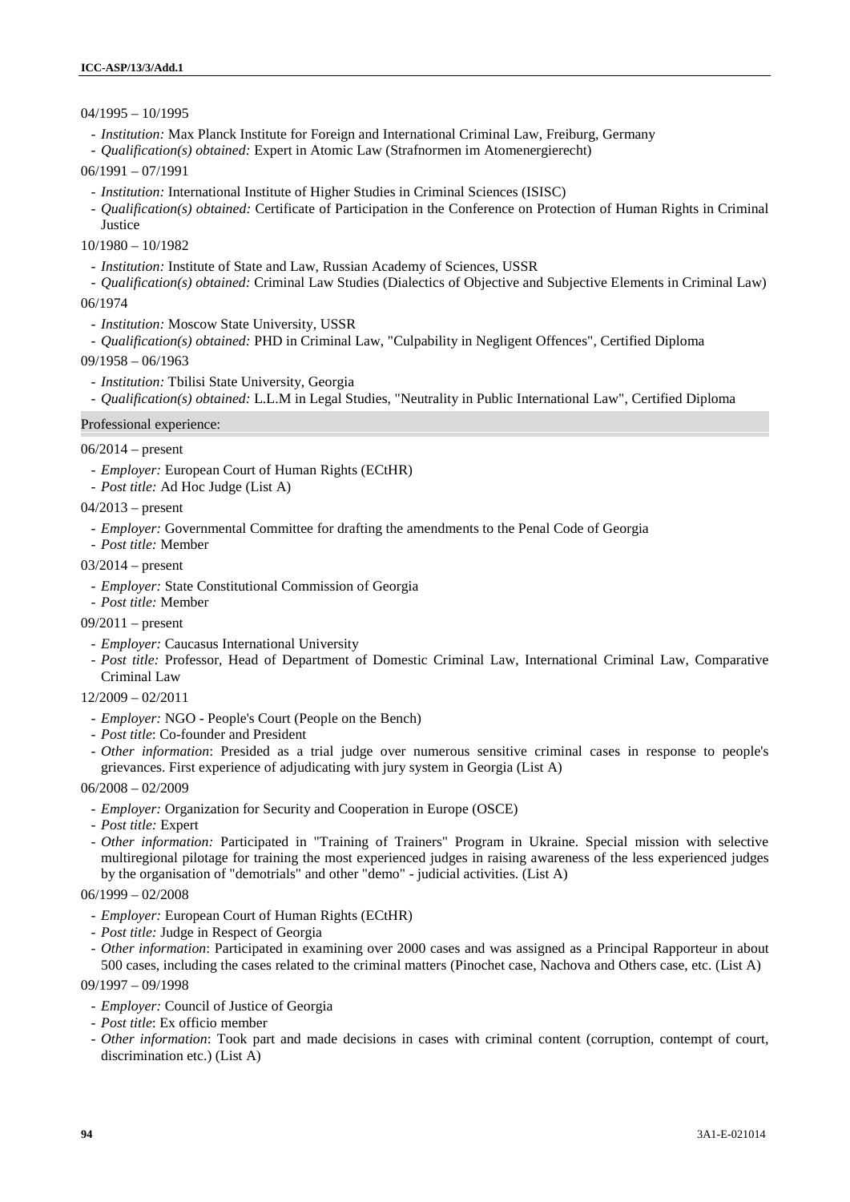04/1995 – 10/1995

- *Institution:* Max Planck Institute for Foreign and International Criminal Law, Freiburg, Germany
- *Qualification(s) obtained:* Expert in Atomic Law (Strafnormen im Atomenergierecht)

06/1991 – 07/1991

- *Institution:* International Institute of Higher Studies in Criminal Sciences (ISISC)
- *Qualification(s) obtained:* Certificate of Participation in the Conference on Protection of Human Rights in Criminal Justice

10/1980 – 10/1982

- *Institution:* Institute of State and Law, Russian Academy of Sciences, USSR
- *Qualification(s) obtained:* Criminal Law Studies (Dialectics of Objective and Subjective Elements in Criminal Law)

06/1974

- *Institution:* Moscow State University, USSR
- *Qualification(s) obtained:* PHD in Criminal Law, "Culpability in Negligent Offences", Certified Diploma

09/1958 – 06/1963

- *Institution:* Tbilisi State University, Georgia
- *Qualification(s) obtained:* L.L.M in Legal Studies, "Neutrality in Public International Law", Certified Diploma

## Professional experience:

06/2014 – present

- *Employer:* European Court of Human Rights (ECtHR)
- *Post title:* Ad Hoc Judge (List A)

04/2013 – present

- *Employer:* Governmental Committee for drafting the amendments to the Penal Code of Georgia
- *Post title:* Member

03/2014 – present

- *Employer:* State Constitutional Commission of Georgia
- *Post title:* Member

09/2011 – present

- *Employer:* Caucasus International University
- *Post title:* Professor, Head of Department of Domestic Criminal Law, International Criminal Law, Comparative Criminal Law

12/2009 – 02/2011

- *Employer:* NGO - People's Court (People on the Bench)
- *Post title*: Co-founder and President
- *Other information*: Presided as a trial judge over numerous sensitive criminal cases in response to people's grievances. First experience of adjudicating with jury system in Georgia (List A)

06/2008 – 02/2009

- *Employer:* Organization for Security and Cooperation in Europe (OSCE)
- *Post title:* Expert
- *Other information:* Participated in "Training of Trainers" Program in Ukraine. Special mission with selective multiregional pilotage for training the most experienced judges in raising awareness of the less experienced judges by the organisation of "demotrials" and other "demo" - judicial activities. (List A)

06/1999 – 02/2008

- *Employer:* European Court of Human Rights (ECtHR)
- *Post title:* Judge in Respect of Georgia
- *Other information*: Participated in examining over 2000 cases and was assigned as a Principal Rapporteur in about 500 cases, including the cases related to the criminal matters (Pinochet case, Nachova and Others case, etc. (List A)

09/1997 – 09/1998

- *Employer:* Council of Justice of Georgia
- *Post title*: Ex officio member
- *Other information*: Took part and made decisions in cases with criminal content (corruption, contempt of court, discrimination etc.) (List A)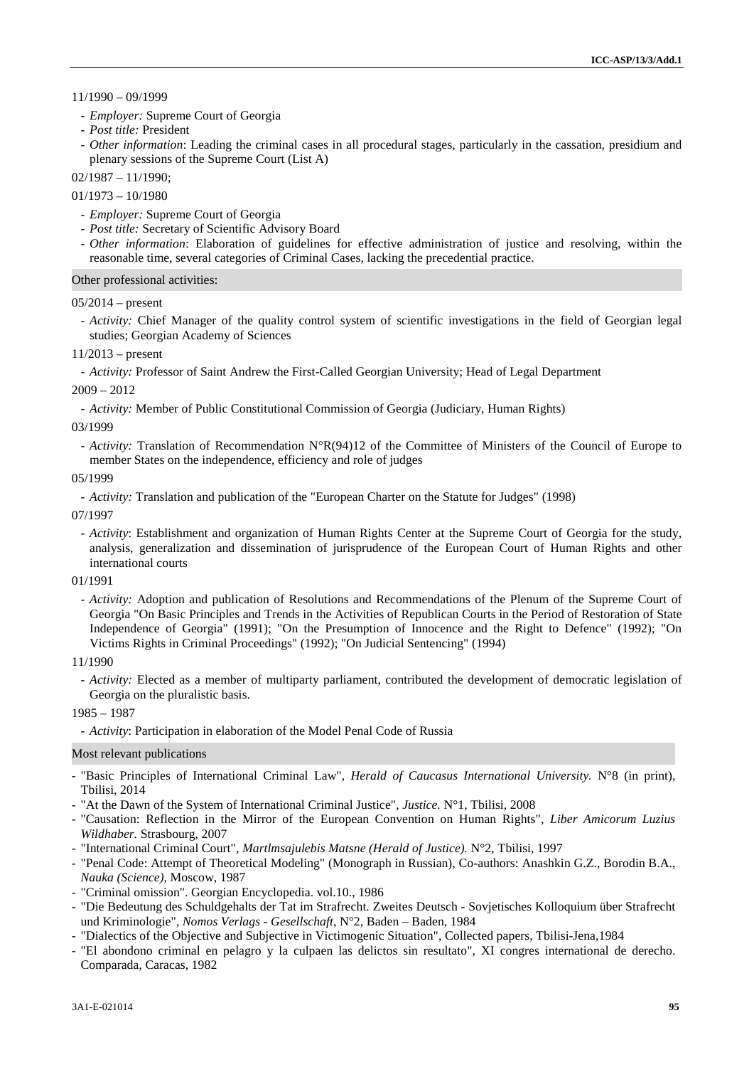11/1990 – 09/1999

- *Employer:* Supreme Court of Georgia
- *Post title:* President
- *Other information*: Leading the criminal cases in all procedural stages, particularly in the cassation, presidium and plenary sessions of the Supreme Court (List A)

02/1987 – 11/1990;

01/1973 – 10/1980

- *Employer:* Supreme Court of Georgia
- *Post title:* Secretary of Scientific Advisory Board
- *Other information*: Elaboration of guidelines for effective administration of justice and resolving, within the reasonable time, several categories of Criminal Cases, lacking the precedential practice.

### Other professional activities:

05/2014 – present

- *Activity:* Chief Manager of the quality control system of scientific investigations in the field of Georgian legal studies; Georgian Academy of Sciences

11/2013 – present

- *Activity:* Professor of Saint Andrew the First-Called Georgian University; Head of Legal Department

2009 – 2012

- *Activity:* Member of Public Constitutional Commission of Georgia (Judiciary, Human Rights)

03/1999

- *Activity:* Translation of Recommendation N°R(94)12 of the Committee of Ministers of the Council of Europe to member States on the independence, efficiency and role of judges

05/1999

- *Activity:* Translation and publication of the "European Charter on the Statute for Judges" (1998)

07/1997

- *Activity*: Establishment and organization of Human Rights Center at the Supreme Court of Georgia for the study, analysis, generalization and dissemination of jurisprudence of the European Court of Human Rights and other international courts

01/1991

- *Activity:* Adoption and publication of Resolutions and Recommendations of the Plenum of the Supreme Court of Georgia "On Basic Principles and Trends in the Activities of Republican Courts in the Period of Restoration of State Independence of Georgia" (1991); "On the Presumption of Innocence and the Right to Defence" (1992); "On Victims Rights in Criminal Proceedings" (1992); "On Judicial Sentencing" (1994)

11/1990

- *Activity:* Elected as a member of multiparty parliament, contributed the development of democratic legislation of Georgia on the pluralistic basis.

1985 – 1987

- *Activity*: Participation in elaboration of the Model Penal Code of Russia

### Most relevant publications

- "Basic Principles of International Criminal Law", *Herald of Caucasus International University.* N°8 (in print), Tbilisi, 2014
- "At the Dawn of the System of International Criminal Justice", *Justice.* N°1, Tbilisi, 2008
- "Causation: Reflection in the Mirror of the European Convention on Human Rights", *Liber Amicorum Luzius Wildhaber*. Strasbourg, 2007
- "International Criminal Court", *Martlmsajulebis Matsne (Herald of Justice).* N°2, Tbilisi, 1997
- "Penal Code: Attempt of Theoretical Modeling" (Monograph in Russian), Co-authors: Anashkin G.Z., Borodin B.A., *Nauka (Science),* Moscow, 1987
- "Criminal omission". Georgian Encyclopedia. vol.10., 1986
- "Die Bedeutung des Schuldgehalts der Tat im Strafrecht. Zweites Deutsch - Sovjetisches Kolloquium über Strafrecht und Kriminologie", *Nomos Verlags - Gesellschaft*, N°2, Baden – Baden, 1984
- "Dialectics of the Objective and Subjective in Victimogenic Situation", Collected papers, Tbilisi-Jena,1984
- "El abondono criminal en pelagro y la culpaen las delictos sin resultato", XI congres international de derecho. Comparada, Caracas, 1982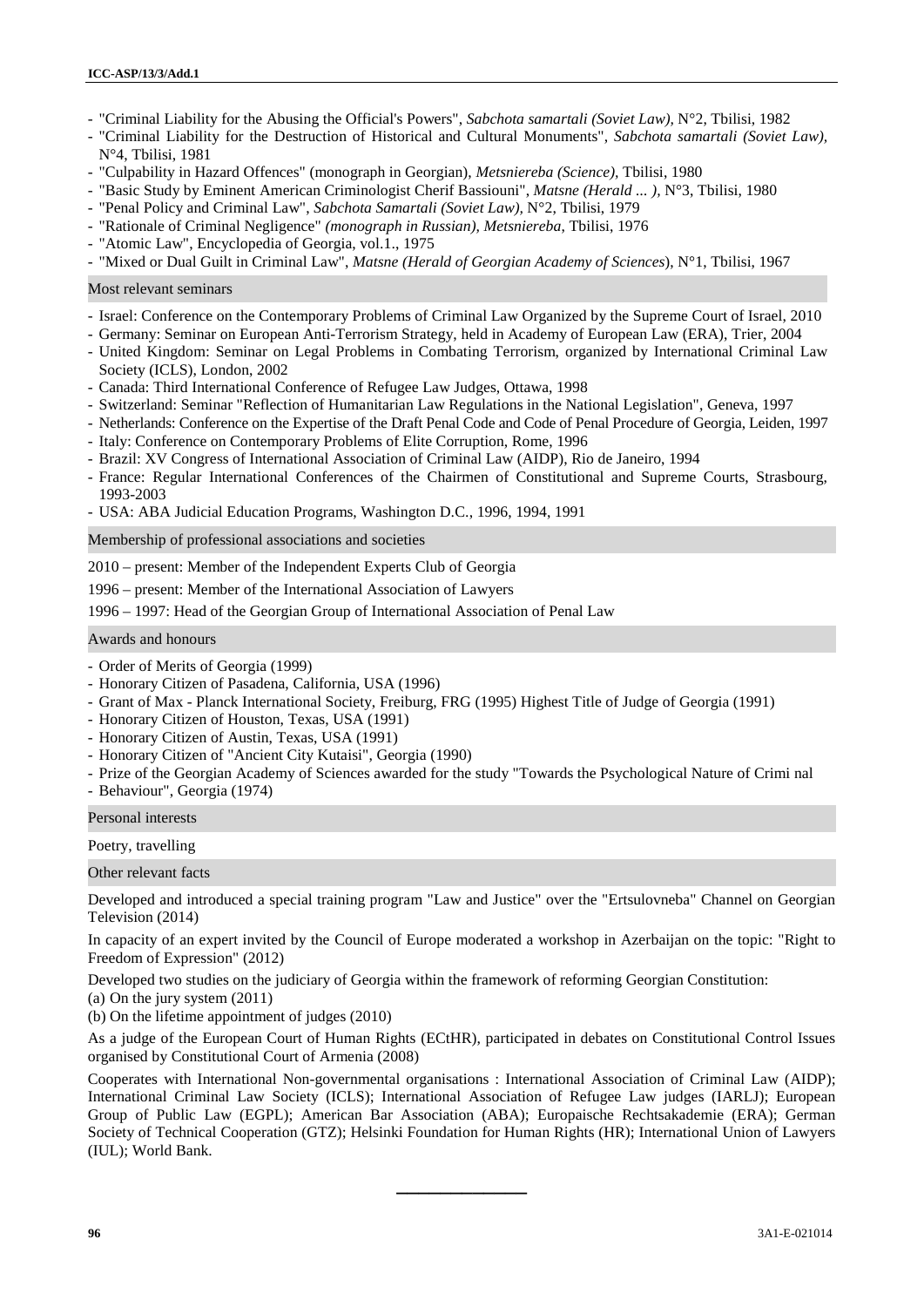- "Criminal Liability for the Abusing the Official's Powers", *Sabchota samartali (Soviet Law)*, N°2, Tbilisi, 1982
- "Criminal Liability for the Destruction of Historical and Cultural Monuments", *Sabchota samartali (Soviet Law)*, N°4, Tbilisi, 1981
- "Culpability in Hazard Offences" (monograph in Georgian), *Metsniereba (Science)*, Tbilisi, 1980
- "Basic Study by Eminent American Criminologist Cherif Bassiouni", *Matsne (Herald ... )*, N°3, Tbilisi, 1980
- "Penal Policy and Criminal Law", *Sabchota Samartali (Soviet Law)*, N°2, Tbilisi, 1979
- "Rationale of Criminal Negligence" *(monograph in Russian), Metsniereba*, Tbilisi, 1976
- "Atomic Law", Encyclopedia of Georgia, vol.1., 1975
- "Mixed or Dual Guilt in Criminal Law", *Matsne (Herald of Georgian Academy of Sciences*), N°1, Tbilisi, 1967

## Most relevant seminars

- Israel: Conference on the Contemporary Problems of Criminal Law Organized by the Supreme Court of Israel, 2010
- Germany: Seminar on European Anti-Terrorism Strategy, held in Academy of European Law (ERA), Trier, 2004
- United Kingdom: Seminar on Legal Problems in Combating Terrorism, organized by International Criminal Law Society (ICLS), London, 2002
- Canada: Third International Conference of Refugee Law Judges, Ottawa, 1998
- Switzerland: Seminar "Reflection of Humanitarian Law Regulations in the National Legislation", Geneva, 1997
- Netherlands: Conference on the Expertise of the Draft Penal Code and Code of Penal Procedure of Georgia, Leiden, 1997
- Italy: Conference on Contemporary Problems of Elite Corruption, Rome, 1996
- Brazil: XV Congress of International Association of Criminal Law (AIDP), Rio de Janeiro, 1994
- France: Regular International Conferences of the Chairmen of Constitutional and Supreme Courts, Strasbourg, 1993-2003
- USA: ABA Judicial Education Programs, Washington D.C., 1996, 1994, 1991

## Membership of professional associations and societies

2010 – present: Member of the Independent Experts Club of Georgia

1996 – present: Member of the International Association of Lawyers

1996 – 1997: Head of the Georgian Group of International Association of Penal Law

## Awards and honours

- Order of Merits of Georgia (1999)
- Honorary Citizen of Pasadena, California, USA (1996)
- Grant of Max - Planck International Society, Freiburg, FRG (1995) Highest Title of Judge of Georgia (1991)
- Honorary Citizen of Houston, Texas, USA (1991)
- Honorary Citizen of Austin, Texas, USA (1991)
- Honorary Citizen of "Ancient City Kutaisi", Georgia (1990)
- Prize of the Georgian Academy of Sciences awarded for the study "Towards the Psychological Nature of Crimi nal
- Behaviour", Georgia (1974)

## Personal interests

Poetry, travelling

## Other relevant facts

Developed and introduced a special training program "Law and Justice" over the "Ertsulovneba" Channel on Georgian Television (2014)

In capacity of an expert invited by the Council of Europe moderated a workshop in Azerbaijan on the topic: "Right to Freedom of Expression" (2012)

Developed two studies on the judiciary of Georgia within the framework of reforming Georgian Constitution:

(a) On the jury system (2011)

(b) On the lifetime appointment of judges (2010)

As a judge of the European Court of Human Rights (ECtHR), participated in debates on Constitutional Control Issues organised by Constitutional Court of Armenia (2008)

Cooperates with International Non-governmental organisations : International Association of Criminal Law (AIDP); International Criminal Law Society (ICLS); International Association of Refugee Law judges (IARLJ); European Group of Public Law (EGPL); American Bar Association (ABA); Europaische Rechtsakademie (ERA); German Society of Technical Cooperation (GTZ); Helsinki Foundation for Human Rights (HR); International Union of Lawyers (IUL); World Bank.